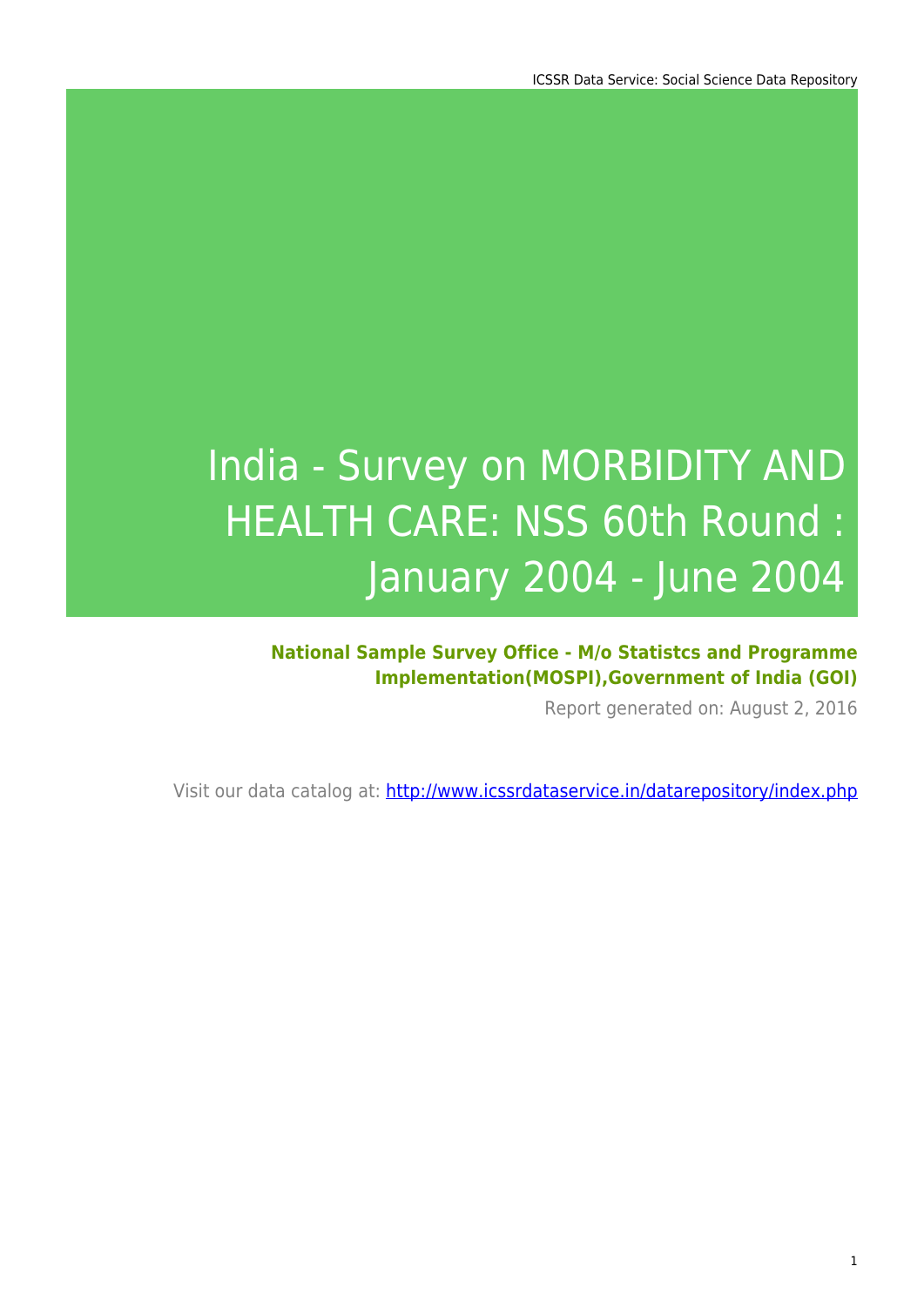# India - Survey on MORBIDITY AND HEALTH CARE: NSS 60th Round : January 2004 - June 2004

**National Sample Survey Office - M/o Statistcs and Programme Implementation(MOSPI),Government of India (GOI)**

Report generated on: August 2, 2016

Visit our data catalog at: http://www.icssrdataservice.in/datarepository/index.php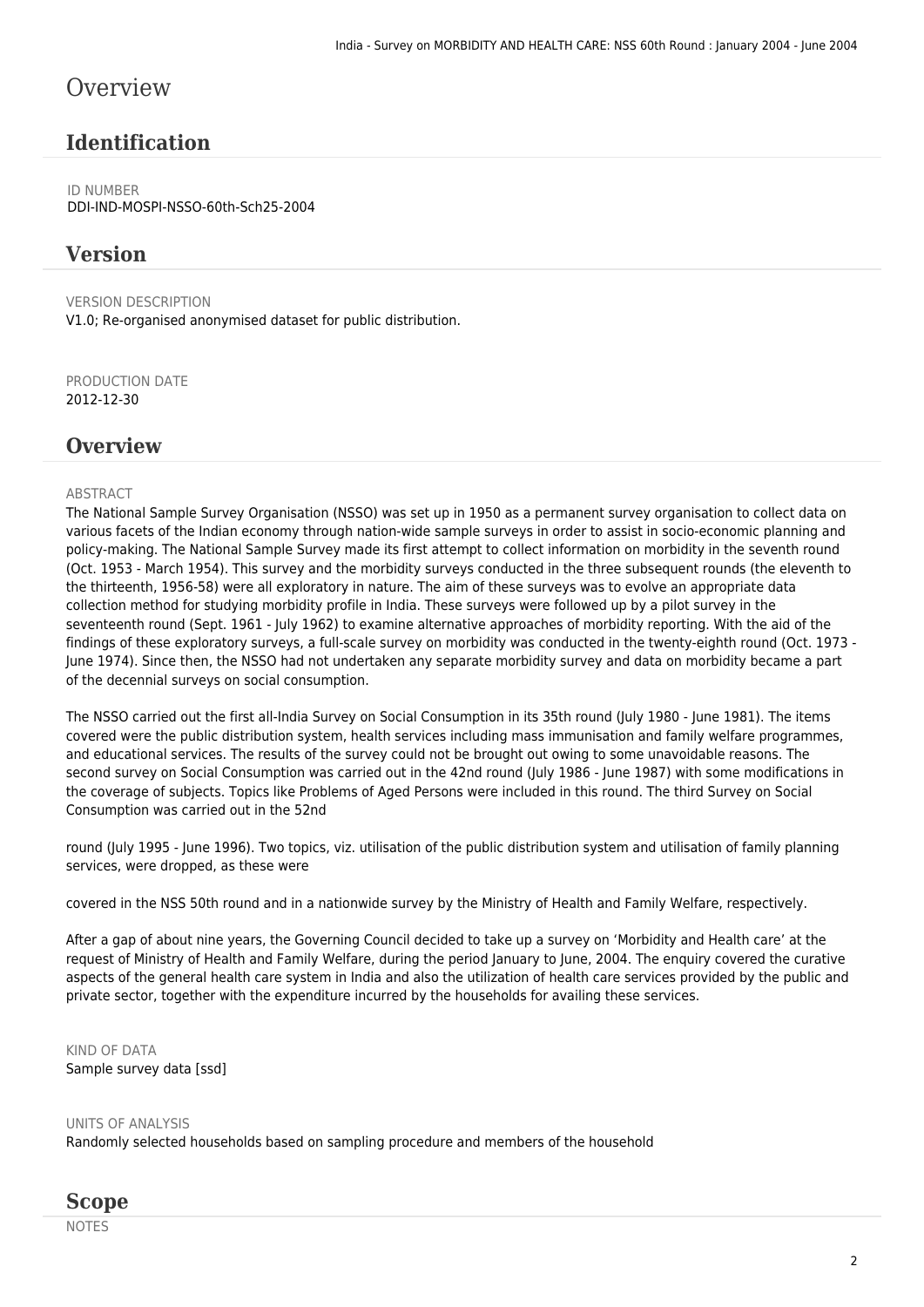# Overview

## Identification

ID NUMBER
DDI-IND-MOSPI-NSSO-60th-Sch25-2004

## Version

VERSION DESCRIPTION
V1.0; Re-organised anonymised dataset for public distribution.

PRODUCTION DATE
2012-12-30

## Overview

ABSTRACT
The National Sample Survey Organisation (NSSO) was set up in 1950 as a permanent survey organisation to collect data on various facets of the Indian economy through nation-wide sample surveys in order to assist in socio-economic planning and policy-making. The National Sample Survey made its first attempt to collect information on morbidity in the seventh round (Oct. 1953 - March 1954). This survey and the morbidity surveys conducted in the three subsequent rounds (the eleventh to the thirteenth, 1956-58) were all exploratory in nature. The aim of these surveys was to evolve an appropriate data collection method for studying morbidity profile in India. These surveys were followed up by a pilot survey in the seventeenth round (Sept. 1961 - July 1962) to examine alternative approaches of morbidity reporting. With the aid of the findings of these exploratory surveys, a full-scale survey on morbidity was conducted in the twenty-eighth round (Oct. 1973 - June 1974). Since then, the NSSO had not undertaken any separate morbidity survey and data on morbidity became a part of the decennial surveys on social consumption.

The NSSO carried out the first all-India Survey on Social Consumption in its 35th round (July 1980 - June 1981). The items covered were the public distribution system, health services including mass immunisation and family welfare programmes, and educational services. The results of the survey could not be brought out owing to some unavoidable reasons. The second survey on Social Consumption was carried out in the 42nd round (July 1986 - June 1987) with some modifications in the coverage of subjects. Topics like Problems of Aged Persons were included in this round. The third Survey on Social Consumption was carried out in the 52nd

round (July 1995 - June 1996). Two topics, viz. utilisation of the public distribution system and utilisation of family planning services, were dropped, as these were

covered in the NSS 50th round and in a nationwide survey by the Ministry of Health and Family Welfare, respectively.

After a gap of about nine years, the Governing Council decided to take up a survey on 'Morbidity and Health care' at the request of Ministry of Health and Family Welfare, during the period January to June, 2004. The enquiry covered the curative aspects of the general health care system in India and also the utilization of health care services provided by the public and private sector, together with the expenditure incurred by the households for availing these services.

KIND OF DATA
Sample survey data [ssd]

UNITS OF ANALYSIS
Randomly selected households based on sampling procedure and members of the household

## Scope

NOTES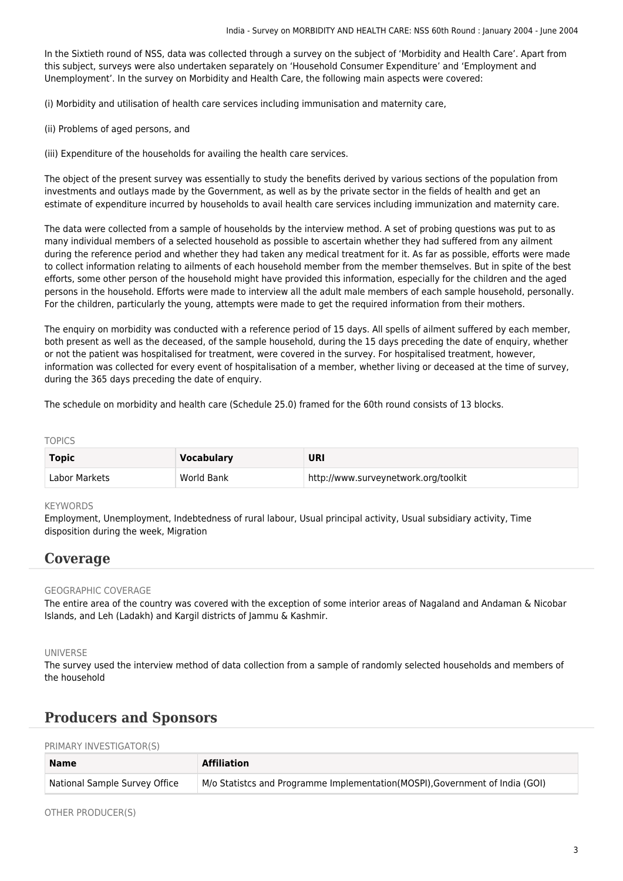In the Sixtieth round of NSS, data was collected through a survey on the subject of 'Morbidity and Health Care'. Apart from this subject, surveys were also undertaken separately on 'Household Consumer Expenditure' and 'Employment and Unemployment'. In the survey on Morbidity and Health Care, the following main aspects were covered:

(i) Morbidity and utilisation of health care services including immunisation and maternity care,

(ii) Problems of aged persons, and

(iii) Expenditure of the households for availing the health care services.

The object of the present survey was essentially to study the benefits derived by various sections of the population from investments and outlays made by the Government, as well as by the private sector in the fields of health and get an estimate of expenditure incurred by households to avail health care services including immunization and maternity care.

The data were collected from a sample of households by the interview method. A set of probing questions was put to as many individual members of a selected household as possible to ascertain whether they had suffered from any ailment during the reference period and whether they had taken any medical treatment for it. As far as possible, efforts were made to collect information relating to ailments of each household member from the member themselves. But in spite of the best efforts, some other person of the household might have provided this information, especially for the children and the aged persons in the household. Efforts were made to interview all the adult male members of each sample household, personally. For the children, particularly the young, attempts were made to get the required information from their mothers.

The enquiry on morbidity was conducted with a reference period of 15 days. All spells of ailment suffered by each member, both present as well as the deceased, of the sample household, during the 15 days preceding the date of enquiry, whether or not the patient was hospitalised for treatment, were covered in the survey. For hospitalised treatment, however, information was collected for every event of hospitalisation of a member, whether living or deceased at the time of survey, during the 365 days preceding the date of enquiry.

The schedule on morbidity and health care (Schedule 25.0) framed for the 60th round consists of 13 blocks.

TOPICS

| Topic | Vocabulary | URI |
| --- | --- | --- |
| Labor Markets | World Bank | http://www.surveynetwork.org/toolkit |

KEYWORDS

Employment, Unemployment, Indebtedness of rural labour, Usual principal activity, Usual subsidiary activity, Time disposition during the week, Migration

## Coverage

GEOGRAPHIC COVERAGE

The entire area of the country was covered with the exception of some interior areas of Nagaland and Andaman & Nicobar Islands, and Leh (Ladakh) and Kargil districts of Jammu & Kashmir.

UNIVERSE

The survey used the interview method of data collection from a sample of randomly selected households and members of the household

## Producers and Sponsors

PRIMARY INVESTIGATOR(S)

| Name | Affiliation |
| --- | --- |
| National Sample Survey Office | M/o Statistcs and Programme Implementation(MOSPI),Government of India (GOI) |

OTHER PRODUCER(S)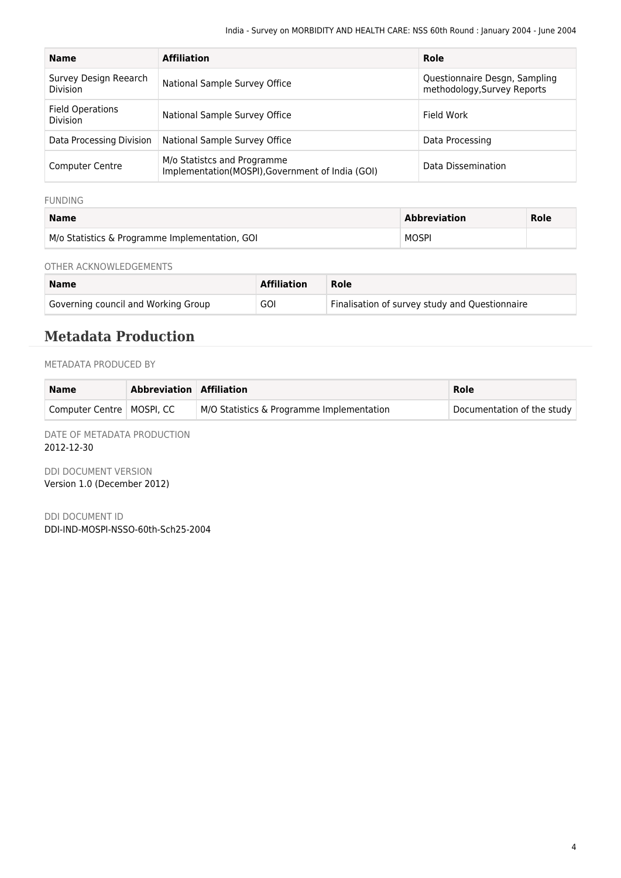| Name | Affiliation | Role |
|---|---|---|
| Survey Design Reearch Division | National Sample Survey Office | Questionnaire Desgn, Sampling methodology,Survey Reports |
| Field Operations Division | National Sample Survey Office | Field Work |
| Data Processing Division | National Sample Survey Office | Data Processing |
| Computer Centre | M/o Statistcs and Programme Implementation(MOSPI),Government of India (GOI) | Data Dissemination |

FUNDING

| Name | Abbreviation | Role |
|---|---|---|
| M/o Statistics & Programme Implementation, GOI | MOSPI | |

OTHER ACKNOWLEDGEMENTS

| Name | Affiliation | Role |
|---|---|---|
| Governing council and Working Group | GOI | Finalisation of survey study and Questionnaire |

## Metadata Production

METADATA PRODUCED BY

| Name | Abbreviation | Affiliation | Role |
|---|---|---|---|
| Computer Centre | MOSPI, CC | M/O Statistics & Programme Implementation | Documentation of the study |

DATE OF METADATA PRODUCTION
2012-12-30

DDI DOCUMENT VERSION
Version 1.0 (December 2012)

DDI DOCUMENT ID
DDI-IND-MOSPI-NSSO-60th-Sch25-2004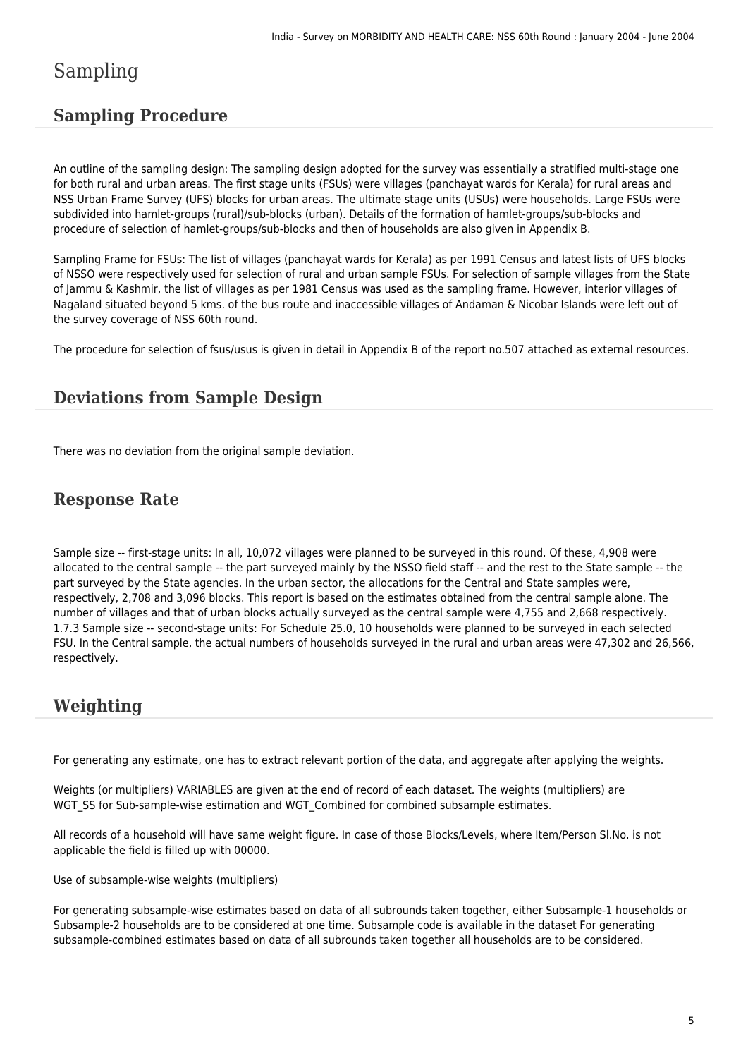# Sampling

## Sampling Procedure

An outline of the sampling design: The sampling design adopted for the survey was essentially a stratified multi-stage one for both rural and urban areas. The first stage units (FSUs) were villages (panchayat wards for Kerala) for rural areas and NSS Urban Frame Survey (UFS) blocks for urban areas. The ultimate stage units (USUs) were households. Large FSUs were subdivided into hamlet-groups (rural)/sub-blocks (urban). Details of the formation of hamlet-groups/sub-blocks and procedure of selection of hamlet-groups/sub-blocks and then of households are also given in Appendix B.

Sampling Frame for FSUs: The list of villages (panchayat wards for Kerala) as per 1991 Census and latest lists of UFS blocks of NSSO were respectively used for selection of rural and urban sample FSUs. For selection of sample villages from the State of Jammu & Kashmir, the list of villages as per 1981 Census was used as the sampling frame. However, interior villages of Nagaland situated beyond 5 kms. of the bus route and inaccessible villages of Andaman & Nicobar Islands were left out of the survey coverage of NSS 60th round.

The procedure for selection of fsus/usus is given in detail in Appendix B of the report no.507 attached as external resources.

## Deviations from Sample Design

There was no deviation from the original sample deviation.

## Response Rate

Sample size -- first-stage units: In all, 10,072 villages were planned to be surveyed in this round. Of these, 4,908 were allocated to the central sample -- the part surveyed mainly by the NSSO field staff -- and the rest to the State sample -- the part surveyed by the State agencies. In the urban sector, the allocations for the Central and State samples were, respectively, 2,708 and 3,096 blocks. This report is based on the estimates obtained from the central sample alone. The number of villages and that of urban blocks actually surveyed as the central sample were 4,755 and 2,668 respectively. 1.7.3 Sample size -- second-stage units: For Schedule 25.0, 10 households were planned to be surveyed in each selected FSU. In the Central sample, the actual numbers of households surveyed in the rural and urban areas were 47,302 and 26,566, respectively.

## Weighting

For generating any estimate, one has to extract relevant portion of the data, and aggregate after applying the weights.

Weights (or multipliers) VARIABLES are given at the end of record of each dataset. The weights (multipliers) are WGT_SS for Sub-sample-wise estimation and WGT_Combined for combined subsample estimates.

All records of a household will have same weight figure. In case of those Blocks/Levels, where Item/Person Sl.No. is not applicable the field is filled up with 00000.

Use of subsample-wise weights (multipliers)

For generating subsample-wise estimates based on data of all subrounds taken together, either Subsample-1 households or Subsample-2 households are to be considered at one time. Subsample code is available in the dataset For generating subsample-combined estimates based on data of all subrounds taken together all households are to be considered.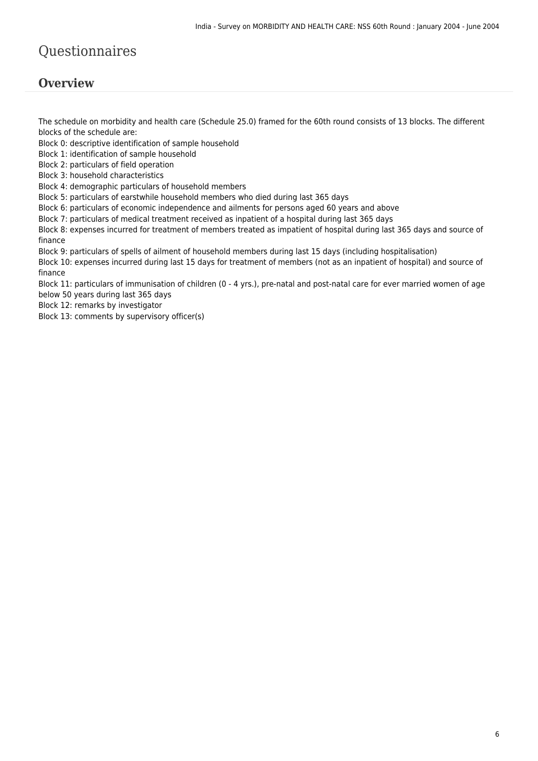# Questionnaires

## Overview

The schedule on morbidity and health care (Schedule 25.0) framed for the 60th round consists of 13 blocks. The different blocks of the schedule are:
Block 0: descriptive identification of sample household
Block 1: identification of sample household
Block 2: particulars of field operation
Block 3: household characteristics
Block 4: demographic particulars of household members
Block 5: particulars of earstwhile household members who died during last 365 days
Block 6: particulars of economic independence and ailments for persons aged 60 years and above
Block 7: particulars of medical treatment received as inpatient of a hospital during last 365 days
Block 8: expenses incurred for treatment of members treated as impatient of hospital during last 365 days and source of finance
Block 9: particulars of spells of ailment of household members during last 15 days (including hospitalisation)
Block 10: expenses incurred during last 15 days for treatment of members (not as an inpatient of hospital) and source of finance
Block 11: particulars of immunisation of children (0 - 4 yrs.), pre-natal and post-natal care for ever married women of age below 50 years during last 365 days
Block 12: remarks by investigator
Block 13: comments by supervisory officer(s)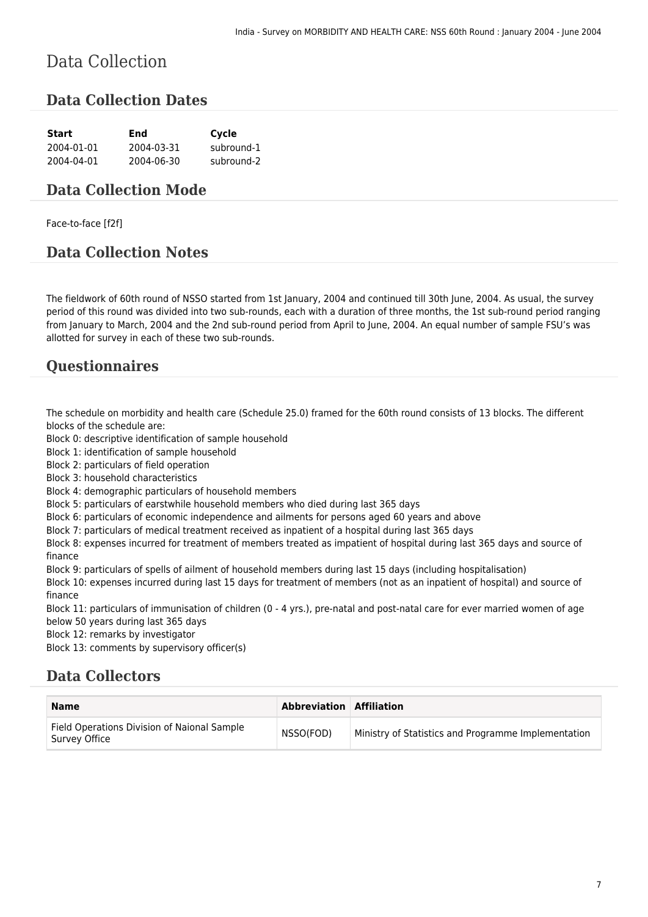# Data Collection

## Data Collection Dates

| Start | End | Cycle |
|---|---|---|
| 2004-01-01 | 2004-03-31 | subround-1 |
| 2004-04-01 | 2004-06-30 | subround-2 |

## Data Collection Mode

Face-to-face [f2f]

## Data Collection Notes

The fieldwork of 60th round of NSSO started from 1st January, 2004 and continued till 30th June, 2004. As usual, the survey period of this round was divided into two sub-rounds, each with a duration of three months, the 1st sub-round period ranging from January to March, 2004 and the 2nd sub-round period from April to June, 2004. An equal number of sample FSU's was allotted for survey in each of these two sub-rounds.

## Questionnaires

The schedule on morbidity and health care (Schedule 25.0) framed for the 60th round consists of 13 blocks. The different blocks of the schedule are:
Block 0: descriptive identification of sample household
Block 1: identification of sample household
Block 2: particulars of field operation
Block 3: household characteristics
Block 4: demographic particulars of household members
Block 5: particulars of earstwhile household members who died during last 365 days
Block 6: particulars of economic independence and ailments for persons aged 60 years and above
Block 7: particulars of medical treatment received as inpatient of a hospital during last 365 days
Block 8: expenses incurred for treatment of members treated as impatient of hospital during last 365 days and source of finance
Block 9: particulars of spells of ailment of household members during last 15 days (including hospitalisation)
Block 10: expenses incurred during last 15 days for treatment of members (not as an inpatient of hospital) and source of finance
Block 11: particulars of immunisation of children (0 - 4 yrs.), pre-natal and post-natal care for ever married women of age below 50 years during last 365 days
Block 12: remarks by investigator
Block 13: comments by supervisory officer(s)

## Data Collectors

| Name | Abbreviation | Affiliation |
|---|---|---|
| Field Operations Division of Naional Sample Survey Office | NSSO(FOD) | Ministry of Statistics and Programme Implementation |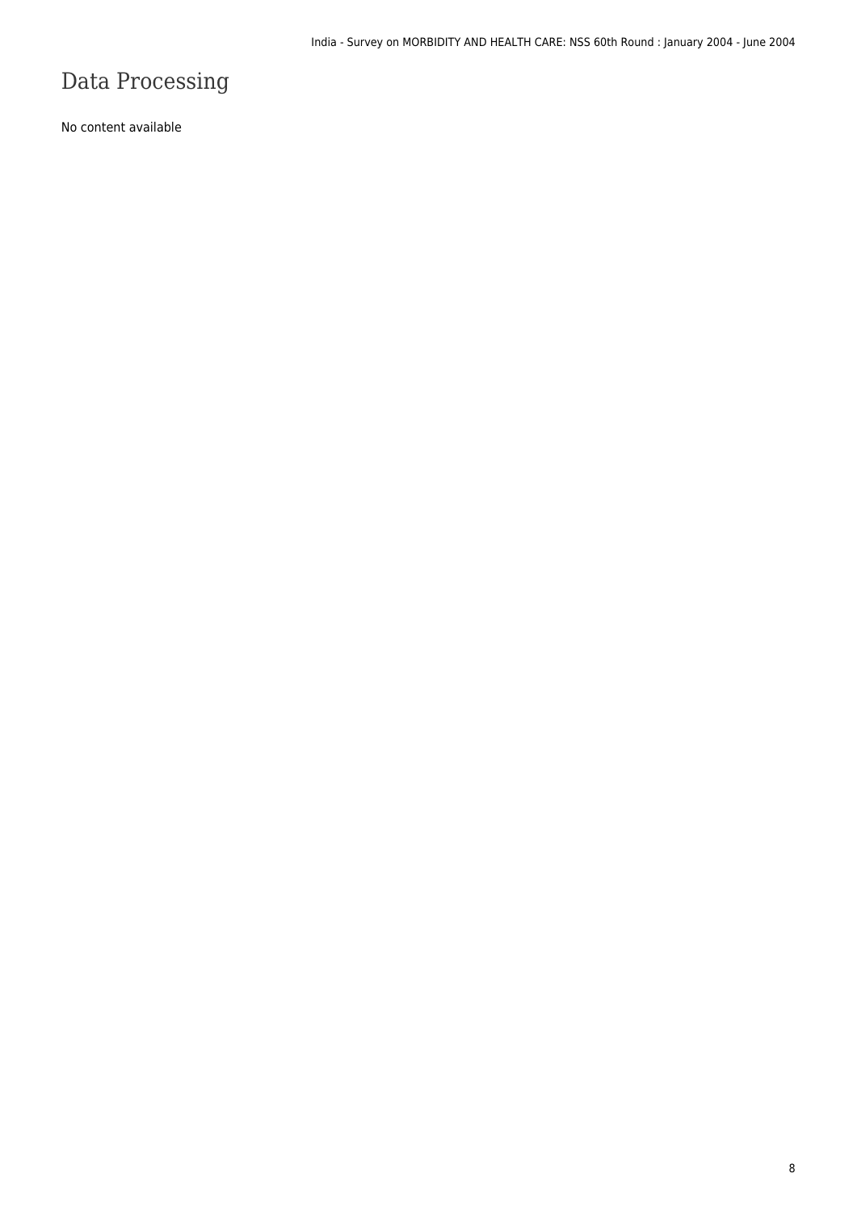# Data Processing

No content available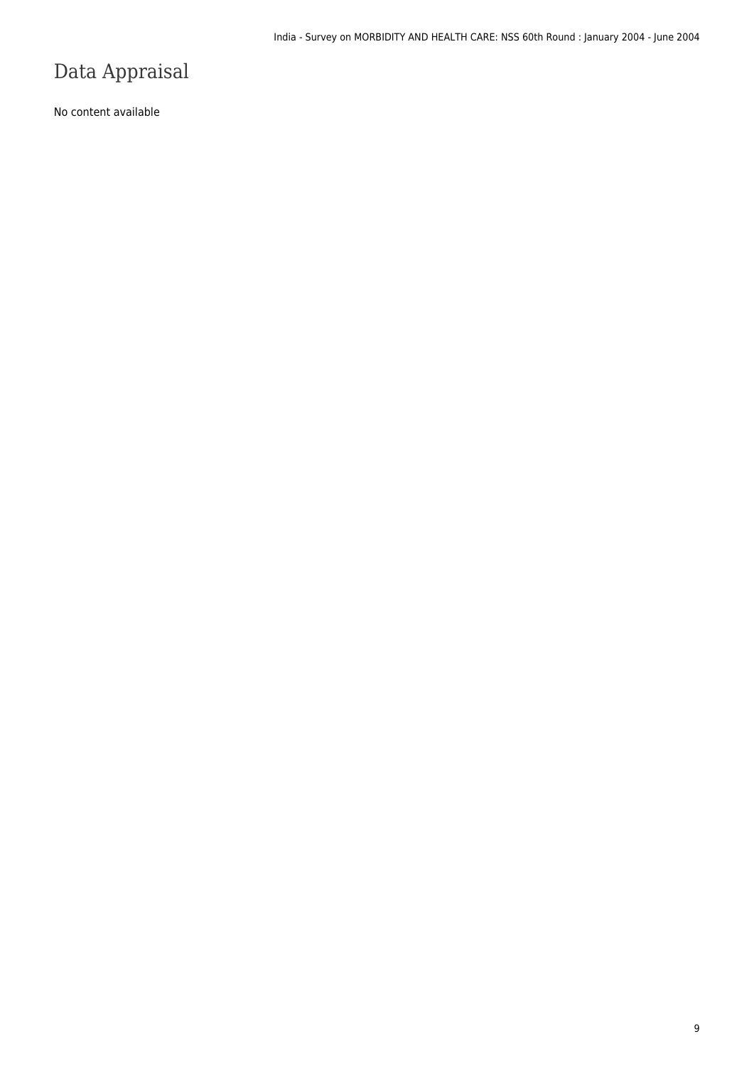# Data Appraisal

No content available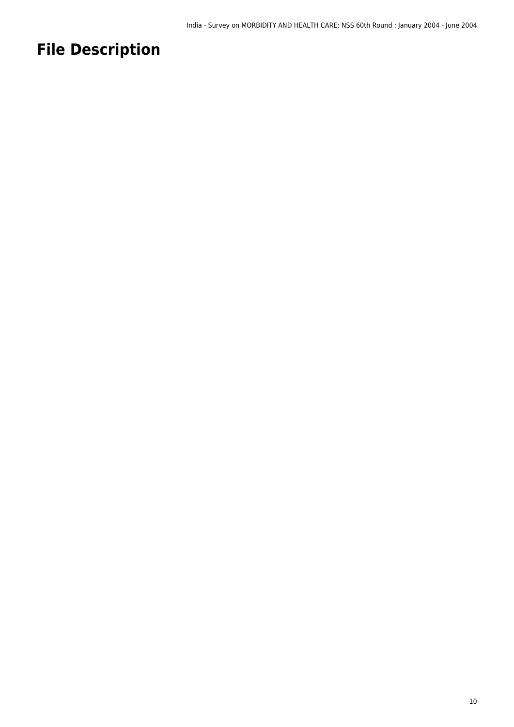# File Description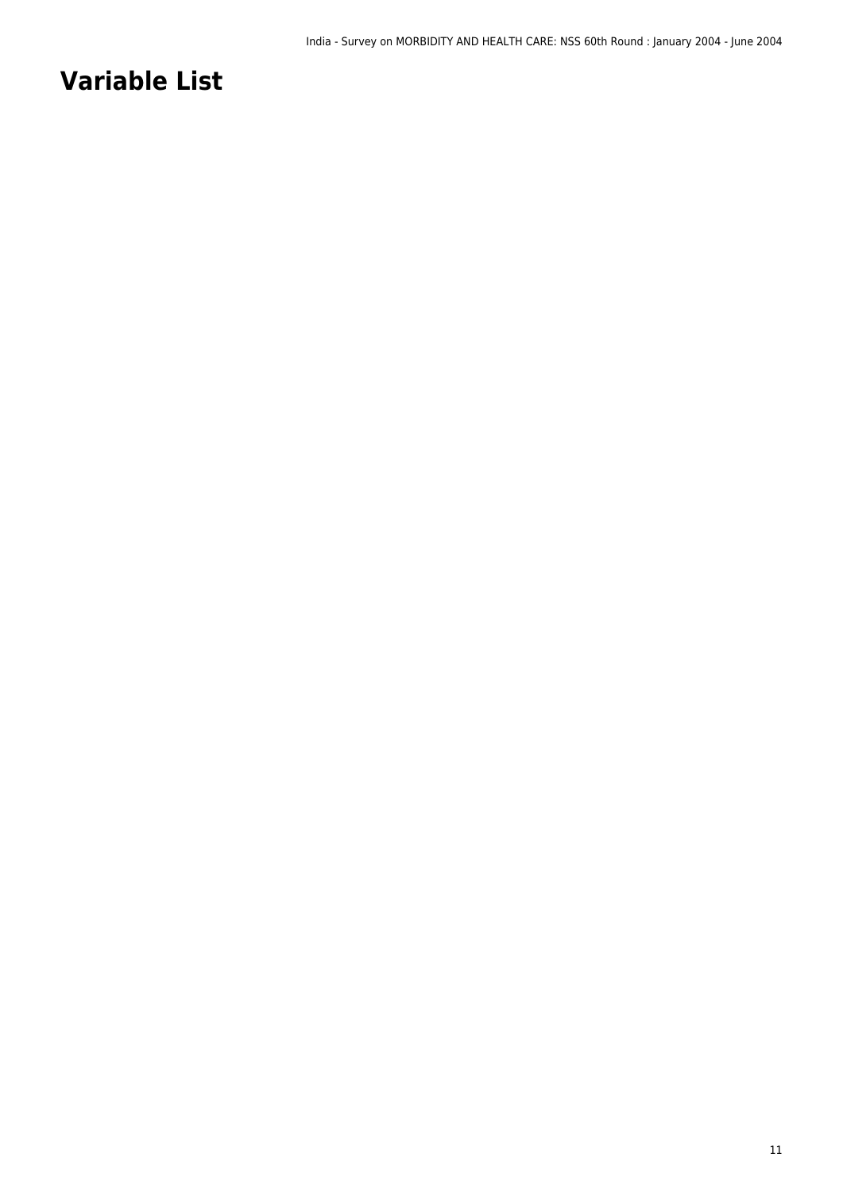# Variable List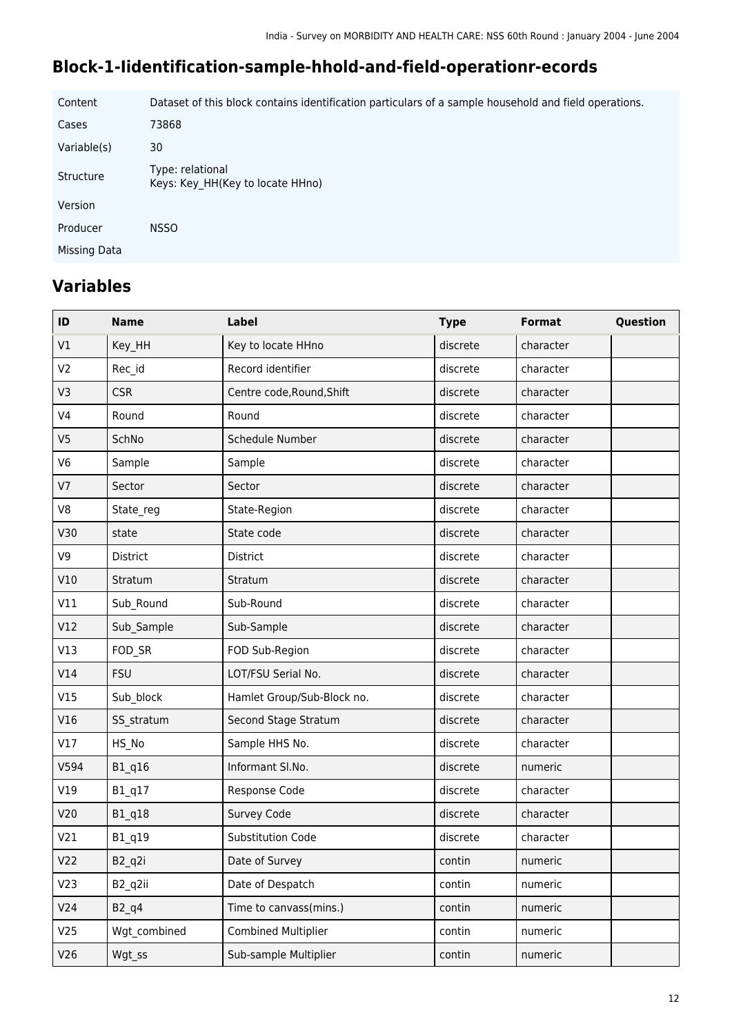## Block-1-Iidentification-sample-hhold-and-field-operationr-ecords

| | |
|---|---|
| Content | Dataset of this block contains identification particulars of a sample household and field operations. |
| Cases | 73868 |
| Variable(s) | 30 |
| Structure | Type: relational<br>Keys: Key_HH(Key to locate HHno) |
| Version | |
| Producer | NSSO |
| Missing Data | |

## Variables

| ID | Name | Label | Type | Format | Question |
|---|---|---|---|---|---|
| V1 | Key_HH | Key to locate HHno | discrete | character | |
| V2 | Rec_id | Record identifier | discrete | character | |
| V3 | CSR | Centre code,Round,Shift | discrete | character | |
| V4 | Round | Round | discrete | character | |
| V5 | SchNo | Schedule Number | discrete | character | |
| V6 | Sample | Sample | discrete | character | |
| V7 | Sector | Sector | discrete | character | |
| V8 | State_reg | State-Region | discrete | character | |
| V30 | state | State code | discrete | character | |
| V9 | District | District | discrete | character | |
| V10 | Stratum | Stratum | discrete | character | |
| V11 | Sub_Round | Sub-Round | discrete | character | |
| V12 | Sub_Sample | Sub-Sample | discrete | character | |
| V13 | FOD_SR | FOD Sub-Region | discrete | character | |
| V14 | FSU | LOT/FSU Serial No. | discrete | character | |
| V15 | Sub_block | Hamlet Group/Sub-Block no. | discrete | character | |
| V16 | SS_stratum | Second Stage Stratum | discrete | character | |
| V17 | HS_No | Sample HHS No. | discrete | character | |
| V594 | B1_q16 | Informant Sl.No. | discrete | numeric | |
| V19 | B1_q17 | Response Code | discrete | character | |
| V20 | B1_q18 | Survey Code | discrete | character | |
| V21 | B1_q19 | Substitution Code | discrete | character | |
| V22 | B2_q2i | Date of Survey | contin | numeric | |
| V23 | B2_q2ii | Date of Despatch | contin | numeric | |
| V24 | B2_q4 | Time to canvass(mins.) | contin | numeric | |
| V25 | Wgt_combined | Combined Multiplier | contin | numeric | |
| V26 | Wgt_ss | Sub-sample Multiplier | contin | numeric | |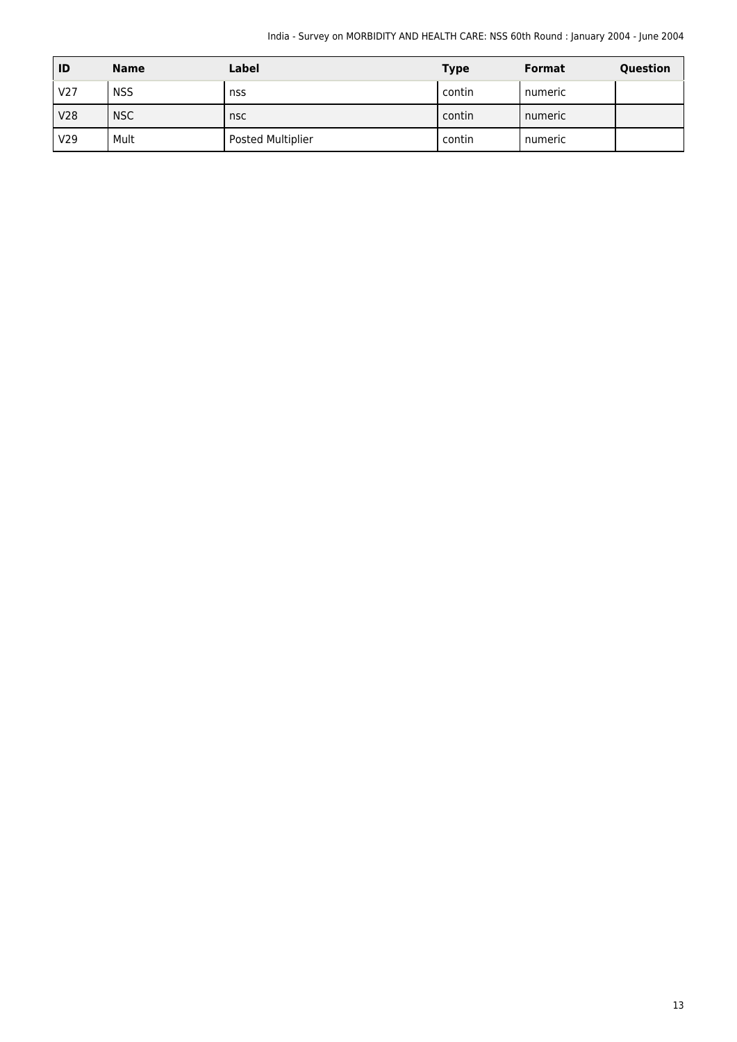| ID | Name | Label | Type | Format | Question |
|---|---|---|---|---|---|
| V27 | NSS | nss | contin | numeric | |
| V28 | NSC | nsc | contin | numeric | |
| V29 | Mult | Posted Multiplier | contin | numeric | |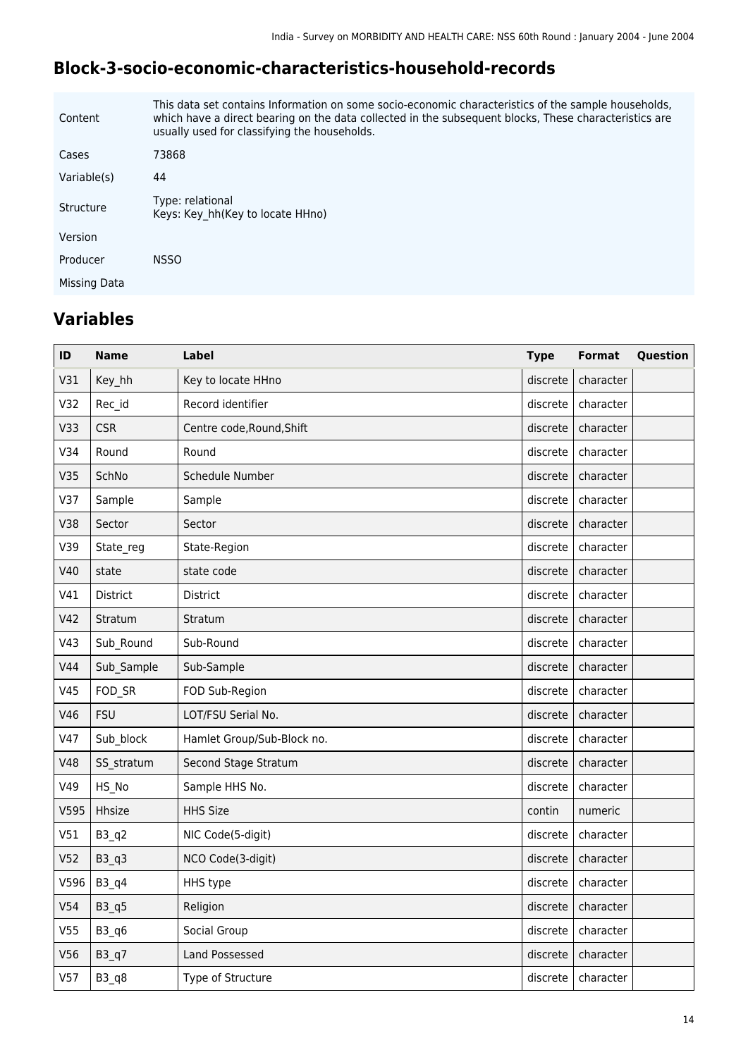## Block-3-socio-economic-characteristics-household-records

| | |
|---|---|
| Content | This data set contains Information on some socio-economic characteristics of the sample households, which have a direct bearing on the data collected in the subsequent blocks, These characteristics are usually used for classifying the households. |
| Cases | 73868 |
| Variable(s) | 44 |
| Structure | Type: relational<br>Keys: Key_hh(Key to locate HHno) |
| Version | |
| Producer | NSSO |
| Missing Data | |

## Variables

| ID | Name | Label | Type | Format | Question |
|---|---|---|---|---|---|
| V31 | Key_hh | Key to locate HHno | discrete | character | |
| V32 | Rec_id | Record identifier | discrete | character | |
| V33 | CSR | Centre code,Round,Shift | discrete | character | |
| V34 | Round | Round | discrete | character | |
| V35 | SchNo | Schedule Number | discrete | character | |
| V37 | Sample | Sample | discrete | character | |
| V38 | Sector | Sector | discrete | character | |
| V39 | State_reg | State-Region | discrete | character | |
| V40 | state | state code | discrete | character | |
| V41 | District | District | discrete | character | |
| V42 | Stratum | Stratum | discrete | character | |
| V43 | Sub_Round | Sub-Round | discrete | character | |
| V44 | Sub_Sample | Sub-Sample | discrete | character | |
| V45 | FOD_SR | FOD Sub-Region | discrete | character | |
| V46 | FSU | LOT/FSU Serial No. | discrete | character | |
| V47 | Sub_block | Hamlet Group/Sub-Block no. | discrete | character | |
| V48 | SS_stratum | Second Stage Stratum | discrete | character | |
| V49 | HS_No | Sample HHS No. | discrete | character | |
| V595 | Hhsize | HHS Size | contin | numeric | |
| V51 | B3_q2 | NIC Code(5-digit) | discrete | character | |
| V52 | B3_q3 | NCO Code(3-digit) | discrete | character | |
| V596 | B3_q4 | HHS type | discrete | character | |
| V54 | B3_q5 | Religion | discrete | character | |
| V55 | B3_q6 | Social Group | discrete | character | |
| V56 | B3_q7 | Land Possessed | discrete | character | |
| V57 | B3_q8 | Type of Structure | discrete | character | |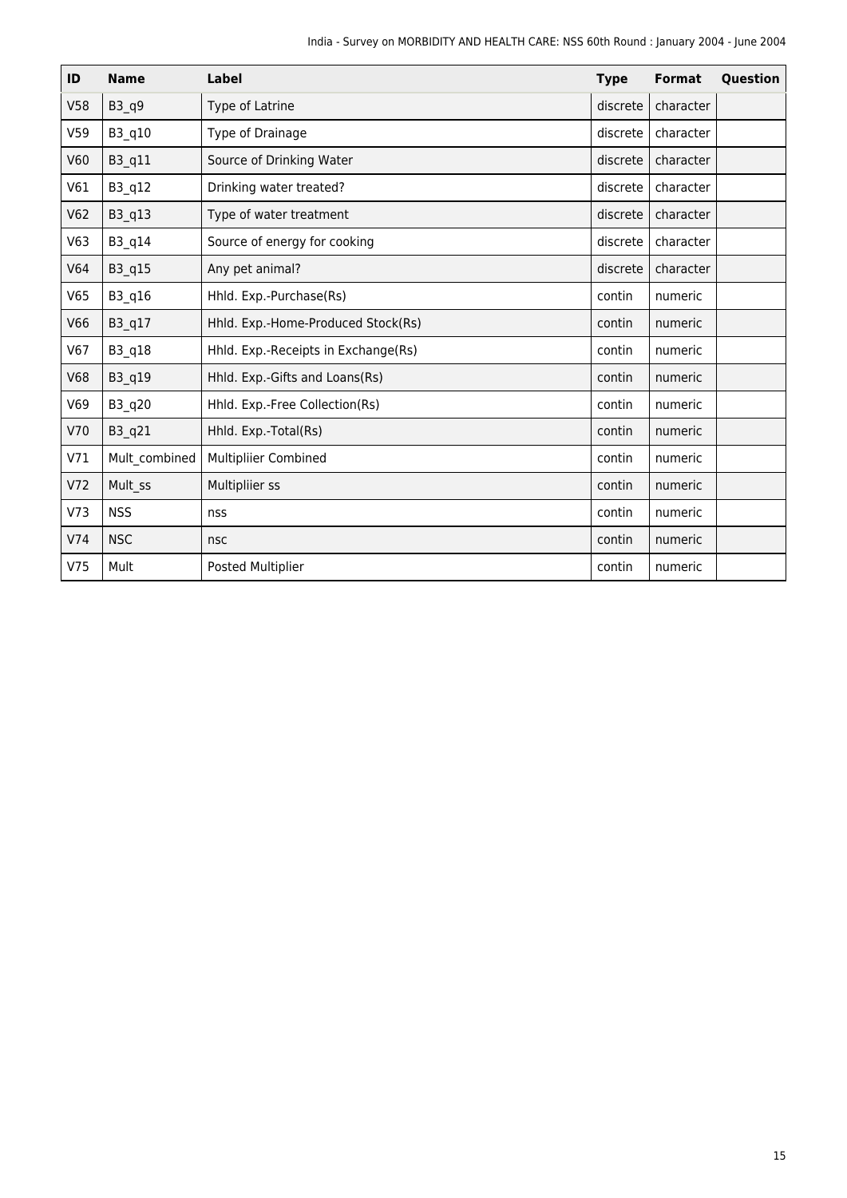| ID | Name | Label | Type | Format | Question |
|---|---|---|---|---|---|
| V58 | B3_q9 | Type of Latrine | discrete | character | |
| V59 | B3_q10 | Type of Drainage | discrete | character | |
| V60 | B3_q11 | Source of Drinking Water | discrete | character | |
| V61 | B3_q12 | Drinking water treated? | discrete | character | |
| V62 | B3_q13 | Type of water treatment | discrete | character | |
| V63 | B3_q14 | Source of energy for cooking | discrete | character | |
| V64 | B3_q15 | Any pet animal? | discrete | character | |
| V65 | B3_q16 | Hhld. Exp.-Purchase(Rs) | contin | numeric | |
| V66 | B3_q17 | Hhld. Exp.-Home-Produced Stock(Rs) | contin | numeric | |
| V67 | B3_q18 | Hhld. Exp.-Receipts in Exchange(Rs) | contin | numeric | |
| V68 | B3_q19 | Hhld. Exp.-Gifts and Loans(Rs) | contin | numeric | |
| V69 | B3_q20 | Hhld. Exp.-Free Collection(Rs) | contin | numeric | |
| V70 | B3_q21 | Hhld. Exp.-Total(Rs) | contin | numeric | |
| V71 | Mult_combined | Multipliier Combined | contin | numeric | |
| V72 | Mult_ss | Multipliier ss | contin | numeric | |
| V73 | NSS | nss | contin | numeric | |
| V74 | NSC | nsc | contin | numeric | |
| V75 | Mult | Posted Multiplier | contin | numeric | |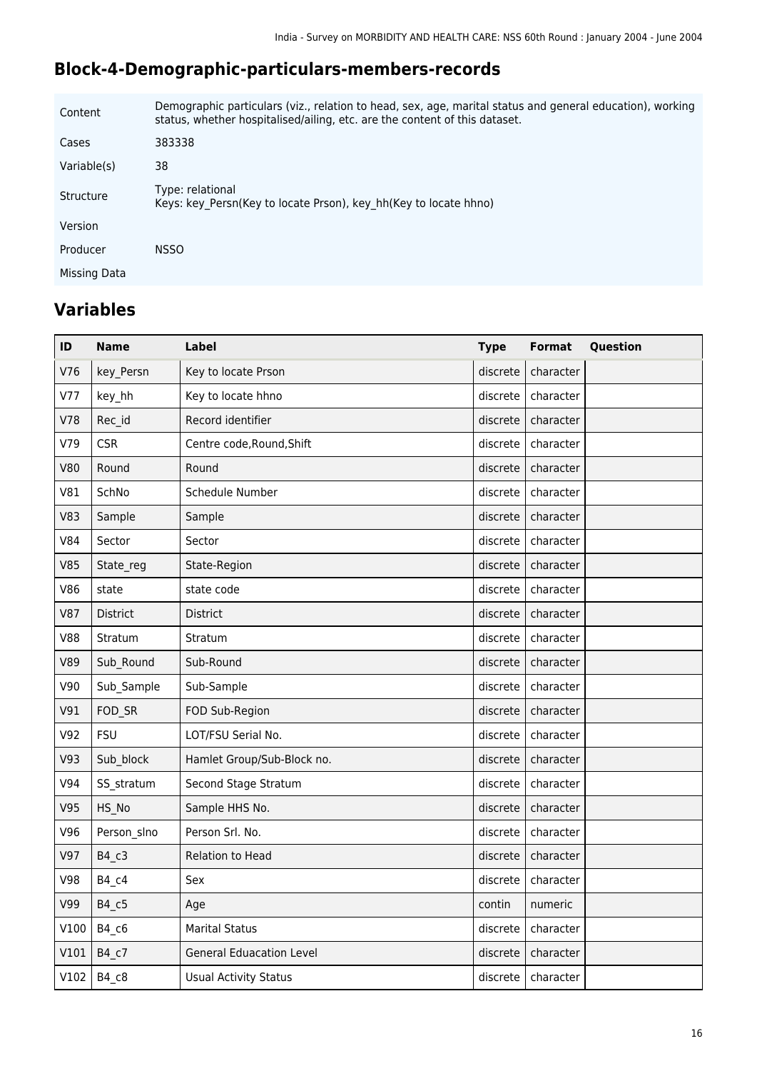## Block-4-Demographic-particulars-members-records

| | |
|---|---|
| Content | Demographic particulars (viz., relation to head, sex, age, marital status and general education), working status, whether hospitalised/ailing, etc. are the content of this dataset. |
| Cases | 383338 |
| Variable(s) | 38 |
| Structure | Type: relational<br>Keys: key_Persn(Key to locate Prson), key_hh(Key to locate hhno) |
| Version | |
| Producer | NSSO |
| Missing Data | |

## Variables

| ID | Name | Label | Type | Format | Question |
|---|---|---|---|---|---|
| V76 | key_Persn | Key to locate Prson | discrete | character | |
| V77 | key_hh | Key to locate hhno | discrete | character | |
| V78 | Rec_id | Record identifier | discrete | character | |
| V79 | CSR | Centre code,Round,Shift | discrete | character | |
| V80 | Round | Round | discrete | character | |
| V81 | SchNo | Schedule Number | discrete | character | |
| V83 | Sample | Sample | discrete | character | |
| V84 | Sector | Sector | discrete | character | |
| V85 | State_reg | State-Region | discrete | character | |
| V86 | state | state code | discrete | character | |
| V87 | District | District | discrete | character | |
| V88 | Stratum | Stratum | discrete | character | |
| V89 | Sub_Round | Sub-Round | discrete | character | |
| V90 | Sub_Sample | Sub-Sample | discrete | character | |
| V91 | FOD_SR | FOD Sub-Region | discrete | character | |
| V92 | FSU | LOT/FSU Serial No. | discrete | character | |
| V93 | Sub_block | Hamlet Group/Sub-Block no. | discrete | character | |
| V94 | SS_stratum | Second Stage Stratum | discrete | character | |
| V95 | HS_No | Sample HHS No. | discrete | character | |
| V96 | Person_slno | Person Srl. No. | discrete | character | |
| V97 | B4_c3 | Relation to Head | discrete | character | |
| V98 | B4_c4 | Sex | discrete | character | |
| V99 | B4_c5 | Age | contin | numeric | |
| V100 | B4_c6 | Marital Status | discrete | character | |
| V101 | B4_c7 | General Eduacation Level | discrete | character | |
| V102 | B4_c8 | Usual Activity Status | discrete | character | |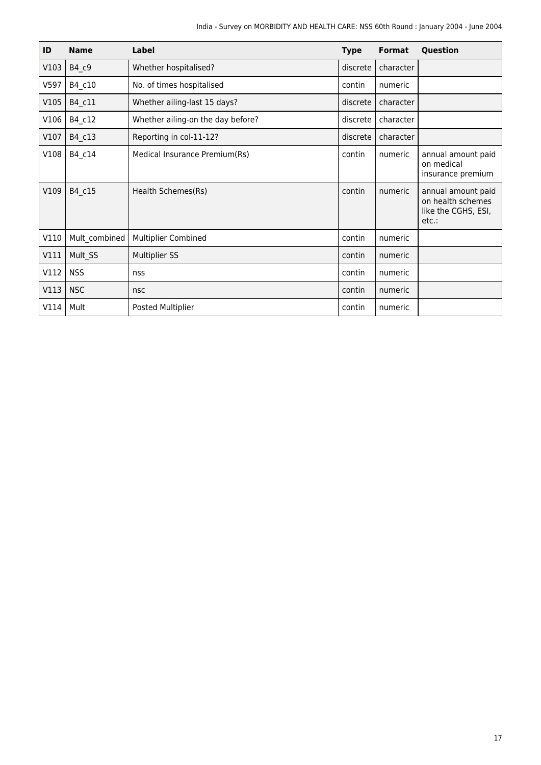| ID | Name | Label | Type | Format | Question |
|---|---|---|---|---|---|
| V103 | B4_c9 | Whether hospitalised? | discrete | character | |
| V597 | B4_c10 | No. of times hospitalised | contin | numeric | |
| V105 | B4_c11 | Whether ailing-last 15 days? | discrete | character | |
| V106 | B4_c12 | Whether ailing-on the day before? | discrete | character | |
| V107 | B4_c13 | Reporting in col-11-12? | discrete | character | |
| V108 | B4_c14 | Medical Insurance Premium(Rs) | contin | numeric | annual amount paid on medical insurance premium |
| V109 | B4_c15 | Health Schemes(Rs) | contin | numeric | annual amount paid on health schemes like the CGHS, ESI, etc.: |
| V110 | Mult_combined | Multiplier Combined | contin | numeric | |
| V111 | Mult_SS | Multiplier SS | contin | numeric | |
| V112 | NSS | nss | contin | numeric | |
| V113 | NSC | nsc | contin | numeric | |
| V114 | Mult | Posted Multiplier | contin | numeric | |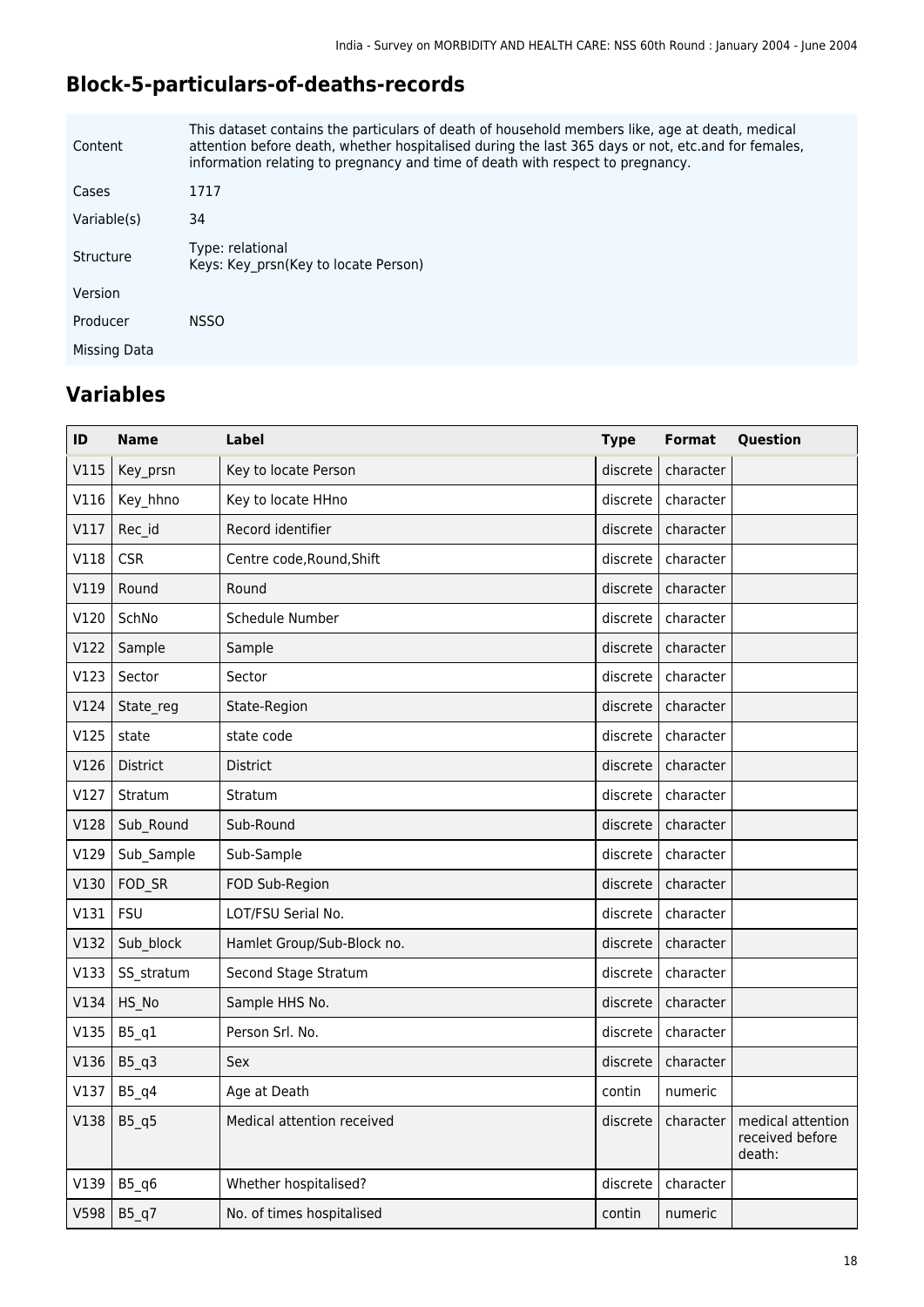## Block-5-particulars-of-deaths-records

| | |
|---|---|
| Content | This dataset contains the particulars of death of household members like, age at death, medical attention before death, whether hospitalised during the last 365 days or not, etc.and for females, information relating to pregnancy and time of death with respect to pregnancy. |
| Cases | 1717 |
| Variable(s) | 34 |
| Structure | Type: relational<br>Keys: Key_prsn(Key to locate Person) |
| Version | |
| Producer | NSSO |
| Missing Data | |

## Variables

| ID | Name | Label | Type | Format | Question |
|---|---|---|---|---|---|
| V115 | Key_prsn | Key to locate Person | discrete | character | |
| V116 | Key_hhno | Key to locate HHno | discrete | character | |
| V117 | Rec_id | Record identifier | discrete | character | |
| V118 | CSR | Centre code,Round,Shift | discrete | character | |
| V119 | Round | Round | discrete | character | |
| V120 | SchNo | Schedule Number | discrete | character | |
| V122 | Sample | Sample | discrete | character | |
| V123 | Sector | Sector | discrete | character | |
| V124 | State_reg | State-Region | discrete | character | |
| V125 | state | state code | discrete | character | |
| V126 | District | District | discrete | character | |
| V127 | Stratum | Stratum | discrete | character | |
| V128 | Sub_Round | Sub-Round | discrete | character | |
| V129 | Sub_Sample | Sub-Sample | discrete | character | |
| V130 | FOD_SR | FOD Sub-Region | discrete | character | |
| V131 | FSU | LOT/FSU Serial No. | discrete | character | |
| V132 | Sub_block | Hamlet Group/Sub-Block no. | discrete | character | |
| V133 | SS_stratum | Second Stage Stratum | discrete | character | |
| V134 | HS_No | Sample HHS No. | discrete | character | |
| V135 | B5_q1 | Person Srl. No. | discrete | character | |
| V136 | B5_q3 | Sex | discrete | character | |
| V137 | B5_q4 | Age at Death | contin | numeric | |
| V138 | B5_q5 | Medical attention received | discrete | character | medical attention received before death: |
| V139 | B5_q6 | Whether hospitalised? | discrete | character | |
| V598 | B5_q7 | No. of times hospitalised | contin | numeric | |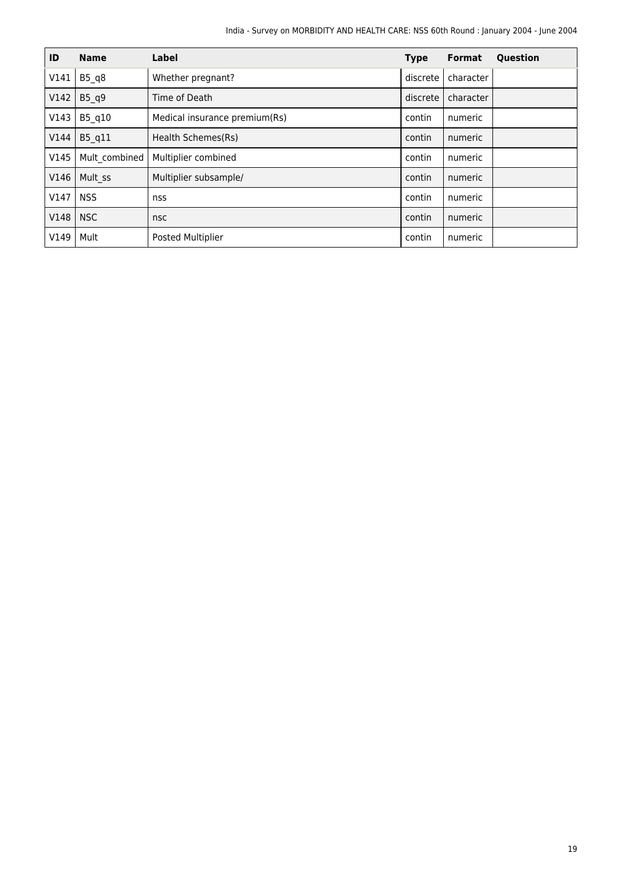| ID | Name | Label | Type | Format | Question |
|---|---|---|---|---|---|
| V141 | B5_q8 | Whether pregnant? | discrete | character | |
| V142 | B5_q9 | Time of Death | discrete | character | |
| V143 | B5_q10 | Medical insurance premium(Rs) | contin | numeric | |
| V144 | B5_q11 | Health Schemes(Rs) | contin | numeric | |
| V145 | Mult_combined | Multiplier combined | contin | numeric | |
| V146 | Mult_ss | Multiplier subsample/ | contin | numeric | |
| V147 | NSS | nss | contin | numeric | |
| V148 | NSC | nsc | contin | numeric | |
| V149 | Mult | Posted Multiplier | contin | numeric | |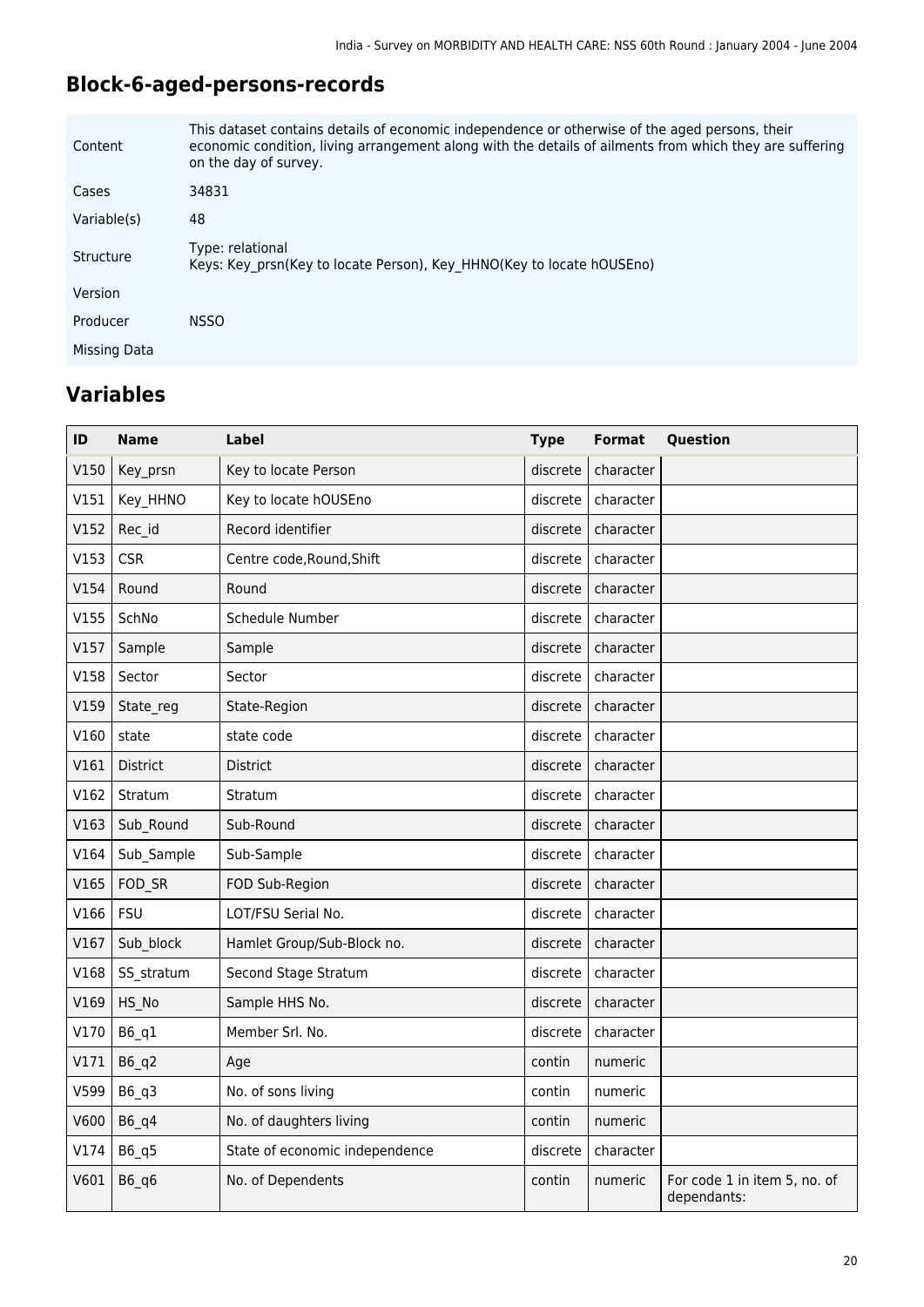## Block-6-aged-persons-records

| | |
|---|---|
| Content | This dataset contains details of economic independence or otherwise of the aged persons, their economic condition, living arrangement along with the details of ailments from which they are suffering on the day of survey. |
| Cases | 34831 |
| Variable(s) | 48 |
| Structure | Type: relational<br>Keys: Key_prsn(Key to locate Person), Key_HHNO(Key to locate hOUSEno) |
| Version | |
| Producer | NSSO |
| Missing Data | |

## Variables

| ID | Name | Label | Type | Format | Question |
|---|---|---|---|---|---|
| V150 | Key_prsn | Key to locate Person | discrete | character | |
| V151 | Key_HHNO | Key to locate hOUSEno | discrete | character | |
| V152 | Rec_id | Record identifier | discrete | character | |
| V153 | CSR | Centre code,Round,Shift | discrete | character | |
| V154 | Round | Round | discrete | character | |
| V155 | SchNo | Schedule Number | discrete | character | |
| V157 | Sample | Sample | discrete | character | |
| V158 | Sector | Sector | discrete | character | |
| V159 | State_reg | State-Region | discrete | character | |
| V160 | state | state code | discrete | character | |
| V161 | District | District | discrete | character | |
| V162 | Stratum | Stratum | discrete | character | |
| V163 | Sub_Round | Sub-Round | discrete | character | |
| V164 | Sub_Sample | Sub-Sample | discrete | character | |
| V165 | FOD_SR | FOD Sub-Region | discrete | character | |
| V166 | FSU | LOT/FSU Serial No. | discrete | character | |
| V167 | Sub_block | Hamlet Group/Sub-Block no. | discrete | character | |
| V168 | SS_stratum | Second Stage Stratum | discrete | character | |
| V169 | HS_No | Sample HHS No. | discrete | character | |
| V170 | B6_q1 | Member Srl. No. | discrete | character | |
| V171 | B6_q2 | Age | contin | numeric | |
| V599 | B6_q3 | No. of sons living | contin | numeric | |
| V600 | B6_q4 | No. of daughters living | contin | numeric | |
| V174 | B6_q5 | State of economic independence | discrete | character | |
| V601 | B6_q6 | No. of Dependents | contin | numeric | For code 1 in item 5, no. of dependants: |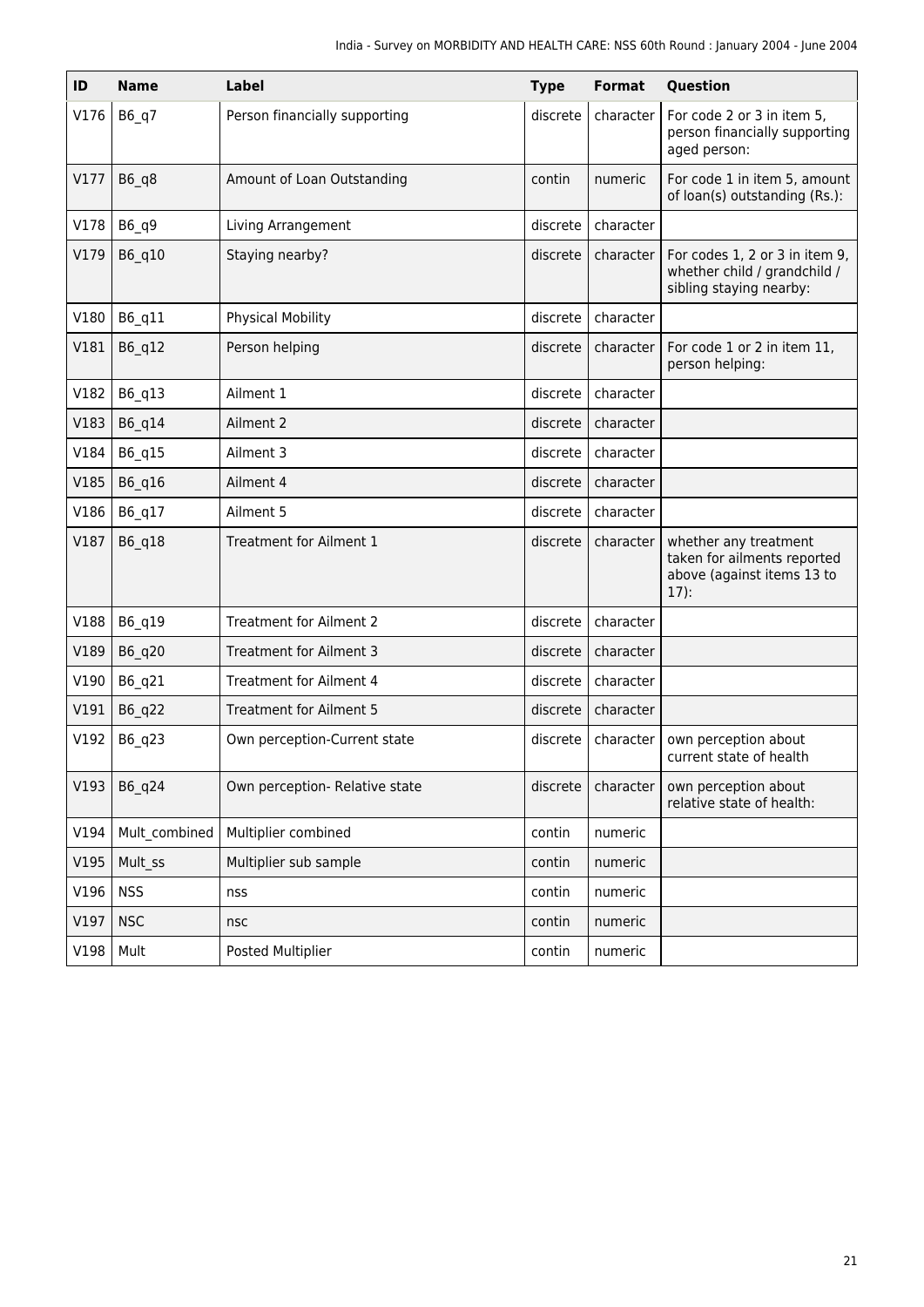| ID | Name | Label | Type | Format | Question |
|---|---|---|---|---|---|
| V176 | B6_q7 | Person financially supporting | discrete | character | For code 2 or 3 in item 5, person financially supporting aged person: |
| V177 | B6_q8 | Amount of Loan Outstanding | contin | numeric | For code 1 in item 5, amount of loan(s) outstanding (Rs.): |
| V178 | B6_q9 | Living Arrangement | discrete | character | |
| V179 | B6_q10 | Staying nearby? | discrete | character | For codes 1, 2 or 3 in item 9, whether child / grandchild / sibling staying nearby: |
| V180 | B6_q11 | Physical Mobility | discrete | character | |
| V181 | B6_q12 | Person helping | discrete | character | For code 1 or 2 in item 11, person helping: |
| V182 | B6_q13 | Ailment 1 | discrete | character | |
| V183 | B6_q14 | Ailment 2 | discrete | character | |
| V184 | B6_q15 | Ailment 3 | discrete | character | |
| V185 | B6_q16 | Ailment 4 | discrete | character | |
| V186 | B6_q17 | Ailment 5 | discrete | character | |
| V187 | B6_q18 | Treatment for Ailment 1 | discrete | character | whether any treatment taken for ailments reported above (against items 13 to 17): |
| V188 | B6_q19 | Treatment for Ailment 2 | discrete | character | |
| V189 | B6_q20 | Treatment for Ailment 3 | discrete | character | |
| V190 | B6_q21 | Treatment for Ailment 4 | discrete | character | |
| V191 | B6_q22 | Treatment for Ailment 5 | discrete | character | |
| V192 | B6_q23 | Own perception-Current state | discrete | character | own perception about current state of health |
| V193 | B6_q24 | Own perception- Relative state | discrete | character | own perception about relative state of health: |
| V194 | Mult_combined | Multiplier combined | contin | numeric | |
| V195 | Mult_ss | Multiplier sub sample | contin | numeric | |
| V196 | NSS | nss | contin | numeric | |
| V197 | NSC | nsc | contin | numeric | |
| V198 | Mult | Posted Multiplier | contin | numeric | |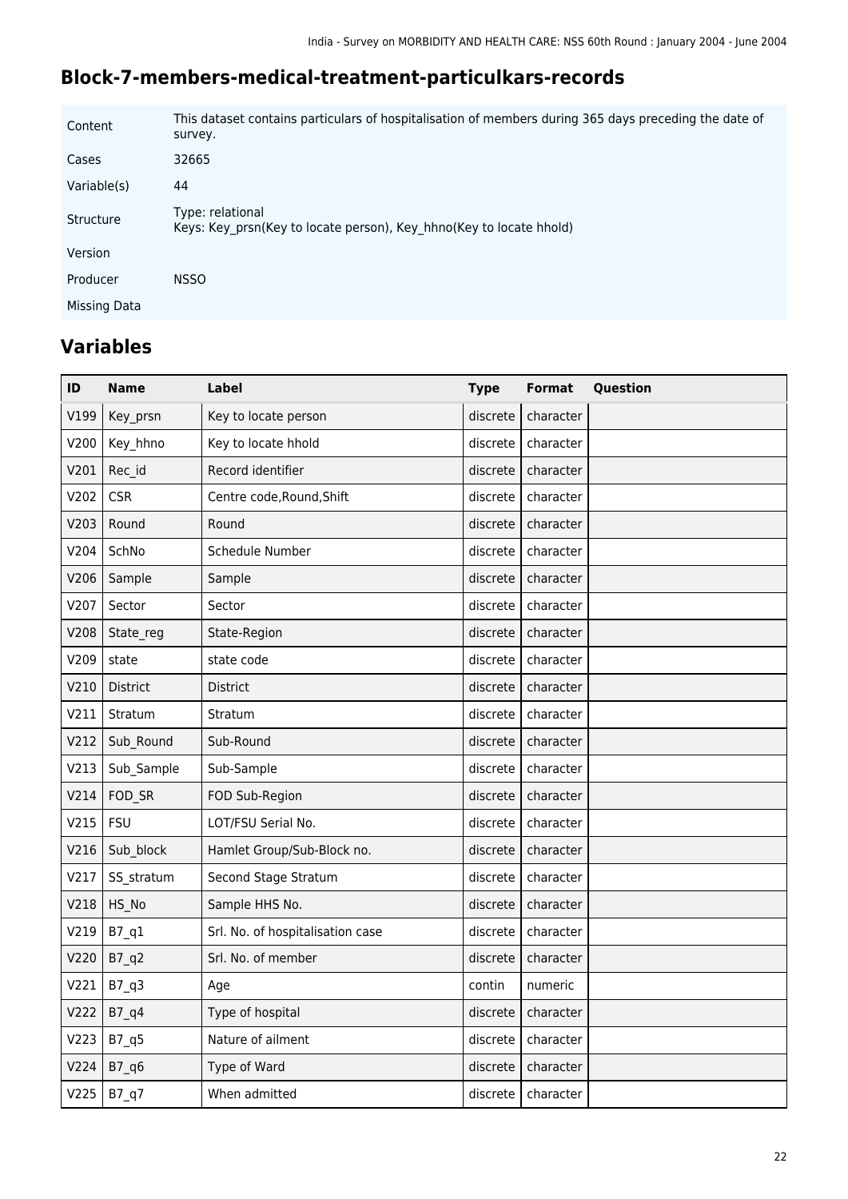## Block-7-members-medical-treatment-particulkars-records

| | |
|---|---|
| Content | This dataset contains particulars of hospitalisation of members during 365 days preceding the date of survey. |
| Cases | 32665 |
| Variable(s) | 44 |
| Structure | Type: relational<br>Keys: Key_prsn(Key to locate person), Key_hhno(Key to locate hhold) |
| Version | |
| Producer | NSSO |
| Missing Data | |

## Variables

| ID | Name | Label | Type | Format | Question |
|---|---|---|---|---|---|
| V199 | Key_prsn | Key to locate person | discrete | character | |
| V200 | Key_hhno | Key to locate hhold | discrete | character | |
| V201 | Rec_id | Record identifier | discrete | character | |
| V202 | CSR | Centre code,Round,Shift | discrete | character | |
| V203 | Round | Round | discrete | character | |
| V204 | SchNo | Schedule Number | discrete | character | |
| V206 | Sample | Sample | discrete | character | |
| V207 | Sector | Sector | discrete | character | |
| V208 | State_reg | State-Region | discrete | character | |
| V209 | state | state code | discrete | character | |
| V210 | District | District | discrete | character | |
| V211 | Stratum | Stratum | discrete | character | |
| V212 | Sub_Round | Sub-Round | discrete | character | |
| V213 | Sub_Sample | Sub-Sample | discrete | character | |
| V214 | FOD_SR | FOD Sub-Region | discrete | character | |
| V215 | FSU | LOT/FSU Serial No. | discrete | character | |
| V216 | Sub_block | Hamlet Group/Sub-Block no. | discrete | character | |
| V217 | SS_stratum | Second Stage Stratum | discrete | character | |
| V218 | HS_No | Sample HHS No. | discrete | character | |
| V219 | B7_q1 | Srl. No. of hospitalisation case | discrete | character | |
| V220 | B7_q2 | Srl. No. of member | discrete | character | |
| V221 | B7_q3 | Age | contin | numeric | |
| V222 | B7_q4 | Type of hospital | discrete | character | |
| V223 | B7_q5 | Nature of ailment | discrete | character | |
| V224 | B7_q6 | Type of Ward | discrete | character | |
| V225 | B7_q7 | When admitted | discrete | character | |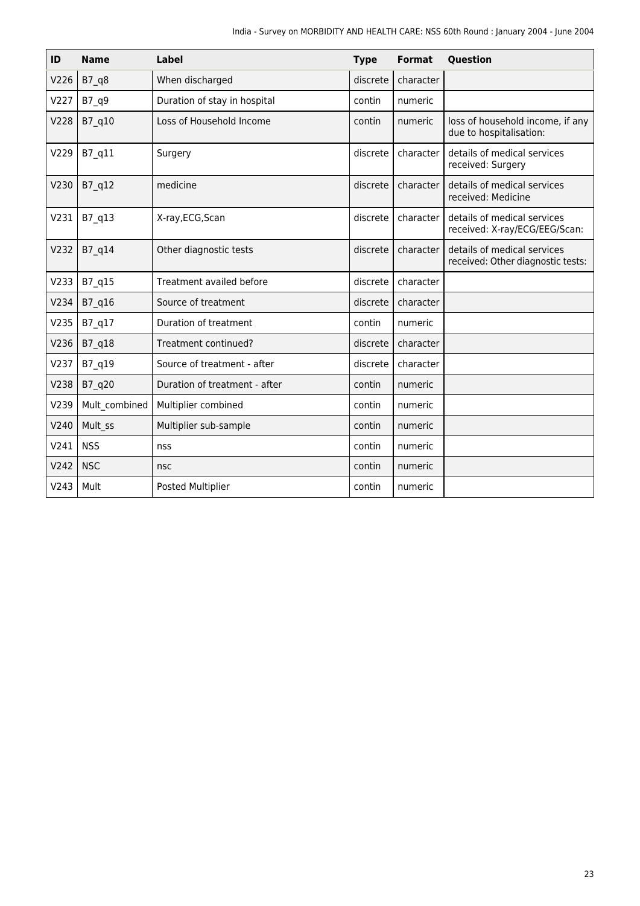| ID | Name | Label | Type | Format | Question |
|---|---|---|---|---|---|
| V226 | B7_q8 | When discharged | discrete | character | |
| V227 | B7_q9 | Duration of stay in hospital | contin | numeric | |
| V228 | B7_q10 | Loss of Household Income | contin | numeric | loss of household income, if any due to hospitalisation: |
| V229 | B7_q11 | Surgery | discrete | character | details of medical services received: Surgery |
| V230 | B7_q12 | medicine | discrete | character | details of medical services received: Medicine |
| V231 | B7_q13 | X-ray,ECG,Scan | discrete | character | details of medical services received: X-ray/ECG/EEG/Scan: |
| V232 | B7_q14 | Other diagnostic tests | discrete | character | details of medical services received: Other diagnostic tests: |
| V233 | B7_q15 | Treatment availed before | discrete | character | |
| V234 | B7_q16 | Source of treatment | discrete | character | |
| V235 | B7_q17 | Duration of treatment | contin | numeric | |
| V236 | B7_q18 | Treatment continued? | discrete | character | |
| V237 | B7_q19 | Source of treatment - after | discrete | character | |
| V238 | B7_q20 | Duration of treatment - after | contin | numeric | |
| V239 | Mult_combined | Multiplier combined | contin | numeric | |
| V240 | Mult_ss | Multiplier sub-sample | contin | numeric | |
| V241 | NSS | nss | contin | numeric | |
| V242 | NSC | nsc | contin | numeric | |
| V243 | Mult | Posted Multiplier | contin | numeric | |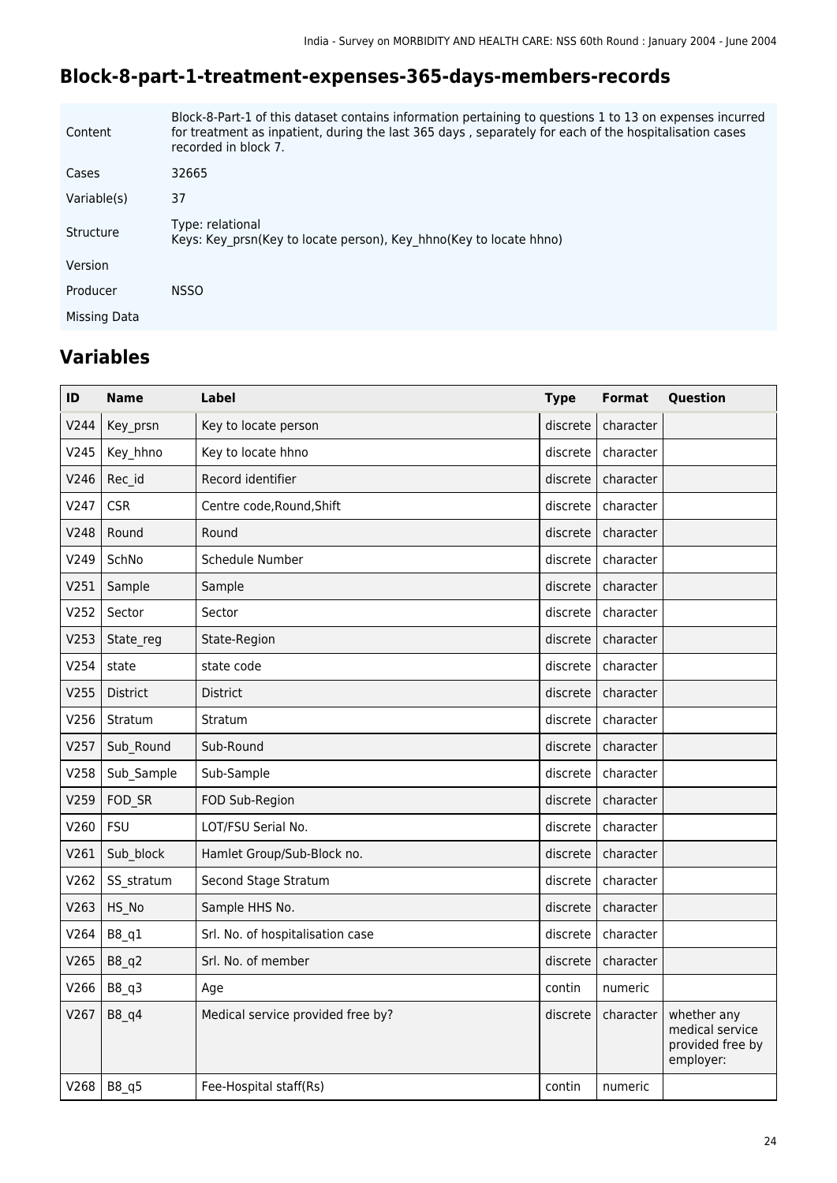## Block-8-part-1-treatment-expenses-365-days-members-records

| | |
|---|---|
| Content | Block-8-Part-1 of this dataset contains information pertaining to questions 1 to 13 on expenses incurred for treatment as inpatient, during the last 365 days , separately for each of the hospitalisation cases recorded in block 7. |
| Cases | 32665 |
| Variable(s) | 37 |
| Structure | Type: relational<br>Keys: Key_prsn(Key to locate person), Key_hhno(Key to locate hhno) |
| Version | |
| Producer | NSSO |
| Missing Data | |

## Variables

| ID | Name | Label | Type | Format | Question |
|---|---|---|---|---|---|
| V244 | Key_prsn | Key to locate person | discrete | character | |
| V245 | Key_hhno | Key to locate hhno | discrete | character | |
| V246 | Rec_id | Record identifier | discrete | character | |
| V247 | CSR | Centre code,Round,Shift | discrete | character | |
| V248 | Round | Round | discrete | character | |
| V249 | SchNo | Schedule Number | discrete | character | |
| V251 | Sample | Sample | discrete | character | |
| V252 | Sector | Sector | discrete | character | |
| V253 | State_reg | State-Region | discrete | character | |
| V254 | state | state code | discrete | character | |
| V255 | District | District | discrete | character | |
| V256 | Stratum | Stratum | discrete | character | |
| V257 | Sub_Round | Sub-Round | discrete | character | |
| V258 | Sub_Sample | Sub-Sample | discrete | character | |
| V259 | FOD_SR | FOD Sub-Region | discrete | character | |
| V260 | FSU | LOT/FSU Serial No. | discrete | character | |
| V261 | Sub_block | Hamlet Group/Sub-Block no. | discrete | character | |
| V262 | SS_stratum | Second Stage Stratum | discrete | character | |
| V263 | HS_No | Sample HHS No. | discrete | character | |
| V264 | B8_q1 | Srl. No. of hospitalisation case | discrete | character | |
| V265 | B8_q2 | Srl. No. of member | discrete | character | |
| V266 | B8_q3 | Age | contin | numeric | |
| V267 | B8_q4 | Medical service provided free by? | discrete | character | whether any medical service provided free by employer: |
| V268 | B8_q5 | Fee-Hospital staff(Rs) | contin | numeric | |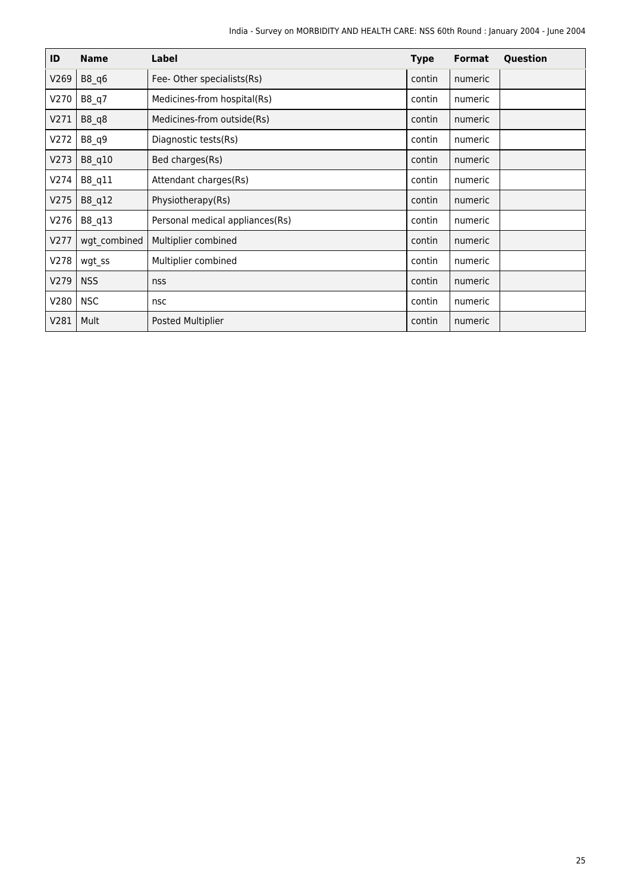| ID | Name | Label | Type | Format | Question |
| --- | --- | --- | --- | --- | --- |
| V269 | B8_q6 | Fee- Other specialists(Rs) | contin | numeric | |
| V270 | B8_q7 | Medicines-from hospital(Rs) | contin | numeric | |
| V271 | B8_q8 | Medicines-from outside(Rs) | contin | numeric | |
| V272 | B8_q9 | Diagnostic tests(Rs) | contin | numeric | |
| V273 | B8_q10 | Bed charges(Rs) | contin | numeric | |
| V274 | B8_q11 | Attendant charges(Rs) | contin | numeric | |
| V275 | B8_q12 | Physiotherapy(Rs) | contin | numeric | |
| V276 | B8_q13 | Personal medical appliances(Rs) | contin | numeric | |
| V277 | wgt_combined | Multiplier combined | contin | numeric | |
| V278 | wgt_ss | Multiplier combined | contin | numeric | |
| V279 | NSS | nss | contin | numeric | |
| V280 | NSC | nsc | contin | numeric | |
| V281 | Mult | Posted Multiplier | contin | numeric | |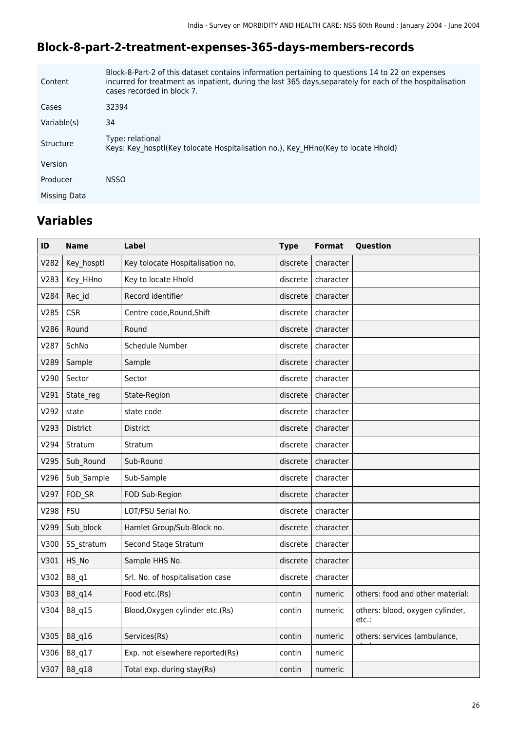## Block-8-part-2-treatment-expenses-365-days-members-records

| | |
|---|---|
| Content | Block-8-Part-2 of this dataset contains information pertaining to questions 14 to 22 on expenses incurred for treatment as inpatient, during the last 365 days,separately for each of the hospitalisation cases recorded in block 7. |
| Cases | 32394 |
| Variable(s) | 34 |
| Structure | Type: relational<br>Keys: Key_hosptl(Key tolocate Hospitalisation no.), Key_HHno(Key to locate Hhold) |
| Version | |
| Producer | NSSO |
| Missing Data | |

## Variables

| ID | Name | Label | Type | Format | Question |
|---|---|---|---|---|---|
| V282 | Key_hosptl | Key tolocate Hospitalisation no. | discrete | character | |
| V283 | Key_HHno | Key to locate Hhold | discrete | character | |
| V284 | Rec_id | Record identifier | discrete | character | |
| V285 | CSR | Centre code,Round,Shift | discrete | character | |
| V286 | Round | Round | discrete | character | |
| V287 | SchNo | Schedule Number | discrete | character | |
| V289 | Sample | Sample | discrete | character | |
| V290 | Sector | Sector | discrete | character | |
| V291 | State_reg | State-Region | discrete | character | |
| V292 | state | state code | discrete | character | |
| V293 | District | District | discrete | character | |
| V294 | Stratum | Stratum | discrete | character | |
| V295 | Sub_Round | Sub-Round | discrete | character | |
| V296 | Sub_Sample | Sub-Sample | discrete | character | |
| V297 | FOD_SR | FOD Sub-Region | discrete | character | |
| V298 | FSU | LOT/FSU Serial No. | discrete | character | |
| V299 | Sub_block | Hamlet Group/Sub-Block no. | discrete | character | |
| V300 | SS_stratum | Second Stage Stratum | discrete | character | |
| V301 | HS_No | Sample HHS No. | discrete | character | |
| V302 | B8_q1 | Srl. No. of hospitalisation case | discrete | character | |
| V303 | B8_q14 | Food etc.(Rs) | contin | numeric | others: food and other material: |
| V304 | B8_q15 | Blood,Oxygen cylinder etc.(Rs) | contin | numeric | others: blood, oxygen cylinder, etc.: |
| V305 | B8_q16 | Services(Rs) | contin | numeric | others: services (ambulance, etc.) |
| V306 | B8_q17 | Exp. not elsewhere reported(Rs) | contin | numeric | |
| V307 | B8_q18 | Total exp. during stay(Rs) | contin | numeric | |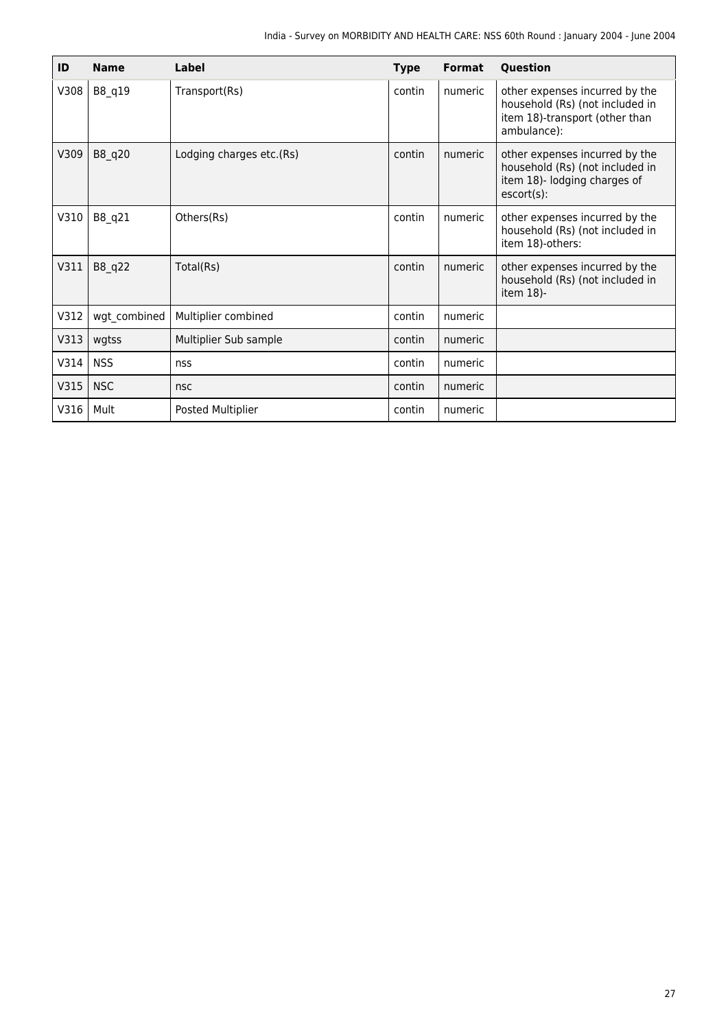| ID | Name | Label | Type | Format | Question |
|---|---|---|---|---|---|
| V308 | B8_q19 | Transport(Rs) | contin | numeric | other expenses incurred by the household (Rs) (not included in item 18)-transport (other than ambulance): |
| V309 | B8_q20 | Lodging charges etc.(Rs) | contin | numeric | other expenses incurred by the household (Rs) (not included in item 18)- lodging charges of escort(s): |
| V310 | B8_q21 | Others(Rs) | contin | numeric | other expenses incurred by the household (Rs) (not included in item 18)-others: |
| V311 | B8_q22 | Total(Rs) | contin | numeric | other expenses incurred by the household (Rs) (not included in item 18)- |
| V312 | wgt_combined | Multiplier combined | contin | numeric | |
| V313 | wgtss | Multiplier Sub sample | contin | numeric | |
| V314 | NSS | nss | contin | numeric | |
| V315 | NSC | nsc | contin | numeric | |
| V316 | Mult | Posted Multiplier | contin | numeric | |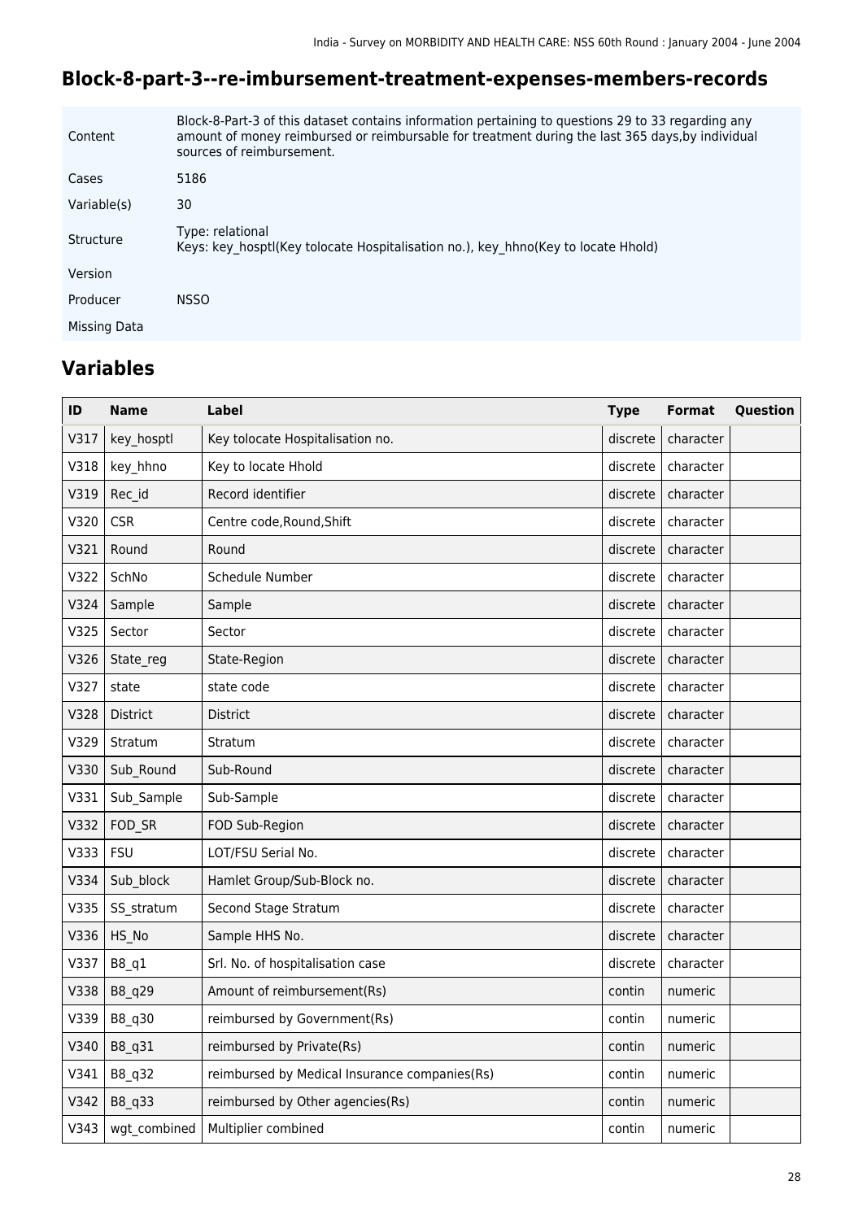## Block-8-part-3--re-imbursement-treatment-expenses-members-records

| | |
|---|---|
| Content | Block-8-Part-3 of this dataset contains information pertaining to questions 29 to 33 regarding any amount of money reimbursed or reimbursable for treatment during the last 365 days,by individual sources of reimbursement. |
| Cases | 5186 |
| Variable(s) | 30 |
| Structure | Type: relational<br>Keys: key_hosptl(Key tolocate Hospitalisation no.), key_hhno(Key to locate Hhold) |
| Version | |
| Producer | NSSO |
| Missing Data | |

## Variables

| ID | Name | Label | Type | Format | Question |
|---|---|---|---|---|---|
| V317 | key_hosptl | Key tolocate Hospitalisation no. | discrete | character | |
| V318 | key_hhno | Key to locate Hhold | discrete | character | |
| V319 | Rec_id | Record identifier | discrete | character | |
| V320 | CSR | Centre code,Round,Shift | discrete | character | |
| V321 | Round | Round | discrete | character | |
| V322 | SchNo | Schedule Number | discrete | character | |
| V324 | Sample | Sample | discrete | character | |
| V325 | Sector | Sector | discrete | character | |
| V326 | State_reg | State-Region | discrete | character | |
| V327 | state | state code | discrete | character | |
| V328 | District | District | discrete | character | |
| V329 | Stratum | Stratum | discrete | character | |
| V330 | Sub_Round | Sub-Round | discrete | character | |
| V331 | Sub_Sample | Sub-Sample | discrete | character | |
| V332 | FOD_SR | FOD Sub-Region | discrete | character | |
| V333 | FSU | LOT/FSU Serial No. | discrete | character | |
| V334 | Sub_block | Hamlet Group/Sub-Block no. | discrete | character | |
| V335 | SS_stratum | Second Stage Stratum | discrete | character | |
| V336 | HS_No | Sample HHS No. | discrete | character | |
| V337 | B8_q1 | Srl. No. of hospitalisation case | discrete | character | |
| V338 | B8_q29 | Amount of reimbursement(Rs) | contin | numeric | |
| V339 | B8_q30 | reimbursed by Government(Rs) | contin | numeric | |
| V340 | B8_q31 | reimbursed by Private(Rs) | contin | numeric | |
| V341 | B8_q32 | reimbursed by Medical Insurance companies(Rs) | contin | numeric | |
| V342 | B8_q33 | reimbursed by Other agencies(Rs) | contin | numeric | |
| V343 | wgt_combined | Multiplier combined | contin | numeric | |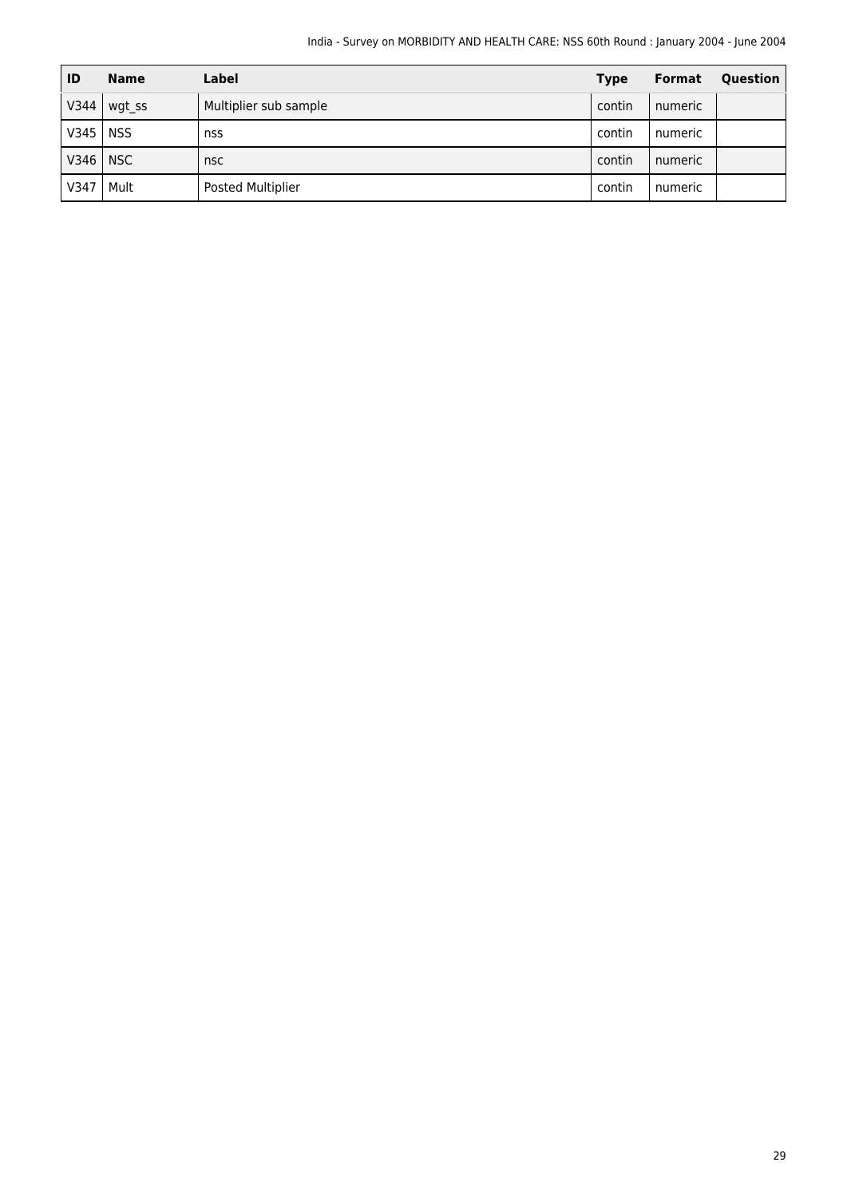| ID | Name | Label | Type | Format | Question |
|---|---|---|---|---|---|
| V344 | wgt_ss | Multiplier sub sample | contin | numeric | |
| V345 | NSS | nss | contin | numeric | |
| V346 | NSC | nsc | contin | numeric | |
| V347 | Mult | Posted Multiplier | contin | numeric | |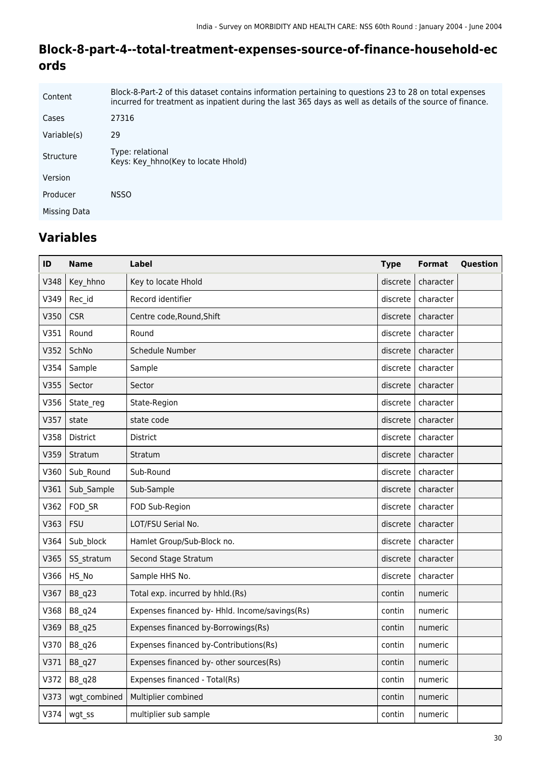## Block-8-part-4--total-treatment-expenses-source-of-finance-household-ecords

| | |
|---|---|
| Content | Block-8-Part-2 of this dataset contains information pertaining to questions 23 to 28 on total expenses incurred for treatment as inpatient during the last 365 days as well as details of the source of finance. |
| Cases | 27316 |
| Variable(s) | 29 |
| Structure | Type: relational<br>Keys: Key_hhno(Key to locate Hhold) |
| Version | |
| Producer | NSSO |
| Missing Data | |

## Variables

| ID | Name | Label | Type | Format | Question |
|---|---|---|---|---|---|
| V348 | Key_hhno | Key to locate Hhold | discrete | character | |
| V349 | Rec_id | Record identifier | discrete | character | |
| V350 | CSR | Centre code,Round,Shift | discrete | character | |
| V351 | Round | Round | discrete | character | |
| V352 | SchNo | Schedule Number | discrete | character | |
| V354 | Sample | Sample | discrete | character | |
| V355 | Sector | Sector | discrete | character | |
| V356 | State_reg | State-Region | discrete | character | |
| V357 | state | state code | discrete | character | |
| V358 | District | District | discrete | character | |
| V359 | Stratum | Stratum | discrete | character | |
| V360 | Sub_Round | Sub-Round | discrete | character | |
| V361 | Sub_Sample | Sub-Sample | discrete | character | |
| V362 | FOD_SR | FOD Sub-Region | discrete | character | |
| V363 | FSU | LOT/FSU Serial No. | discrete | character | |
| V364 | Sub_block | Hamlet Group/Sub-Block no. | discrete | character | |
| V365 | SS_stratum | Second Stage Stratum | discrete | character | |
| V366 | HS_No | Sample HHS No. | discrete | character | |
| V367 | B8_q23 | Total exp. incurred by hhld.(Rs) | contin | numeric | |
| V368 | B8_q24 | Expenses financed by- Hhld. Income/savings(Rs) | contin | numeric | |
| V369 | B8_q25 | Expenses financed by-Borrowings(Rs) | contin | numeric | |
| V370 | B8_q26 | Expenses financed by-Contributions(Rs) | contin | numeric | |
| V371 | B8_q27 | Expenses financed by- other sources(Rs) | contin | numeric | |
| V372 | B8_q28 | Expenses financed - Total(Rs) | contin | numeric | |
| V373 | wgt_combined | Multiplier combined | contin | numeric | |
| V374 | wgt_ss | multiplier sub sample | contin | numeric | |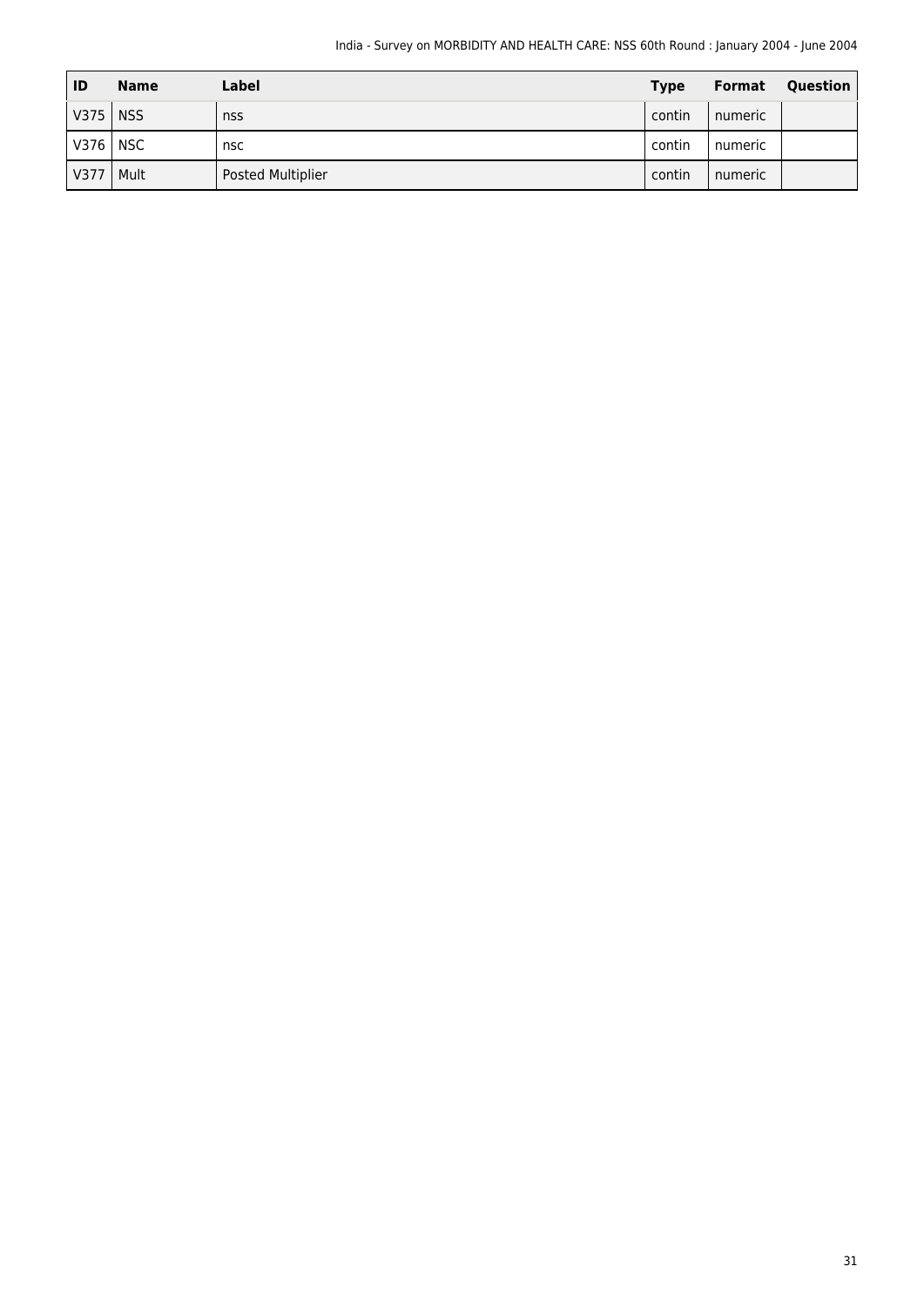| ID | Name | Label | Type | Format | Question |
|---|---|---|---|---|---|
| V375 | NSS | nss | contin | numeric | |
| V376 | NSC | nsc | contin | numeric | |
| V377 | Mult | Posted Multiplier | contin | numeric | |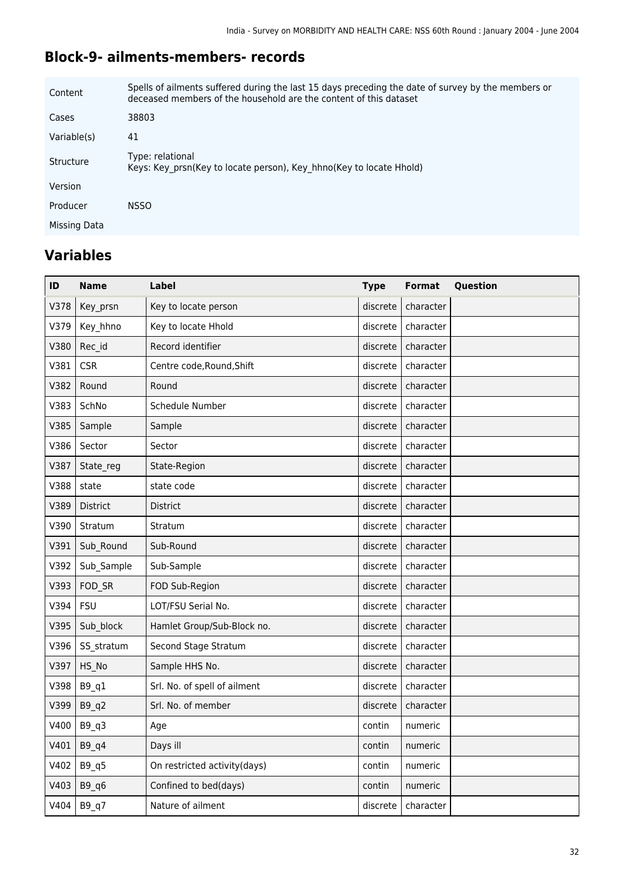## Block-9- ailments-members- records

| | |
|---|---|
| Content | Spells of ailments suffered during the last 15 days preceding the date of survey by the members or deceased members of the household are the content of this dataset |
| Cases | 38803 |
| Variable(s) | 41 |
| Structure | Type: relational<br>Keys: Key_prsn(Key to locate person), Key_hhno(Key to locate Hhold) |
| Version | |
| Producer | NSSO |
| Missing Data | |

## Variables

| ID | Name | Label | Type | Format | Question |
|---|---|---|---|---|---|
| V378 | Key_prsn | Key to locate person | discrete | character | |
| V379 | Key_hhno | Key to locate Hhold | discrete | character | |
| V380 | Rec_id | Record identifier | discrete | character | |
| V381 | CSR | Centre code,Round,Shift | discrete | character | |
| V382 | Round | Round | discrete | character | |
| V383 | SchNo | Schedule Number | discrete | character | |
| V385 | Sample | Sample | discrete | character | |
| V386 | Sector | Sector | discrete | character | |
| V387 | State_reg | State-Region | discrete | character | |
| V388 | state | state code | discrete | character | |
| V389 | District | District | discrete | character | |
| V390 | Stratum | Stratum | discrete | character | |
| V391 | Sub_Round | Sub-Round | discrete | character | |
| V392 | Sub_Sample | Sub-Sample | discrete | character | |
| V393 | FOD_SR | FOD Sub-Region | discrete | character | |
| V394 | FSU | LOT/FSU Serial No. | discrete | character | |
| V395 | Sub_block | Hamlet Group/Sub-Block no. | discrete | character | |
| V396 | SS_stratum | Second Stage Stratum | discrete | character | |
| V397 | HS_No | Sample HHS No. | discrete | character | |
| V398 | B9_q1 | Srl. No. of spell of ailment | discrete | character | |
| V399 | B9_q2 | Srl. No. of member | discrete | character | |
| V400 | B9_q3 | Age | contin | numeric | |
| V401 | B9_q4 | Days ill | contin | numeric | |
| V402 | B9_q5 | On restricted activity(days) | contin | numeric | |
| V403 | B9_q6 | Confined to bed(days) | contin | numeric | |
| V404 | B9_q7 | Nature of ailment | discrete | character | |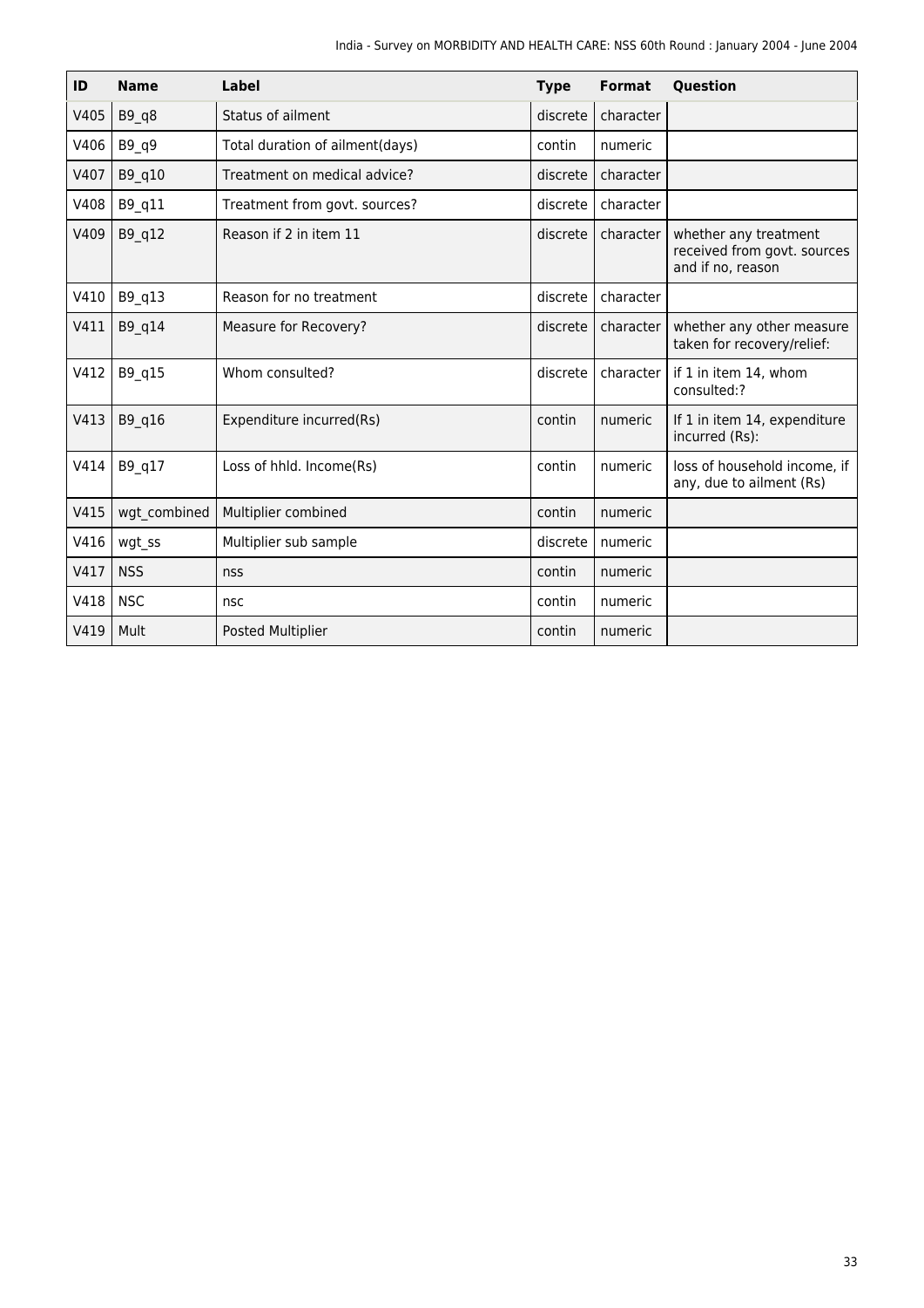| ID | Name | Label | Type | Format | Question |
| --- | --- | --- | --- | --- | --- |
| V405 | B9_q8 | Status of ailment | discrete | character | |
| V406 | B9_q9 | Total duration of ailment(days) | contin | numeric | |
| V407 | B9_q10 | Treatment on medical advice? | discrete | character | |
| V408 | B9_q11 | Treatment from govt. sources? | discrete | character | |
| V409 | B9_q12 | Reason if 2 in item 11 | discrete | character | whether any treatment received from govt. sources and if no, reason |
| V410 | B9_q13 | Reason for no treatment | discrete | character | |
| V411 | B9_q14 | Measure for Recovery? | discrete | character | whether any other measure taken for recovery/relief: |
| V412 | B9_q15 | Whom consulted? | discrete | character | if 1 in item 14, whom consulted:? |
| V413 | B9_q16 | Expenditure incurred(Rs) | contin | numeric | If 1 in item 14, expenditure incurred (Rs): |
| V414 | B9_q17 | Loss of hhld. Income(Rs) | contin | numeric | loss of household income, if any, due to ailment (Rs) |
| V415 | wgt_combined | Multiplier combined | contin | numeric | |
| V416 | wgt_ss | Multiplier sub sample | discrete | numeric | |
| V417 | NSS | nss | contin | numeric | |
| V418 | NSC | nsc | contin | numeric | |
| V419 | Mult | Posted Multiplier | contin | numeric | |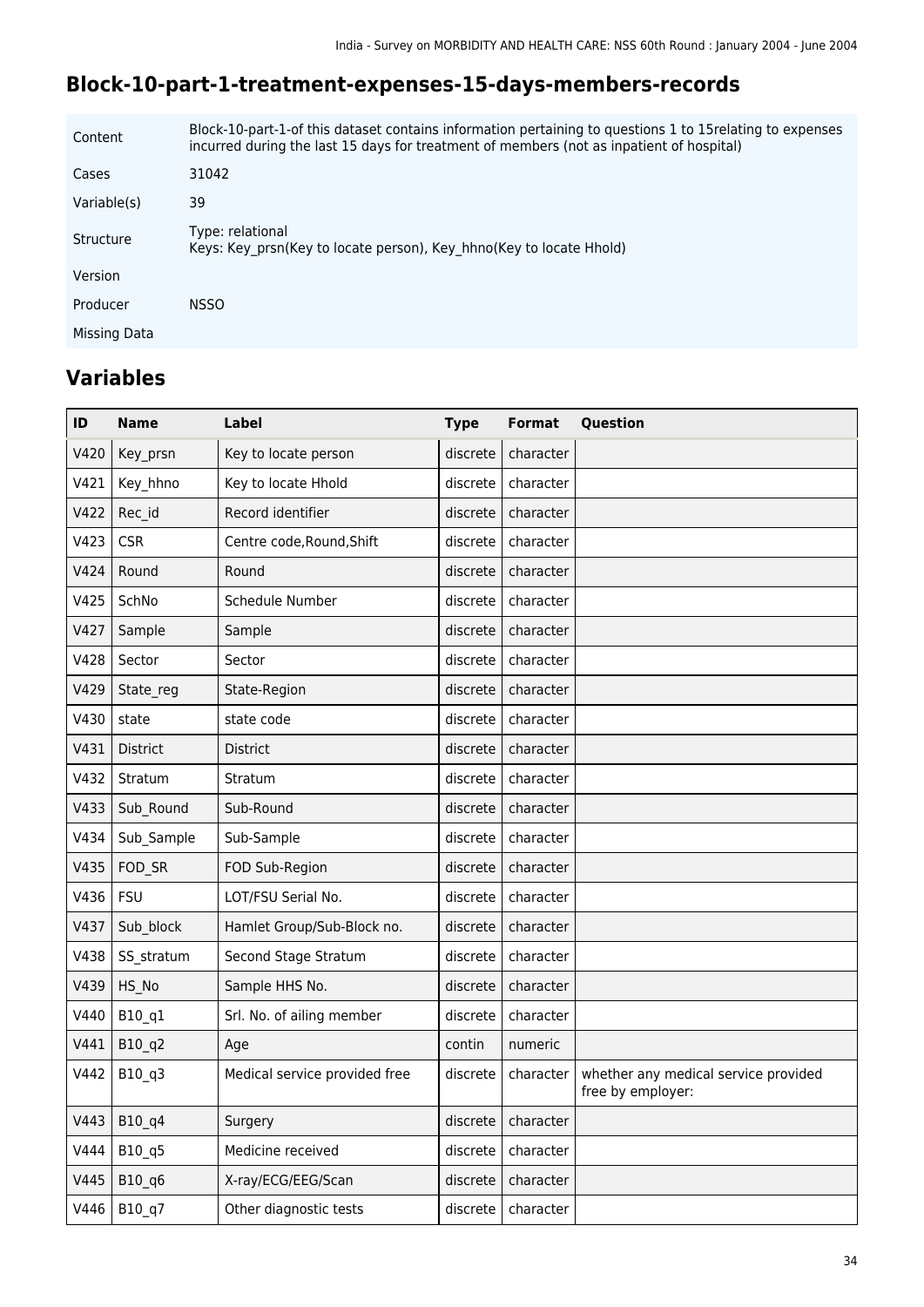## Block-10-part-1-treatment-expenses-15-days-members-records

| | |
|---|---|
| Content | Block-10-part-1-of this dataset contains information pertaining to questions 1 to 15relating to expenses incurred during the last 15 days for treatment of members (not as inpatient of hospital) |
| Cases | 31042 |
| Variable(s) | 39 |
| Structure | Type: relational<br>Keys: Key_prsn(Key to locate person), Key_hhno(Key to locate Hhold) |
| Version | |
| Producer | NSSO |
| Missing Data | |

## Variables

| ID | Name | Label | Type | Format | Question |
|---|---|---|---|---|---|
| V420 | Key_prsn | Key to locate person | discrete | character | |
| V421 | Key_hhno | Key to locate Hhold | discrete | character | |
| V422 | Rec_id | Record identifier | discrete | character | |
| V423 | CSR | Centre code,Round,Shift | discrete | character | |
| V424 | Round | Round | discrete | character | |
| V425 | SchNo | Schedule Number | discrete | character | |
| V427 | Sample | Sample | discrete | character | |
| V428 | Sector | Sector | discrete | character | |
| V429 | State_reg | State-Region | discrete | character | |
| V430 | state | state code | discrete | character | |
| V431 | District | District | discrete | character | |
| V432 | Stratum | Stratum | discrete | character | |
| V433 | Sub_Round | Sub-Round | discrete | character | |
| V434 | Sub_Sample | Sub-Sample | discrete | character | |
| V435 | FOD_SR | FOD Sub-Region | discrete | character | |
| V436 | FSU | LOT/FSU Serial No. | discrete | character | |
| V437 | Sub_block | Hamlet Group/Sub-Block no. | discrete | character | |
| V438 | SS_stratum | Second Stage Stratum | discrete | character | |
| V439 | HS_No | Sample HHS No. | discrete | character | |
| V440 | B10_q1 | Srl. No. of ailing member | discrete | character | |
| V441 | B10_q2 | Age | contin | numeric | |
| V442 | B10_q3 | Medical service provided free | discrete | character | whether any medical service provided free by employer: |
| V443 | B10_q4 | Surgery | discrete | character | |
| V444 | B10_q5 | Medicine received | discrete | character | |
| V445 | B10_q6 | X-ray/ECG/EEG/Scan | discrete | character | |
| V446 | B10_q7 | Other diagnostic tests | discrete | character | |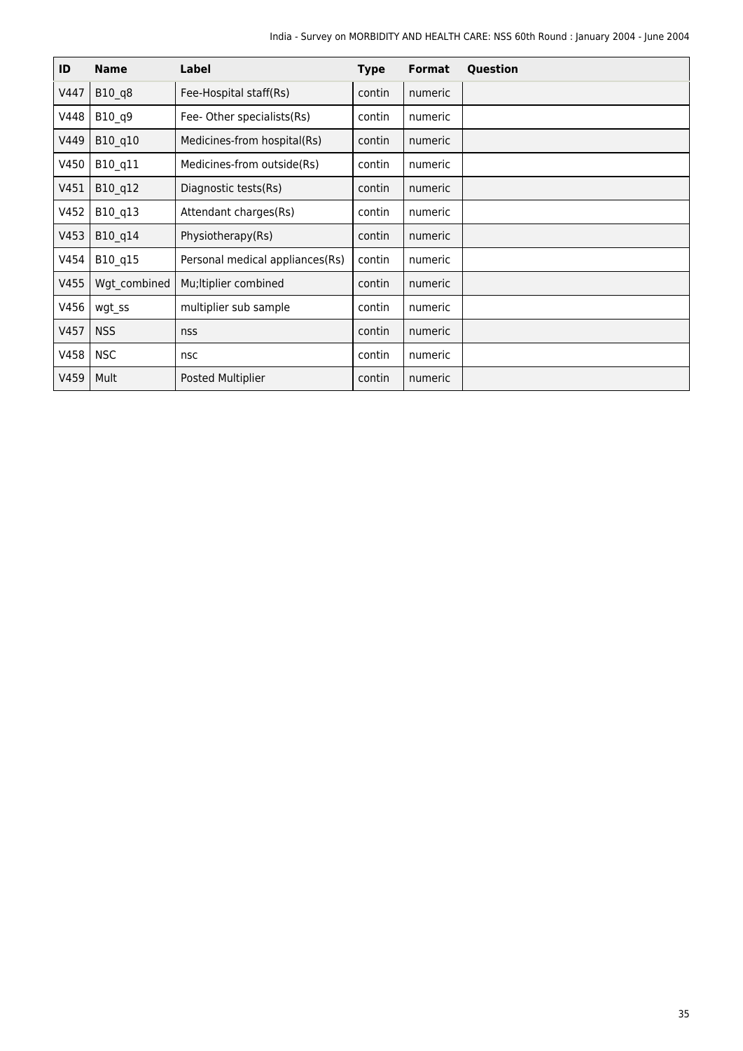| ID | Name | Label | Type | Format | Question |
|---|---|---|---|---|---|
| V447 | B10_q8 | Fee-Hospital staff(Rs) | contin | numeric | |
| V448 | B10_q9 | Fee- Other specialists(Rs) | contin | numeric | |
| V449 | B10_q10 | Medicines-from hospital(Rs) | contin | numeric | |
| V450 | B10_q11 | Medicines-from outside(Rs) | contin | numeric | |
| V451 | B10_q12 | Diagnostic tests(Rs) | contin | numeric | |
| V452 | B10_q13 | Attendant charges(Rs) | contin | numeric | |
| V453 | B10_q14 | Physiotherapy(Rs) | contin | numeric | |
| V454 | B10_q15 | Personal medical appliances(Rs) | contin | numeric | |
| V455 | Wgt_combined | Mu;ltiplier combined | contin | numeric | |
| V456 | wgt_ss | multiplier sub sample | contin | numeric | |
| V457 | NSS | nss | contin | numeric | |
| V458 | NSC | nsc | contin | numeric | |
| V459 | Mult | Posted Multiplier | contin | numeric | |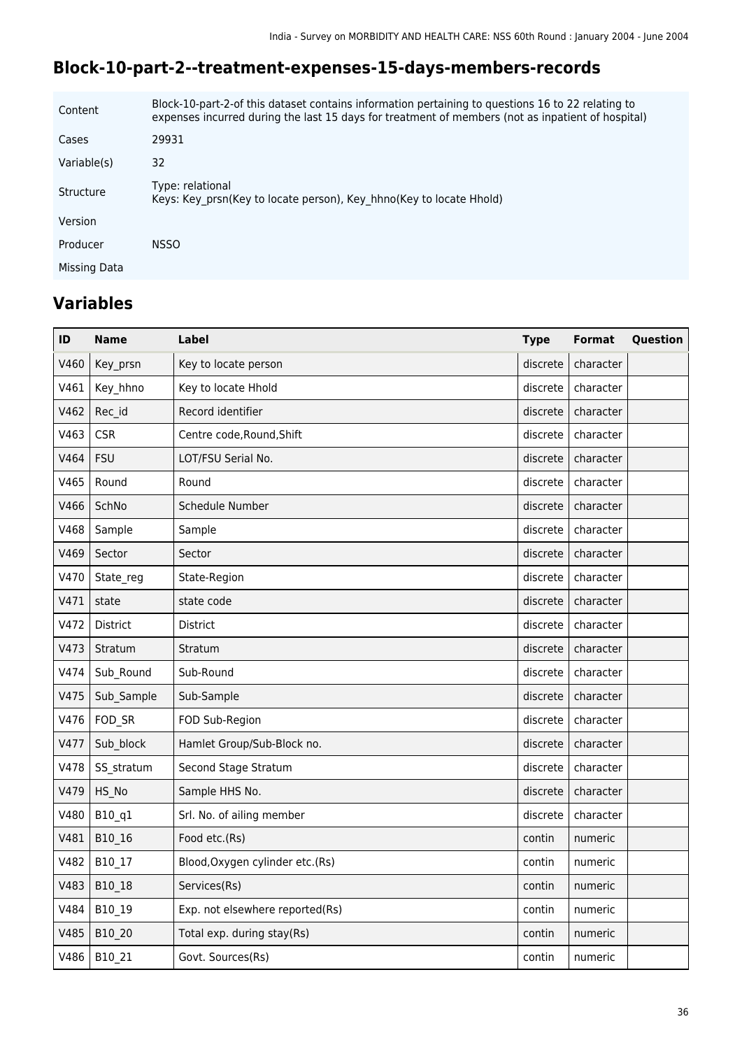## Block-10-part-2--treatment-expenses-15-days-members-records

| | |
|---|---|
| Content | Block-10-part-2-of this dataset contains information pertaining to questions 16 to 22 relating to expenses incurred during the last 15 days for treatment of members (not as inpatient of hospital) |
| Cases | 29931 |
| Variable(s) | 32 |
| Structure | Type: relational<br>Keys: Key_prsn(Key to locate person), Key_hhno(Key to locate Hhold) |
| Version | |
| Producer | NSSO |
| Missing Data | |

## Variables

| ID | Name | Label | Type | Format | Question |
|---|---|---|---|---|---|
| V460 | Key_prsn | Key to locate person | discrete | character | |
| V461 | Key_hhno | Key to locate Hhold | discrete | character | |
| V462 | Rec_id | Record identifier | discrete | character | |
| V463 | CSR | Centre code,Round,Shift | discrete | character | |
| V464 | FSU | LOT/FSU Serial No. | discrete | character | |
| V465 | Round | Round | discrete | character | |
| V466 | SchNo | Schedule Number | discrete | character | |
| V468 | Sample | Sample | discrete | character | |
| V469 | Sector | Sector | discrete | character | |
| V470 | State_reg | State-Region | discrete | character | |
| V471 | state | state code | discrete | character | |
| V472 | District | District | discrete | character | |
| V473 | Stratum | Stratum | discrete | character | |
| V474 | Sub_Round | Sub-Round | discrete | character | |
| V475 | Sub_Sample | Sub-Sample | discrete | character | |
| V476 | FOD_SR | FOD Sub-Region | discrete | character | |
| V477 | Sub_block | Hamlet Group/Sub-Block no. | discrete | character | |
| V478 | SS_stratum | Second Stage Stratum | discrete | character | |
| V479 | HS_No | Sample HHS No. | discrete | character | |
| V480 | B10_q1 | Srl. No. of ailing member | discrete | character | |
| V481 | B10_16 | Food etc.(Rs) | contin | numeric | |
| V482 | B10_17 | Blood,Oxygen cylinder etc.(Rs) | contin | numeric | |
| V483 | B10_18 | Services(Rs) | contin | numeric | |
| V484 | B10_19 | Exp. not elsewhere reported(Rs) | contin | numeric | |
| V485 | B10_20 | Total exp. during stay(Rs) | contin | numeric | |
| V486 | B10_21 | Govt. Sources(Rs) | contin | numeric | |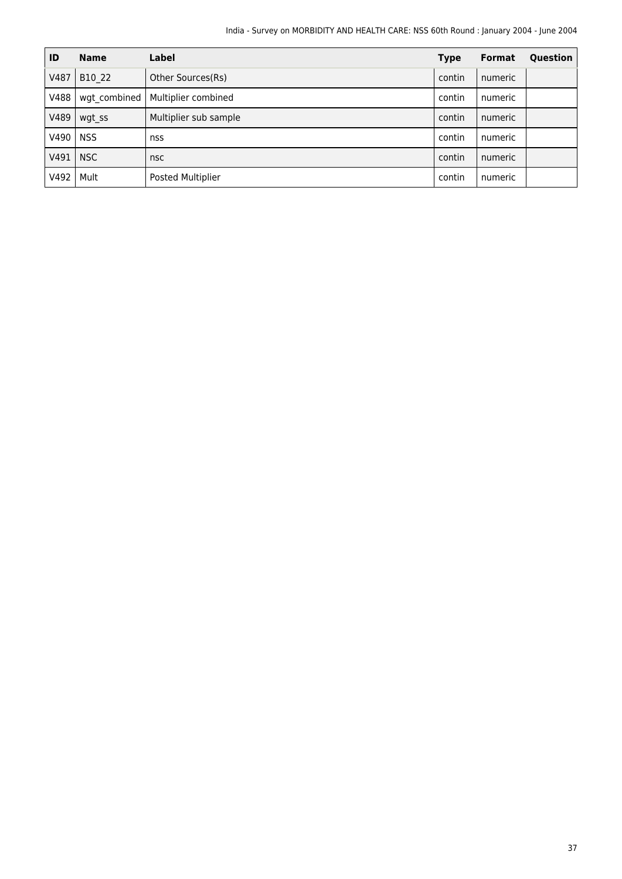| ID | Name | Label | Type | Format | Question |
|---|---|---|---|---|---|
| V487 | B10_22 | Other Sources(Rs) | contin | numeric | |
| V488 | wgt_combined | Multiplier combined | contin | numeric | |
| V489 | wgt_ss | Multiplier sub sample | contin | numeric | |
| V490 | NSS | nss | contin | numeric | |
| V491 | NSC | nsc | contin | numeric | |
| V492 | Mult | Posted Multiplier | contin | numeric | |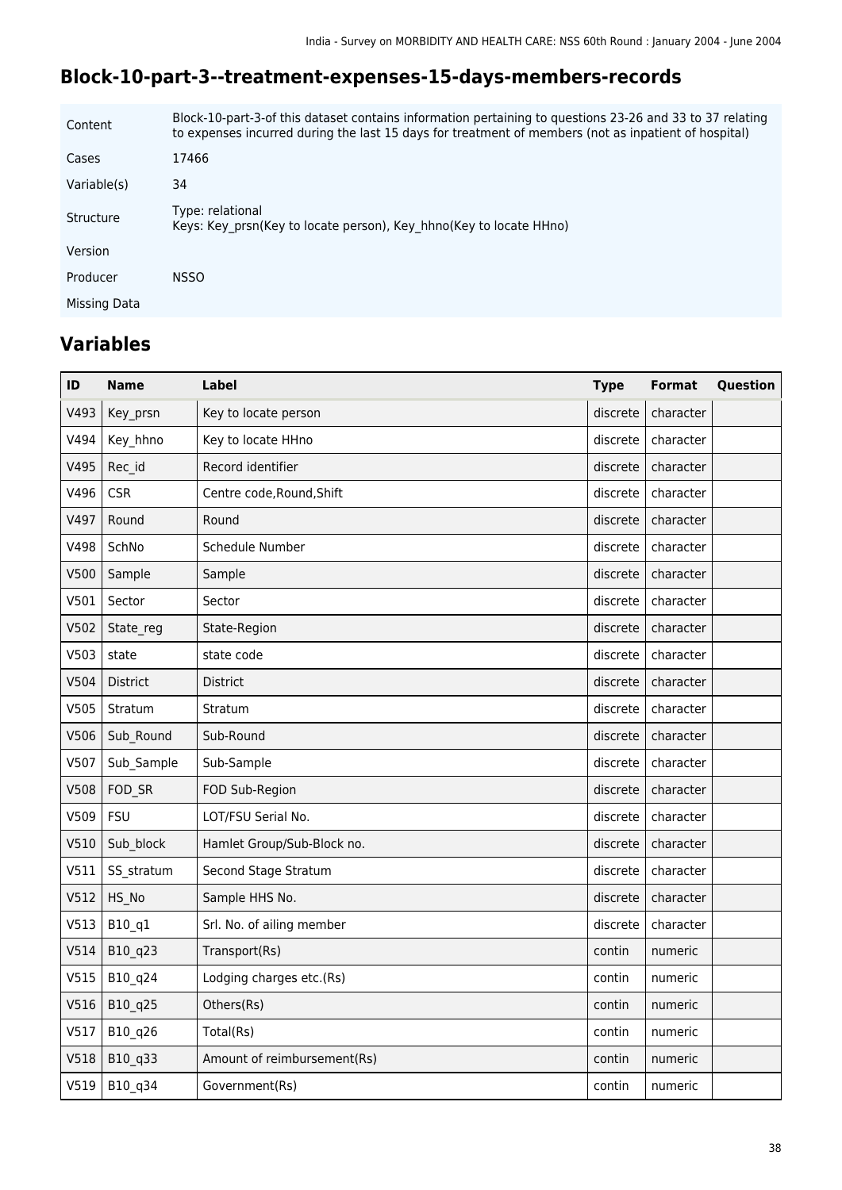## Block-10-part-3--treatment-expenses-15-days-members-records

| | |
|---|---|
| Content | Block-10-part-3-of this dataset contains information pertaining to questions 23-26 and 33 to 37 relating to expenses incurred during the last 15 days for treatment of members (not as inpatient of hospital) |
| Cases | 17466 |
| Variable(s) | 34 |
| Structure | Type: relational<br>Keys: Key_prsn(Key to locate person), Key_hhno(Key to locate HHno) |
| Version | |
| Producer | NSSO |
| Missing Data | |

## Variables

| ID | Name | Label | Type | Format | Question |
|---|---|---|---|---|---|
| V493 | Key_prsn | Key to locate person | discrete | character | |
| V494 | Key_hhno | Key to locate HHno | discrete | character | |
| V495 | Rec_id | Record identifier | discrete | character | |
| V496 | CSR | Centre code,Round,Shift | discrete | character | |
| V497 | Round | Round | discrete | character | |
| V498 | SchNo | Schedule Number | discrete | character | |
| V500 | Sample | Sample | discrete | character | |
| V501 | Sector | Sector | discrete | character | |
| V502 | State_reg | State-Region | discrete | character | |
| V503 | state | state code | discrete | character | |
| V504 | District | District | discrete | character | |
| V505 | Stratum | Stratum | discrete | character | |
| V506 | Sub_Round | Sub-Round | discrete | character | |
| V507 | Sub_Sample | Sub-Sample | discrete | character | |
| V508 | FOD_SR | FOD Sub-Region | discrete | character | |
| V509 | FSU | LOT/FSU Serial No. | discrete | character | |
| V510 | Sub_block | Hamlet Group/Sub-Block no. | discrete | character | |
| V511 | SS_stratum | Second Stage Stratum | discrete | character | |
| V512 | HS_No | Sample HHS No. | discrete | character | |
| V513 | B10_q1 | Srl. No. of ailing member | discrete | character | |
| V514 | B10_q23 | Transport(Rs) | contin | numeric | |
| V515 | B10_q24 | Lodging charges etc.(Rs) | contin | numeric | |
| V516 | B10_q25 | Others(Rs) | contin | numeric | |
| V517 | B10_q26 | Total(Rs) | contin | numeric | |
| V518 | B10_q33 | Amount of reimbursement(Rs) | contin | numeric | |
| V519 | B10_q34 | Government(Rs) | contin | numeric | |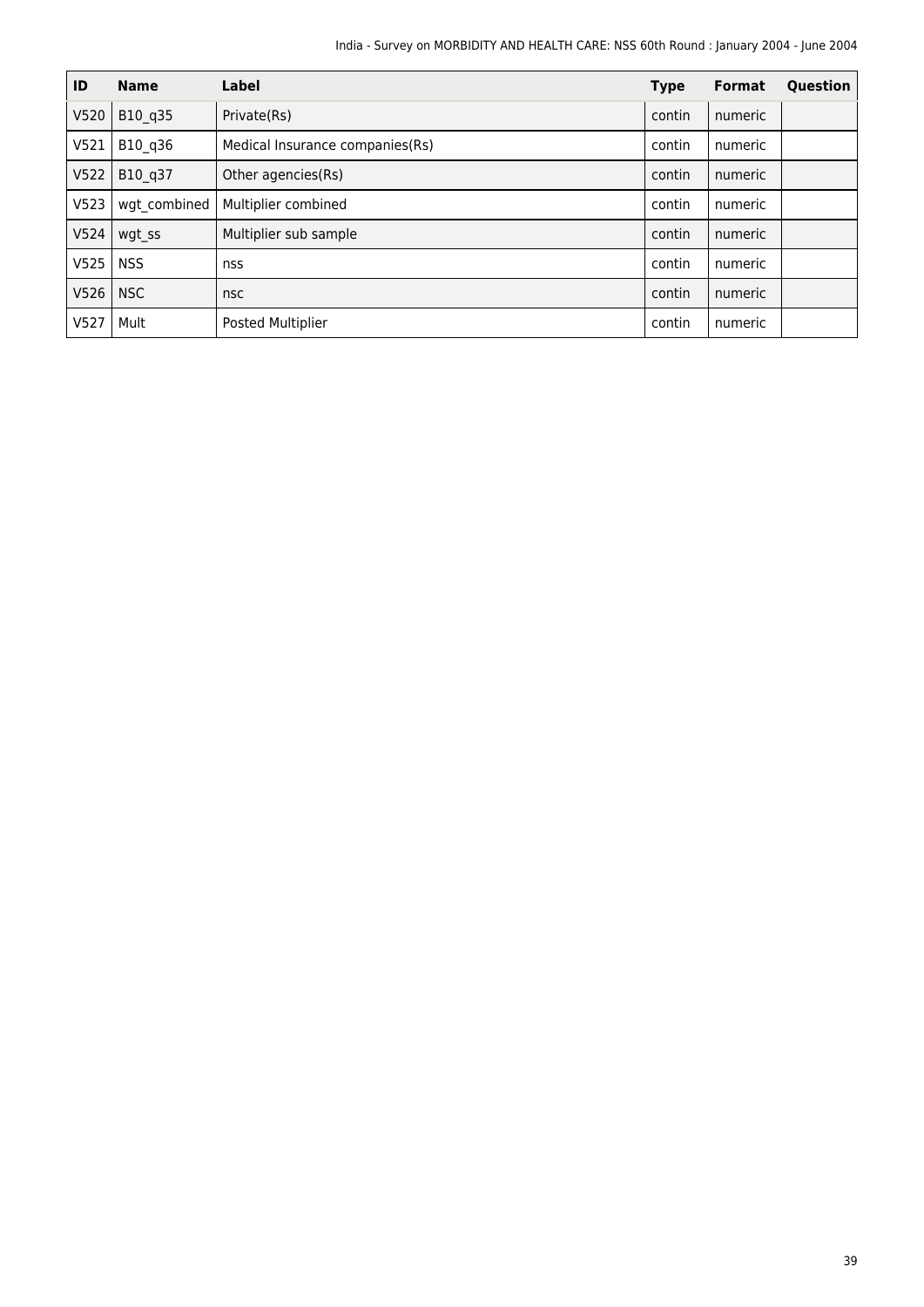| ID | Name | Label | Type | Format | Question |
|---|---|---|---|---|---|
| V520 | B10_q35 | Private(Rs) | contin | numeric | |
| V521 | B10_q36 | Medical Insurance companies(Rs) | contin | numeric | |
| V522 | B10_q37 | Other agencies(Rs) | contin | numeric | |
| V523 | wgt_combined | Multiplier combined | contin | numeric | |
| V524 | wgt_ss | Multiplier sub sample | contin | numeric | |
| V525 | NSS | nss | contin | numeric | |
| V526 | NSC | nsc | contin | numeric | |
| V527 | Mult | Posted Multiplier | contin | numeric | |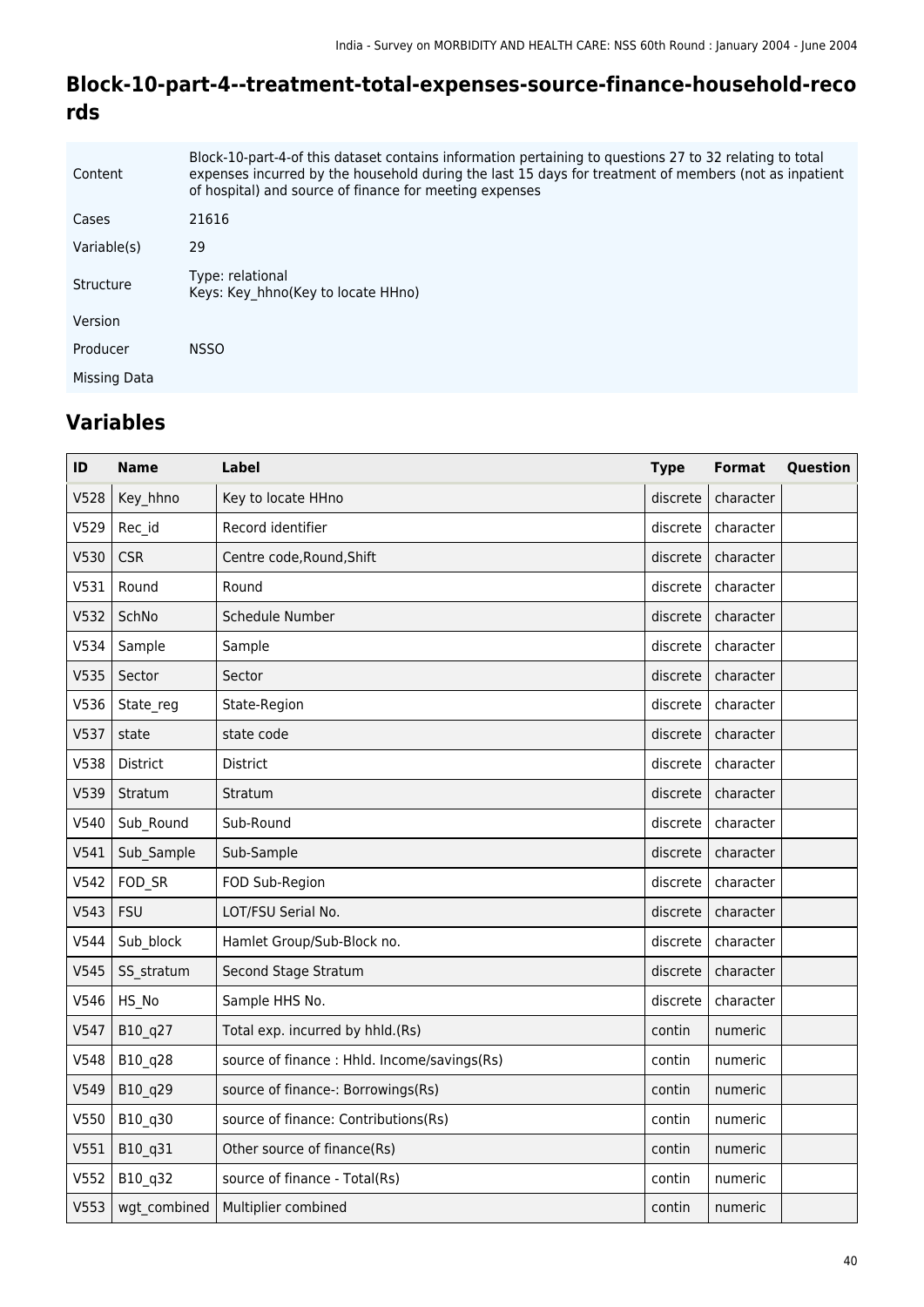## Block-10-part-4--treatment-total-expenses-source-finance-household-records

| | |
|---|---|
| Content | Block-10-part-4-of this dataset contains information pertaining to questions 27 to 32 relating to total expenses incurred by the household during the last 15 days for treatment of members (not as inpatient of hospital) and source of finance for meeting expenses |
| Cases | 21616 |
| Variable(s) | 29 |
| Structure | Type: relational<br>Keys: Key_hhno(Key to locate HHno) |
| Version | |
| Producer | NSSO |
| Missing Data | |

## Variables

| ID | Name | Label | Type | Format | Question |
|---|---|---|---|---|---|
| V528 | Key_hhno | Key to locate HHno | discrete | character | |
| V529 | Rec_id | Record identifier | discrete | character | |
| V530 | CSR | Centre code,Round,Shift | discrete | character | |
| V531 | Round | Round | discrete | character | |
| V532 | SchNo | Schedule Number | discrete | character | |
| V534 | Sample | Sample | discrete | character | |
| V535 | Sector | Sector | discrete | character | |
| V536 | State_reg | State-Region | discrete | character | |
| V537 | state | state code | discrete | character | |
| V538 | District | District | discrete | character | |
| V539 | Stratum | Stratum | discrete | character | |
| V540 | Sub_Round | Sub-Round | discrete | character | |
| V541 | Sub_Sample | Sub-Sample | discrete | character | |
| V542 | FOD_SR | FOD Sub-Region | discrete | character | |
| V543 | FSU | LOT/FSU Serial No. | discrete | character | |
| V544 | Sub_block | Hamlet Group/Sub-Block no. | discrete | character | |
| V545 | SS_stratum | Second Stage Stratum | discrete | character | |
| V546 | HS_No | Sample HHS No. | discrete | character | |
| V547 | B10_q27 | Total exp. incurred by hhld.(Rs) | contin | numeric | |
| V548 | B10_q28 | source of finance : Hhld. Income/savings(Rs) | contin | numeric | |
| V549 | B10_q29 | source of finance-: Borrowings(Rs) | contin | numeric | |
| V550 | B10_q30 | source of finance: Contributions(Rs) | contin | numeric | |
| V551 | B10_q31 | Other source of finance(Rs) | contin | numeric | |
| V552 | B10_q32 | source of finance - Total(Rs) | contin | numeric | |
| V553 | wgt_combined | Multiplier combined | contin | numeric | |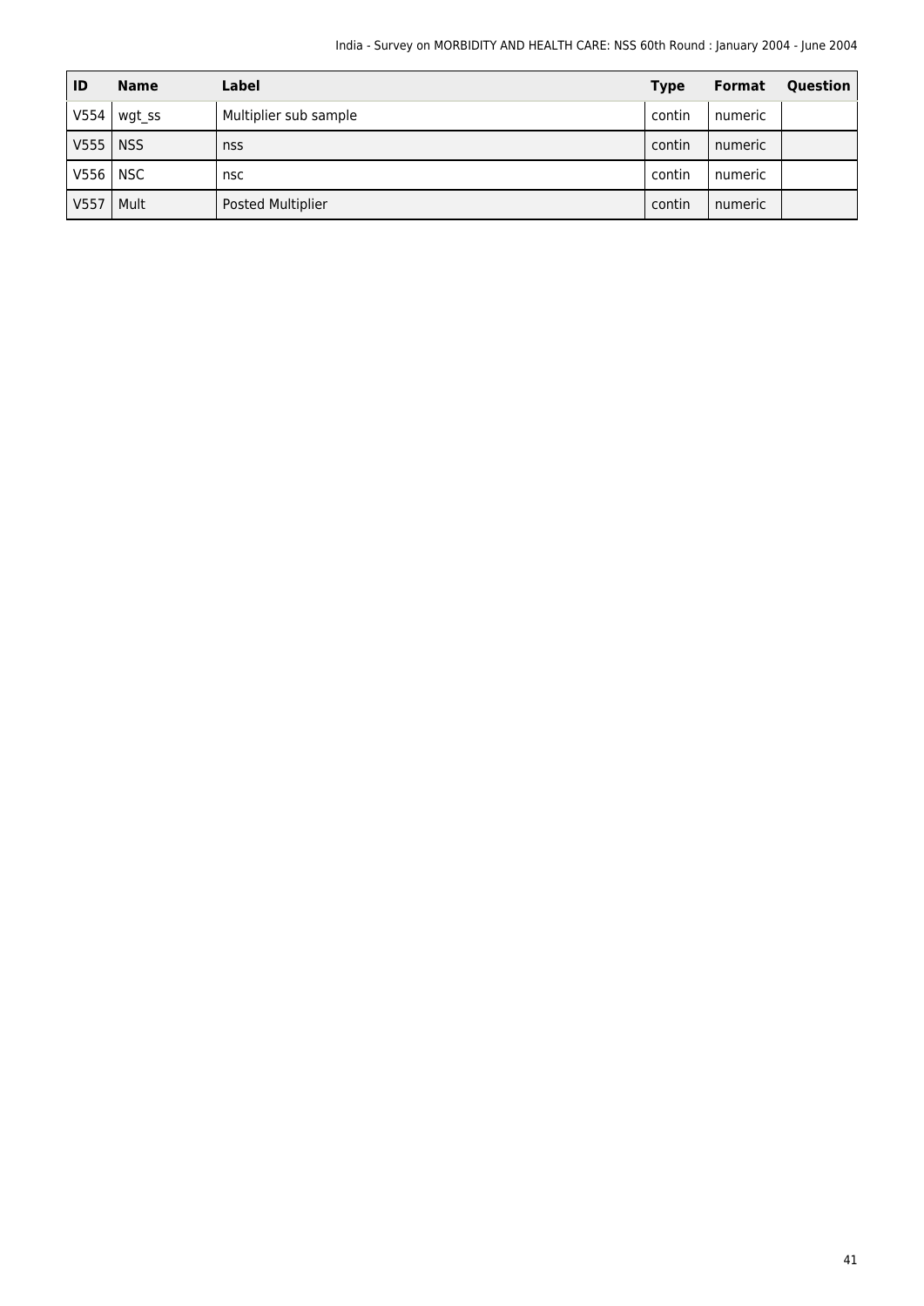| ID | Name | Label | Type | Format | Question |
| --- | --- | --- | --- | --- | --- |
| V554 | wgt_ss | Multiplier sub sample | contin | numeric | |
| V555 | NSS | nss | contin | numeric | |
| V556 | NSC | nsc | contin | numeric | |
| V557 | Mult | Posted Multiplier | contin | numeric | |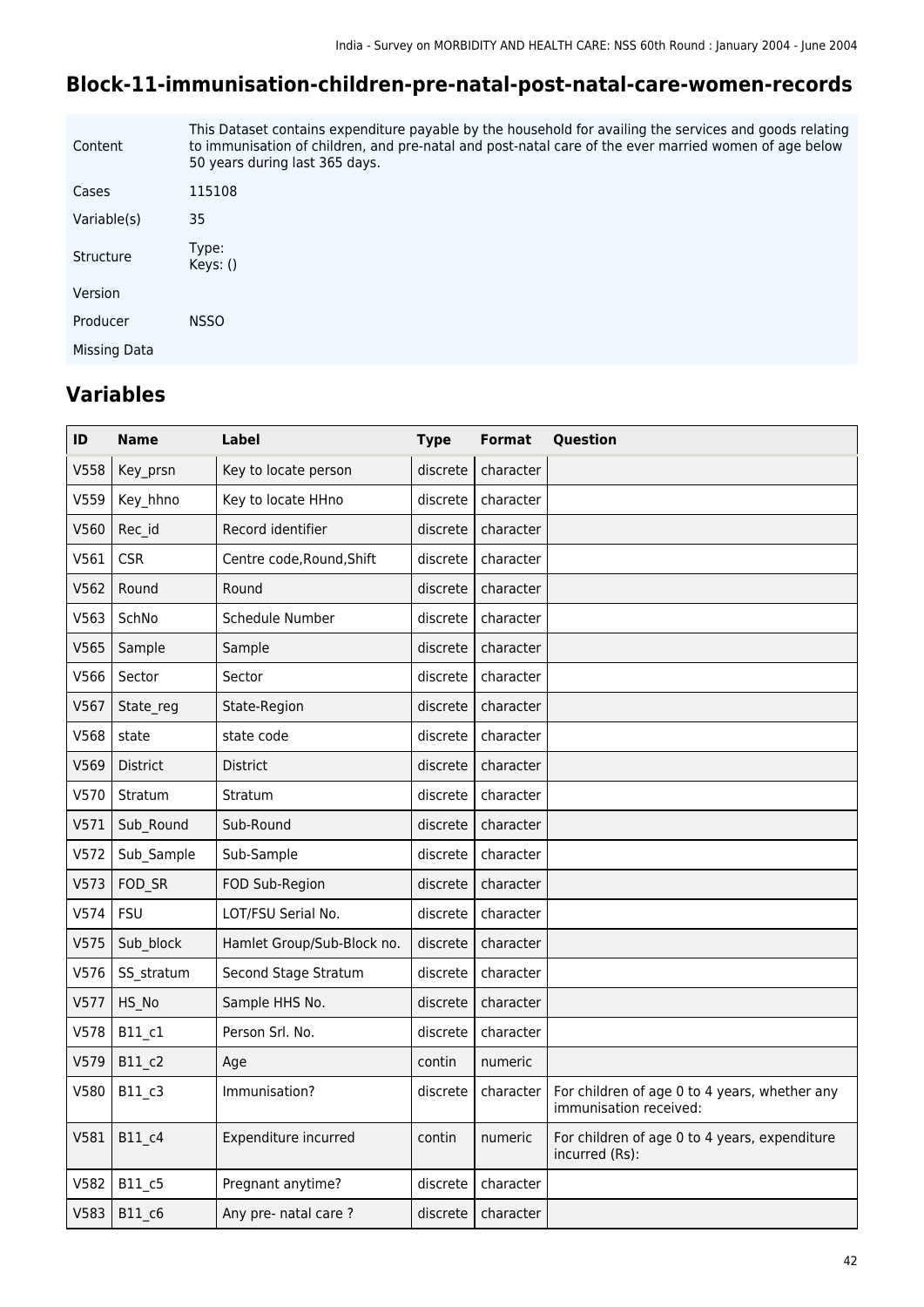## Block-11-immunisation-children-pre-natal-post-natal-care-women-records

| | |
|---|---|
| Content | This Dataset contains expenditure payable by the household for availing the services and goods relating to immunisation of children, and pre-natal and post-natal care of the ever married women of age below 50 years during last 365 days. |
| Cases | 115108 |
| Variable(s) | 35 |
| Structure | Type: Keys: () |
| Version | |
| Producer | NSSO |
| Missing Data | |

## Variables

| ID | Name | Label | Type | Format | Question |
|---|---|---|---|---|---|
| V558 | Key_prsn | Key to locate person | discrete | character | |
| V559 | Key_hhno | Key to locate HHno | discrete | character | |
| V560 | Rec_id | Record identifier | discrete | character | |
| V561 | CSR | Centre code,Round,Shift | discrete | character | |
| V562 | Round | Round | discrete | character | |
| V563 | SchNo | Schedule Number | discrete | character | |
| V565 | Sample | Sample | discrete | character | |
| V566 | Sector | Sector | discrete | character | |
| V567 | State_reg | State-Region | discrete | character | |
| V568 | state | state code | discrete | character | |
| V569 | District | District | discrete | character | |
| V570 | Stratum | Stratum | discrete | character | |
| V571 | Sub_Round | Sub-Round | discrete | character | |
| V572 | Sub_Sample | Sub-Sample | discrete | character | |
| V573 | FOD_SR | FOD Sub-Region | discrete | character | |
| V574 | FSU | LOT/FSU Serial No. | discrete | character | |
| V575 | Sub_block | Hamlet Group/Sub-Block no. | discrete | character | |
| V576 | SS_stratum | Second Stage Stratum | discrete | character | |
| V577 | HS_No | Sample HHS No. | discrete | character | |
| V578 | B11_c1 | Person Srl. No. | discrete | character | |
| V579 | B11_c2 | Age | contin | numeric | |
| V580 | B11_c3 | Immunisation? | discrete | character | For children of age 0 to 4 years, whether any immunisation received: |
| V581 | B11_c4 | Expenditure incurred | contin | numeric | For children of age 0 to 4 years, expenditure incurred (Rs): |
| V582 | B11_c5 | Pregnant anytime? | discrete | character | |
| V583 | B11_c6 | Any pre- natal care ? | discrete | character | |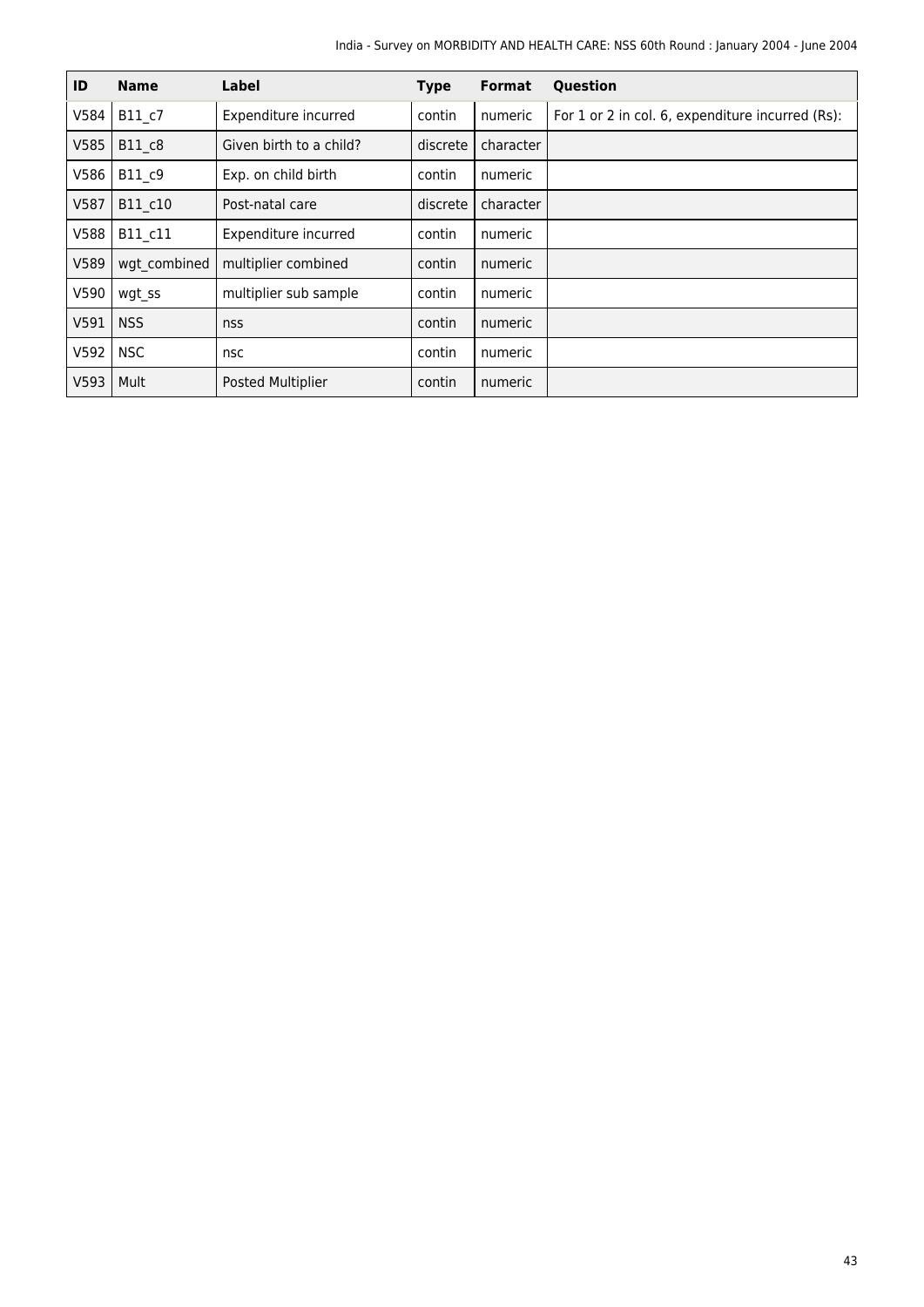| ID | Name | Label | Type | Format | Question |
|---|---|---|---|---|---|
| V584 | B11_c7 | Expenditure incurred | contin | numeric | For 1 or 2 in col. 6, expenditure incurred (Rs): |
| V585 | B11_c8 | Given birth to a child? | discrete | character | |
| V586 | B11_c9 | Exp. on child birth | contin | numeric | |
| V587 | B11_c10 | Post-natal care | discrete | character | |
| V588 | B11_c11 | Expenditure incurred | contin | numeric | |
| V589 | wgt_combined | multiplier combined | contin | numeric | |
| V590 | wgt_ss | multiplier sub sample | contin | numeric | |
| V591 | NSS | nss | contin | numeric | |
| V592 | NSC | nsc | contin | numeric | |
| V593 | Mult | Posted Multiplier | contin | numeric | |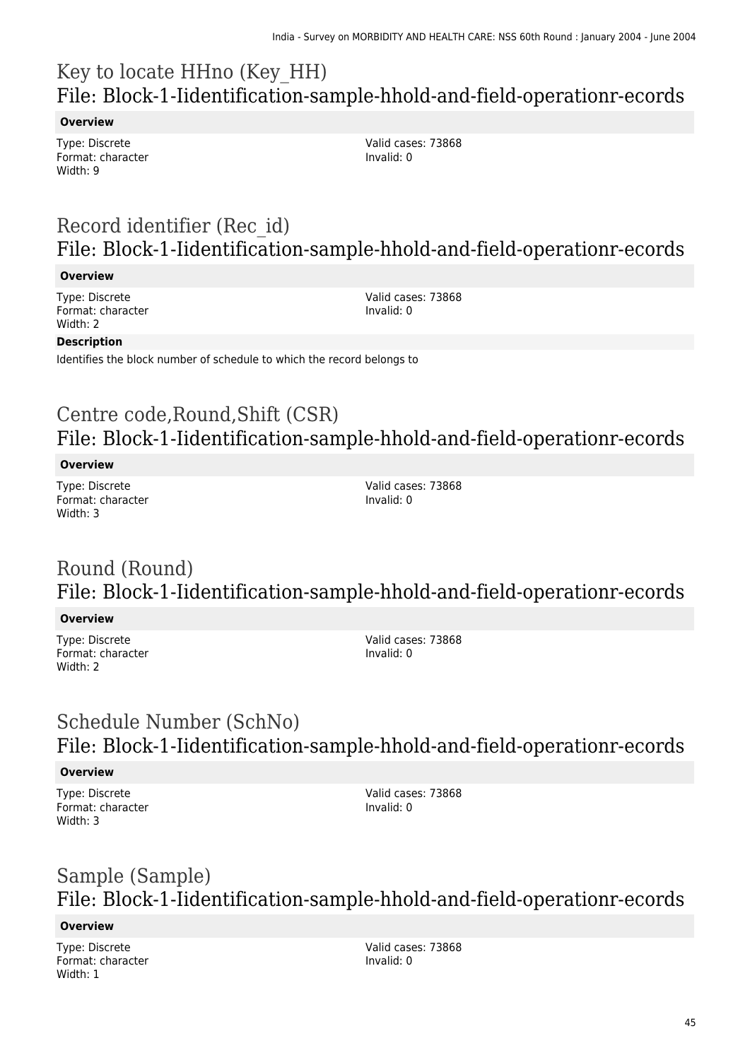## Key to locate HHno (Key_HH)
## File: Block-1-Iidentification-sample-hhold-and-field-operationr-ecords

**Overview**

Type: Discrete
Format: character
Width: 9

Valid cases: 73868
Invalid: 0

## Record identifier (Rec_id)
## File: Block-1-Iidentification-sample-hhold-and-field-operationr-ecords

**Overview**

Type: Discrete
Format: character
Width: 2

Valid cases: 73868
Invalid: 0

**Description**

Identifies the block number of schedule to which the record belongs to

## Centre code,Round,Shift (CSR)
## File: Block-1-Iidentification-sample-hhold-and-field-operationr-ecords

**Overview**

Type: Discrete
Format: character
Width: 3

Valid cases: 73868
Invalid: 0

## Round (Round)
## File: Block-1-Iidentification-sample-hhold-and-field-operationr-ecords

**Overview**

Type: Discrete
Format: character
Width: 2

Valid cases: 73868
Invalid: 0

## Schedule Number (SchNo)
## File: Block-1-Iidentification-sample-hhold-and-field-operationr-ecords

**Overview**

Type: Discrete
Format: character
Width: 3

Valid cases: 73868
Invalid: 0

## Sample (Sample)
## File: Block-1-Iidentification-sample-hhold-and-field-operationr-ecords

**Overview**

Type: Discrete
Format: character
Width: 1

Valid cases: 73868
Invalid: 0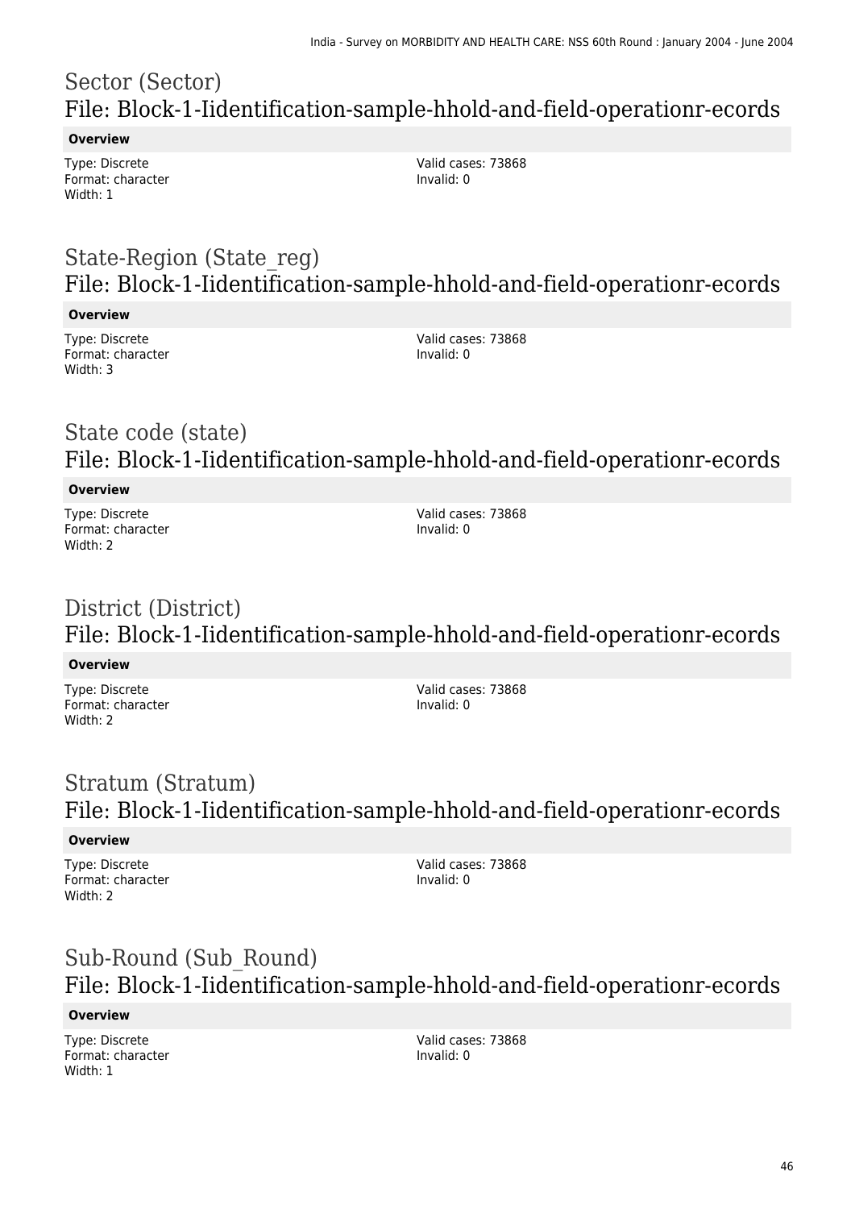## Sector (Sector)
## File: Block-1-Iidentification-sample-hhold-and-field-operationr-ecords

**Overview**

Type: Discrete
Format: character
Width: 1

Valid cases: 73868
Invalid: 0

## State-Region (State_reg)
## File: Block-1-Iidentification-sample-hhold-and-field-operationr-ecords

**Overview**

Type: Discrete
Format: character
Width: 3

Valid cases: 73868
Invalid: 0

## State code (state)
## File: Block-1-Iidentification-sample-hhold-and-field-operationr-ecords

**Overview**

Type: Discrete
Format: character
Width: 2

Valid cases: 73868
Invalid: 0

## District (District)
## File: Block-1-Iidentification-sample-hhold-and-field-operationr-ecords

**Overview**

Type: Discrete
Format: character
Width: 2

Valid cases: 73868
Invalid: 0

## Stratum (Stratum)
## File: Block-1-Iidentification-sample-hhold-and-field-operationr-ecords

**Overview**

Type: Discrete
Format: character
Width: 2

Valid cases: 73868
Invalid: 0

## Sub-Round (Sub_Round)
## File: Block-1-Iidentification-sample-hhold-and-field-operationr-ecords

**Overview**

Type: Discrete
Format: character
Width: 1

Valid cases: 73868
Invalid: 0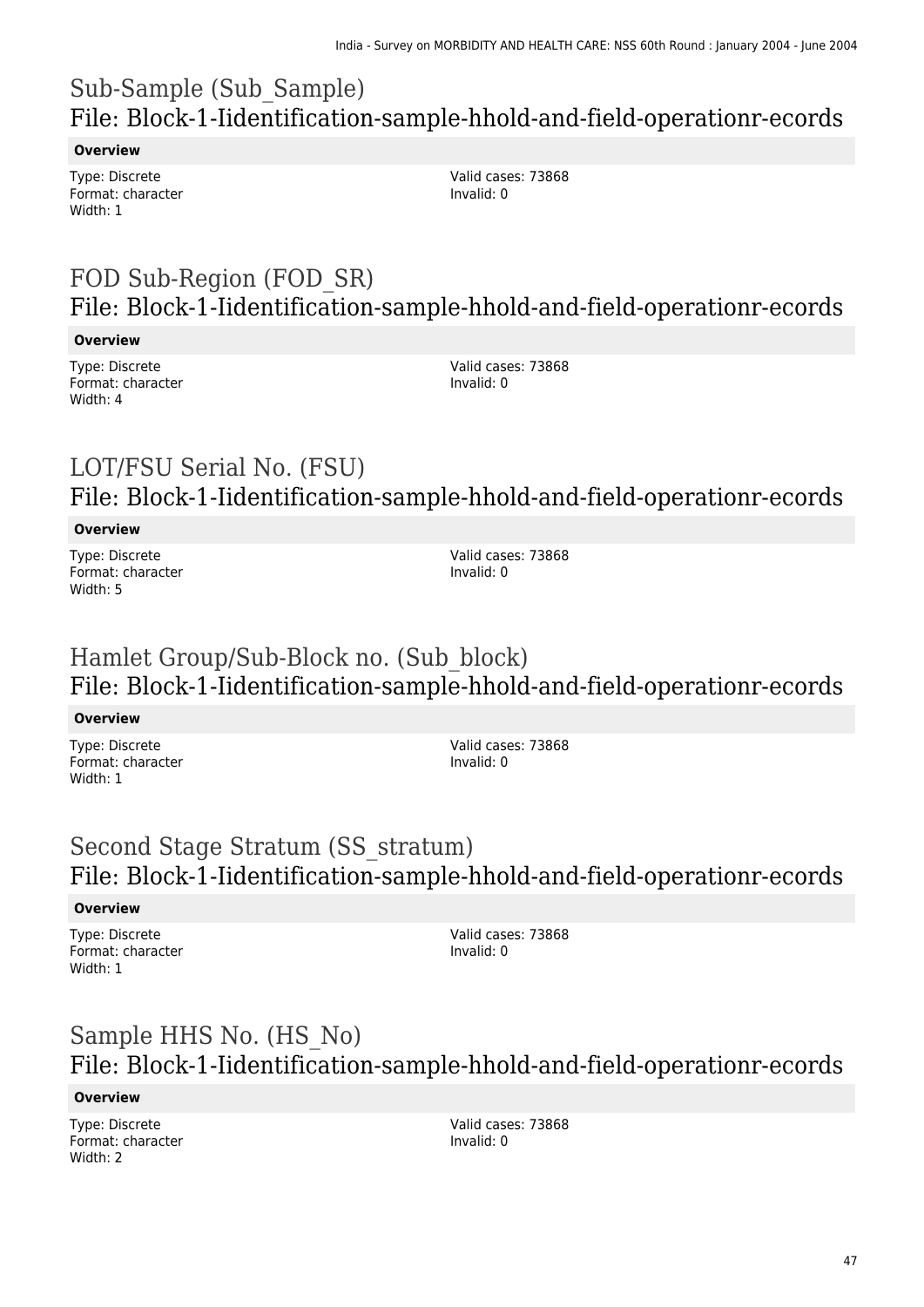## Sub-Sample (Sub_Sample)
## File: Block-1-Iidentification-sample-hhold-and-field-operationr-ecords

**Overview**

Type: Discrete
Format: character
Width: 1

Valid cases: 73868
Invalid: 0

## FOD Sub-Region (FOD_SR)
## File: Block-1-Iidentification-sample-hhold-and-field-operationr-ecords

**Overview**

Type: Discrete
Format: character
Width: 4

Valid cases: 73868
Invalid: 0

## LOT/FSU Serial No. (FSU)
## File: Block-1-Iidentification-sample-hhold-and-field-operationr-ecords

**Overview**

Type: Discrete
Format: character
Width: 5

Valid cases: 73868
Invalid: 0

## Hamlet Group/Sub-Block no. (Sub_block)
## File: Block-1-Iidentification-sample-hhold-and-field-operationr-ecords

**Overview**

Type: Discrete
Format: character
Width: 1

Valid cases: 73868
Invalid: 0

## Second Stage Stratum (SS_stratum)
## File: Block-1-Iidentification-sample-hhold-and-field-operationr-ecords

**Overview**

Type: Discrete
Format: character
Width: 1

Valid cases: 73868
Invalid: 0

## Sample HHS No. (HS_No)
## File: Block-1-Iidentification-sample-hhold-and-field-operationr-ecords

**Overview**

Type: Discrete
Format: character
Width: 2

Valid cases: 73868
Invalid: 0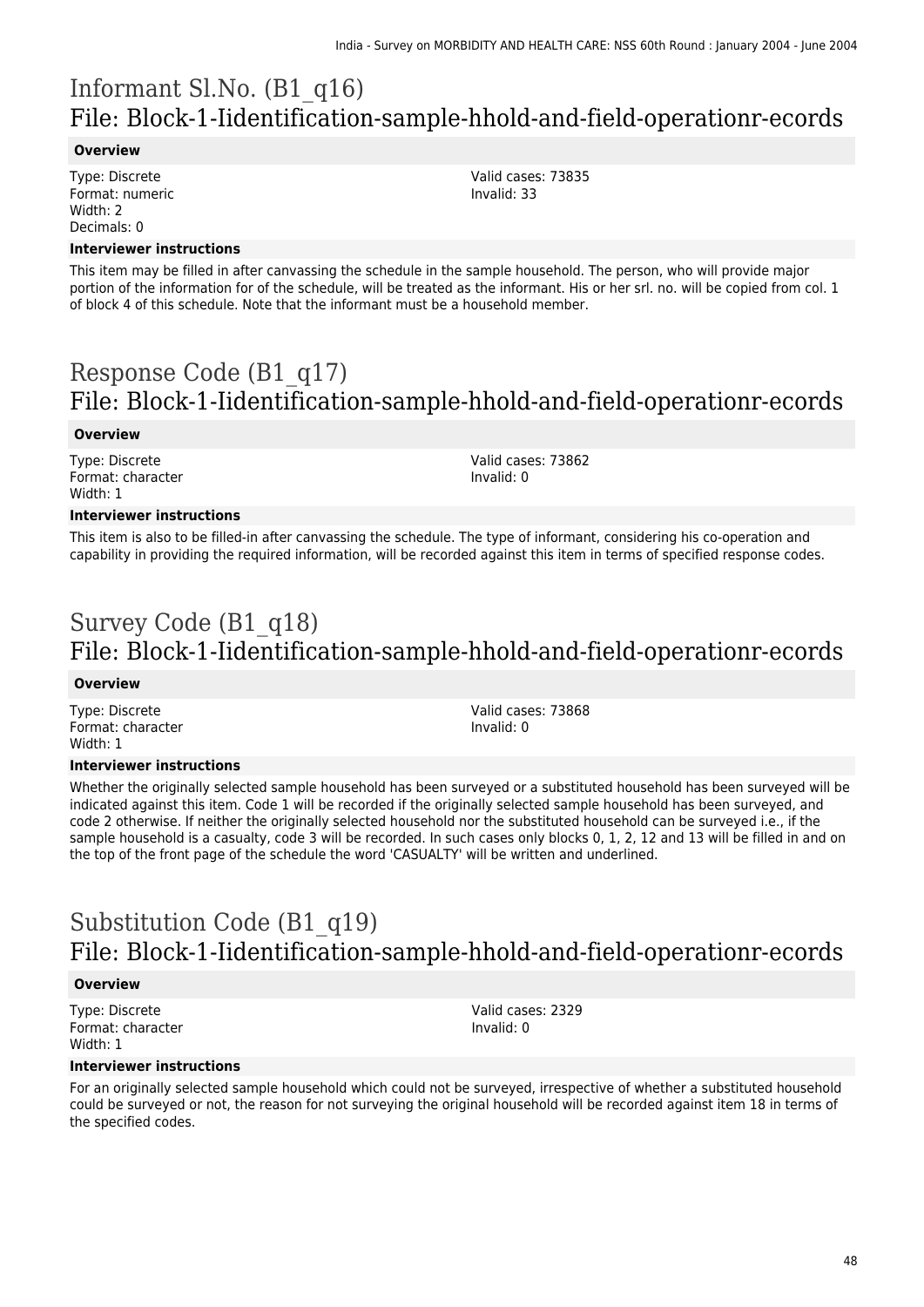# Informant Sl.No. (B1_q16)
## File: Block-1-Iidentification-sample-hhold-and-field-operationr-ecords

### Overview

Type: Discrete
Format: numeric
Width: 2
Decimals: 0

Valid cases: 73835
Invalid: 33

### Interviewer instructions

This item may be filled in after canvassing the schedule in the sample household. The person, who will provide major portion of the information for of the schedule, will be treated as the informant. His or her srl. no. will be copied from col. 1 of block 4 of this schedule. Note that the informant must be a household member.

# Response Code (B1_q17)
## File: Block-1-Iidentification-sample-hhold-and-field-operationr-ecords

### Overview

Type: Discrete
Format: character
Width: 1

Valid cases: 73862
Invalid: 0

### Interviewer instructions

This item is also to be filled-in after canvassing the schedule. The type of informant, considering his co-operation and capability in providing the required information, will be recorded against this item in terms of specified response codes.

# Survey Code (B1_q18)
## File: Block-1-Iidentification-sample-hhold-and-field-operationr-ecords

### Overview

Type: Discrete
Format: character
Width: 1

Valid cases: 73868
Invalid: 0

### Interviewer instructions

Whether the originally selected sample household has been surveyed or a substituted household has been surveyed will be indicated against this item. Code 1 will be recorded if the originally selected sample household has been surveyed, and code 2 otherwise. If neither the originally selected household nor the substituted household can be surveyed i.e., if the sample household is a casualty, code 3 will be recorded. In such cases only blocks 0, 1, 2, 12 and 13 will be filled in and on the top of the front page of the schedule the word 'CASUALTY' will be written and underlined.

# Substitution Code (B1_q19)
## File: Block-1-Iidentification-sample-hhold-and-field-operationr-ecords

### Overview

Type: Discrete
Format: character
Width: 1

Valid cases: 2329
Invalid: 0

### Interviewer instructions

For an originally selected sample household which could not be surveyed, irrespective of whether a substituted household could be surveyed or not, the reason for not surveying the original household will be recorded against item 18 in terms of the specified codes.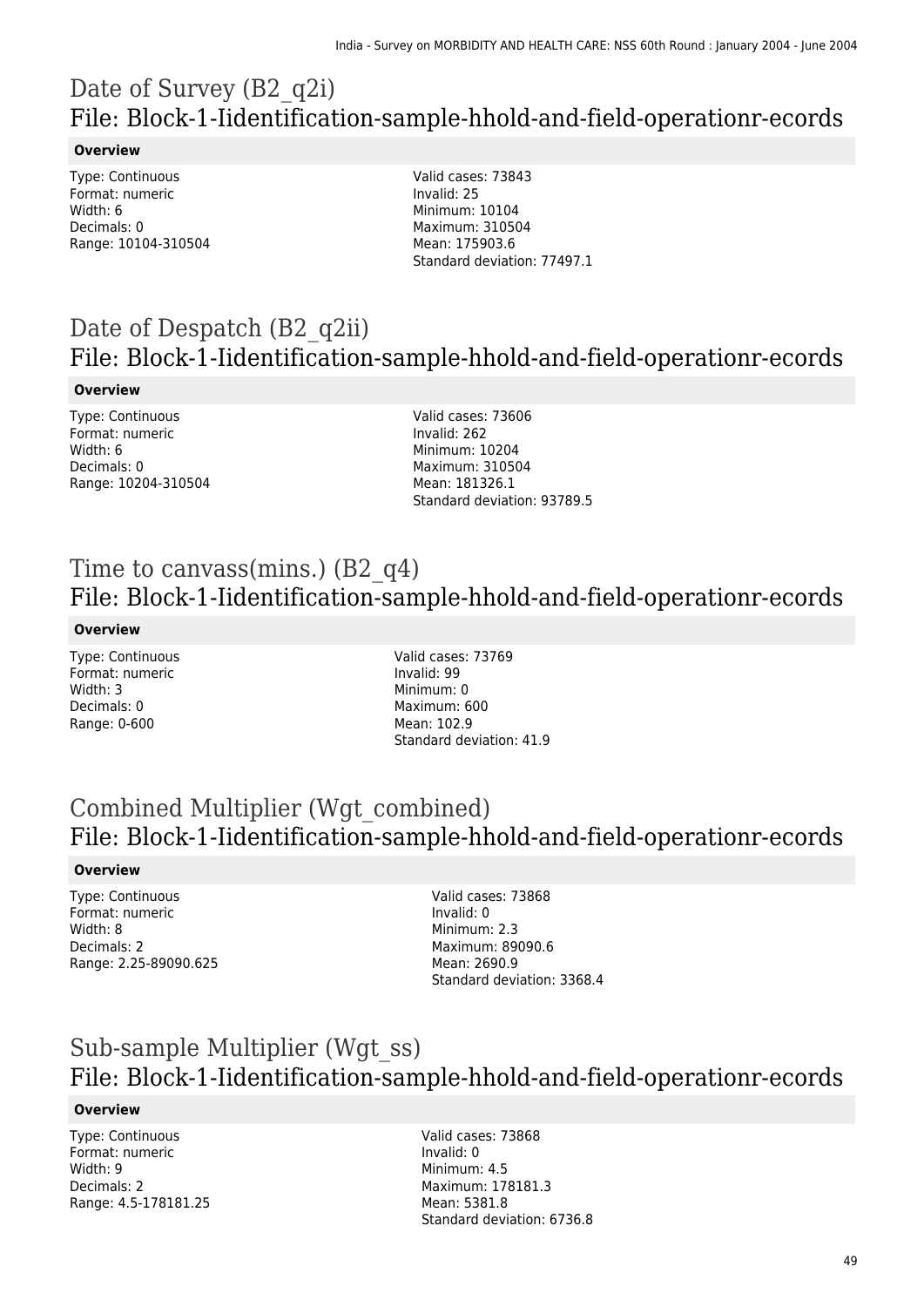# Date of Survey (B2_q2i)

## File: Block-1-Iidentification-sample-hhold-and-field-operationr-ecords

**Overview**

Type: Continuous
Format: numeric
Width: 6
Decimals: 0
Range: 10104-310504

Valid cases: 73843
Invalid: 25
Minimum: 10104
Maximum: 310504
Mean: 175903.6
Standard deviation: 77497.1

# Date of Despatch (B2_q2ii)

## File: Block-1-Iidentification-sample-hhold-and-field-operationr-ecords

**Overview**

Type: Continuous
Format: numeric
Width: 6
Decimals: 0
Range: 10204-310504

Valid cases: 73606
Invalid: 262
Minimum: 10204
Maximum: 310504
Mean: 181326.1
Standard deviation: 93789.5

# Time to canvass(mins.) (B2_q4)

## File: Block-1-Iidentification-sample-hhold-and-field-operationr-ecords

**Overview**

Type: Continuous
Format: numeric
Width: 3
Decimals: 0
Range: 0-600

Valid cases: 73769
Invalid: 99
Minimum: 0
Maximum: 600
Mean: 102.9
Standard deviation: 41.9

# Combined Multiplier (Wgt_combined)

## File: Block-1-Iidentification-sample-hhold-and-field-operationr-ecords

**Overview**

Type: Continuous
Format: numeric
Width: 8
Decimals: 2
Range: 2.25-89090.625

Valid cases: 73868
Invalid: 0
Minimum: 2.3
Maximum: 89090.6
Mean: 2690.9
Standard deviation: 3368.4

# Sub-sample Multiplier (Wgt_ss)

## File: Block-1-Iidentification-sample-hhold-and-field-operationr-ecords

**Overview**

Type: Continuous
Format: numeric
Width: 9
Decimals: 2
Range: 4.5-178181.25

Valid cases: 73868
Invalid: 0
Minimum: 4.5
Maximum: 178181.3
Mean: 5381.8
Standard deviation: 6736.8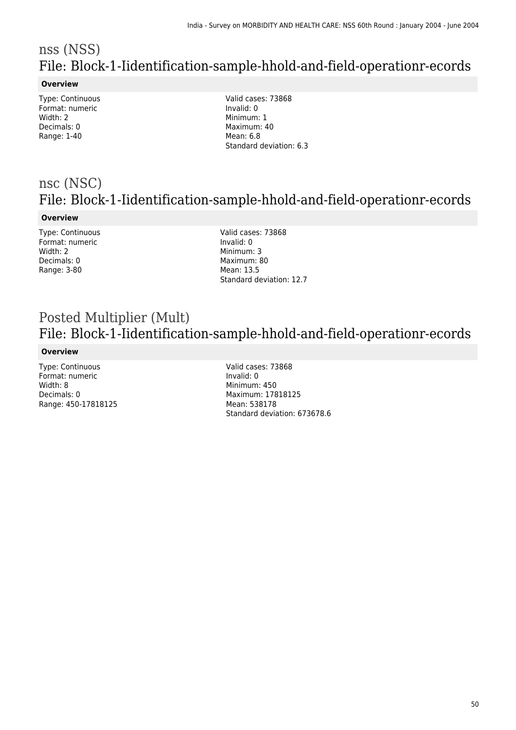# nss (NSS)

## File: Block-1-Iidentification-sample-hhold-and-field-operationr-ecords

### Overview

Type: Continuous
Format: numeric
Width: 2
Decimals: 0
Range: 1-40

Valid cases: 73868
Invalid: 0
Minimum: 1
Maximum: 40
Mean: 6.8
Standard deviation: 6.3

# nsc (NSC)

## File: Block-1-Iidentification-sample-hhold-and-field-operationr-ecords

### Overview

Type: Continuous
Format: numeric
Width: 2
Decimals: 0
Range: 3-80

Valid cases: 73868
Invalid: 0
Minimum: 3
Maximum: 80
Mean: 13.5
Standard deviation: 12.7

# Posted Multiplier (Mult)

## File: Block-1-Iidentification-sample-hhold-and-field-operationr-ecords

### Overview

Type: Continuous
Format: numeric
Width: 8
Decimals: 0
Range: 450-17818125

Valid cases: 73868
Invalid: 0
Minimum: 450
Maximum: 17818125
Mean: 538178
Standard deviation: 673678.6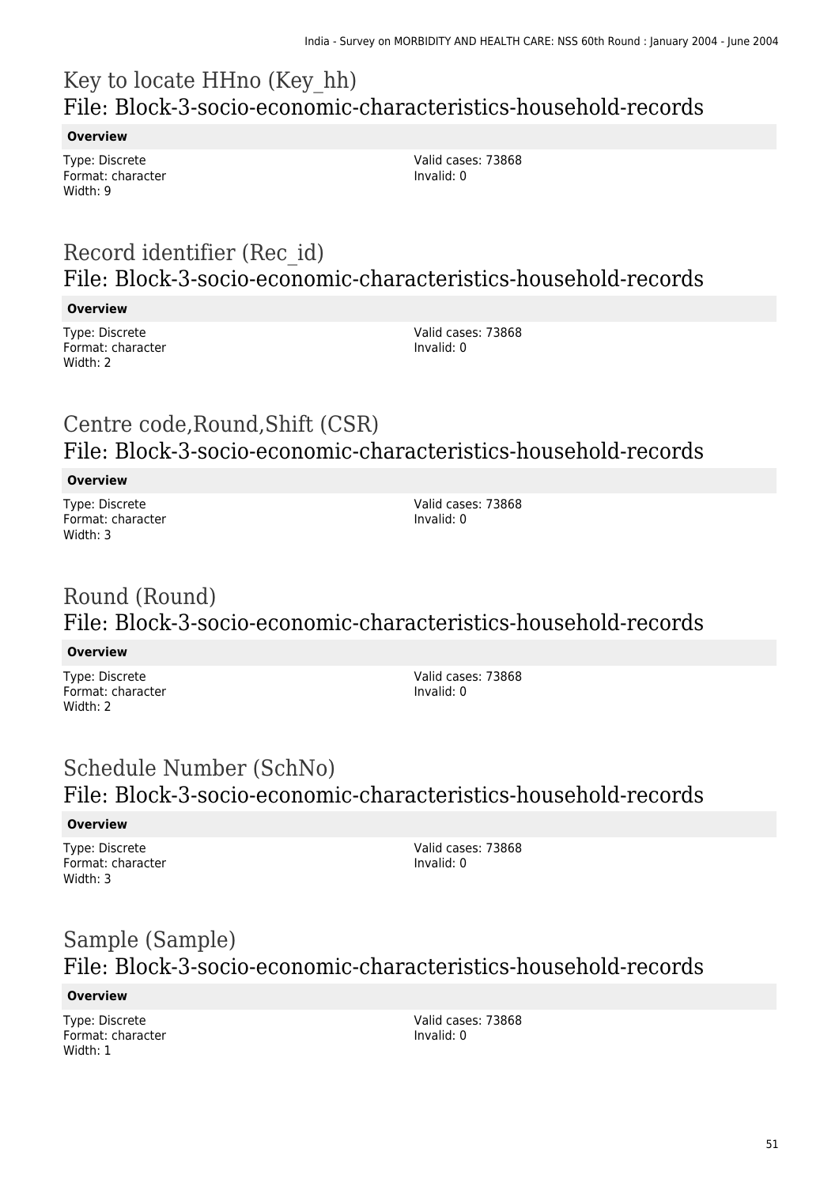## Key to locate HHno (Key_hh)
## File: Block-3-socio-economic-characteristics-household-records

**Overview**

Type: Discrete
Format: character
Width: 9

Valid cases: 73868
Invalid: 0

## Record identifier (Rec_id)
## File: Block-3-socio-economic-characteristics-household-records

**Overview**

Type: Discrete
Format: character
Width: 2

Valid cases: 73868
Invalid: 0

## Centre code,Round,Shift (CSR)
## File: Block-3-socio-economic-characteristics-household-records

**Overview**

Type: Discrete
Format: character
Width: 3

Valid cases: 73868
Invalid: 0

## Round (Round)
## File: Block-3-socio-economic-characteristics-household-records

**Overview**

Type: Discrete
Format: character
Width: 2

Valid cases: 73868
Invalid: 0

## Schedule Number (SchNo)
## File: Block-3-socio-economic-characteristics-household-records

**Overview**

Type: Discrete
Format: character
Width: 3

Valid cases: 73868
Invalid: 0

## Sample (Sample)
## File: Block-3-socio-economic-characteristics-household-records

**Overview**

Type: Discrete
Format: character
Width: 1

Valid cases: 73868
Invalid: 0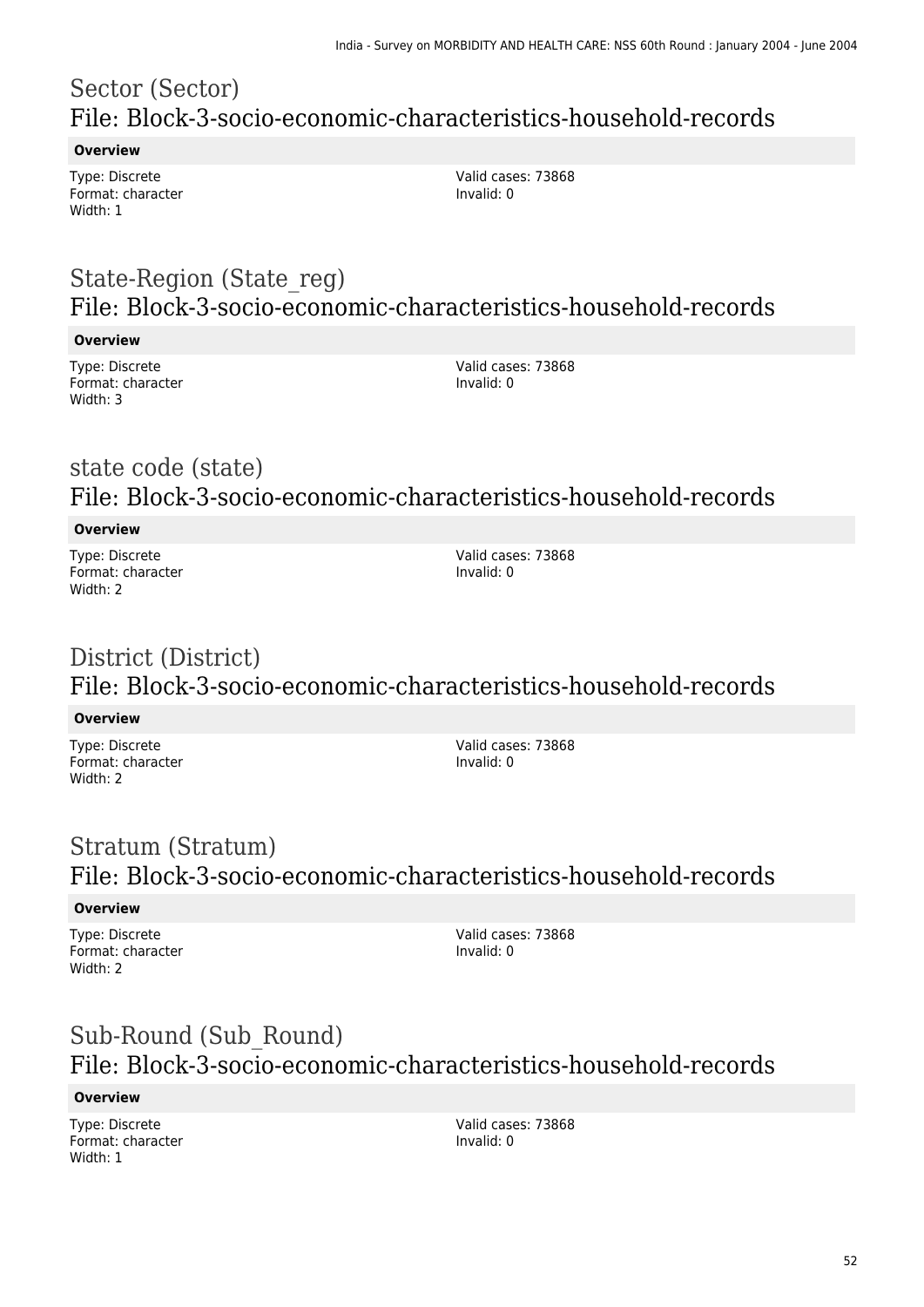# Sector (Sector)
## File: Block-3-socio-economic-characteristics-household-records

**Overview**

Type: Discrete
Format: character
Width: 1

Valid cases: 73868
Invalid: 0

# State-Region (State_reg)
## File: Block-3-socio-economic-characteristics-household-records

**Overview**

Type: Discrete
Format: character
Width: 3

Valid cases: 73868
Invalid: 0

# state code (state)
## File: Block-3-socio-economic-characteristics-household-records

**Overview**

Type: Discrete
Format: character
Width: 2

Valid cases: 73868
Invalid: 0

# District (District)
## File: Block-3-socio-economic-characteristics-household-records

**Overview**

Type: Discrete
Format: character
Width: 2

Valid cases: 73868
Invalid: 0

# Stratum (Stratum)
## File: Block-3-socio-economic-characteristics-household-records

**Overview**

Type: Discrete
Format: character
Width: 2

Valid cases: 73868
Invalid: 0

# Sub-Round (Sub_Round)
## File: Block-3-socio-economic-characteristics-household-records

**Overview**

Type: Discrete
Format: character
Width: 1

Valid cases: 73868
Invalid: 0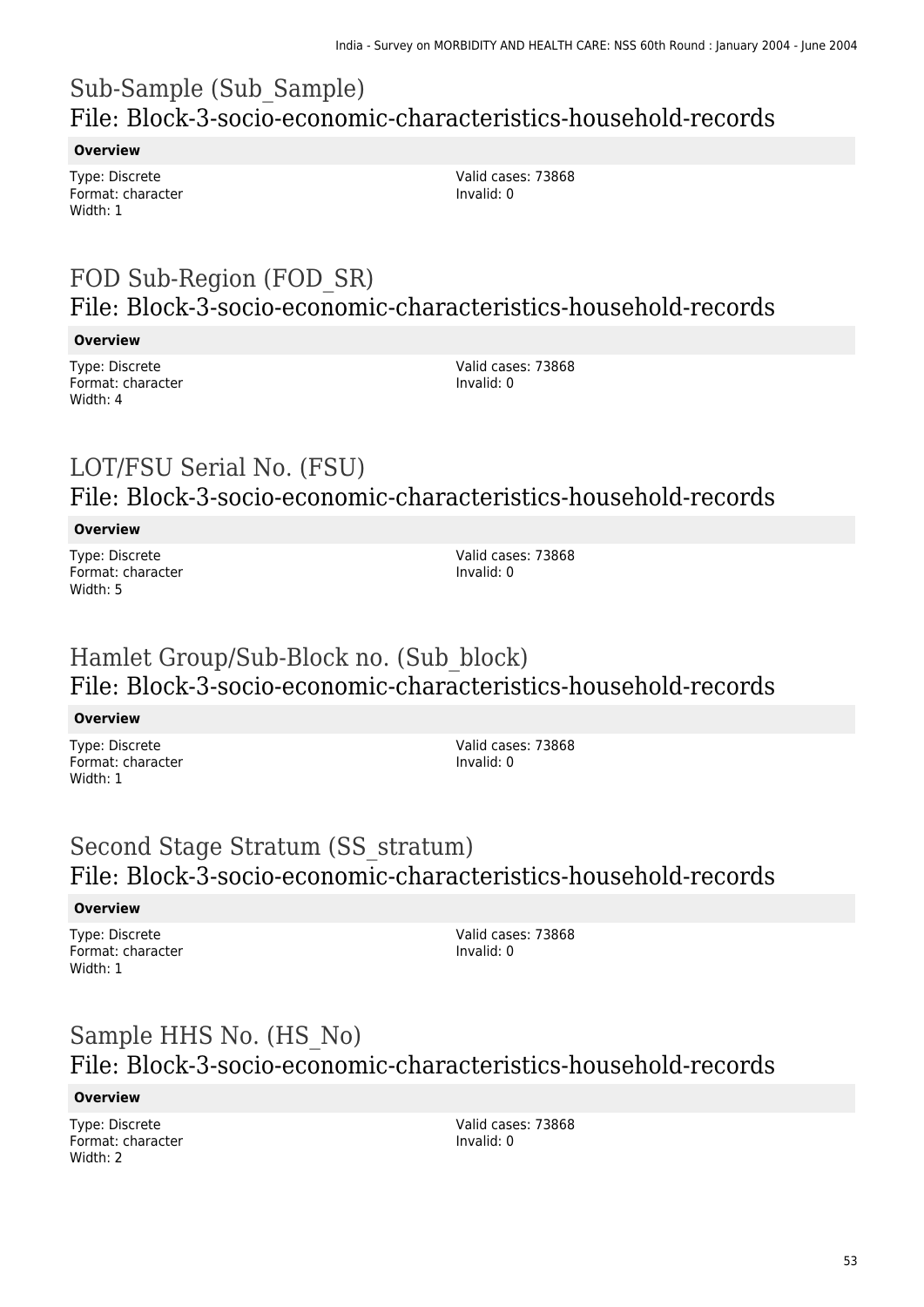# Sub-Sample (Sub_Sample)
## File: Block-3-socio-economic-characteristics-household-records

**Overview**

Type: Discrete
Format: character
Width: 1

Valid cases: 73868
Invalid: 0

# FOD Sub-Region (FOD_SR)
## File: Block-3-socio-economic-characteristics-household-records

**Overview**

Type: Discrete
Format: character
Width: 4

Valid cases: 73868
Invalid: 0

# LOT/FSU Serial No. (FSU)
## File: Block-3-socio-economic-characteristics-household-records

**Overview**

Type: Discrete
Format: character
Width: 5

Valid cases: 73868
Invalid: 0

# Hamlet Group/Sub-Block no. (Sub_block)
## File: Block-3-socio-economic-characteristics-household-records

**Overview**

Type: Discrete
Format: character
Width: 1

Valid cases: 73868
Invalid: 0

# Second Stage Stratum (SS_stratum)
## File: Block-3-socio-economic-characteristics-household-records

**Overview**

Type: Discrete
Format: character
Width: 1

Valid cases: 73868
Invalid: 0

# Sample HHS No. (HS_No)
## File: Block-3-socio-economic-characteristics-household-records

**Overview**

Type: Discrete
Format: character
Width: 2

Valid cases: 73868
Invalid: 0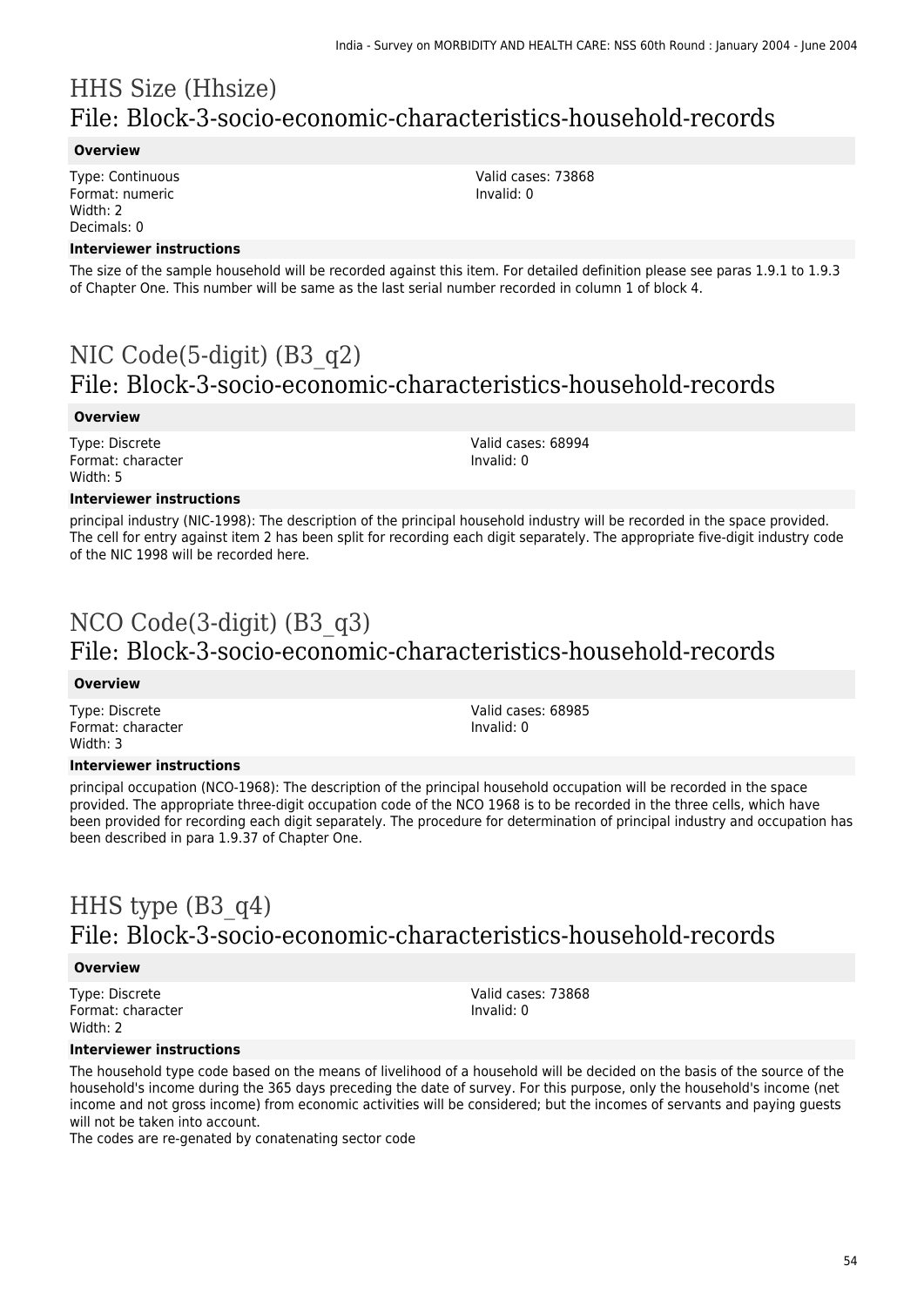# HHS Size (Hhsize)
## File: Block-3-socio-economic-characteristics-household-records

**Overview**

Type: Continuous
Format: numeric
Width: 2
Decimals: 0

Valid cases: 73868
Invalid: 0

**Interviewer instructions**

The size of the sample household will be recorded against this item. For detailed definition please see paras 1.9.1 to 1.9.3 of Chapter One. This number will be same as the last serial number recorded in column 1 of block 4.

# NIC Code(5-digit) (B3_q2)
## File: Block-3-socio-economic-characteristics-household-records

**Overview**

Type: Discrete
Format: character
Width: 5

Valid cases: 68994
Invalid: 0

**Interviewer instructions**

principal industry (NIC-1998): The description of the principal household industry will be recorded in the space provided. The cell for entry against item 2 has been split for recording each digit separately. The appropriate five-digit industry code of the NIC 1998 will be recorded here.

# NCO Code(3-digit) (B3_q3)
## File: Block-3-socio-economic-characteristics-household-records

**Overview**

Type: Discrete
Format: character
Width: 3

Valid cases: 68985
Invalid: 0

**Interviewer instructions**

principal occupation (NCO-1968): The description of the principal household occupation will be recorded in the space provided. The appropriate three-digit occupation code of the NCO 1968 is to be recorded in the three cells, which have been provided for recording each digit separately. The procedure for determination of principal industry and occupation has been described in para 1.9.37 of Chapter One.

# HHS type (B3_q4)
## File: Block-3-socio-economic-characteristics-household-records

**Overview**

Type: Discrete
Format: character
Width: 2

Valid cases: 73868
Invalid: 0

**Interviewer instructions**

The household type code based on the means of livelihood of a household will be decided on the basis of the source of the household's income during the 365 days preceding the date of survey. For this purpose, only the household's income (net income and not gross income) from economic activities will be considered; but the incomes of servants and paying guests will not be taken into account.
The codes are re-genated by conatenating sector code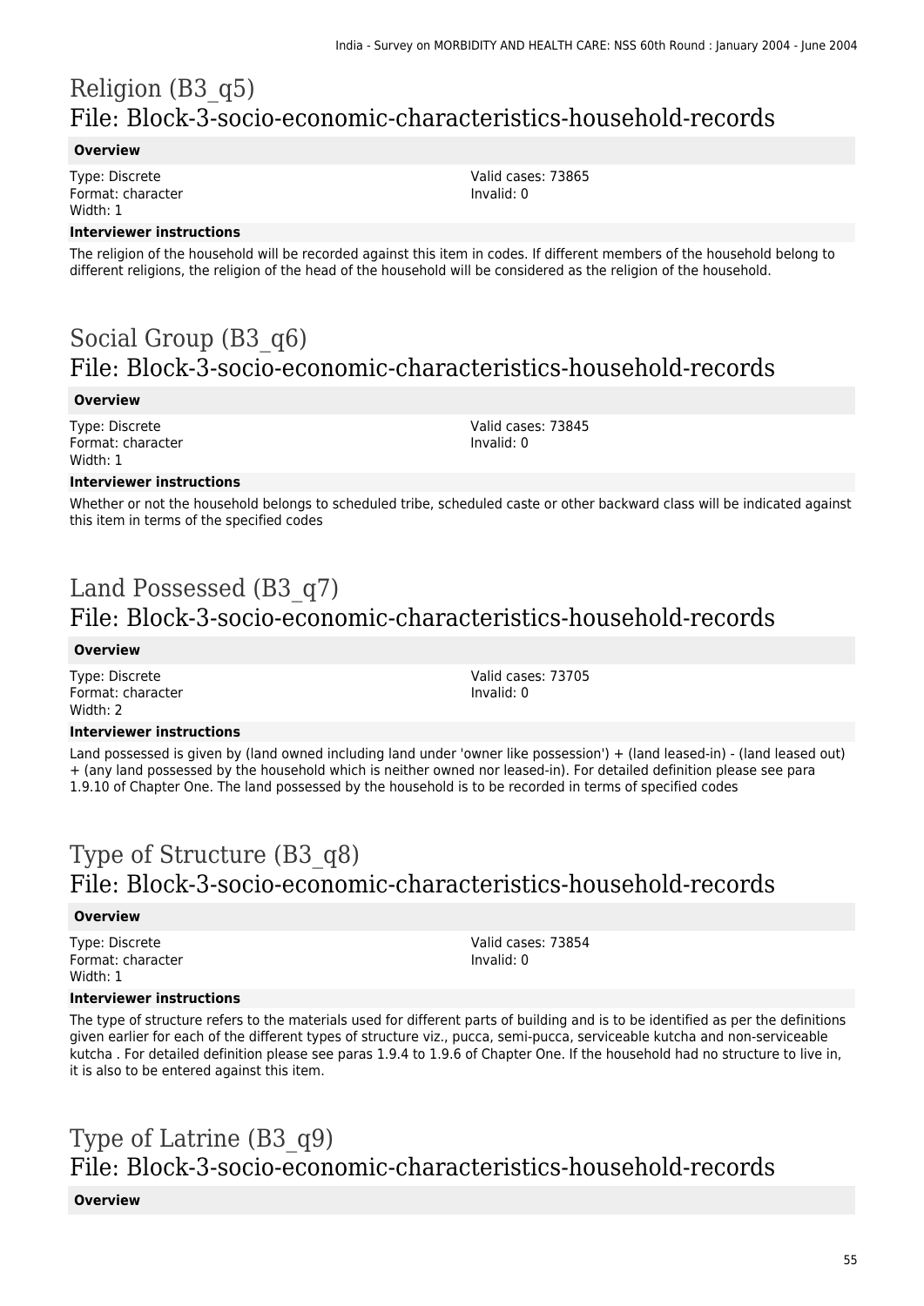# Religion (B3_q5)
## File: Block-3-socio-economic-characteristics-household-records

### Overview

Type: Discrete
Format: character
Width: 1

Valid cases: 73865
Invalid: 0

### Interviewer instructions

The religion of the household will be recorded against this item in codes. If different members of the household belong to different religions, the religion of the head of the household will be considered as the religion of the household.

# Social Group (B3_q6)
## File: Block-3-socio-economic-characteristics-household-records

### Overview

Type: Discrete
Format: character
Width: 1

Valid cases: 73845
Invalid: 0

### Interviewer instructions

Whether or not the household belongs to scheduled tribe, scheduled caste or other backward class will be indicated against this item in terms of the specified codes

# Land Possessed (B3_q7)
## File: Block-3-socio-economic-characteristics-household-records

### Overview

Type: Discrete
Format: character
Width: 2

Valid cases: 73705
Invalid: 0

### Interviewer instructions

Land possessed is given by (land owned including land under 'owner like possession') + (land leased-in) - (land leased out) + (any land possessed by the household which is neither owned nor leased-in). For detailed definition please see para 1.9.10 of Chapter One. The land possessed by the household is to be recorded in terms of specified codes

# Type of Structure (B3_q8)
## File: Block-3-socio-economic-characteristics-household-records

### Overview

Type: Discrete
Format: character
Width: 1

Valid cases: 73854
Invalid: 0

### Interviewer instructions

The type of structure refers to the materials used for different parts of building and is to be identified as per the definitions given earlier for each of the different types of structure viz., pucca, semi-pucca, serviceable kutcha and non-serviceable kutcha . For detailed definition please see paras 1.9.4 to 1.9.6 of Chapter One. If the household had no structure to live in, it is also to be entered against this item.

# Type of Latrine (B3_q9)
## File: Block-3-socio-economic-characteristics-household-records

### Overview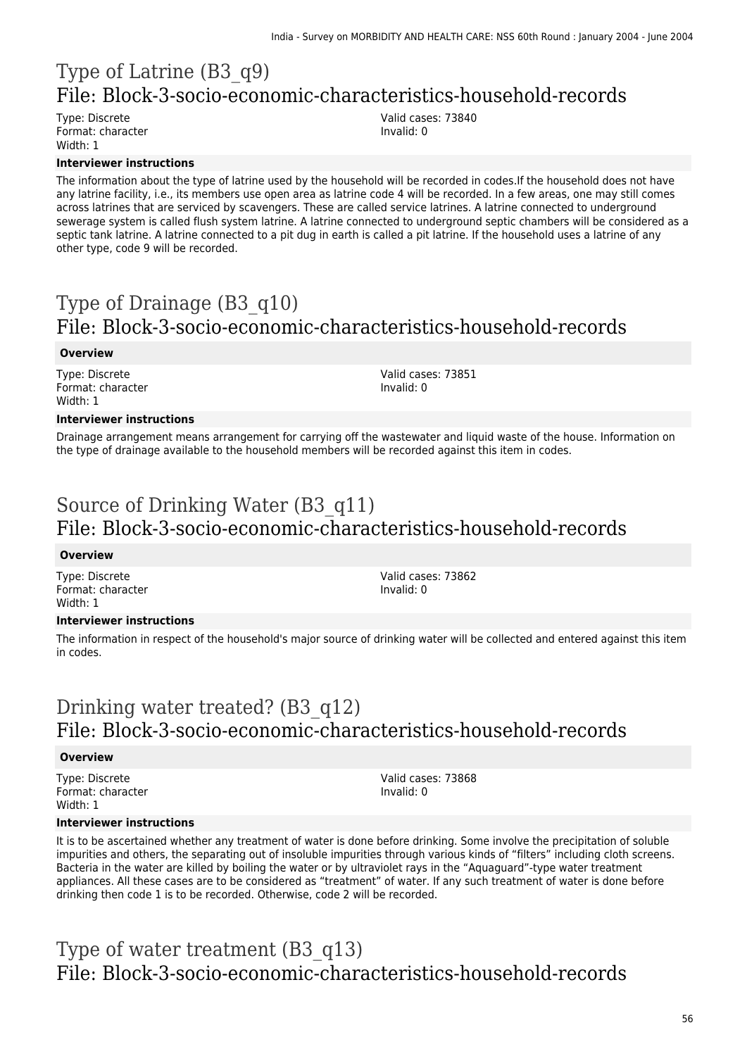# Type of Latrine (B3_q9)
## File: Block-3-socio-economic-characteristics-household-records

Type: Discrete
Format: character
Width: 1

Valid cases: 73840
Invalid: 0

**Interviewer instructions**

The information about the type of latrine used by the household will be recorded in codes.If the household does not have any latrine facility, i.e., its members use open area as latrine code 4 will be recorded. In a few areas, one may still comes across latrines that are serviced by scavengers. These are called service latrines. A latrine connected to underground sewerage system is called flush system latrine. A latrine connected to underground septic chambers will be considered as a septic tank latrine. A latrine connected to a pit dug in earth is called a pit latrine. If the household uses a latrine of any other type, code 9 will be recorded.

# Type of Drainage (B3_q10)
## File: Block-3-socio-economic-characteristics-household-records

**Overview**

Type: Discrete
Format: character
Width: 1

Valid cases: 73851
Invalid: 0

**Interviewer instructions**

Drainage arrangement means arrangement for carrying off the wastewater and liquid waste of the house. Information on the type of drainage available to the household members will be recorded against this item in codes.

# Source of Drinking Water (B3_q11)
## File: Block-3-socio-economic-characteristics-household-records

**Overview**

Type: Discrete
Format: character
Width: 1

Valid cases: 73862
Invalid: 0

**Interviewer instructions**

The information in respect of the household's major source of drinking water will be collected and entered against this item in codes.

# Drinking water treated? (B3_q12)
## File: Block-3-socio-economic-characteristics-household-records

**Overview**

Type: Discrete
Format: character
Width: 1

Valid cases: 73868
Invalid: 0

**Interviewer instructions**

It is to be ascertained whether any treatment of water is done before drinking. Some involve the precipitation of soluble impurities and others, the separating out of insoluble impurities through various kinds of "filters" including cloth screens. Bacteria in the water are killed by boiling the water or by ultraviolet rays in the "Aquaguard"-type water treatment appliances. All these cases are to be considered as "treatment" of water. If any such treatment of water is done before drinking then code 1 is to be recorded. Otherwise, code 2 will be recorded.

# Type of water treatment (B3_q13)
## File: Block-3-socio-economic-characteristics-household-records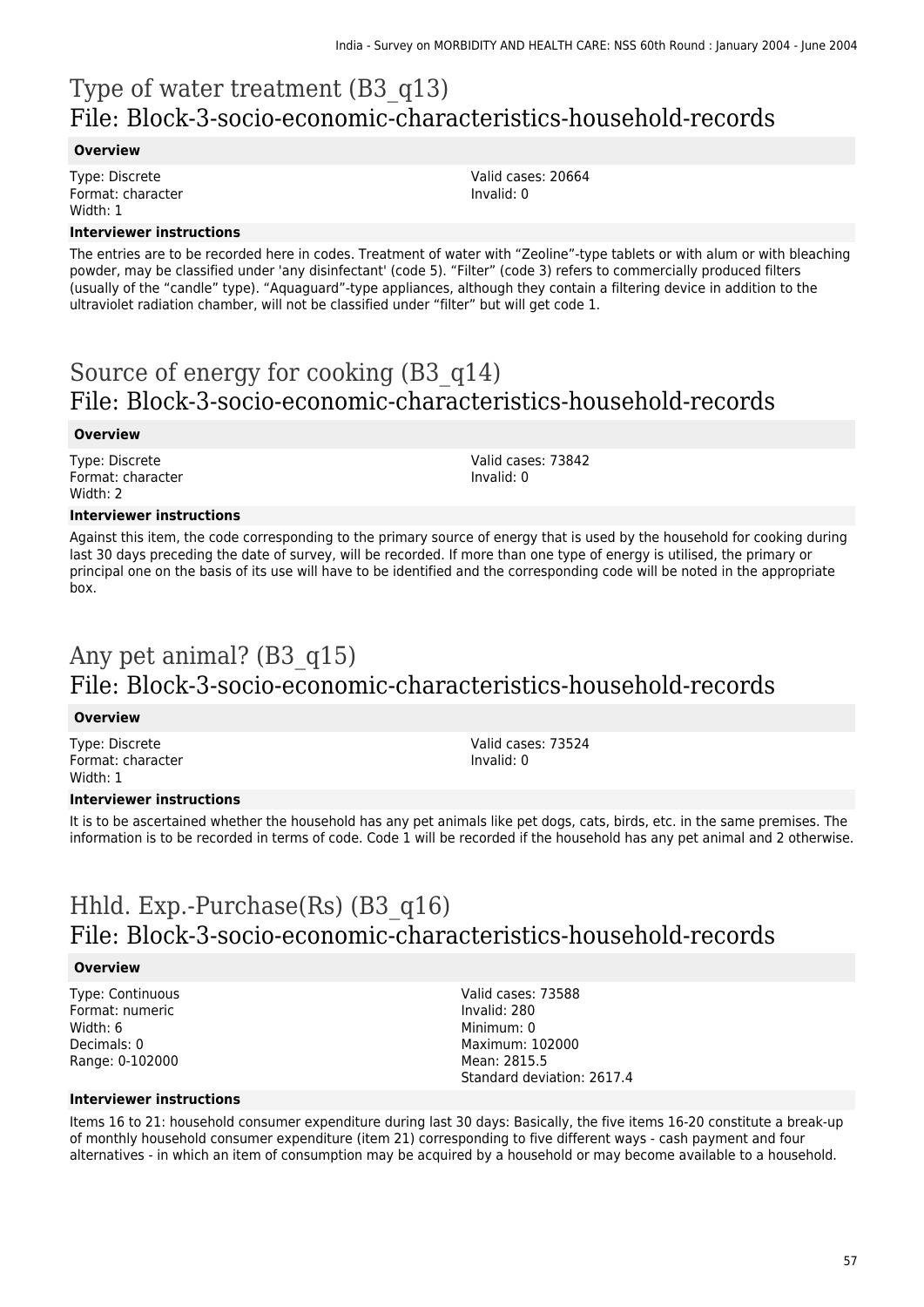# Type of water treatment (B3_q13)
## File: Block-3-socio-economic-characteristics-household-records

**Overview**

Type: Discrete
Format: character
Width: 1

Valid cases: 20664
Invalid: 0

**Interviewer instructions**

The entries are to be recorded here in codes. Treatment of water with "Zeoline"-type tablets or with alum or with bleaching powder, may be classified under 'any disinfectant' (code 5). "Filter" (code 3) refers to commercially produced filters (usually of the "candle" type). "Aquaguard"-type appliances, although they contain a filtering device in addition to the ultraviolet radiation chamber, will not be classified under "filter" but will get code 1.

# Source of energy for cooking (B3_q14)
## File: Block-3-socio-economic-characteristics-household-records

**Overview**

Type: Discrete
Format: character
Width: 2

Valid cases: 73842
Invalid: 0

**Interviewer instructions**

Against this item, the code corresponding to the primary source of energy that is used by the household for cooking during last 30 days preceding the date of survey, will be recorded. If more than one type of energy is utilised, the primary or principal one on the basis of its use will have to be identified and the corresponding code will be noted in the appropriate box.

# Any pet animal? (B3_q15)
## File: Block-3-socio-economic-characteristics-household-records

**Overview**

Type: Discrete
Format: character
Width: 1

Valid cases: 73524
Invalid: 0

**Interviewer instructions**

It is to be ascertained whether the household has any pet animals like pet dogs, cats, birds, etc. in the same premises. The information is to be recorded in terms of code. Code 1 will be recorded if the household has any pet animal and 2 otherwise.

# Hhld. Exp.-Purchase(Rs) (B3_q16)
## File: Block-3-socio-economic-characteristics-household-records

**Overview**

Type: Continuous
Format: numeric
Width: 6
Decimals: 0
Range: 0-102000

Valid cases: 73588
Invalid: 280
Minimum: 0
Maximum: 102000
Mean: 2815.5
Standard deviation: 2617.4

**Interviewer instructions**

Items 16 to 21: household consumer expenditure during last 30 days: Basically, the five items 16-20 constitute a break-up of monthly household consumer expenditure (item 21) corresponding to five different ways - cash payment and four alternatives - in which an item of consumption may be acquired by a household or may become available to a household.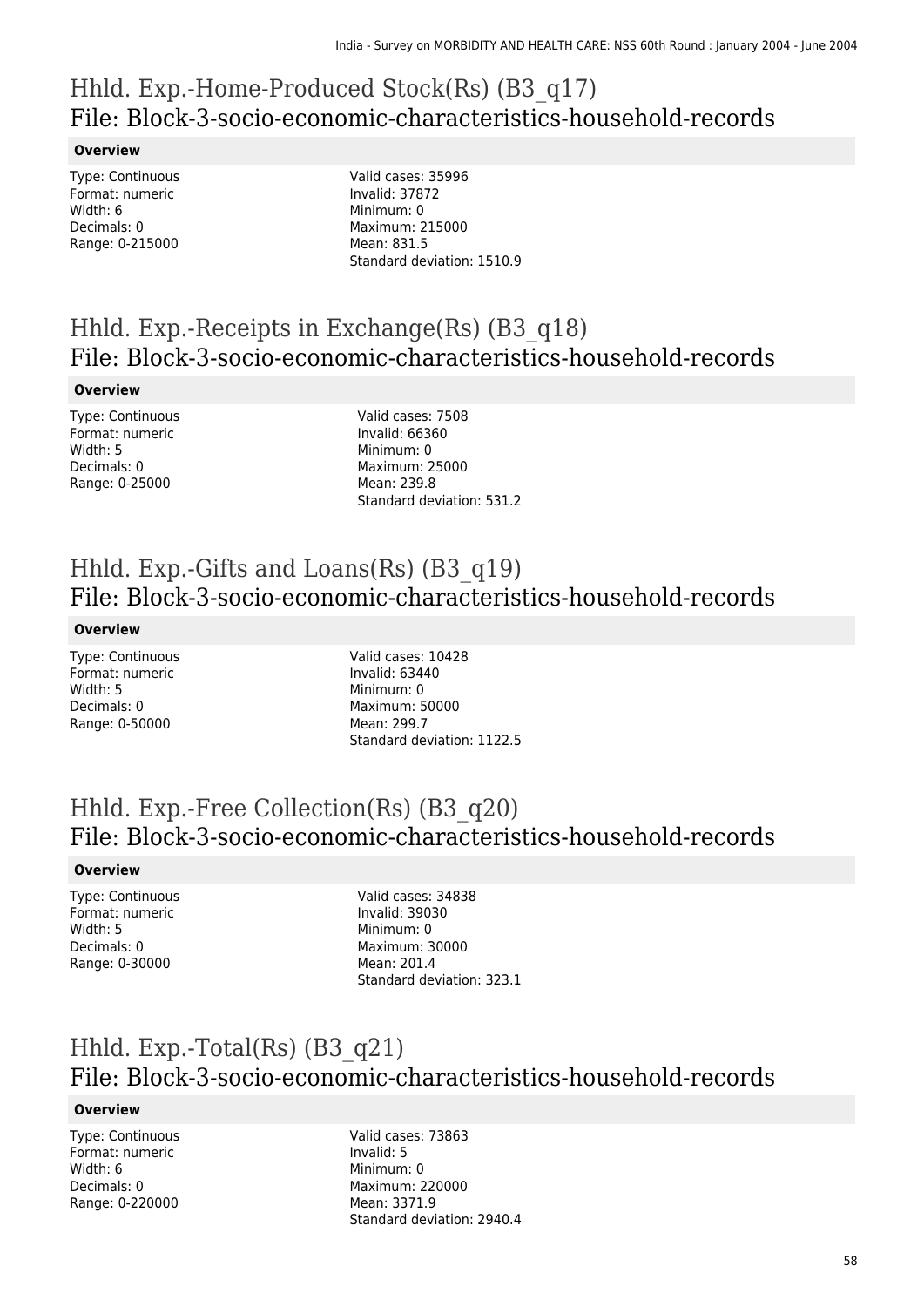# Hhld. Exp.-Home-Produced Stock(Rs) (B3_q17)
## File: Block-3-socio-economic-characteristics-household-records

### Overview

Type: Continuous
Format: numeric
Width: 6
Decimals: 0
Range: 0-215000

Valid cases: 35996
Invalid: 37872
Minimum: 0
Maximum: 215000
Mean: 831.5
Standard deviation: 1510.9

# Hhld. Exp.-Receipts in Exchange(Rs) (B3_q18)
## File: Block-3-socio-economic-characteristics-household-records

### Overview

Type: Continuous
Format: numeric
Width: 5
Decimals: 0
Range: 0-25000

Valid cases: 7508
Invalid: 66360
Minimum: 0
Maximum: 25000
Mean: 239.8
Standard deviation: 531.2

# Hhld. Exp.-Gifts and Loans(Rs) (B3_q19)
## File: Block-3-socio-economic-characteristics-household-records

### Overview

Type: Continuous
Format: numeric
Width: 5
Decimals: 0
Range: 0-50000

Valid cases: 10428
Invalid: 63440
Minimum: 0
Maximum: 50000
Mean: 299.7
Standard deviation: 1122.5

# Hhld. Exp.-Free Collection(Rs) (B3_q20)
## File: Block-3-socio-economic-characteristics-household-records

### Overview

Type: Continuous
Format: numeric
Width: 5
Decimals: 0
Range: 0-30000

Valid cases: 34838
Invalid: 39030
Minimum: 0
Maximum: 30000
Mean: 201.4
Standard deviation: 323.1

# Hhld. Exp.-Total(Rs) (B3_q21)
## File: Block-3-socio-economic-characteristics-household-records

### Overview

Type: Continuous
Format: numeric
Width: 6
Decimals: 0
Range: 0-220000

Valid cases: 73863
Invalid: 5
Minimum: 0
Maximum: 220000
Mean: 3371.9
Standard deviation: 2940.4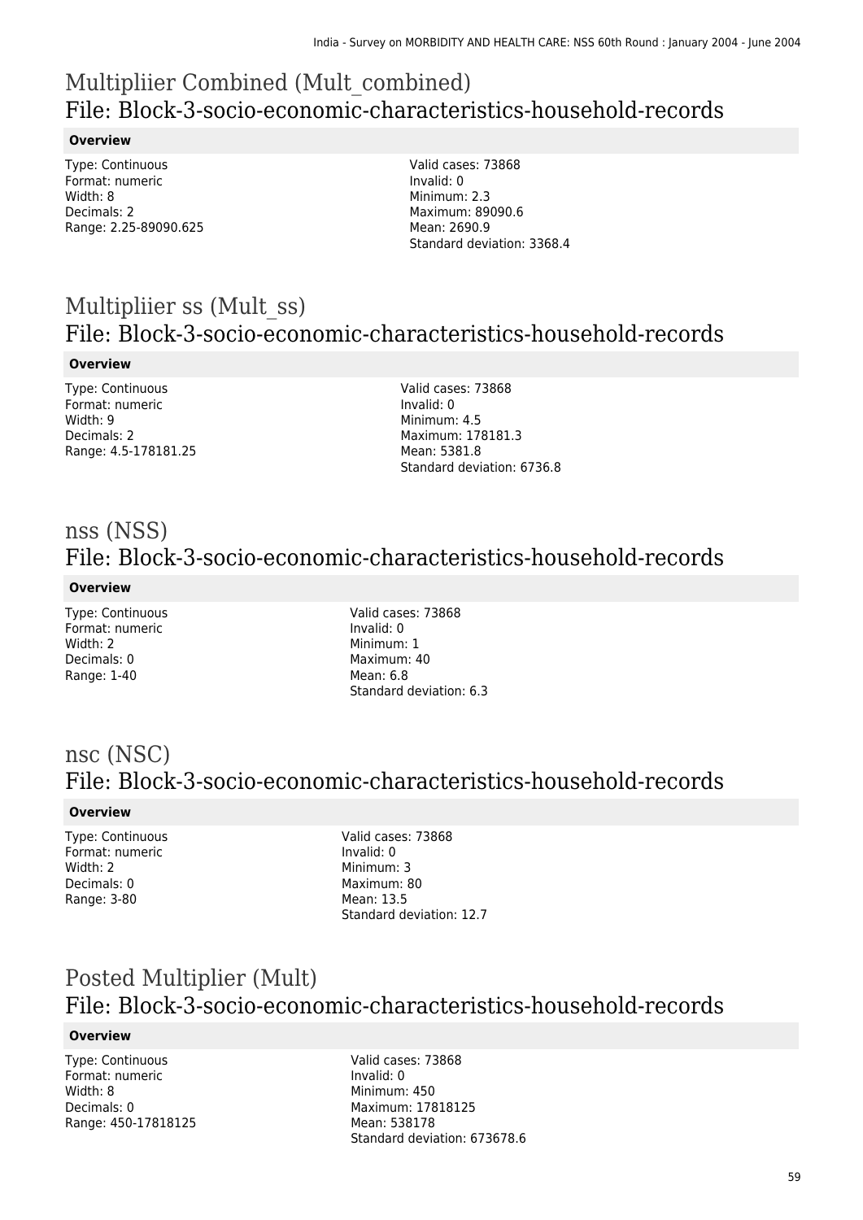# Multipliier Combined (Mult_combined)
## File: Block-3-socio-economic-characteristics-household-records

**Overview**

Type: Continuous
Format: numeric
Width: 8
Decimals: 2
Range: 2.25-89090.625

Valid cases: 73868
Invalid: 0
Minimum: 2.3
Maximum: 89090.6
Mean: 2690.9
Standard deviation: 3368.4

# Multipliier ss (Mult_ss)
## File: Block-3-socio-economic-characteristics-household-records

**Overview**

Type: Continuous
Format: numeric
Width: 9
Decimals: 2
Range: 4.5-178181.25

Valid cases: 73868
Invalid: 0
Minimum: 4.5
Maximum: 178181.3
Mean: 5381.8
Standard deviation: 6736.8

# nss (NSS)
## File: Block-3-socio-economic-characteristics-household-records

**Overview**

Type: Continuous
Format: numeric
Width: 2
Decimals: 0
Range: 1-40

Valid cases: 73868
Invalid: 0
Minimum: 1
Maximum: 40
Mean: 6.8
Standard deviation: 6.3

# nsc (NSC)
## File: Block-3-socio-economic-characteristics-household-records

**Overview**

Type: Continuous
Format: numeric
Width: 2
Decimals: 0
Range: 3-80

Valid cases: 73868
Invalid: 0
Minimum: 3
Maximum: 80
Mean: 13.5
Standard deviation: 12.7

# Posted Multiplier (Mult)
## File: Block-3-socio-economic-characteristics-household-records

**Overview**

Type: Continuous
Format: numeric
Width: 8
Decimals: 0
Range: 450-17818125

Valid cases: 73868
Invalid: 0
Minimum: 450
Maximum: 17818125
Mean: 538178
Standard deviation: 673678.6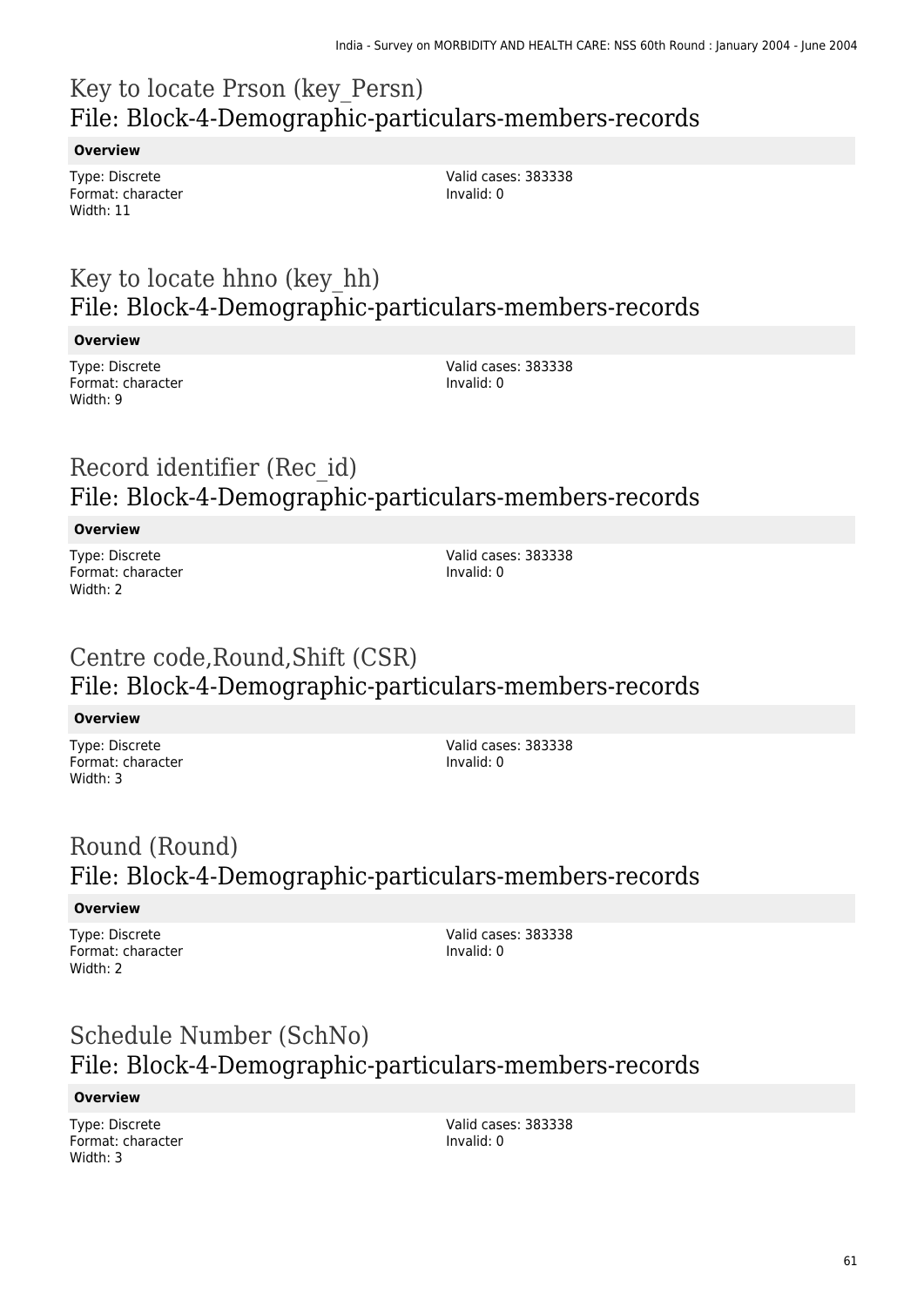## Key to locate Prson (key_Persn)
## File: Block-4-Demographic-particulars-members-records

**Overview**

Type: Discrete
Format: character
Width: 11

Valid cases: 383338
Invalid: 0

## Key to locate hhno (key_hh)
## File: Block-4-Demographic-particulars-members-records

**Overview**

Type: Discrete
Format: character
Width: 9

Valid cases: 383338
Invalid: 0

## Record identifier (Rec_id)
## File: Block-4-Demographic-particulars-members-records

**Overview**

Type: Discrete
Format: character
Width: 2

Valid cases: 383338
Invalid: 0

## Centre code,Round,Shift (CSR)
## File: Block-4-Demographic-particulars-members-records

**Overview**

Type: Discrete
Format: character
Width: 3

Valid cases: 383338
Invalid: 0

## Round (Round)
## File: Block-4-Demographic-particulars-members-records

**Overview**

Type: Discrete
Format: character
Width: 2

Valid cases: 383338
Invalid: 0

## Schedule Number (SchNo)
## File: Block-4-Demographic-particulars-members-records

**Overview**

Type: Discrete
Format: character
Width: 3

Valid cases: 383338
Invalid: 0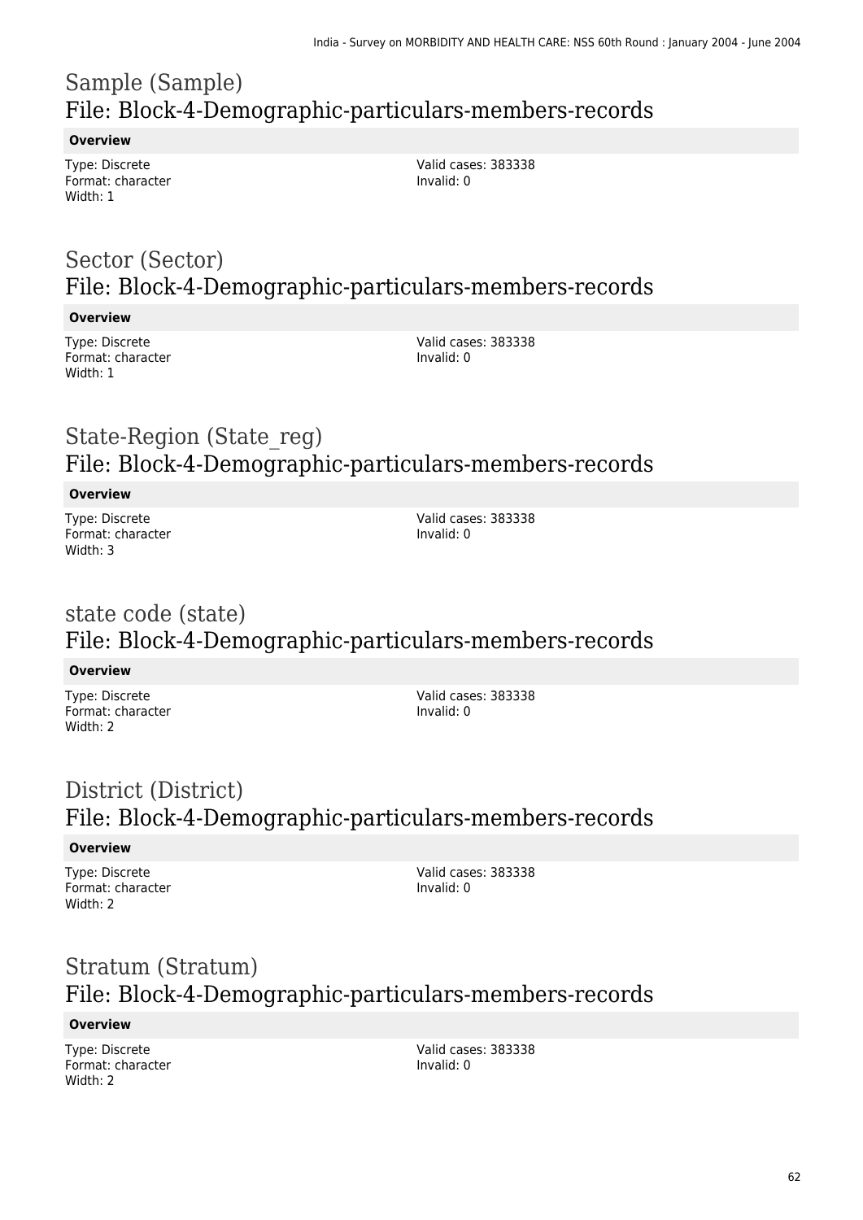## Sample (Sample)
## File: Block-4-Demographic-particulars-members-records

**Overview**

Type: Discrete
Format: character
Width: 1

Valid cases: 383338
Invalid: 0

## Sector (Sector)
## File: Block-4-Demographic-particulars-members-records

**Overview**

Type: Discrete
Format: character
Width: 1

Valid cases: 383338
Invalid: 0

## State-Region (State_reg)
## File: Block-4-Demographic-particulars-members-records

**Overview**

Type: Discrete
Format: character
Width: 3

Valid cases: 383338
Invalid: 0

## state code (state)
## File: Block-4-Demographic-particulars-members-records

**Overview**

Type: Discrete
Format: character
Width: 2

Valid cases: 383338
Invalid: 0

## District (District)
## File: Block-4-Demographic-particulars-members-records

**Overview**

Type: Discrete
Format: character
Width: 2

Valid cases: 383338
Invalid: 0

## Stratum (Stratum)
## File: Block-4-Demographic-particulars-members-records

**Overview**

Type: Discrete
Format: character
Width: 2

Valid cases: 383338
Invalid: 0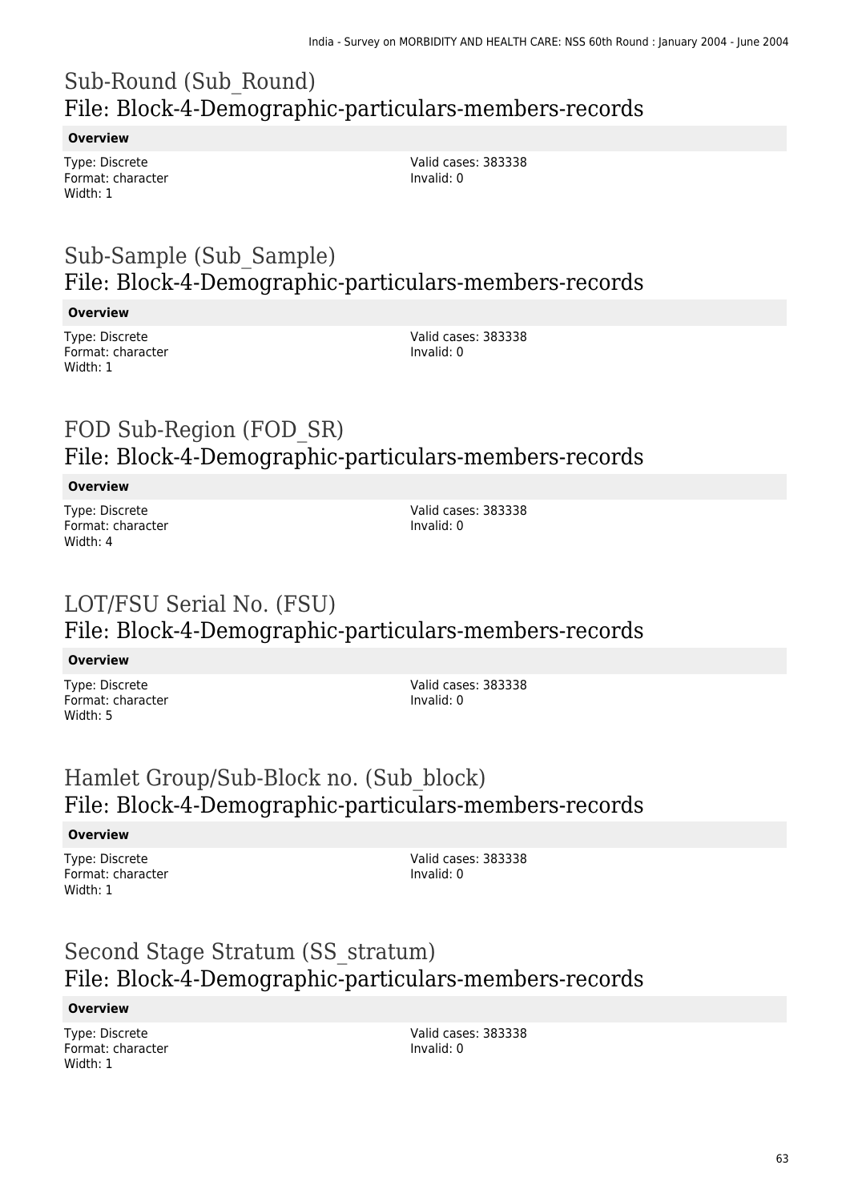# Sub-Round (Sub_Round)
## File: Block-4-Demographic-particulars-members-records

**Overview**

Type: Discrete
Format: character
Width: 1

Valid cases: 383338
Invalid: 0

# Sub-Sample (Sub_Sample)
## File: Block-4-Demographic-particulars-members-records

**Overview**

Type: Discrete
Format: character
Width: 1

Valid cases: 383338
Invalid: 0

# FOD Sub-Region (FOD_SR)
## File: Block-4-Demographic-particulars-members-records

**Overview**

Type: Discrete
Format: character
Width: 4

Valid cases: 383338
Invalid: 0

# LOT/FSU Serial No. (FSU)
## File: Block-4-Demographic-particulars-members-records

**Overview**

Type: Discrete
Format: character
Width: 5

Valid cases: 383338
Invalid: 0

# Hamlet Group/Sub-Block no. (Sub_block)
## File: Block-4-Demographic-particulars-members-records

**Overview**

Type: Discrete
Format: character
Width: 1

Valid cases: 383338
Invalid: 0

# Second Stage Stratum (SS_stratum)
## File: Block-4-Demographic-particulars-members-records

**Overview**

Type: Discrete
Format: character
Width: 1

Valid cases: 383338
Invalid: 0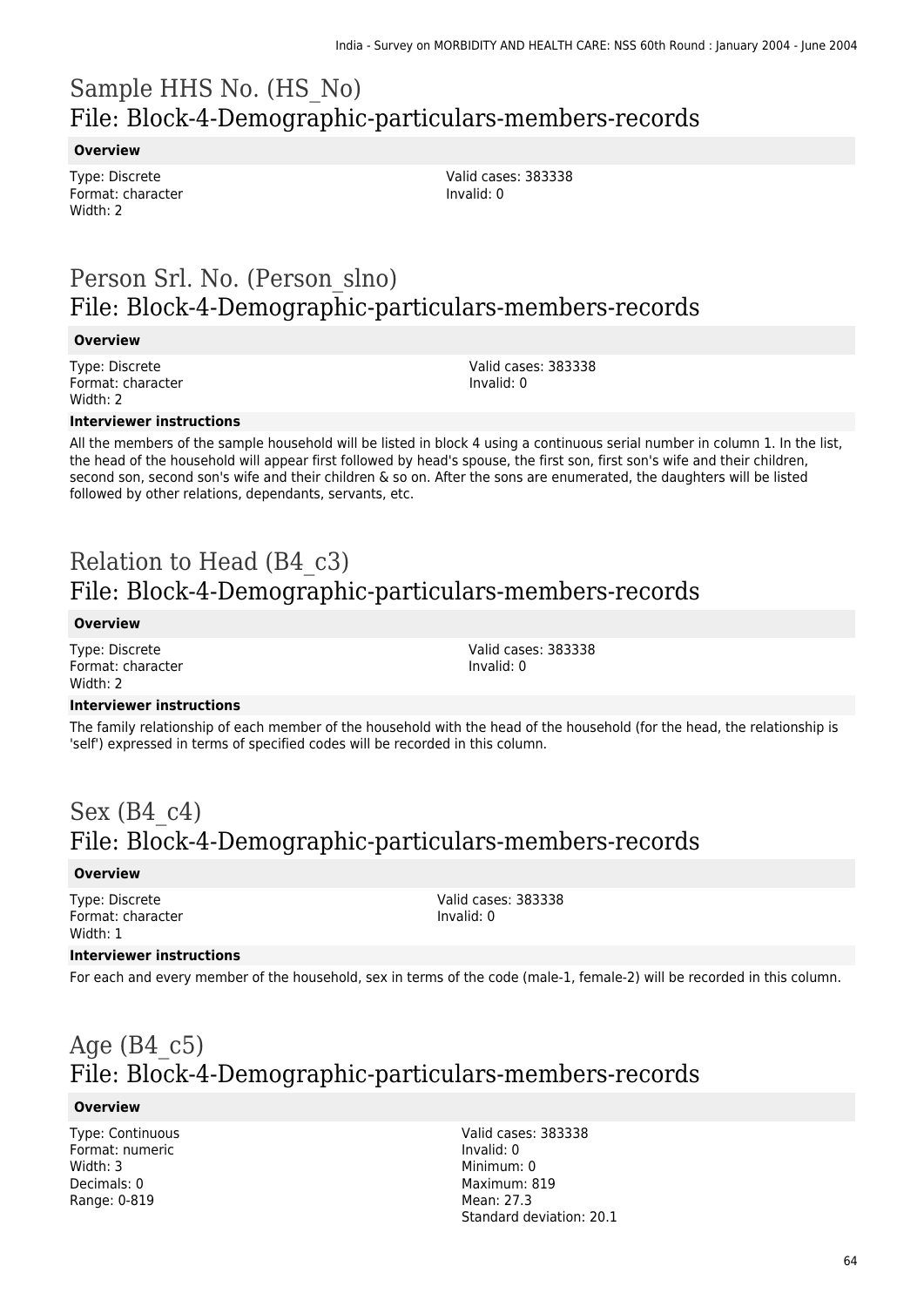# Sample HHS No. (HS_No)
## File: Block-4-Demographic-particulars-members-records

**Overview**

Type: Discrete
Format: character
Width: 2

Valid cases: 383338
Invalid: 0

# Person Srl. No. (Person_slno)
## File: Block-4-Demographic-particulars-members-records

**Overview**

Type: Discrete
Format: character
Width: 2

Valid cases: 383338
Invalid: 0

**Interviewer instructions**

All the members of the sample household will be listed in block 4 using a continuous serial number in column 1. In the list, the head of the household will appear first followed by head's spouse, the first son, first son's wife and their children, second son, second son's wife and their children & so on. After the sons are enumerated, the daughters will be listed followed by other relations, dependants, servants, etc.

# Relation to Head (B4_c3)
## File: Block-4-Demographic-particulars-members-records

**Overview**

Type: Discrete
Format: character
Width: 2

Valid cases: 383338
Invalid: 0

**Interviewer instructions**

The family relationship of each member of the household with the head of the household (for the head, the relationship is 'self') expressed in terms of specified codes will be recorded in this column.

# Sex (B4_c4)
## File: Block-4-Demographic-particulars-members-records

**Overview**

Type: Discrete
Format: character
Width: 1

Valid cases: 383338
Invalid: 0

**Interviewer instructions**

For each and every member of the household, sex in terms of the code (male-1, female-2) will be recorded in this column.

# Age (B4_c5)
## File: Block-4-Demographic-particulars-members-records

**Overview**

Type: Continuous
Format: numeric
Width: 3
Decimals: 0
Range: 0-819

Valid cases: 383338
Invalid: 0
Minimum: 0
Maximum: 819
Mean: 27.3
Standard deviation: 20.1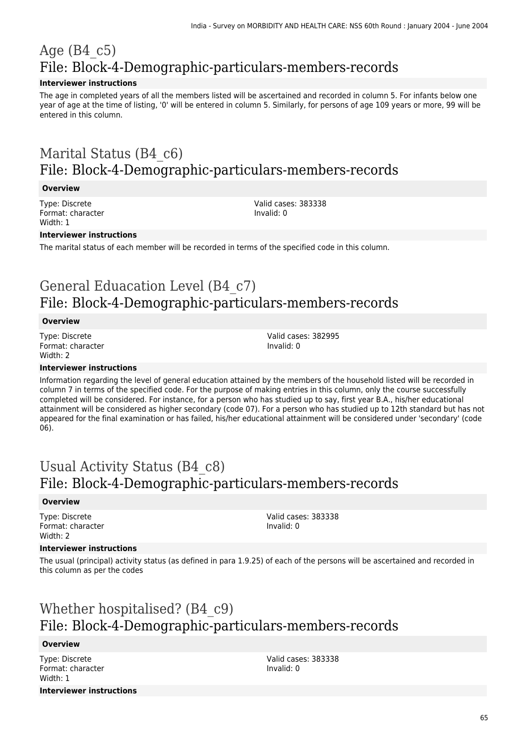# Age (B4_c5)
## File: Block-4-Demographic-particulars-members-records

**Interviewer instructions**

The age in completed years of all the members listed will be ascertained and recorded in column 5. For infants below one year of age at the time of listing, '0' will be entered in column 5. Similarly, for persons of age 109 years or more, 99 will be entered in this column.

# Marital Status (B4_c6)
## File: Block-4-Demographic-particulars-members-records

**Overview**

Type: Discrete
Format: character
Width: 1

Valid cases: 383338
Invalid: 0

**Interviewer instructions**

The marital status of each member will be recorded in terms of the specified code in this column.

# General Eduacation Level (B4_c7)
## File: Block-4-Demographic-particulars-members-records

**Overview**

Type: Discrete
Format: character
Width: 2

Valid cases: 382995
Invalid: 0

**Interviewer instructions**

Information regarding the level of general education attained by the members of the household listed will be recorded in column 7 in terms of the specified code. For the purpose of making entries in this column, only the course successfully completed will be considered. For instance, for a person who has studied up to say, first year B.A., his/her educational attainment will be considered as higher secondary (code 07). For a person who has studied up to 12th standard but has not appeared for the final examination or has failed, his/her educational attainment will be considered under 'secondary' (code 06).

# Usual Activity Status (B4_c8)
## File: Block-4-Demographic-particulars-members-records

**Overview**

Type: Discrete
Format: character
Width: 2

Valid cases: 383338
Invalid: 0

**Interviewer instructions**

The usual (principal) activity status (as defined in para 1.9.25) of each of the persons will be ascertained and recorded in this column as per the codes

# Whether hospitalised? (B4_c9)
## File: Block-4-Demographic-particulars-members-records

**Overview**

Type: Discrete
Format: character
Width: 1

Valid cases: 383338
Invalid: 0

**Interviewer instructions**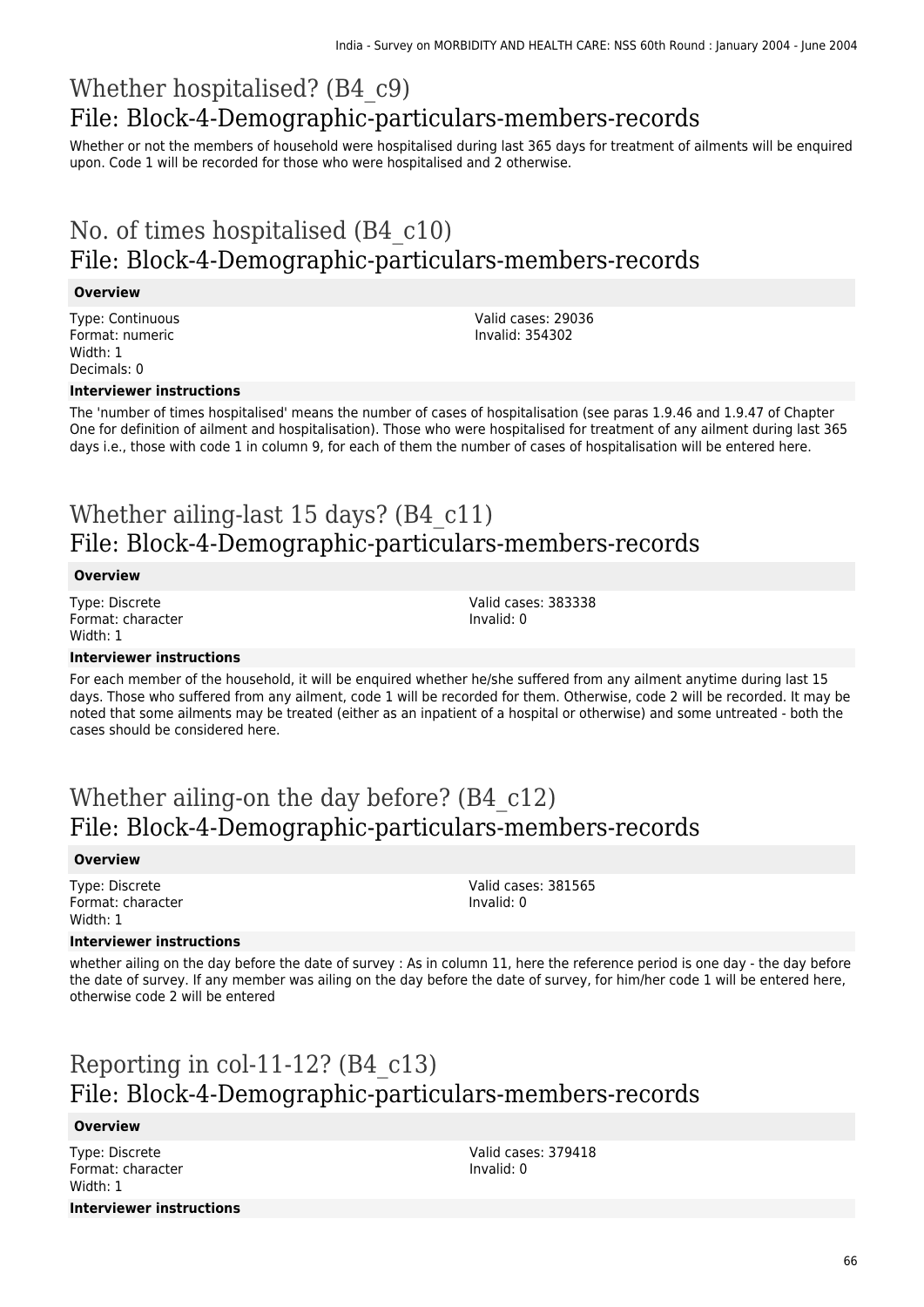# Whether hospitalised? (B4_c9)
## File: Block-4-Demographic-particulars-members-records

Whether or not the members of household were hospitalised during last 365 days for treatment of ailments will be enquired upon. Code 1 will be recorded for those who were hospitalised and 2 otherwise.

# No. of times hospitalised (B4_c10)
## File: Block-4-Demographic-particulars-members-records

**Overview**

Type: Continuous
Format: numeric
Width: 1
Decimals: 0

Valid cases: 29036
Invalid: 354302

**Interviewer instructions**

The 'number of times hospitalised' means the number of cases of hospitalisation (see paras 1.9.46 and 1.9.47 of Chapter One for definition of ailment and hospitalisation). Those who were hospitalised for treatment of any ailment during last 365 days i.e., those with code 1 in column 9, for each of them the number of cases of hospitalisation will be entered here.

# Whether ailing-last 15 days? (B4_c11)
## File: Block-4-Demographic-particulars-members-records

**Overview**

Type: Discrete
Format: character
Width: 1

Valid cases: 383338
Invalid: 0

**Interviewer instructions**

For each member of the household, it will be enquired whether he/she suffered from any ailment anytime during last 15 days. Those who suffered from any ailment, code 1 will be recorded for them. Otherwise, code 2 will be recorded. It may be noted that some ailments may be treated (either as an inpatient of a hospital or otherwise) and some untreated - both the cases should be considered here.

# Whether ailing-on the day before? (B4_c12)
## File: Block-4-Demographic-particulars-members-records

**Overview**

Type: Discrete
Format: character
Width: 1

Valid cases: 381565
Invalid: 0

**Interviewer instructions**

whether ailing on the day before the date of survey : As in column 11, here the reference period is one day - the day before the date of survey. If any member was ailing on the day before the date of survey, for him/her code 1 will be entered here, otherwise code 2 will be entered

# Reporting in col-11-12? (B4_c13)
## File: Block-4-Demographic-particulars-members-records

**Overview**

Type: Discrete
Format: character
Width: 1

Valid cases: 379418
Invalid: 0

**Interviewer instructions**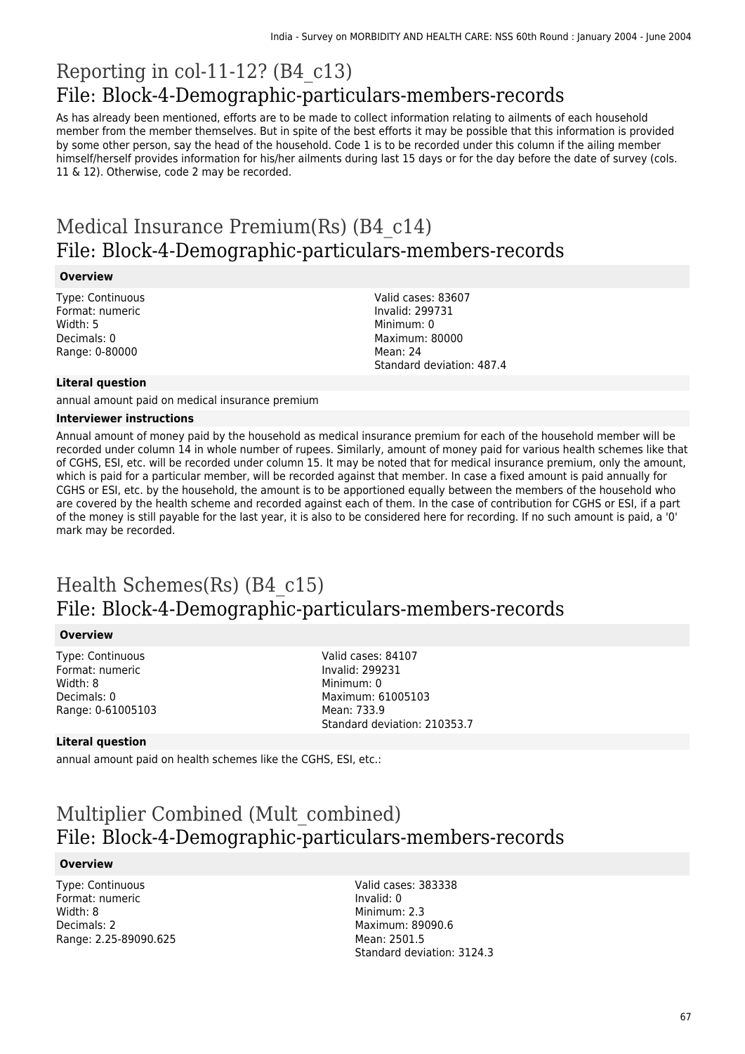# Reporting in col-11-12? (B4_c13)

## File: Block-4-Demographic-particulars-members-records

As has already been mentioned, efforts are to be made to collect information relating to ailments of each household member from the member themselves. But in spite of the best efforts it may be possible that this information is provided by some other person, say the head of the household. Code 1 is to be recorded under this column if the ailing member himself/herself provides information for his/her ailments during last 15 days or for the day before the date of survey (cols. 11 & 12). Otherwise, code 2 may be recorded.

# Medical Insurance Premium(Rs) (B4_c14)

## File: Block-4-Demographic-particulars-members-records

### Overview

Type: Continuous
Format: numeric
Width: 5
Decimals: 0
Range: 0-80000

Valid cases: 83607
Invalid: 299731
Minimum: 0
Maximum: 80000
Mean: 24
Standard deviation: 487.4

### Literal question

annual amount paid on medical insurance premium

### Interviewer instructions

Annual amount of money paid by the household as medical insurance premium for each of the household member will be recorded under column 14 in whole number of rupees. Similarly, amount of money paid for various health schemes like that of CGHS, ESI, etc. will be recorded under column 15. It may be noted that for medical insurance premium, only the amount, which is paid for a particular member, will be recorded against that member. In case a fixed amount is paid annually for CGHS or ESI, etc. by the household, the amount is to be apportioned equally between the members of the household who are covered by the health scheme and recorded against each of them. In the case of contribution for CGHS or ESI, if a part of the money is still payable for the last year, it is also to be considered here for recording. If no such amount is paid, a '0' mark may be recorded.

# Health Schemes(Rs) (B4_c15)

## File: Block-4-Demographic-particulars-members-records

### Overview

Type: Continuous
Format: numeric
Width: 8
Decimals: 0
Range: 0-61005103

Valid cases: 84107
Invalid: 299231
Minimum: 0
Maximum: 61005103
Mean: 733.9
Standard deviation: 210353.7

### Literal question

annual amount paid on health schemes like the CGHS, ESI, etc.:

# Multiplier Combined (Mult_combined)

## File: Block-4-Demographic-particulars-members-records

### Overview

Type: Continuous
Format: numeric
Width: 8
Decimals: 2
Range: 2.25-89090.625

Valid cases: 383338
Invalid: 0
Minimum: 2.3
Maximum: 89090.6
Mean: 2501.5
Standard deviation: 3124.3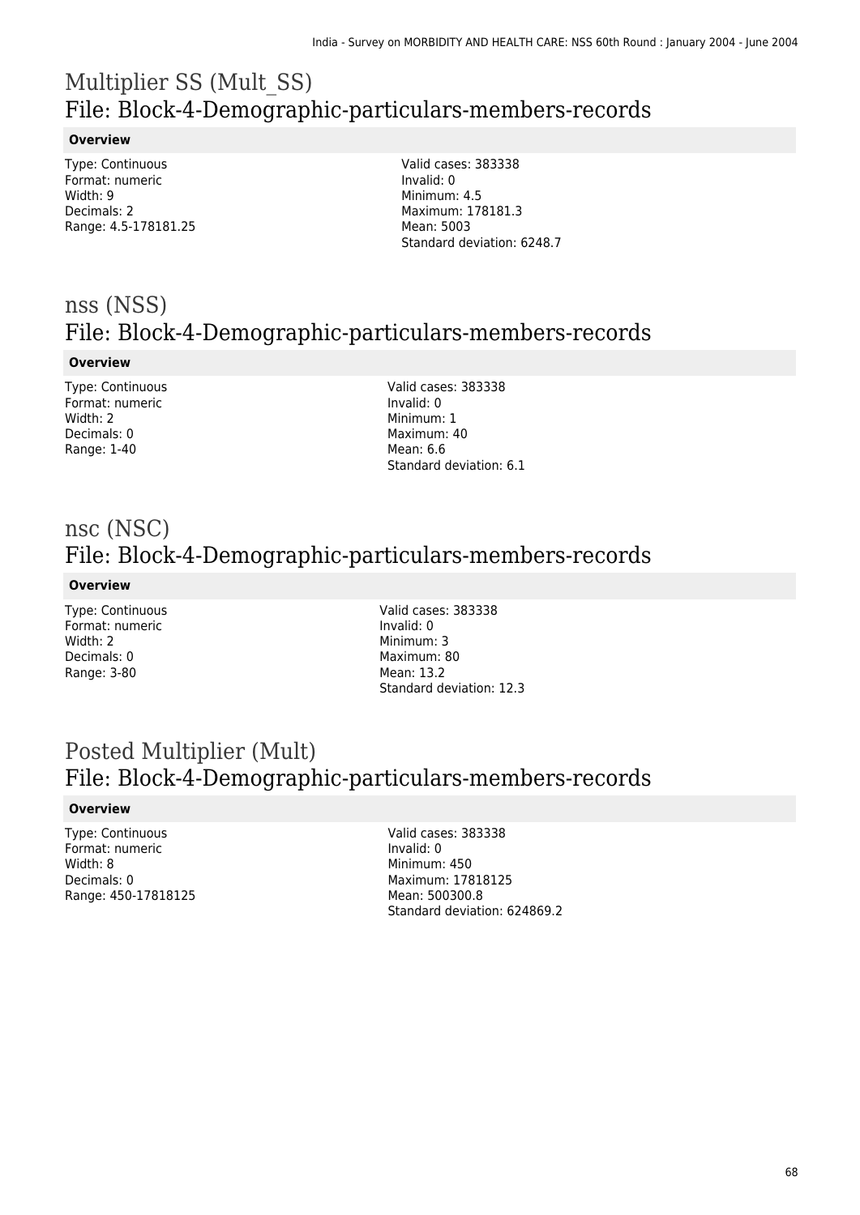# Multiplier SS (Mult_SS)
## File: Block-4-Demographic-particulars-members-records

**Overview**

Type: Continuous
Format: numeric
Width: 9
Decimals: 2
Range: 4.5-178181.25

Valid cases: 383338
Invalid: 0
Minimum: 4.5
Maximum: 178181.3
Mean: 5003
Standard deviation: 6248.7

# nss (NSS)
## File: Block-4-Demographic-particulars-members-records

**Overview**

Type: Continuous
Format: numeric
Width: 2
Decimals: 0
Range: 1-40

Valid cases: 383338
Invalid: 0
Minimum: 1
Maximum: 40
Mean: 6.6
Standard deviation: 6.1

# nsc (NSC)
## File: Block-4-Demographic-particulars-members-records

**Overview**

Type: Continuous
Format: numeric
Width: 2
Decimals: 0
Range: 3-80

Valid cases: 383338
Invalid: 0
Minimum: 3
Maximum: 80
Mean: 13.2
Standard deviation: 12.3

# Posted Multiplier (Mult)
## File: Block-4-Demographic-particulars-members-records

**Overview**

Type: Continuous
Format: numeric
Width: 8
Decimals: 0
Range: 450-17818125

Valid cases: 383338
Invalid: 0
Minimum: 450
Maximum: 17818125
Mean: 500300.8
Standard deviation: 624869.2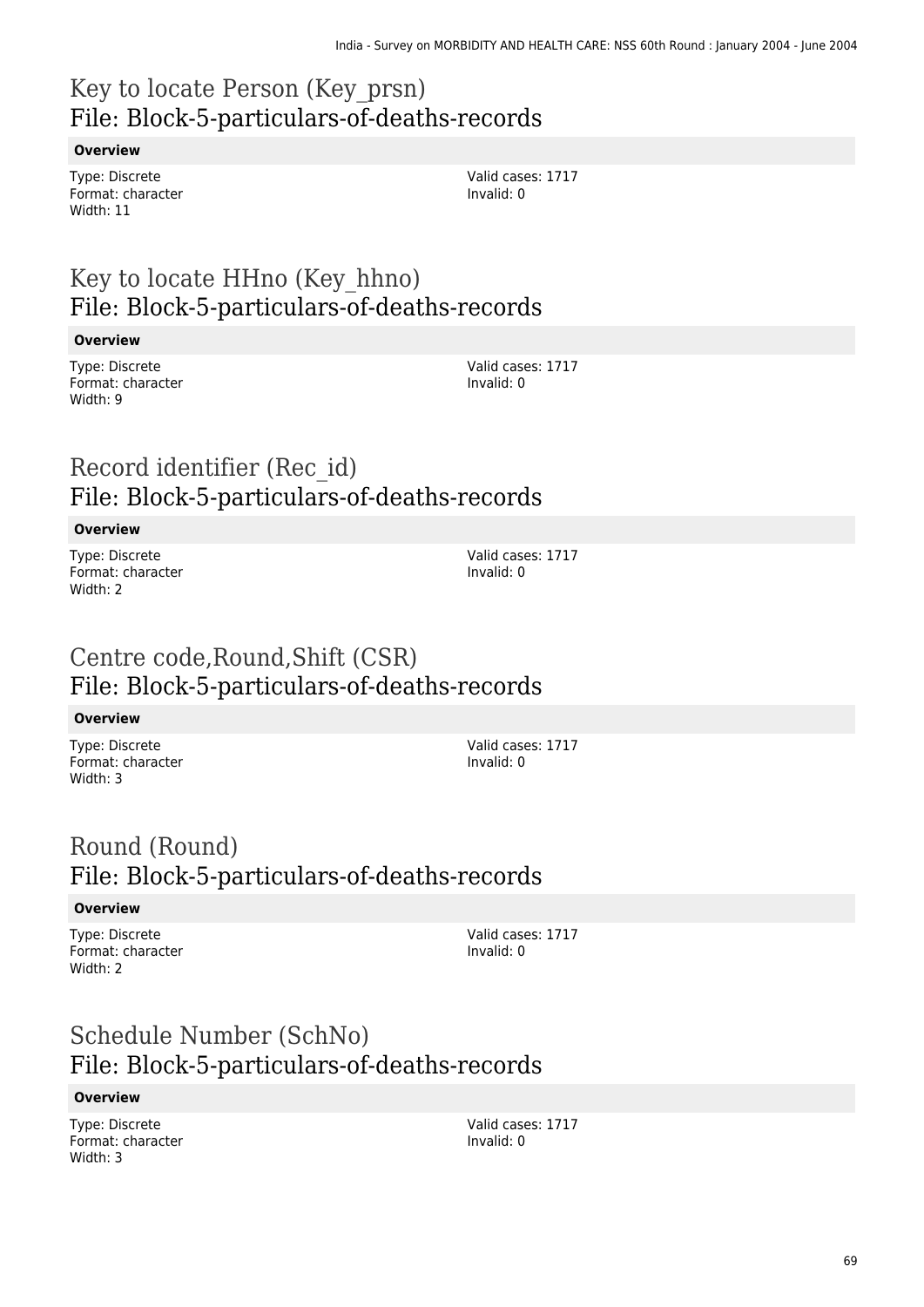# Key to locate Person (Key_prsn)
## File: Block-5-particulars-of-deaths-records

**Overview**

Type: Discrete
Format: character
Width: 11

Valid cases: 1717
Invalid: 0

# Key to locate HHno (Key_hhno)
## File: Block-5-particulars-of-deaths-records

**Overview**

Type: Discrete
Format: character
Width: 9

Valid cases: 1717
Invalid: 0

# Record identifier (Rec_id)
## File: Block-5-particulars-of-deaths-records

**Overview**

Type: Discrete
Format: character
Width: 2

Valid cases: 1717
Invalid: 0

# Centre code,Round,Shift (CSR)
## File: Block-5-particulars-of-deaths-records

**Overview**

Type: Discrete
Format: character
Width: 3

Valid cases: 1717
Invalid: 0

# Round (Round)
## File: Block-5-particulars-of-deaths-records

**Overview**

Type: Discrete
Format: character
Width: 2

Valid cases: 1717
Invalid: 0

# Schedule Number (SchNo)
## File: Block-5-particulars-of-deaths-records

**Overview**

Type: Discrete
Format: character
Width: 3

Valid cases: 1717
Invalid: 0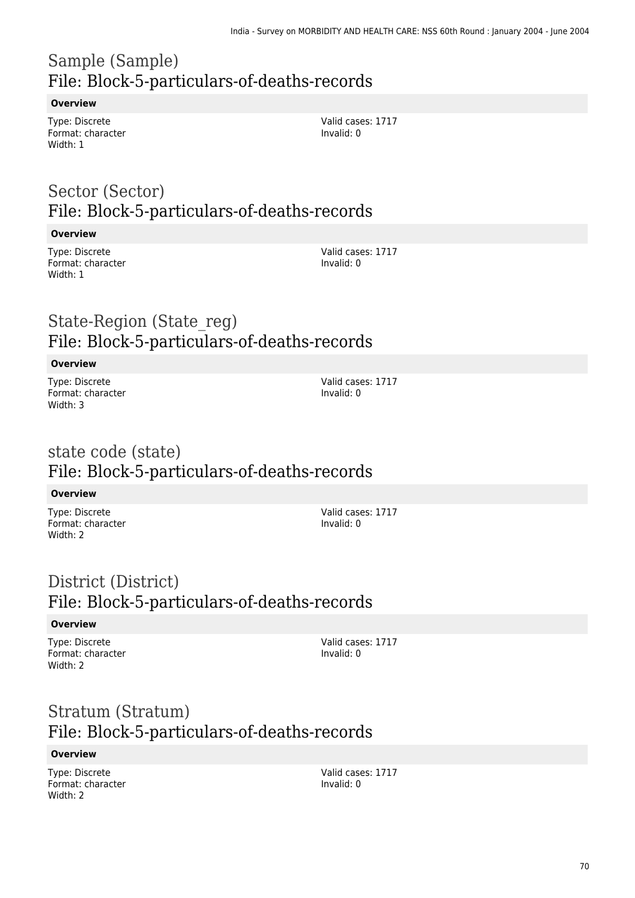# Sample (Sample)
## File: Block-5-particulars-of-deaths-records

**Overview**

Type: Discrete
Format: character
Width: 1

Valid cases: 1717
Invalid: 0

# Sector (Sector)
## File: Block-5-particulars-of-deaths-records

**Overview**

Type: Discrete
Format: character
Width: 1

Valid cases: 1717
Invalid: 0

# State-Region (State_reg)
## File: Block-5-particulars-of-deaths-records

**Overview**

Type: Discrete
Format: character
Width: 3

Valid cases: 1717
Invalid: 0

# state code (state)
## File: Block-5-particulars-of-deaths-records

**Overview**

Type: Discrete
Format: character
Width: 2

Valid cases: 1717
Invalid: 0

# District (District)
## File: Block-5-particulars-of-deaths-records

**Overview**

Type: Discrete
Format: character
Width: 2

Valid cases: 1717
Invalid: 0

# Stratum (Stratum)
## File: Block-5-particulars-of-deaths-records

**Overview**

Type: Discrete
Format: character
Width: 2

Valid cases: 1717
Invalid: 0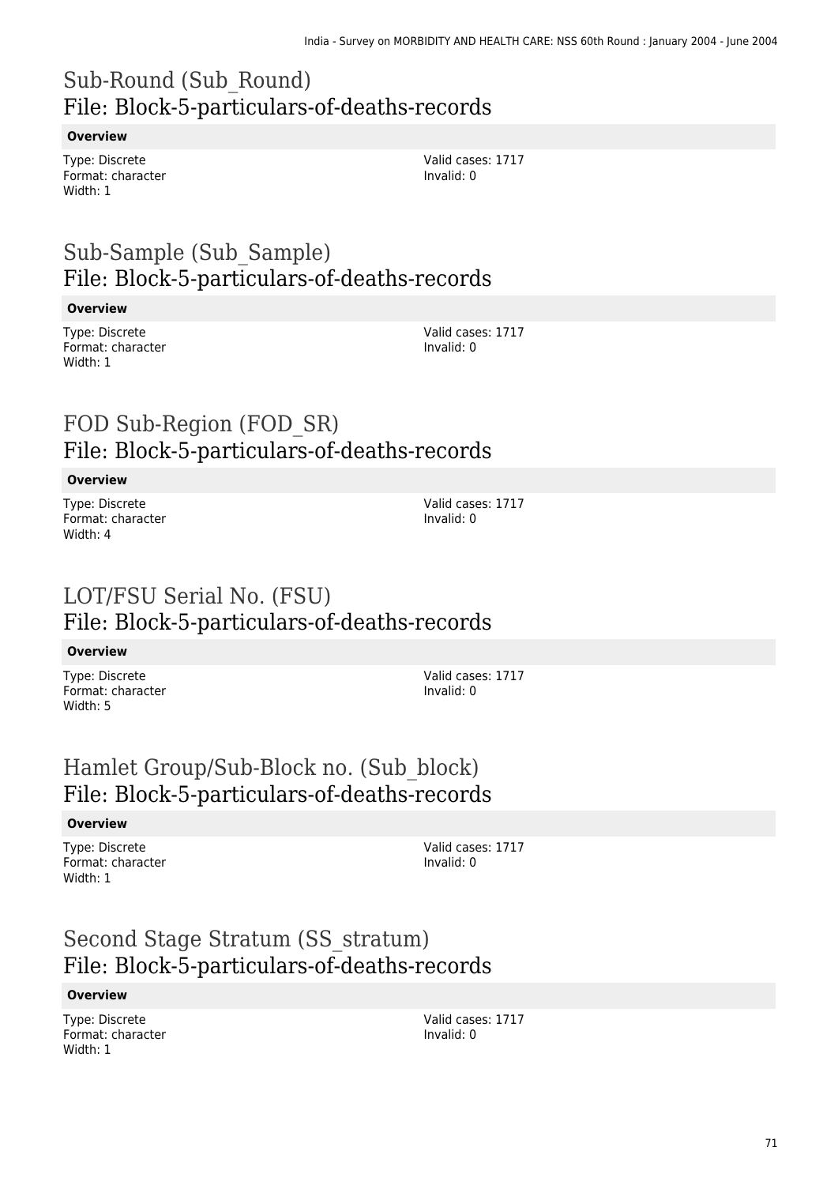## Sub-Round (Sub_Round)
## File: Block-5-particulars-of-deaths-records

**Overview**

Type: Discrete
Format: character
Width: 1

Valid cases: 1717
Invalid: 0

## Sub-Sample (Sub_Sample)
## File: Block-5-particulars-of-deaths-records

**Overview**

Type: Discrete
Format: character
Width: 1

Valid cases: 1717
Invalid: 0

## FOD Sub-Region (FOD_SR)
## File: Block-5-particulars-of-deaths-records

**Overview**

Type: Discrete
Format: character
Width: 4

Valid cases: 1717
Invalid: 0

## LOT/FSU Serial No. (FSU)
## File: Block-5-particulars-of-deaths-records

**Overview**

Type: Discrete
Format: character
Width: 5

Valid cases: 1717
Invalid: 0

## Hamlet Group/Sub-Block no. (Sub_block)
## File: Block-5-particulars-of-deaths-records

**Overview**

Type: Discrete
Format: character
Width: 1

Valid cases: 1717
Invalid: 0

## Second Stage Stratum (SS_stratum)
## File: Block-5-particulars-of-deaths-records

**Overview**

Type: Discrete
Format: character
Width: 1

Valid cases: 1717
Invalid: 0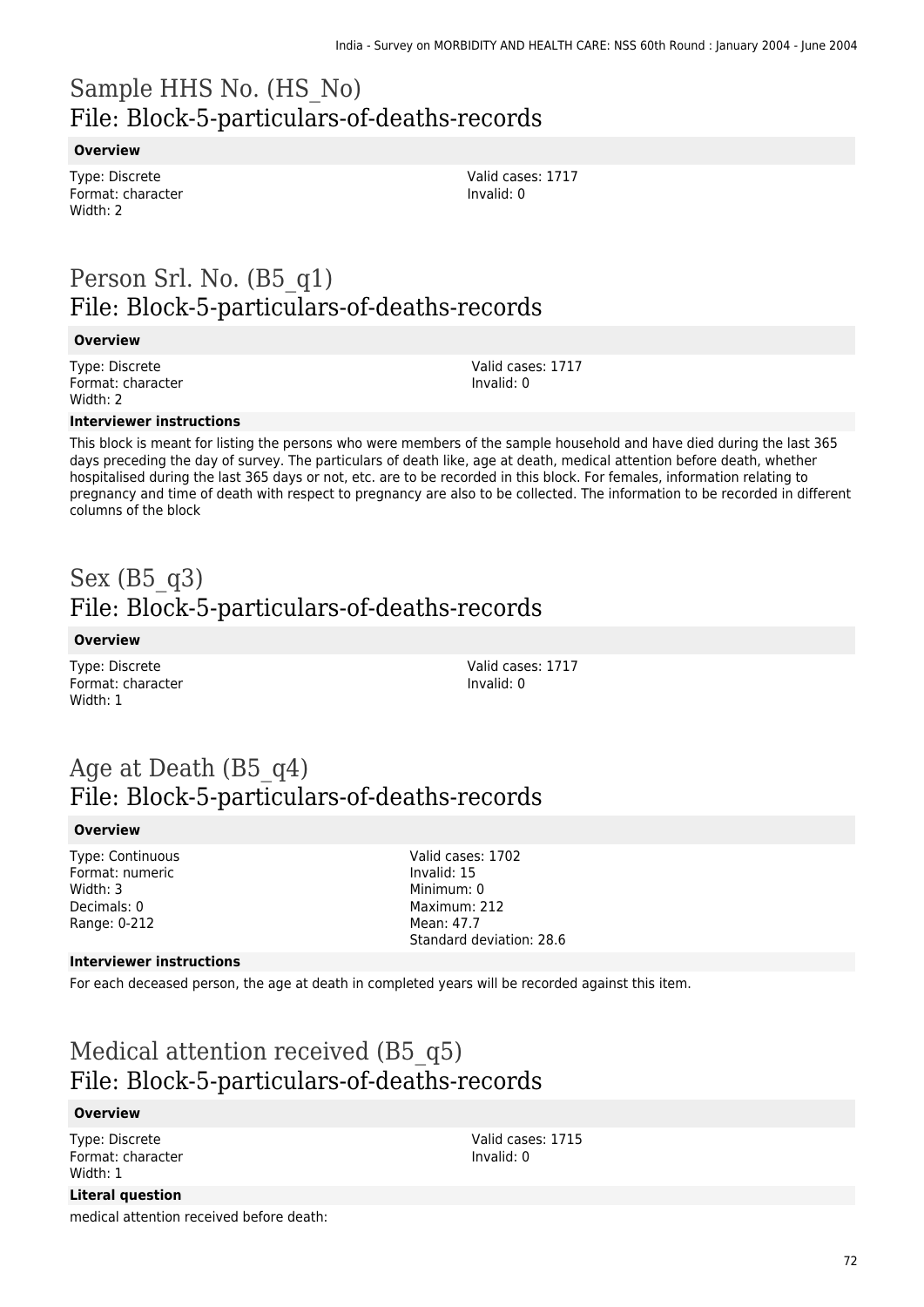# Sample HHS No. (HS_No)

## File: Block-5-particulars-of-deaths-records

**Overview**

Type: Discrete
Format: character
Width: 2

Valid cases: 1717
Invalid: 0

# Person Srl. No. (B5_q1)

## File: Block-5-particulars-of-deaths-records

**Overview**

Type: Discrete
Format: character
Width: 2

Valid cases: 1717
Invalid: 0

**Interviewer instructions**

This block is meant for listing the persons who were members of the sample household and have died during the last 365 days preceding the day of survey. The particulars of death like, age at death, medical attention before death, whether hospitalised during the last 365 days or not, etc. are to be recorded in this block. For females, information relating to pregnancy and time of death with respect to pregnancy are also to be collected. The information to be recorded in different columns of the block

# Sex (B5_q3)

## File: Block-5-particulars-of-deaths-records

**Overview**

Type: Discrete
Format: character
Width: 1

Valid cases: 1717
Invalid: 0

# Age at Death (B5_q4)

## File: Block-5-particulars-of-deaths-records

**Overview**

Type: Continuous
Format: numeric
Width: 3
Decimals: 0
Range: 0-212

Valid cases: 1702
Invalid: 15
Minimum: 0
Maximum: 212
Mean: 47.7
Standard deviation: 28.6

**Interviewer instructions**

For each deceased person, the age at death in completed years will be recorded against this item.

# Medical attention received (B5_q5)

## File: Block-5-particulars-of-deaths-records

**Overview**

Type: Discrete
Format: character
Width: 1

Valid cases: 1715
Invalid: 0

**Literal question**

medical attention received before death: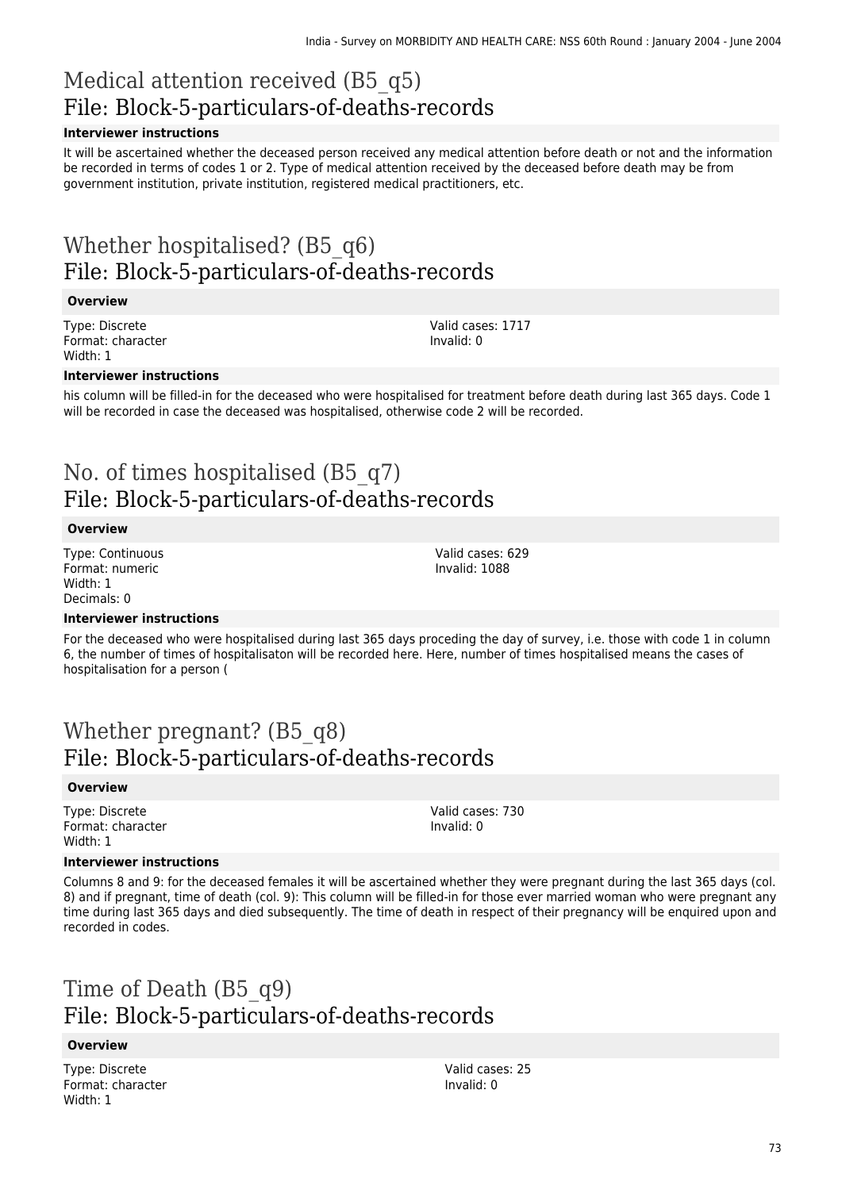# Medical attention received (B5_q5)
## File: Block-5-particulars-of-deaths-records

### Interviewer instructions

It will be ascertained whether the deceased person received any medical attention before death or not and the information be recorded in terms of codes 1 or 2. Type of medical attention received by the deceased before death may be from government institution, private institution, registered medical practitioners, etc.

# Whether hospitalised? (B5_q6)
## File: Block-5-particulars-of-deaths-records

### Overview

Type: Discrete
Format: character
Width: 1

Valid cases: 1717
Invalid: 0

### Interviewer instructions

his column will be filled-in for the deceased who were hospitalised for treatment before death during last 365 days. Code 1 will be recorded in case the deceased was hospitalised, otherwise code 2 will be recorded.

# No. of times hospitalised (B5_q7)
## File: Block-5-particulars-of-deaths-records

### Overview

Type: Continuous
Format: numeric
Width: 1
Decimals: 0

Valid cases: 629
Invalid: 1088

### Interviewer instructions

For the deceased who were hospitalised during last 365 days proceding the day of survey, i.e. those with code 1 in column 6, the number of times of hospitalisaton will be recorded here. Here, number of times hospitalised means the cases of hospitalisation for a person (

# Whether pregnant? (B5_q8)
## File: Block-5-particulars-of-deaths-records

### Overview

Type: Discrete
Format: character
Width: 1

Valid cases: 730
Invalid: 0

### Interviewer instructions

Columns 8 and 9: for the deceased females it will be ascertained whether they were pregnant during the last 365 days (col. 8) and if pregnant, time of death (col. 9): This column will be filled-in for those ever married woman who were pregnant any time during last 365 days and died subsequently. The time of death in respect of their pregnancy will be enquired upon and recorded in codes.

# Time of Death (B5_q9)
## File: Block-5-particulars-of-deaths-records

### Overview

Type: Discrete
Format: character
Width: 1

Valid cases: 25
Invalid: 0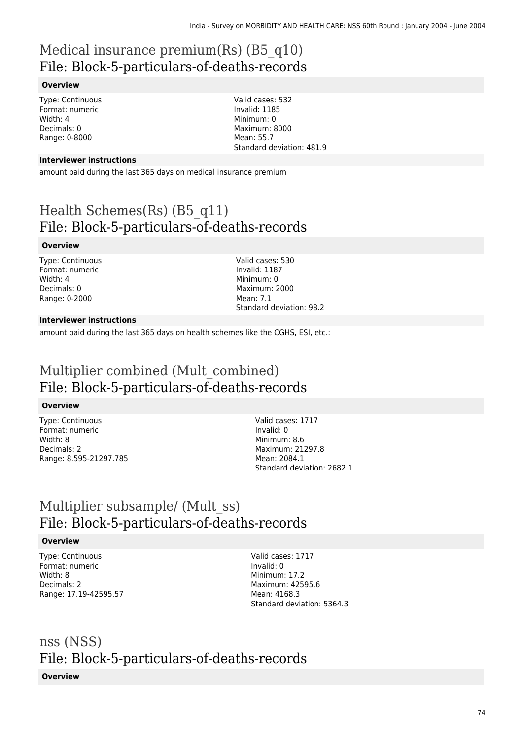# Medical insurance premium(Rs) (B5_q10)
## File: Block-5-particulars-of-deaths-records

### Overview

Type: Continuous
Format: numeric
Width: 4
Decimals: 0
Range: 0-8000

Valid cases: 532
Invalid: 1185
Minimum: 0
Maximum: 8000
Mean: 55.7
Standard deviation: 481.9

### Interviewer instructions

amount paid during the last 365 days on medical insurance premium

# Health Schemes(Rs) (B5_q11)
## File: Block-5-particulars-of-deaths-records

### Overview

Type: Continuous
Format: numeric
Width: 4
Decimals: 0
Range: 0-2000

Valid cases: 530
Invalid: 1187
Minimum: 0
Maximum: 2000
Mean: 7.1
Standard deviation: 98.2

### Interviewer instructions

amount paid during the last 365 days on health schemes like the CGHS, ESI, etc.:

# Multiplier combined (Mult_combined)
## File: Block-5-particulars-of-deaths-records

### Overview

Type: Continuous
Format: numeric
Width: 8
Decimals: 2
Range: 8.595-21297.785

Valid cases: 1717
Invalid: 0
Minimum: 8.6
Maximum: 21297.8
Mean: 2084.1
Standard deviation: 2682.1

# Multiplier subsample/ (Mult_ss)
## File: Block-5-particulars-of-deaths-records

### Overview

Type: Continuous
Format: numeric
Width: 8
Decimals: 2
Range: 17.19-42595.57

Valid cases: 1717
Invalid: 0
Minimum: 17.2
Maximum: 42595.6
Mean: 4168.3
Standard deviation: 5364.3

# nss (NSS)
## File: Block-5-particulars-of-deaths-records

### Overview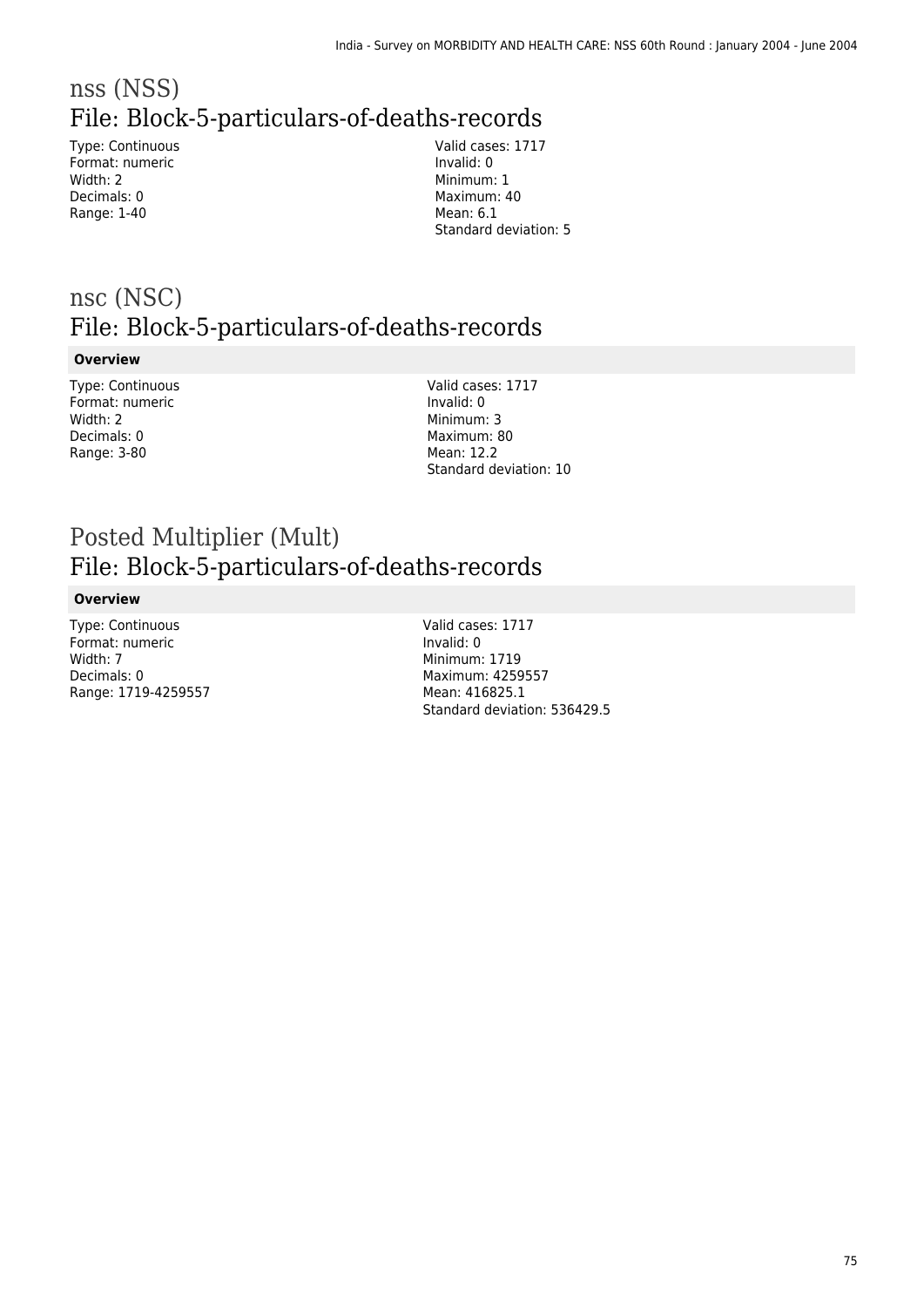# nss (NSS)

## File: Block-5-particulars-of-deaths-records

Type: Continuous
Format: numeric
Width: 2
Decimals: 0
Range: 1-40

Valid cases: 1717
Invalid: 0
Minimum: 1
Maximum: 40
Mean: 6.1
Standard deviation: 5

# nsc (NSC)

## File: Block-5-particulars-of-deaths-records

**Overview**

Type: Continuous
Format: numeric
Width: 2
Decimals: 0
Range: 3-80

Valid cases: 1717
Invalid: 0
Minimum: 3
Maximum: 80
Mean: 12.2
Standard deviation: 10

# Posted Multiplier (Mult)

## File: Block-5-particulars-of-deaths-records

**Overview**

Type: Continuous
Format: numeric
Width: 7
Decimals: 0
Range: 1719-4259557

Valid cases: 1717
Invalid: 0
Minimum: 1719
Maximum: 4259557
Mean: 416825.1
Standard deviation: 536429.5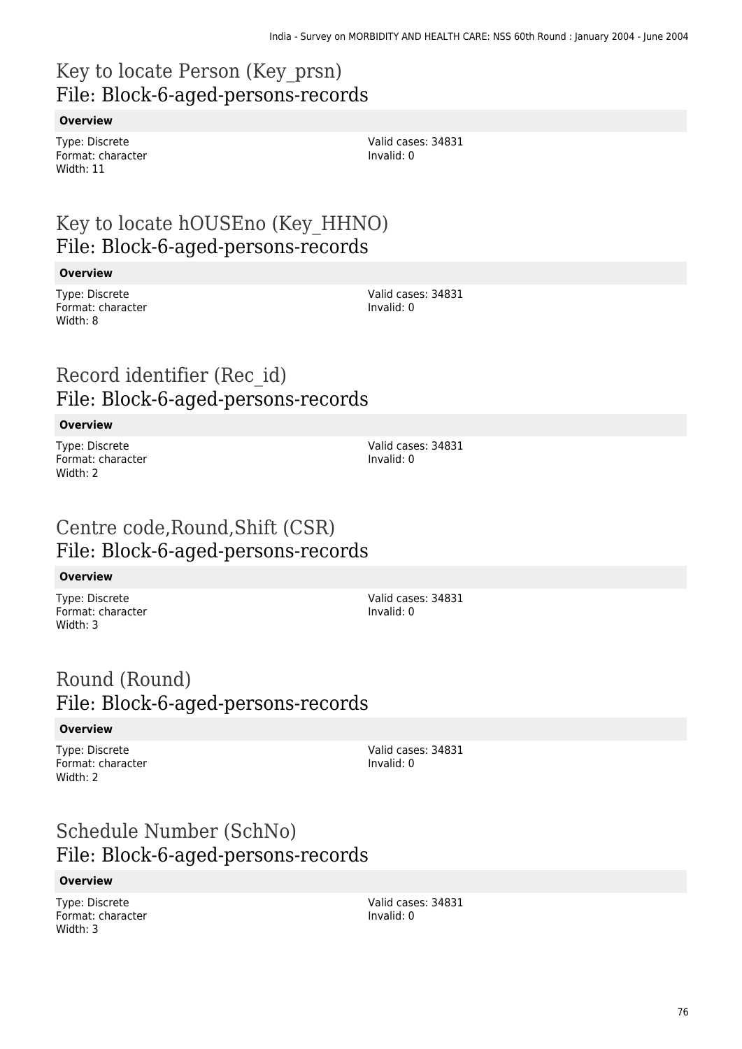## Key to locate Person (Key_prsn)
## File: Block-6-aged-persons-records

**Overview**

Type: Discrete
Format: character
Width: 11

Valid cases: 34831
Invalid: 0

## Key to locate hOUSEno (Key_HHNO)
## File: Block-6-aged-persons-records

**Overview**

Type: Discrete
Format: character
Width: 8

Valid cases: 34831
Invalid: 0

## Record identifier (Rec_id)
## File: Block-6-aged-persons-records

**Overview**

Type: Discrete
Format: character
Width: 2

Valid cases: 34831
Invalid: 0

## Centre code,Round,Shift (CSR)
## File: Block-6-aged-persons-records

**Overview**

Type: Discrete
Format: character
Width: 3

Valid cases: 34831
Invalid: 0

## Round (Round)
## File: Block-6-aged-persons-records

**Overview**

Type: Discrete
Format: character
Width: 2

Valid cases: 34831
Invalid: 0

## Schedule Number (SchNo)
## File: Block-6-aged-persons-records

**Overview**

Type: Discrete
Format: character
Width: 3

Valid cases: 34831
Invalid: 0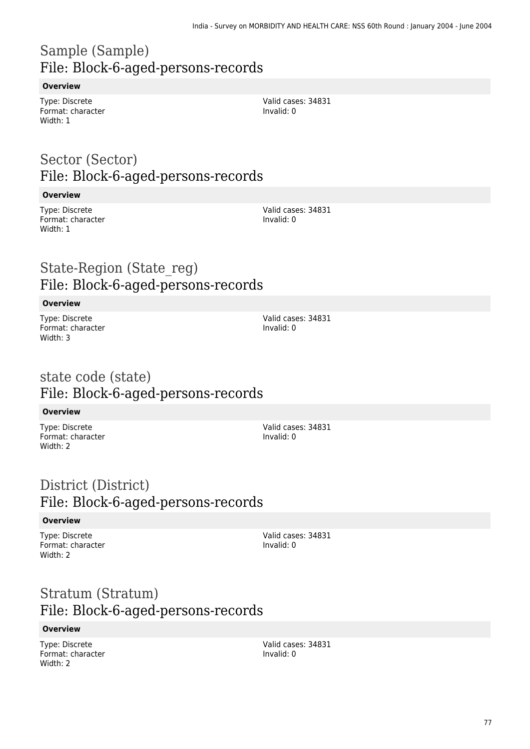# Sample (Sample)
## File: Block-6-aged-persons-records

**Overview**

Type: Discrete
Format: character
Width: 1

Valid cases: 34831
Invalid: 0

# Sector (Sector)
## File: Block-6-aged-persons-records

**Overview**

Type: Discrete
Format: character
Width: 1

Valid cases: 34831
Invalid: 0

# State-Region (State_reg)
## File: Block-6-aged-persons-records

**Overview**

Type: Discrete
Format: character
Width: 3

Valid cases: 34831
Invalid: 0

# state code (state)
## File: Block-6-aged-persons-records

**Overview**

Type: Discrete
Format: character
Width: 2

Valid cases: 34831
Invalid: 0

# District (District)
## File: Block-6-aged-persons-records

**Overview**

Type: Discrete
Format: character
Width: 2

Valid cases: 34831
Invalid: 0

# Stratum (Stratum)
## File: Block-6-aged-persons-records

**Overview**

Type: Discrete
Format: character
Width: 2

Valid cases: 34831
Invalid: 0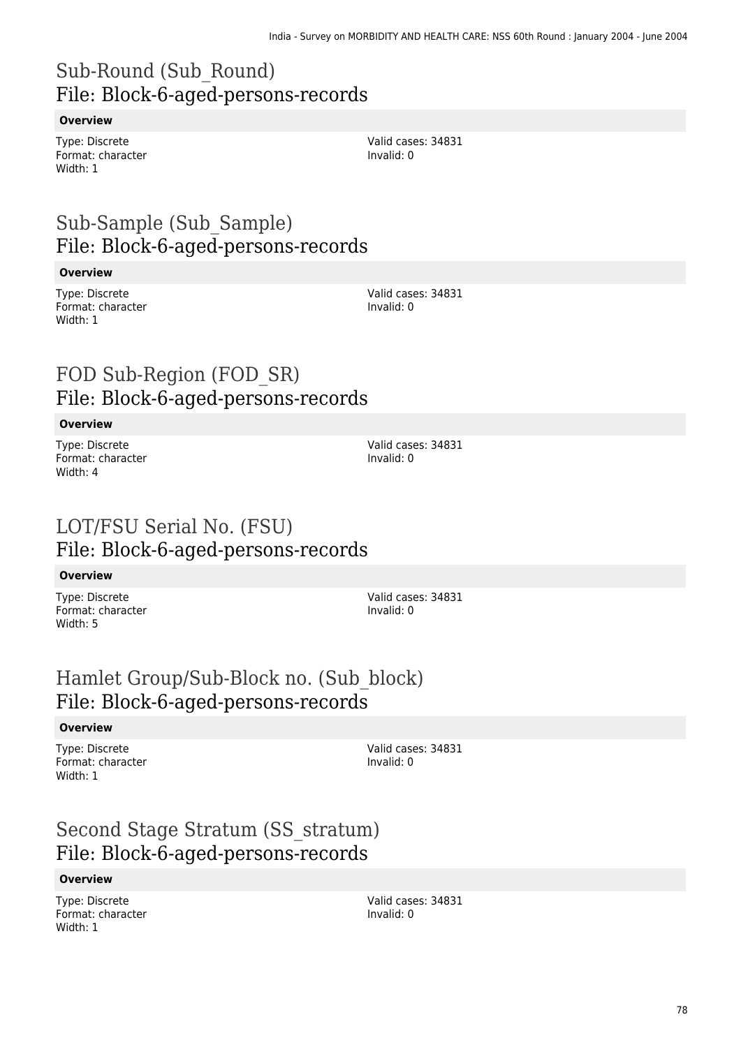# Sub-Round (Sub_Round)
## File: Block-6-aged-persons-records

**Overview**

Type: Discrete
Format: character
Width: 1

Valid cases: 34831
Invalid: 0

# Sub-Sample (Sub_Sample)
## File: Block-6-aged-persons-records

**Overview**

Type: Discrete
Format: character
Width: 1

Valid cases: 34831
Invalid: 0

# FOD Sub-Region (FOD_SR)
## File: Block-6-aged-persons-records

**Overview**

Type: Discrete
Format: character
Width: 4

Valid cases: 34831
Invalid: 0

# LOT/FSU Serial No. (FSU)
## File: Block-6-aged-persons-records

**Overview**

Type: Discrete
Format: character
Width: 5

Valid cases: 34831
Invalid: 0

# Hamlet Group/Sub-Block no. (Sub_block)
## File: Block-6-aged-persons-records

**Overview**

Type: Discrete
Format: character
Width: 1

Valid cases: 34831
Invalid: 0

# Second Stage Stratum (SS_stratum)
## File: Block-6-aged-persons-records

**Overview**

Type: Discrete
Format: character
Width: 1

Valid cases: 34831
Invalid: 0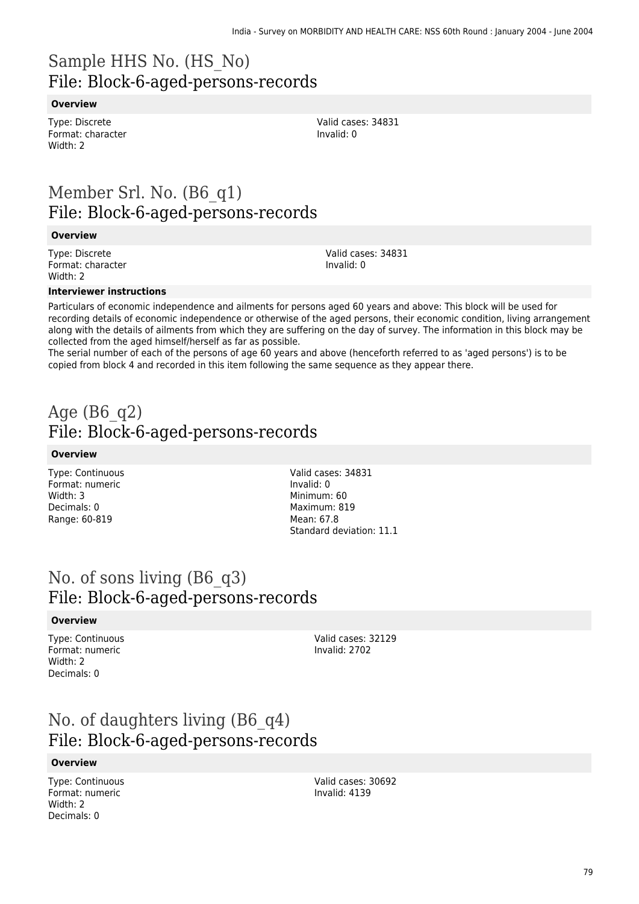# Sample HHS No. (HS_No)
## File: Block-6-aged-persons-records

### Overview

Type: Discrete
Format: character
Width: 2

Valid cases: 34831
Invalid: 0

# Member Srl. No. (B6_q1)
## File: Block-6-aged-persons-records

### Overview

Type: Discrete
Format: character
Width: 2

Valid cases: 34831
Invalid: 0

### Interviewer instructions

Particulars of economic independence and ailments for persons aged 60 years and above: This block will be used for recording details of economic independence or otherwise of the aged persons, their economic condition, living arrangement along with the details of ailments from which they are suffering on the day of survey. The information in this block may be collected from the aged himself/herself as far as possible.
The serial number of each of the persons of age 60 years and above (henceforth referred to as 'aged persons') is to be copied from block 4 and recorded in this item following the same sequence as they appear there.

# Age (B6_q2)
## File: Block-6-aged-persons-records

### Overview

Type: Continuous
Format: numeric
Width: 3
Decimals: 0
Range: 60-819

Valid cases: 34831
Invalid: 0
Minimum: 60
Maximum: 819
Mean: 67.8
Standard deviation: 11.1

# No. of sons living (B6_q3)
## File: Block-6-aged-persons-records

### Overview

Type: Continuous
Format: numeric
Width: 2
Decimals: 0

Valid cases: 32129
Invalid: 2702

# No. of daughters living (B6_q4)
## File: Block-6-aged-persons-records

### Overview

Type: Continuous
Format: numeric
Width: 2
Decimals: 0

Valid cases: 30692
Invalid: 4139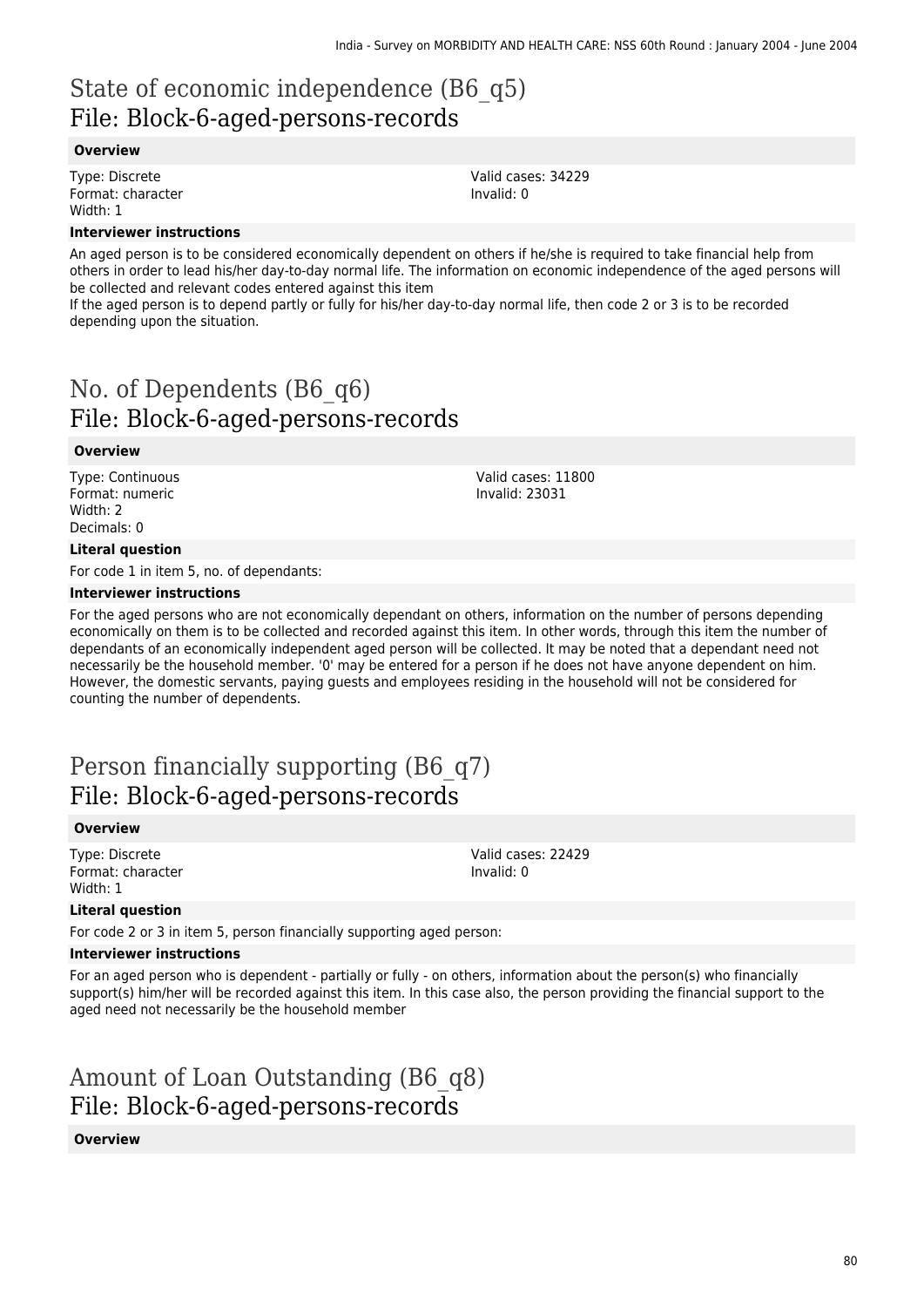# State of economic independence (B6_q5)
## File: Block-6-aged-persons-records

### Overview

Type: Discrete
Format: character
Width: 1

Valid cases: 34229
Invalid: 0

### Interviewer instructions

An aged person is to be considered economically dependent on others if he/she is required to take financial help from others in order to lead his/her day-to-day normal life. The information on economic independence of the aged persons will be collected and relevant codes entered against this item
If the aged person is to depend partly or fully for his/her day-to-day normal life, then code 2 or 3 is to be recorded depending upon the situation.

# No. of Dependents (B6_q6)
## File: Block-6-aged-persons-records

### Overview

Type: Continuous
Format: numeric
Width: 2
Decimals: 0

Valid cases: 11800
Invalid: 23031

### Literal question

For code 1 in item 5, no. of dependants:

### Interviewer instructions

For the aged persons who are not economically dependant on others, information on the number of persons depending economically on them is to be collected and recorded against this item. In other words, through this item the number of dependants of an economically independent aged person will be collected. It may be noted that a dependant need not necessarily be the household member. '0' may be entered for a person if he does not have anyone dependent on him. However, the domestic servants, paying guests and employees residing in the household will not be considered for counting the number of dependents.

# Person financially supporting (B6_q7)
## File: Block-6-aged-persons-records

### Overview

Type: Discrete
Format: character
Width: 1

Valid cases: 22429
Invalid: 0

### Literal question

For code 2 or 3 in item 5, person financially supporting aged person:

### Interviewer instructions

For an aged person who is dependent - partially or fully - on others, information about the person(s) who financially support(s) him/her will be recorded against this item. In this case also, the person providing the financial support to the aged need not necessarily be the household member

# Amount of Loan Outstanding (B6_q8)
## File: Block-6-aged-persons-records

### Overview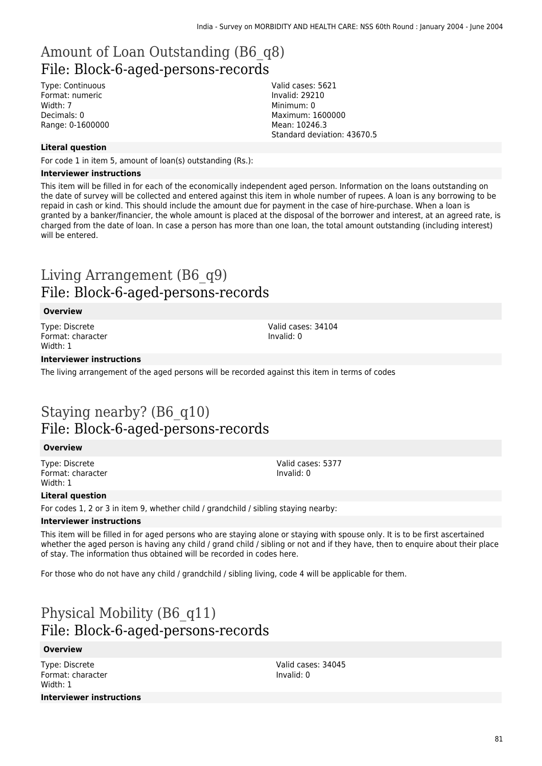# Amount of Loan Outstanding (B6_q8)
## File: Block-6-aged-persons-records

Type: Continuous
Format: numeric
Width: 7
Decimals: 0
Range: 0-1600000

Valid cases: 5621
Invalid: 29210
Minimum: 0
Maximum: 1600000
Mean: 10246.3
Standard deviation: 43670.5

**Literal question**

For code 1 in item 5, amount of loan(s) outstanding (Rs.):

**Interviewer instructions**

This item will be filled in for each of the economically independent aged person. Information on the loans outstanding on the date of survey will be collected and entered against this item in whole number of rupees. A loan is any borrowing to be repaid in cash or kind. This should include the amount due for payment in the case of hire-purchase. When a loan is granted by a banker/financier, the whole amount is placed at the disposal of the borrower and interest, at an agreed rate, is charged from the date of loan. In case a person has more than one loan, the total amount outstanding (including interest) will be entered.

# Living Arrangement (B6_q9)
## File: Block-6-aged-persons-records

**Overview**

Type: Discrete
Format: character
Width: 1

Valid cases: 34104
Invalid: 0

**Interviewer instructions**

The living arrangement of the aged persons will be recorded against this item in terms of codes

# Staying nearby? (B6_q10)
## File: Block-6-aged-persons-records

**Overview**

Type: Discrete
Format: character
Width: 1

Valid cases: 5377
Invalid: 0

**Literal question**

For codes 1, 2 or 3 in item 9, whether child / grandchild / sibling staying nearby:

**Interviewer instructions**

This item will be filled in for aged persons who are staying alone or staying with spouse only. It is to be first ascertained whether the aged person is having any child / grand child / sibling or not and if they have, then to enquire about their place of stay. The information thus obtained will be recorded in codes here.

For those who do not have any child / grandchild / sibling living, code 4 will be applicable for them.

# Physical Mobility (B6_q11)
## File: Block-6-aged-persons-records

**Overview**

Type: Discrete
Format: character
Width: 1

Valid cases: 34045
Invalid: 0

**Interviewer instructions**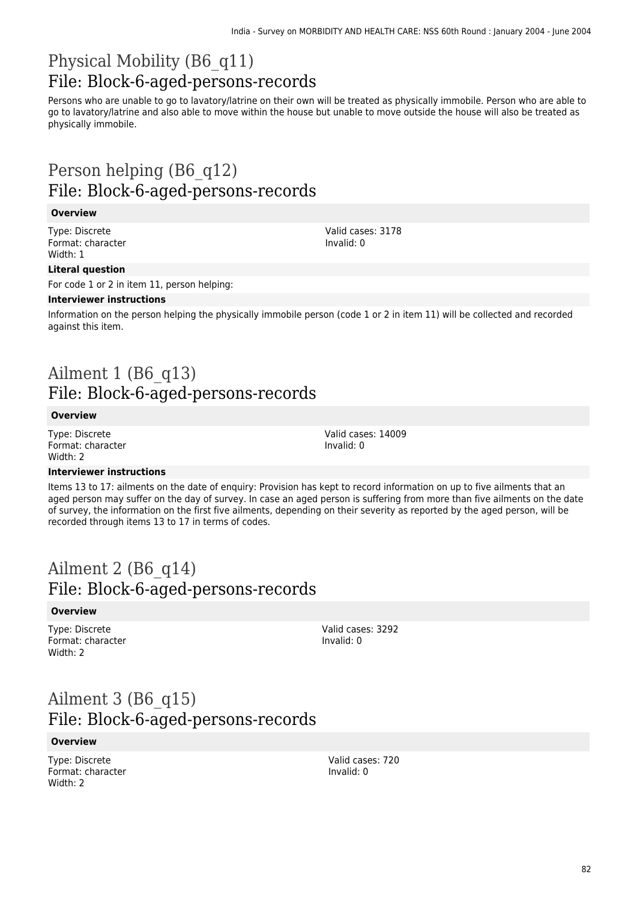# Physical Mobility (B6_q11)

## File: Block-6-aged-persons-records

Persons who are unable to go to lavatory/latrine on their own will be treated as physically immobile. Person who are able to go to lavatory/latrine and also able to move within the house but unable to move outside the house will also be treated as physically immobile.

# Person helping (B6_q12)

## File: Block-6-aged-persons-records

**Overview**

Type: Discrete
Format: character
Width: 1

Valid cases: 3178
Invalid: 0

**Literal question**

For code 1 or 2 in item 11, person helping:

**Interviewer instructions**

Information on the person helping the physically immobile person (code 1 or 2 in item 11) will be collected and recorded against this item.

# Ailment 1 (B6_q13)

## File: Block-6-aged-persons-records

**Overview**

Type: Discrete
Format: character
Width: 2

Valid cases: 14009
Invalid: 0

**Interviewer instructions**

Items 13 to 17: ailments on the date of enquiry: Provision has kept to record information on up to five ailments that an aged person may suffer on the day of survey. In case an aged person is suffering from more than five ailments on the date of survey, the information on the first five ailments, depending on their severity as reported by the aged person, will be recorded through items 13 to 17 in terms of codes.

# Ailment 2 (B6_q14)

## File: Block-6-aged-persons-records

**Overview**

Type: Discrete
Format: character
Width: 2

Valid cases: 3292
Invalid: 0

# Ailment 3 (B6_q15)

## File: Block-6-aged-persons-records

**Overview**

Type: Discrete
Format: character
Width: 2

Valid cases: 720
Invalid: 0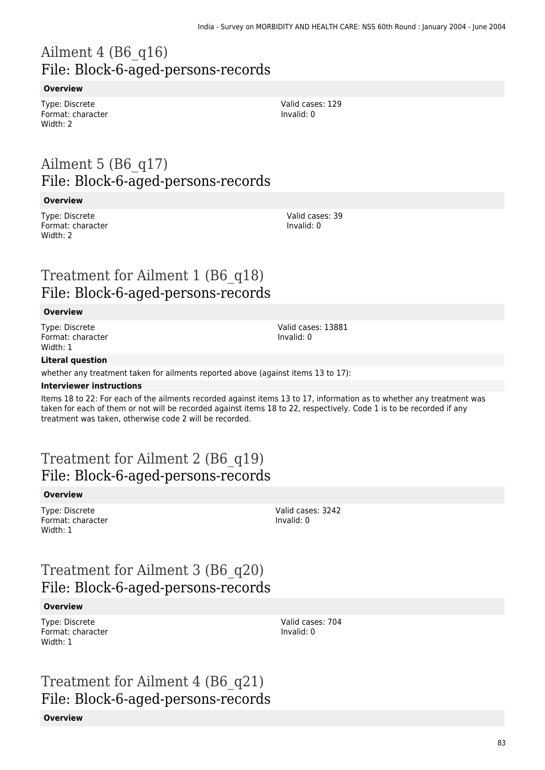# Ailment 4 (B6_q16)
## File: Block-6-aged-persons-records

### Overview

Type: Discrete
Format: character
Width: 2

Valid cases: 129
Invalid: 0

# Ailment 5 (B6_q17)
## File: Block-6-aged-persons-records

### Overview

Type: Discrete
Format: character
Width: 2

Valid cases: 39
Invalid: 0

# Treatment for Ailment 1 (B6_q18)
## File: Block-6-aged-persons-records

### Overview

Type: Discrete
Format: character
Width: 1

Valid cases: 13881
Invalid: 0

### Literal question

whether any treatment taken for ailments reported above (against items 13 to 17):

### Interviewer instructions

Items 18 to 22: For each of the ailments recorded against items 13 to 17, information as to whether any treatment was taken for each of them or not will be recorded against items 18 to 22, respectively. Code 1 is to be recorded if any treatment was taken, otherwise code 2 will be recorded.

# Treatment for Ailment 2 (B6_q19)
## File: Block-6-aged-persons-records

### Overview

Type: Discrete
Format: character
Width: 1

Valid cases: 3242
Invalid: 0

# Treatment for Ailment 3 (B6_q20)
## File: Block-6-aged-persons-records

### Overview

Type: Discrete
Format: character
Width: 1

Valid cases: 704
Invalid: 0

# Treatment for Ailment 4 (B6_q21)
## File: Block-6-aged-persons-records

### Overview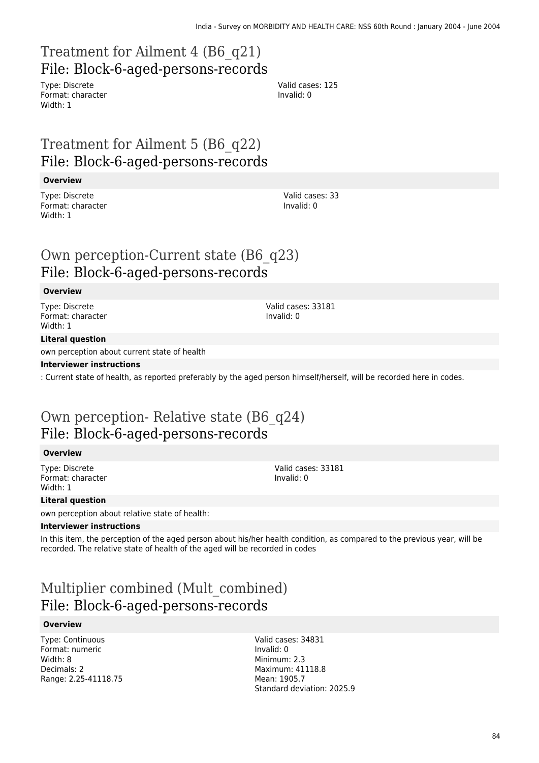# Treatment for Ailment 4 (B6_q21)

## File: Block-6-aged-persons-records

Type: Discrete
Format: character
Width: 1

Valid cases: 125
Invalid: 0

# Treatment for Ailment 5 (B6_q22)

## File: Block-6-aged-persons-records

**Overview**

Type: Discrete
Format: character
Width: 1

Valid cases: 33
Invalid: 0

# Own perception-Current state (B6_q23)

## File: Block-6-aged-persons-records

**Overview**

Type: Discrete
Format: character
Width: 1

Valid cases: 33181
Invalid: 0

**Literal question**

own perception about current state of health

**Interviewer instructions**

: Current state of health, as reported preferably by the aged person himself/herself, will be recorded here in codes.

# Own perception- Relative state (B6_q24)

## File: Block-6-aged-persons-records

**Overview**

Type: Discrete
Format: character
Width: 1

Valid cases: 33181
Invalid: 0

**Literal question**

own perception about relative state of health:

**Interviewer instructions**

In this item, the perception of the aged person about his/her health condition, as compared to the previous year, will be recorded. The relative state of health of the aged will be recorded in codes

# Multiplier combined (Mult_combined)

## File: Block-6-aged-persons-records

**Overview**

Type: Continuous
Format: numeric
Width: 8
Decimals: 2
Range: 2.25-41118.75

Valid cases: 34831
Invalid: 0
Minimum: 2.3
Maximum: 41118.8
Mean: 1905.7
Standard deviation: 2025.9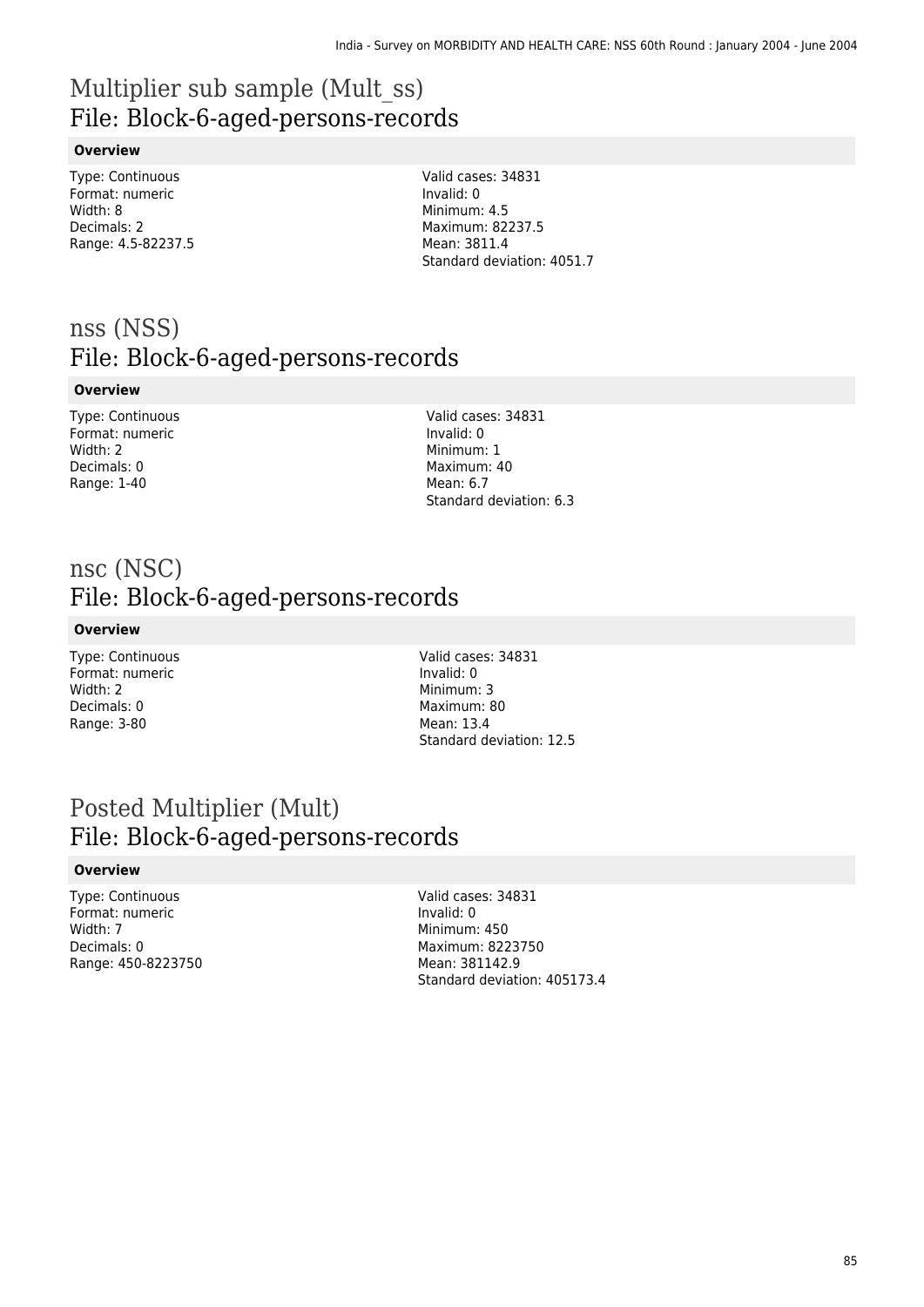# Multiplier sub sample (Mult_ss)

## File: Block-6-aged-persons-records

**Overview**

Type: Continuous
Format: numeric
Width: 8
Decimals: 2
Range: 4.5-82237.5

Valid cases: 34831
Invalid: 0
Minimum: 4.5
Maximum: 82237.5
Mean: 3811.4
Standard deviation: 4051.7

# nss (NSS)

## File: Block-6-aged-persons-records

**Overview**

Type: Continuous
Format: numeric
Width: 2
Decimals: 0
Range: 1-40

Valid cases: 34831
Invalid: 0
Minimum: 1
Maximum: 40
Mean: 6.7
Standard deviation: 6.3

# nsc (NSC)

## File: Block-6-aged-persons-records

**Overview**

Type: Continuous
Format: numeric
Width: 2
Decimals: 0
Range: 3-80

Valid cases: 34831
Invalid: 0
Minimum: 3
Maximum: 80
Mean: 13.4
Standard deviation: 12.5

# Posted Multiplier (Mult)

## File: Block-6-aged-persons-records

**Overview**

Type: Continuous
Format: numeric
Width: 7
Decimals: 0
Range: 450-8223750

Valid cases: 34831
Invalid: 0
Minimum: 450
Maximum: 8223750
Mean: 381142.9
Standard deviation: 405173.4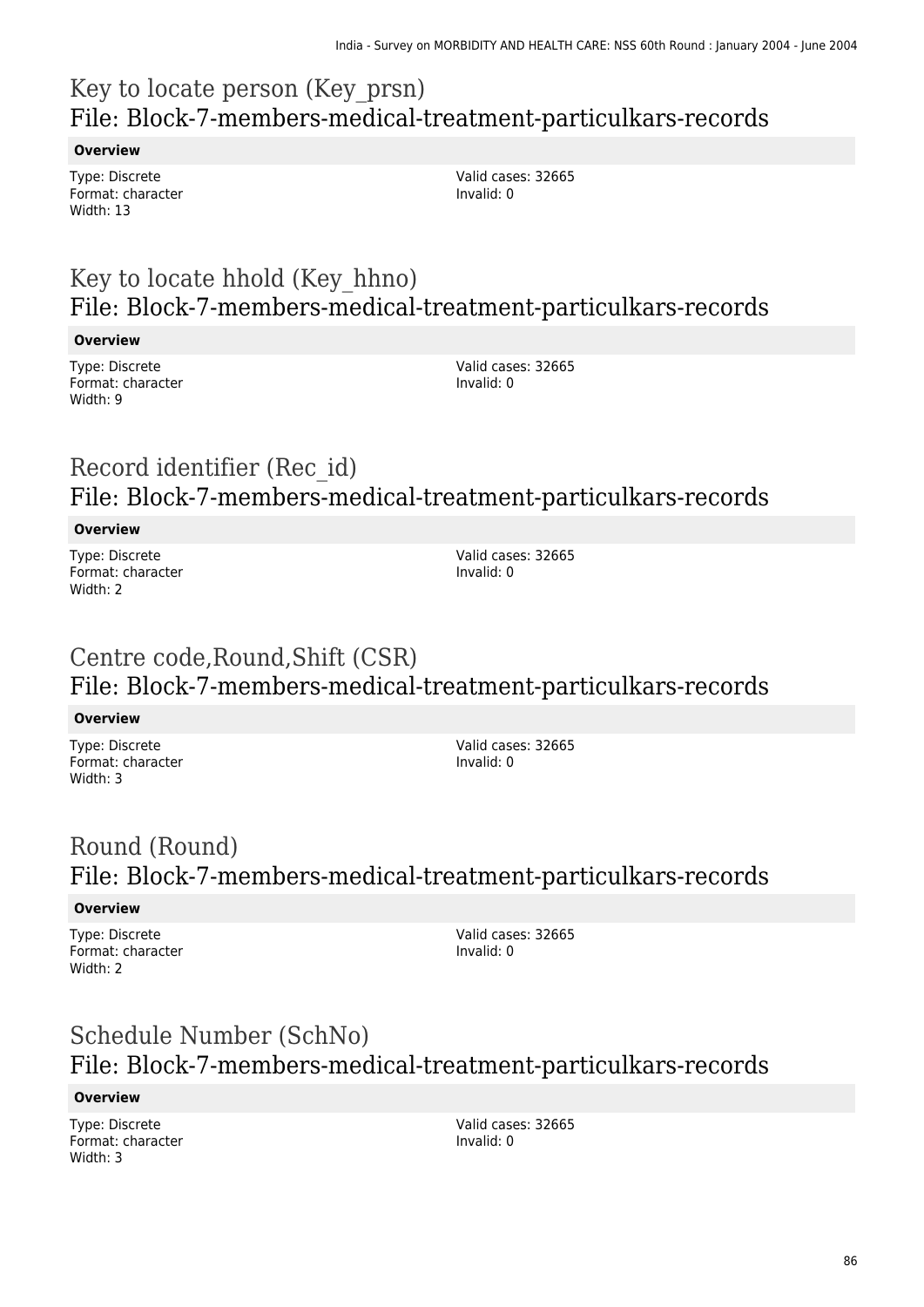## Key to locate person (Key_prsn)
## File: Block-7-members-medical-treatment-particulkars-records

**Overview**

Type: Discrete
Format: character
Width: 13

Valid cases: 32665
Invalid: 0

## Key to locate hhold (Key_hhno)
## File: Block-7-members-medical-treatment-particulkars-records

**Overview**

Type: Discrete
Format: character
Width: 9

Valid cases: 32665
Invalid: 0

## Record identifier (Rec_id)
## File: Block-7-members-medical-treatment-particulkars-records

**Overview**

Type: Discrete
Format: character
Width: 2

Valid cases: 32665
Invalid: 0

## Centre code,Round,Shift (CSR)
## File: Block-7-members-medical-treatment-particulkars-records

**Overview**

Type: Discrete
Format: character
Width: 3

Valid cases: 32665
Invalid: 0

## Round (Round)
## File: Block-7-members-medical-treatment-particulkars-records

**Overview**

Type: Discrete
Format: character
Width: 2

Valid cases: 32665
Invalid: 0

## Schedule Number (SchNo)
## File: Block-7-members-medical-treatment-particulkars-records

**Overview**

Type: Discrete
Format: character
Width: 3

Valid cases: 32665
Invalid: 0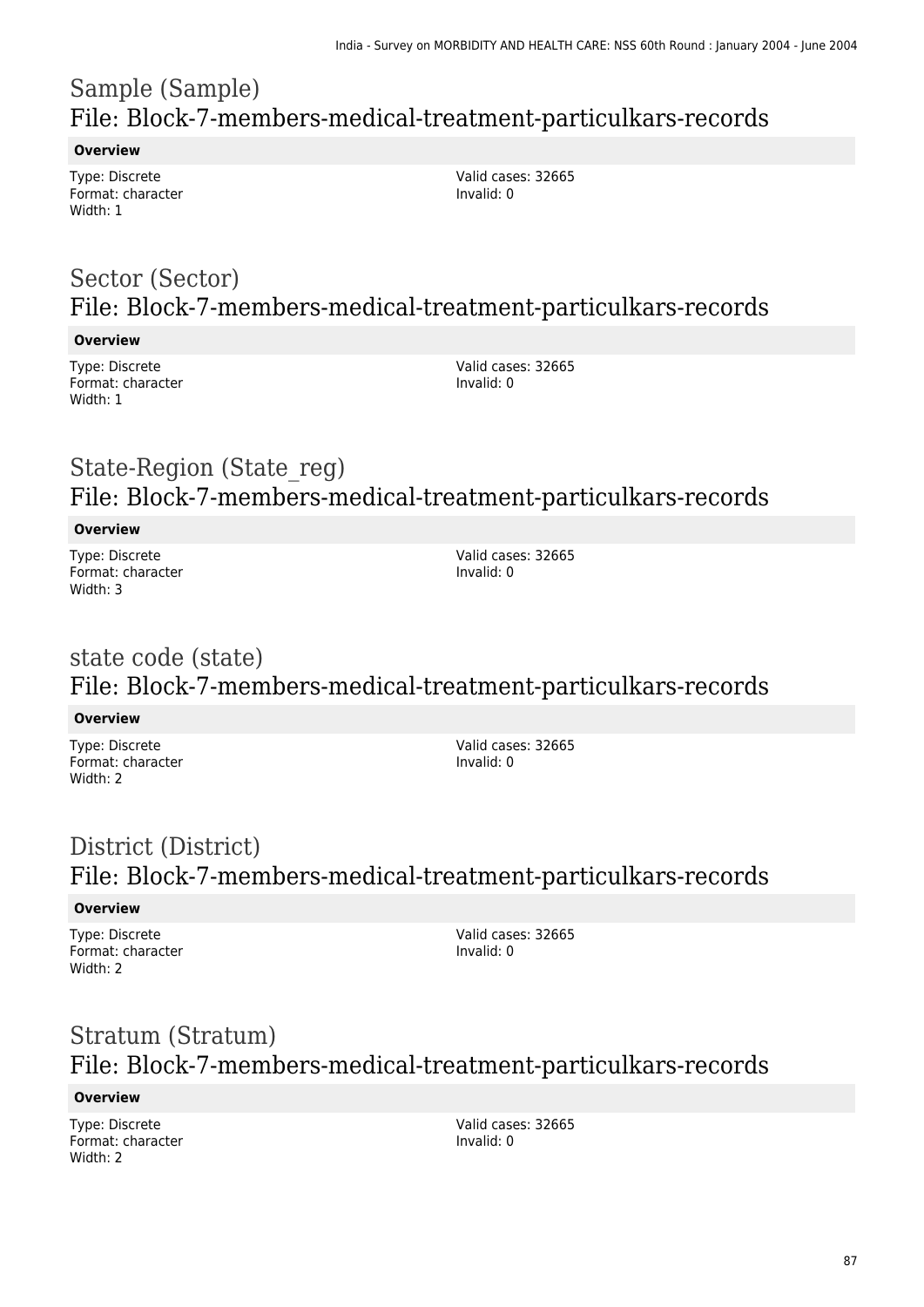## Sample (Sample)
## File: Block-7-members-medical-treatment-particulkars-records

**Overview**

Type: Discrete
Format: character
Width: 1

Valid cases: 32665
Invalid: 0

## Sector (Sector)
## File: Block-7-members-medical-treatment-particulkars-records

**Overview**

Type: Discrete
Format: character
Width: 1

Valid cases: 32665
Invalid: 0

## State-Region (State_reg)
## File: Block-7-members-medical-treatment-particulkars-records

**Overview**

Type: Discrete
Format: character
Width: 3

Valid cases: 32665
Invalid: 0

## state code (state)
## File: Block-7-members-medical-treatment-particulkars-records

**Overview**

Type: Discrete
Format: character
Width: 2

Valid cases: 32665
Invalid: 0

## District (District)
## File: Block-7-members-medical-treatment-particulkars-records

**Overview**

Type: Discrete
Format: character
Width: 2

Valid cases: 32665
Invalid: 0

## Stratum (Stratum)
## File: Block-7-members-medical-treatment-particulkars-records

**Overview**

Type: Discrete
Format: character
Width: 2

Valid cases: 32665
Invalid: 0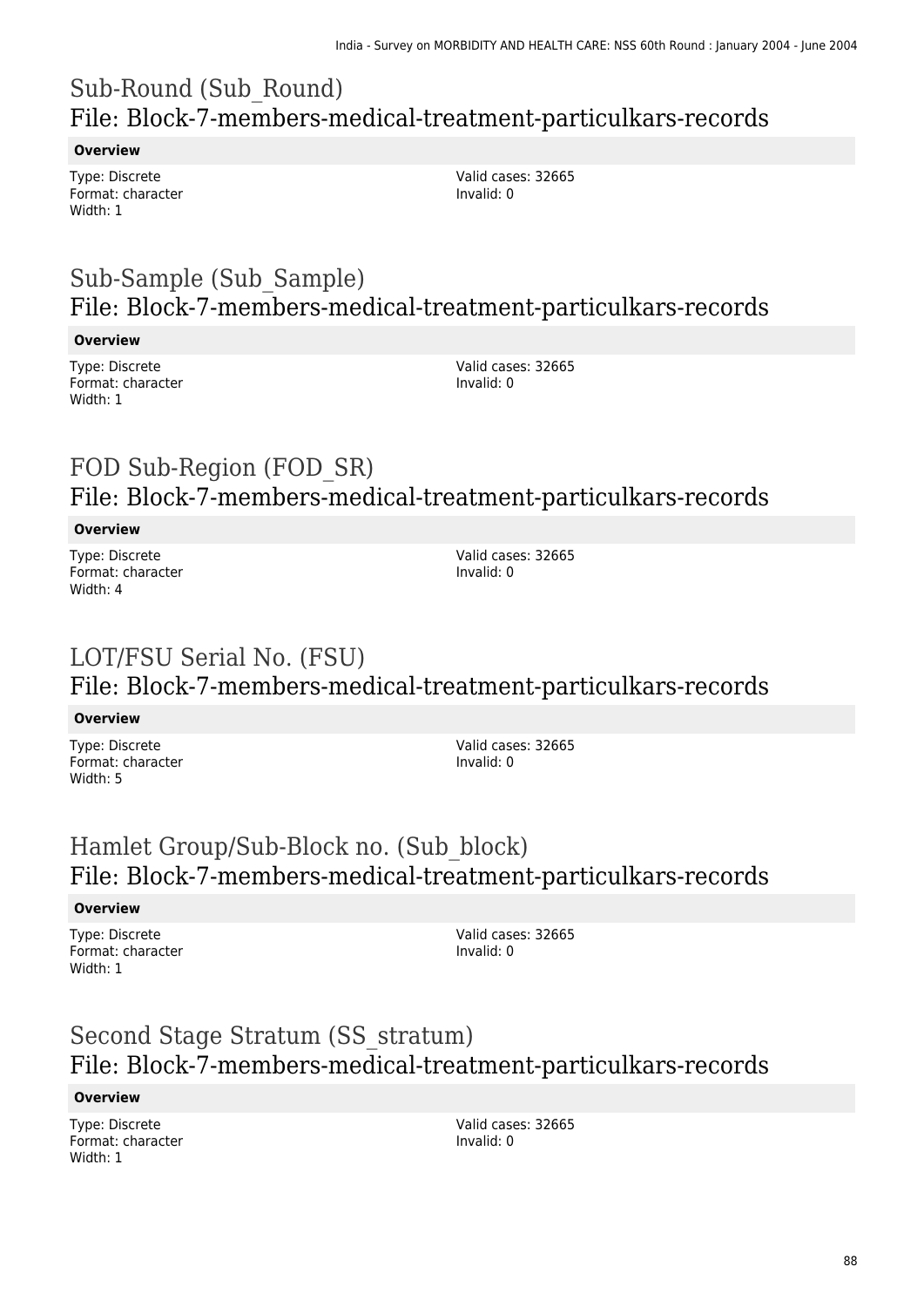## Sub-Round (Sub_Round)
## File: Block-7-members-medical-treatment-particulkars-records

**Overview**

Type: Discrete
Format: character
Width: 1

Valid cases: 32665
Invalid: 0

## Sub-Sample (Sub_Sample)
## File: Block-7-members-medical-treatment-particulkars-records

**Overview**

Type: Discrete
Format: character
Width: 1

Valid cases: 32665
Invalid: 0

## FOD Sub-Region (FOD_SR)
## File: Block-7-members-medical-treatment-particulkars-records

**Overview**

Type: Discrete
Format: character
Width: 4

Valid cases: 32665
Invalid: 0

## LOT/FSU Serial No. (FSU)
## File: Block-7-members-medical-treatment-particulkars-records

**Overview**

Type: Discrete
Format: character
Width: 5

Valid cases: 32665
Invalid: 0

## Hamlet Group/Sub-Block no. (Sub_block)
## File: Block-7-members-medical-treatment-particulkars-records

**Overview**

Type: Discrete
Format: character
Width: 1

Valid cases: 32665
Invalid: 0

## Second Stage Stratum (SS_stratum)
## File: Block-7-members-medical-treatment-particulkars-records

**Overview**

Type: Discrete
Format: character
Width: 1

Valid cases: 32665
Invalid: 0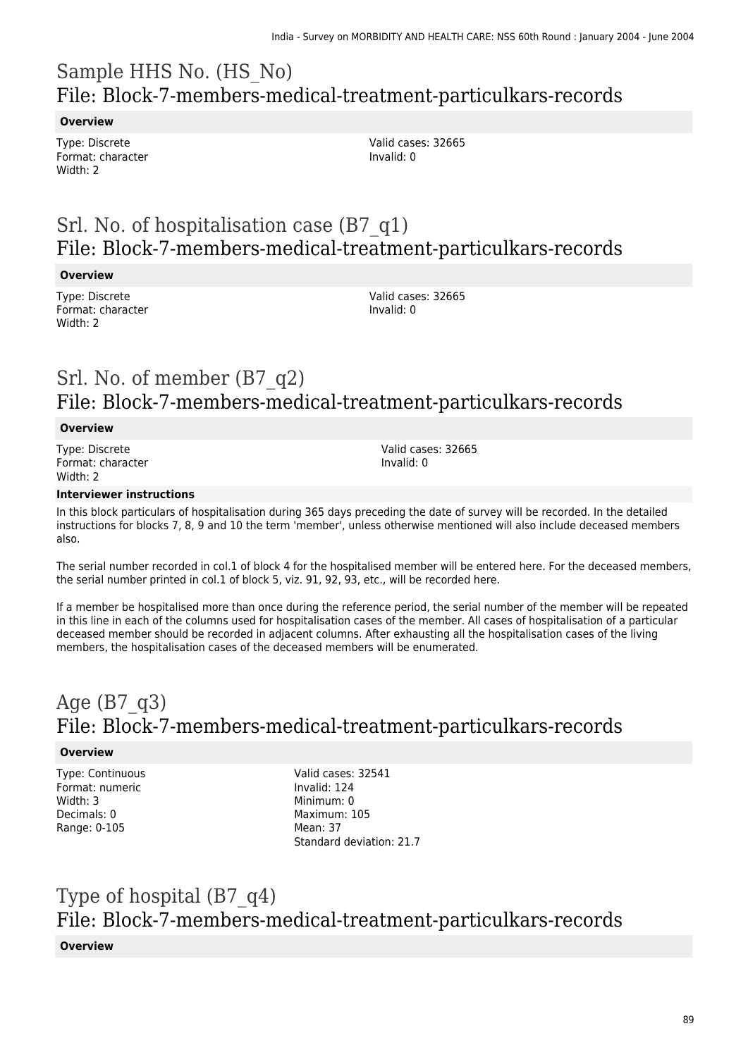# Sample HHS No. (HS_No)
## File: Block-7-members-medical-treatment-particulkars-records

**Overview**

Type: Discrete
Format: character
Width: 2

Valid cases: 32665
Invalid: 0

# Srl. No. of hospitalisation case (B7_q1)
## File: Block-7-members-medical-treatment-particulkars-records

**Overview**

Type: Discrete
Format: character
Width: 2

Valid cases: 32665
Invalid: 0

# Srl. No. of member (B7_q2)
## File: Block-7-members-medical-treatment-particulkars-records

**Overview**

Type: Discrete
Format: character
Width: 2

Valid cases: 32665
Invalid: 0

**Interviewer instructions**

In this block particulars of hospitalisation during 365 days preceding the date of survey will be recorded. In the detailed instructions for blocks 7, 8, 9 and 10 the term 'member', unless otherwise mentioned will also include deceased members also.

The serial number recorded in col.1 of block 4 for the hospitalised member will be entered here. For the deceased members, the serial number printed in col.1 of block 5, viz. 91, 92, 93, etc., will be recorded here.

If a member be hospitalised more than once during the reference period, the serial number of the member will be repeated in this line in each of the columns used for hospitalisation cases of the member. All cases of hospitalisation of a particular deceased member should be recorded in adjacent columns. After exhausting all the hospitalisation cases of the living members, the hospitalisation cases of the deceased members will be enumerated.

# Age (B7_q3)
## File: Block-7-members-medical-treatment-particulkars-records

**Overview**

Type: Continuous
Format: numeric
Width: 3
Decimals: 0
Range: 0-105

Valid cases: 32541
Invalid: 124
Minimum: 0
Maximum: 105
Mean: 37
Standard deviation: 21.7

# Type of hospital (B7_q4)
## File: Block-7-members-medical-treatment-particulkars-records

**Overview**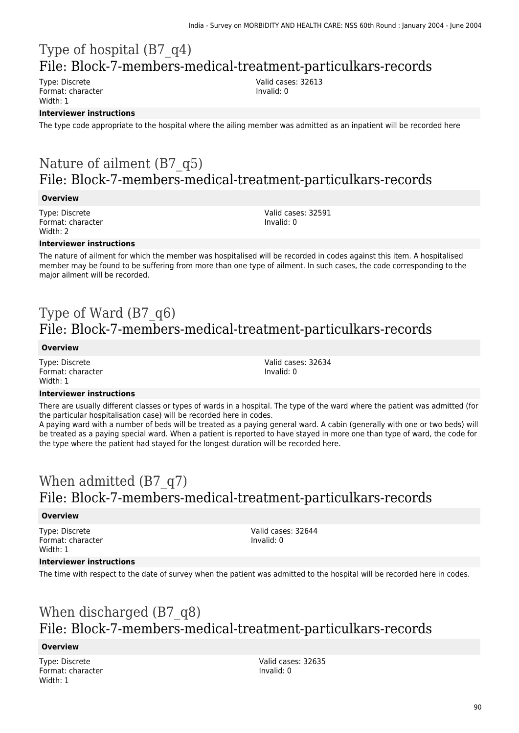# Type of hospital (B7_q4)
## File: Block-7-members-medical-treatment-particulkars-records

Type: Discrete
Format: character
Width: 1

Valid cases: 32613
Invalid: 0

**Interviewer instructions**

The type code appropriate to the hospital where the ailing member was admitted as an inpatient will be recorded here

# Nature of ailment (B7_q5)
## File: Block-7-members-medical-treatment-particulkars-records

**Overview**

Type: Discrete
Format: character
Width: 2

Valid cases: 32591
Invalid: 0

**Interviewer instructions**

The nature of ailment for which the member was hospitalised will be recorded in codes against this item. A hospitalised member may be found to be suffering from more than one type of ailment. In such cases, the code corresponding to the major ailment will be recorded.

# Type of Ward (B7_q6)
## File: Block-7-members-medical-treatment-particulkars-records

**Overview**

Type: Discrete
Format: character
Width: 1

Valid cases: 32634
Invalid: 0

**Interviewer instructions**

There are usually different classes or types of wards in a hospital. The type of the ward where the patient was admitted (for the particular hospitalisation case) will be recorded here in codes.
A paying ward with a number of beds will be treated as a paying general ward. A cabin (generally with one or two beds) will be treated as a paying special ward. When a patient is reported to have stayed in more one than type of ward, the code for the type where the patient had stayed for the longest duration will be recorded here.

# When admitted (B7_q7)
## File: Block-7-members-medical-treatment-particulkars-records

**Overview**

Type: Discrete
Format: character
Width: 1

Valid cases: 32644
Invalid: 0

**Interviewer instructions**

The time with respect to the date of survey when the patient was admitted to the hospital will be recorded here in codes.

# When discharged (B7_q8)
## File: Block-7-members-medical-treatment-particulkars-records

**Overview**

Type: Discrete
Format: character
Width: 1

Valid cases: 32635
Invalid: 0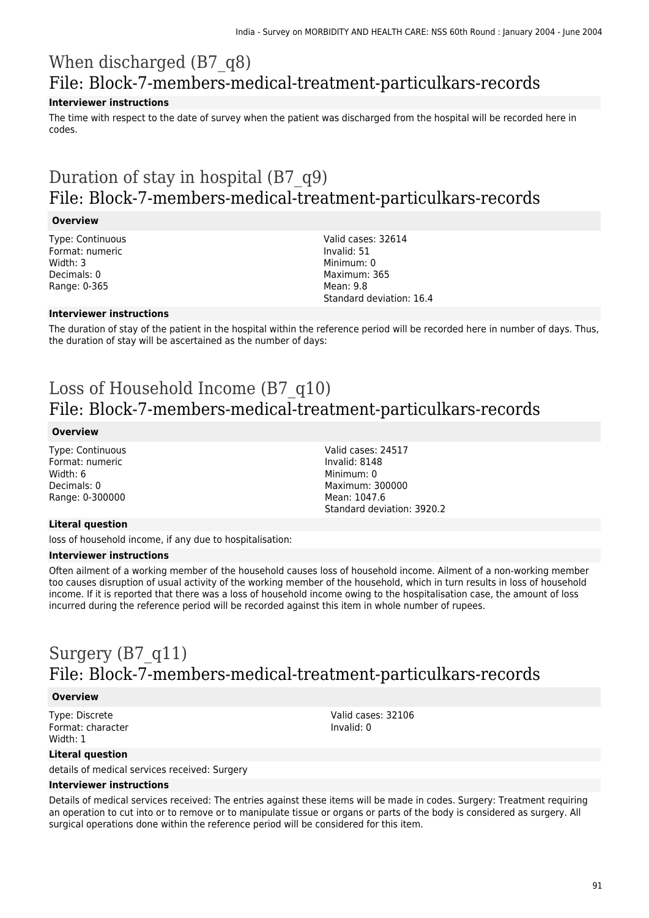# When discharged (B7_q8)

## File: Block-7-members-medical-treatment-particulkars-records

### Interviewer instructions

The time with respect to the date of survey when the patient was discharged from the hospital will be recorded here in codes.

# Duration of stay in hospital (B7_q9)

## File: Block-7-members-medical-treatment-particulkars-records

### Overview

Type: Continuous
Format: numeric
Width: 3
Decimals: 0
Range: 0-365

Valid cases: 32614
Invalid: 51
Minimum: 0
Maximum: 365
Mean: 9.8
Standard deviation: 16.4

### Interviewer instructions

The duration of stay of the patient in the hospital within the reference period will be recorded here in number of days. Thus, the duration of stay will be ascertained as the number of days:

# Loss of Household Income (B7_q10)

## File: Block-7-members-medical-treatment-particulkars-records

### Overview

Type: Continuous
Format: numeric
Width: 6
Decimals: 0
Range: 0-300000

Valid cases: 24517
Invalid: 8148
Minimum: 0
Maximum: 300000
Mean: 1047.6
Standard deviation: 3920.2

### Literal question

loss of household income, if any due to hospitalisation:

### Interviewer instructions

Often ailment of a working member of the household causes loss of household income. Ailment of a non-working member too causes disruption of usual activity of the working member of the household, which in turn results in loss of household income. If it is reported that there was a loss of household income owing to the hospitalisation case, the amount of loss incurred during the reference period will be recorded against this item in whole number of rupees.

# Surgery (B7_q11)

## File: Block-7-members-medical-treatment-particulkars-records

### Overview

Type: Discrete
Format: character
Width: 1

Valid cases: 32106
Invalid: 0

### Literal question

details of medical services received: Surgery

### Interviewer instructions

Details of medical services received: The entries against these items will be made in codes. Surgery: Treatment requiring an operation to cut into or to remove or to manipulate tissue or organs or parts of the body is considered as surgery. All surgical operations done within the reference period will be considered for this item.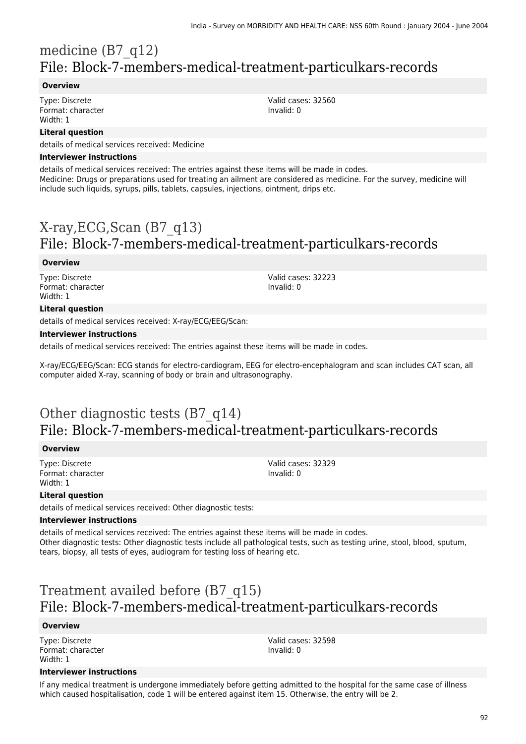# medicine (B7_q12)
## File: Block-7-members-medical-treatment-particulkars-records

**Overview**

Type: Discrete
Format: character
Width: 1

Valid cases: 32560
Invalid: 0

**Literal question**

details of medical services received: Medicine

**Interviewer instructions**

details of medical services received: The entries against these items will be made in codes.
Medicine: Drugs or preparations used for treating an ailment are considered as medicine. For the survey, medicine will include such liquids, syrups, pills, tablets, capsules, injections, ointment, drips etc.

# X-ray,ECG,Scan (B7_q13)
## File: Block-7-members-medical-treatment-particulkars-records

**Overview**

Type: Discrete
Format: character
Width: 1

Valid cases: 32223
Invalid: 0

**Literal question**

details of medical services received: X-ray/ECG/EEG/Scan:

**Interviewer instructions**

details of medical services received: The entries against these items will be made in codes.

X-ray/ECG/EEG/Scan: ECG stands for electro-cardiogram, EEG for electro-encephalogram and scan includes CAT scan, all computer aided X-ray, scanning of body or brain and ultrasonography.

# Other diagnostic tests (B7_q14)
## File: Block-7-members-medical-treatment-particulkars-records

**Overview**

Type: Discrete
Format: character
Width: 1

Valid cases: 32329
Invalid: 0

**Literal question**

details of medical services received: Other diagnostic tests:

**Interviewer instructions**

details of medical services received: The entries against these items will be made in codes.
Other diagnostic tests: Other diagnostic tests include all pathological tests, such as testing urine, stool, blood, sputum, tears, biopsy, all tests of eyes, audiogram for testing loss of hearing etc.

# Treatment availed before (B7_q15)
## File: Block-7-members-medical-treatment-particulkars-records

**Overview**

Type: Discrete
Format: character
Width: 1

Valid cases: 32598
Invalid: 0

**Interviewer instructions**

If any medical treatment is undergone immediately before getting admitted to the hospital for the same case of illness which caused hospitalisation, code 1 will be entered against item 15. Otherwise, the entry will be 2.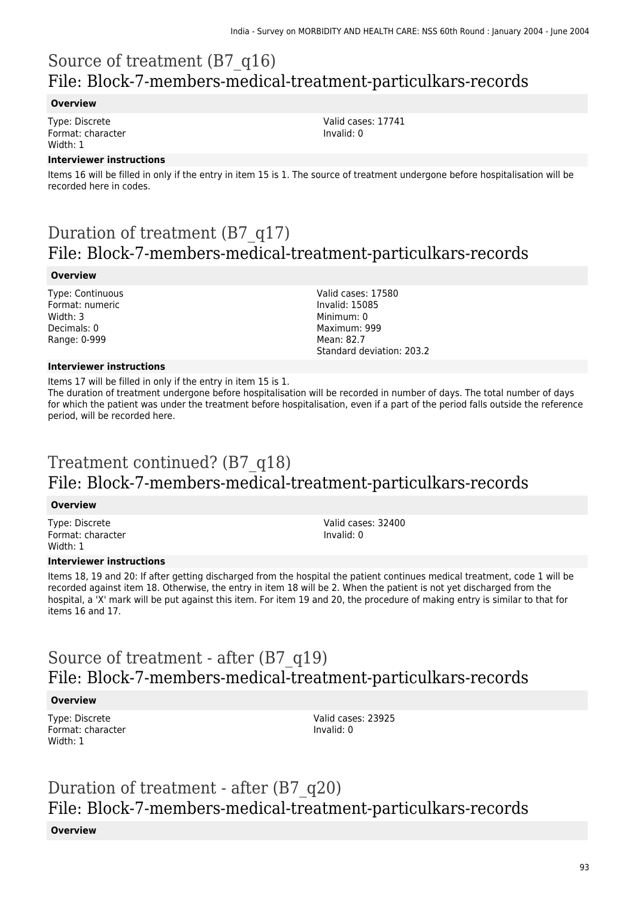# Source of treatment (B7_q16)
## File: Block-7-members-medical-treatment-particulkars-records

**Overview**

Type: Discrete
Format: character
Width: 1

Valid cases: 17741
Invalid: 0

**Interviewer instructions**

Items 16 will be filled in only if the entry in item 15 is 1. The source of treatment undergone before hospitalisation will be recorded here in codes.

# Duration of treatment (B7_q17)
## File: Block-7-members-medical-treatment-particulkars-records

**Overview**

Type: Continuous
Format: numeric
Width: 3
Decimals: 0
Range: 0-999

Valid cases: 17580
Invalid: 15085
Minimum: 0
Maximum: 999
Mean: 82.7
Standard deviation: 203.2

**Interviewer instructions**

Items 17 will be filled in only if the entry in item 15 is 1.
The duration of treatment undergone before hospitalisation will be recorded in number of days. The total number of days for which the patient was under the treatment before hospitalisation, even if a part of the period falls outside the reference period, will be recorded here.

# Treatment continued? (B7_q18)
## File: Block-7-members-medical-treatment-particulkars-records

**Overview**

Type: Discrete
Format: character
Width: 1

Valid cases: 32400
Invalid: 0

**Interviewer instructions**

Items 18, 19 and 20: If after getting discharged from the hospital the patient continues medical treatment, code 1 will be recorded against item 18. Otherwise, the entry in item 18 will be 2. When the patient is not yet discharged from the hospital, a 'X' mark will be put against this item. For item 19 and 20, the procedure of making entry is similar to that for items 16 and 17.

# Source of treatment - after (B7_q19)
## File: Block-7-members-medical-treatment-particulkars-records

**Overview**

Type: Discrete
Format: character
Width: 1

Valid cases: 23925
Invalid: 0

# Duration of treatment - after (B7_q20)
## File: Block-7-members-medical-treatment-particulkars-records

**Overview**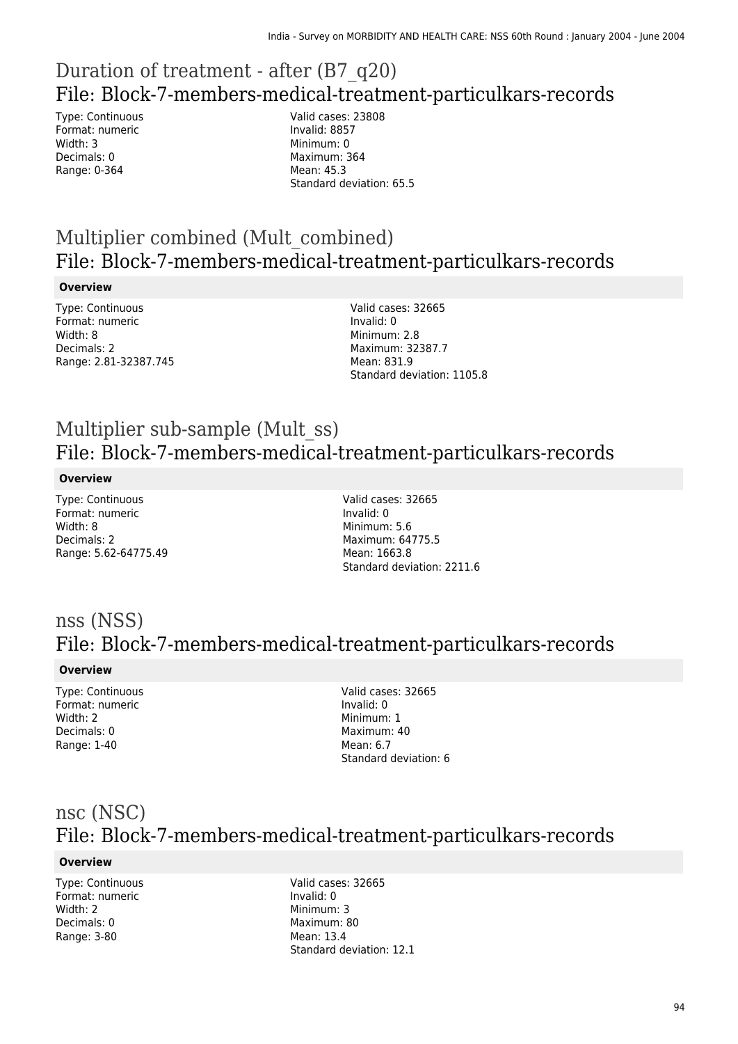# Duration of treatment - after (B7_q20)

## File: Block-7-members-medical-treatment-particulkars-records

Type: Continuous
Format: numeric
Width: 3
Decimals: 0
Range: 0-364

Valid cases: 23808
Invalid: 8857
Minimum: 0
Maximum: 364
Mean: 45.3
Standard deviation: 65.5

# Multiplier combined (Mult_combined)

## File: Block-7-members-medical-treatment-particulkars-records

**Overview**

Type: Continuous
Format: numeric
Width: 8
Decimals: 2
Range: 2.81-32387.745

Valid cases: 32665
Invalid: 0
Minimum: 2.8
Maximum: 32387.7
Mean: 831.9
Standard deviation: 1105.8

# Multiplier sub-sample (Mult_ss)

## File: Block-7-members-medical-treatment-particulkars-records

**Overview**

Type: Continuous
Format: numeric
Width: 8
Decimals: 2
Range: 5.62-64775.49

Valid cases: 32665
Invalid: 0
Minimum: 5.6
Maximum: 64775.5
Mean: 1663.8
Standard deviation: 2211.6

# nss (NSS)

## File: Block-7-members-medical-treatment-particulkars-records

**Overview**

Type: Continuous
Format: numeric
Width: 2
Decimals: 0
Range: 1-40

Valid cases: 32665
Invalid: 0
Minimum: 1
Maximum: 40
Mean: 6.7
Standard deviation: 6

# nsc (NSC)

## File: Block-7-members-medical-treatment-particulkars-records

**Overview**

Type: Continuous
Format: numeric
Width: 2
Decimals: 0
Range: 3-80

Valid cases: 32665
Invalid: 0
Minimum: 3
Maximum: 80
Mean: 13.4
Standard deviation: 12.1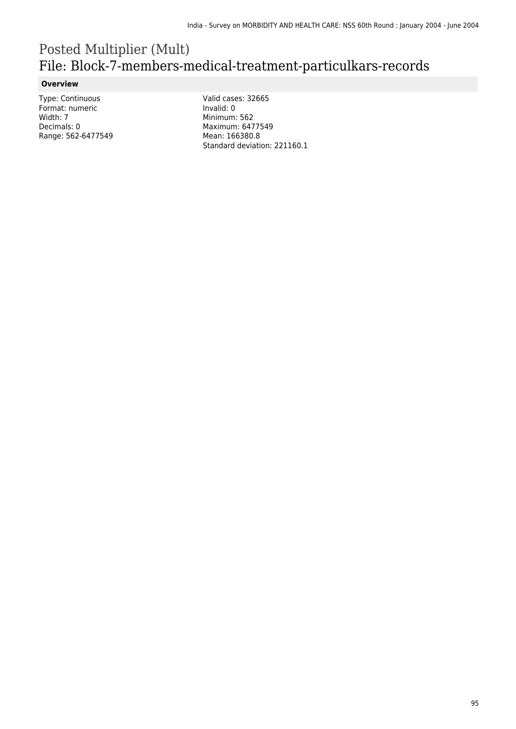# Posted Multiplier (Mult)

## File: Block-7-members-medical-treatment-particulkars-records

### Overview

Type: Continuous
Format: numeric
Width: 7
Decimals: 0
Range: 562-6477549

Valid cases: 32665
Invalid: 0
Minimum: 562
Maximum: 6477549
Mean: 166380.8
Standard deviation: 221160.1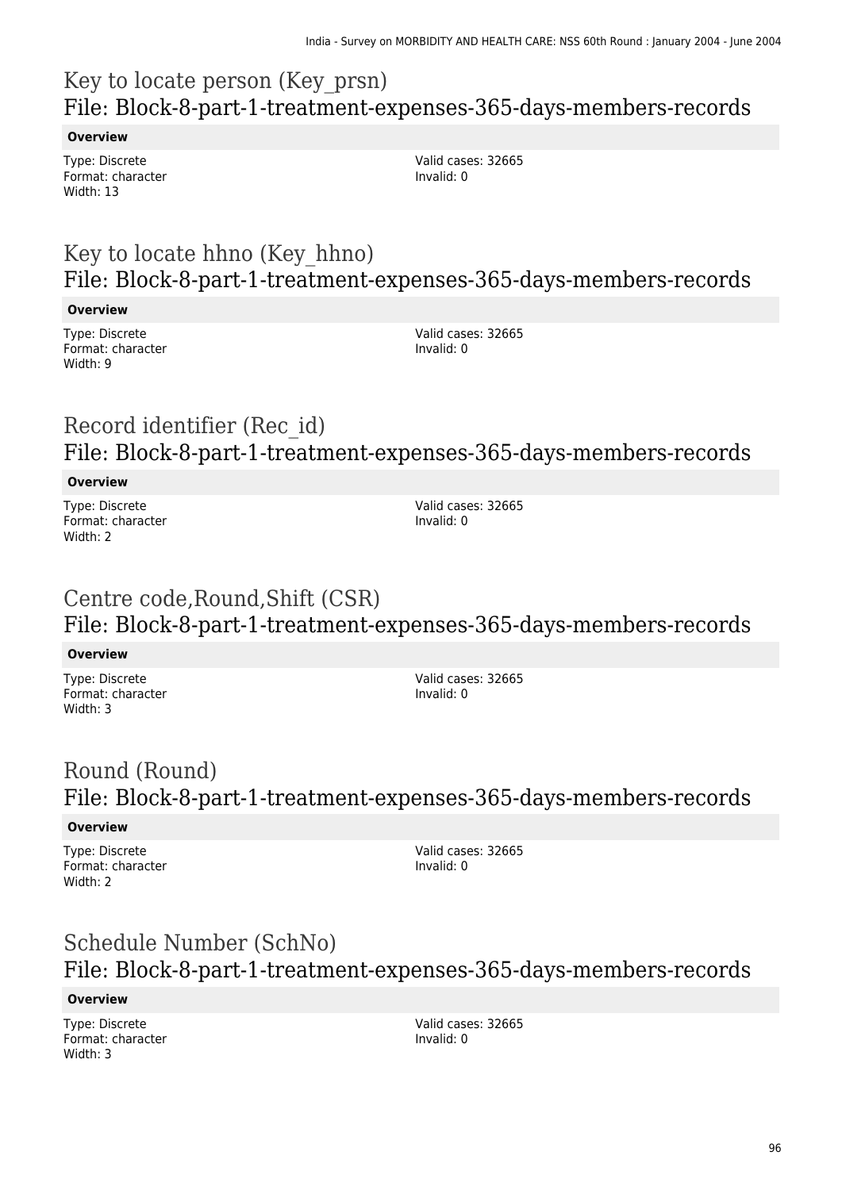## Key to locate person (Key_prsn)
## File: Block-8-part-1-treatment-expenses-365-days-members-records

**Overview**

Type: Discrete
Format: character
Width: 13

Valid cases: 32665
Invalid: 0

## Key to locate hhno (Key_hhno)
## File: Block-8-part-1-treatment-expenses-365-days-members-records

**Overview**

Type: Discrete
Format: character
Width: 9

Valid cases: 32665
Invalid: 0

## Record identifier (Rec_id)
## File: Block-8-part-1-treatment-expenses-365-days-members-records

**Overview**

Type: Discrete
Format: character
Width: 2

Valid cases: 32665
Invalid: 0

## Centre code,Round,Shift (CSR)
## File: Block-8-part-1-treatment-expenses-365-days-members-records

**Overview**

Type: Discrete
Format: character
Width: 3

Valid cases: 32665
Invalid: 0

## Round (Round)
## File: Block-8-part-1-treatment-expenses-365-days-members-records

**Overview**

Type: Discrete
Format: character
Width: 2

Valid cases: 32665
Invalid: 0

## Schedule Number (SchNo)
## File: Block-8-part-1-treatment-expenses-365-days-members-records

**Overview**

Type: Discrete
Format: character
Width: 3

Valid cases: 32665
Invalid: 0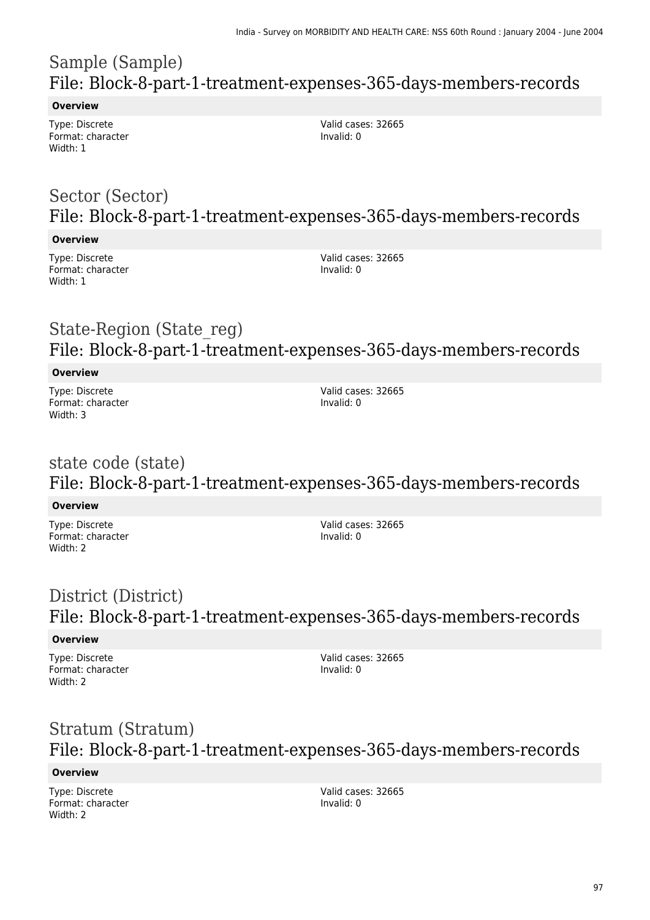# Sample (Sample)
## File: Block-8-part-1-treatment-expenses-365-days-members-records

**Overview**

Type: Discrete
Format: character
Width: 1

Valid cases: 32665
Invalid: 0

# Sector (Sector)
## File: Block-8-part-1-treatment-expenses-365-days-members-records

**Overview**

Type: Discrete
Format: character
Width: 1

Valid cases: 32665
Invalid: 0

# State-Region (State_reg)
## File: Block-8-part-1-treatment-expenses-365-days-members-records

**Overview**

Type: Discrete
Format: character
Width: 3

Valid cases: 32665
Invalid: 0

# state code (state)
## File: Block-8-part-1-treatment-expenses-365-days-members-records

**Overview**

Type: Discrete
Format: character
Width: 2

Valid cases: 32665
Invalid: 0

# District (District)
## File: Block-8-part-1-treatment-expenses-365-days-members-records

**Overview**

Type: Discrete
Format: character
Width: 2

Valid cases: 32665
Invalid: 0

# Stratum (Stratum)
## File: Block-8-part-1-treatment-expenses-365-days-members-records

**Overview**

Type: Discrete
Format: character
Width: 2

Valid cases: 32665
Invalid: 0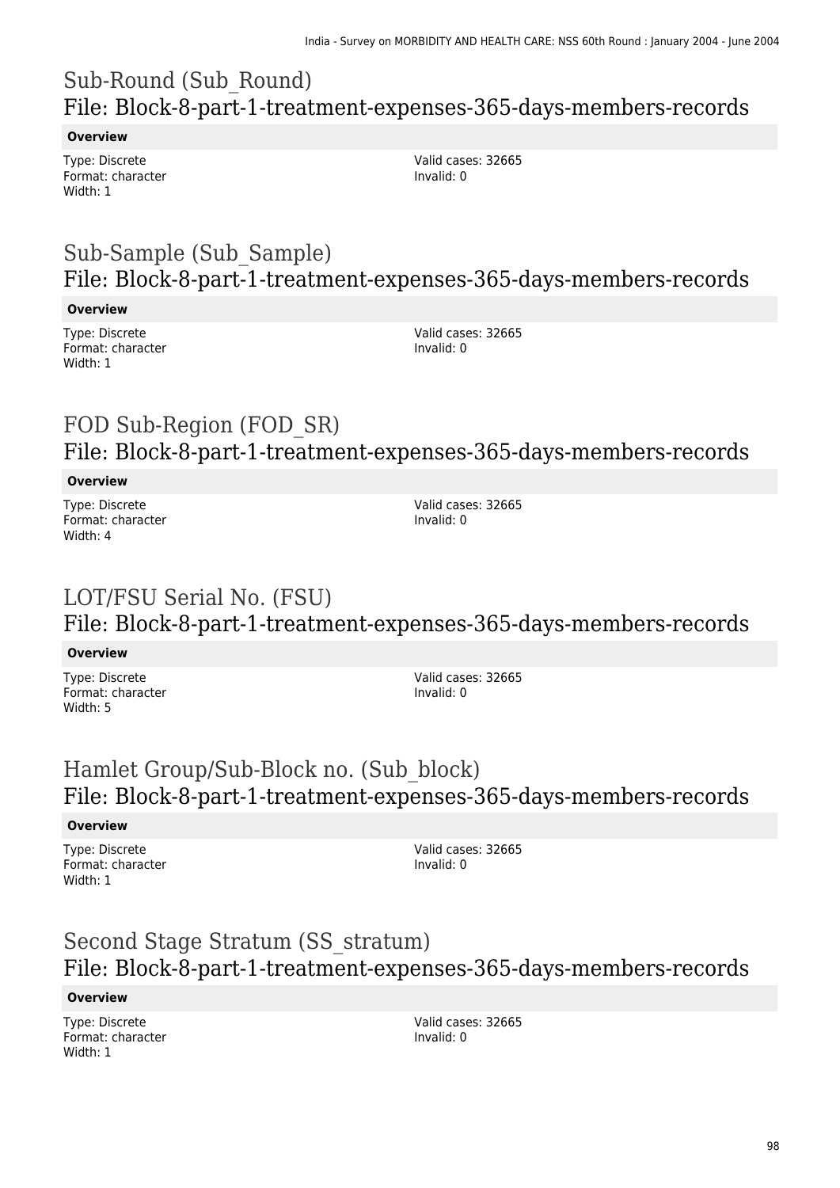# Sub-Round (Sub_Round)
## File: Block-8-part-1-treatment-expenses-365-days-members-records

**Overview**

Type: Discrete
Format: character
Width: 1

Valid cases: 32665
Invalid: 0

# Sub-Sample (Sub_Sample)
## File: Block-8-part-1-treatment-expenses-365-days-members-records

**Overview**

Type: Discrete
Format: character
Width: 1

Valid cases: 32665
Invalid: 0

# FOD Sub-Region (FOD_SR)
## File: Block-8-part-1-treatment-expenses-365-days-members-records

**Overview**

Type: Discrete
Format: character
Width: 4

Valid cases: 32665
Invalid: 0

# LOT/FSU Serial No. (FSU)
## File: Block-8-part-1-treatment-expenses-365-days-members-records

**Overview**

Type: Discrete
Format: character
Width: 5

Valid cases: 32665
Invalid: 0

# Hamlet Group/Sub-Block no. (Sub_block)
## File: Block-8-part-1-treatment-expenses-365-days-members-records

**Overview**

Type: Discrete
Format: character
Width: 1

Valid cases: 32665
Invalid: 0

# Second Stage Stratum (SS_stratum)
## File: Block-8-part-1-treatment-expenses-365-days-members-records

**Overview**

Type: Discrete
Format: character
Width: 1

Valid cases: 32665
Invalid: 0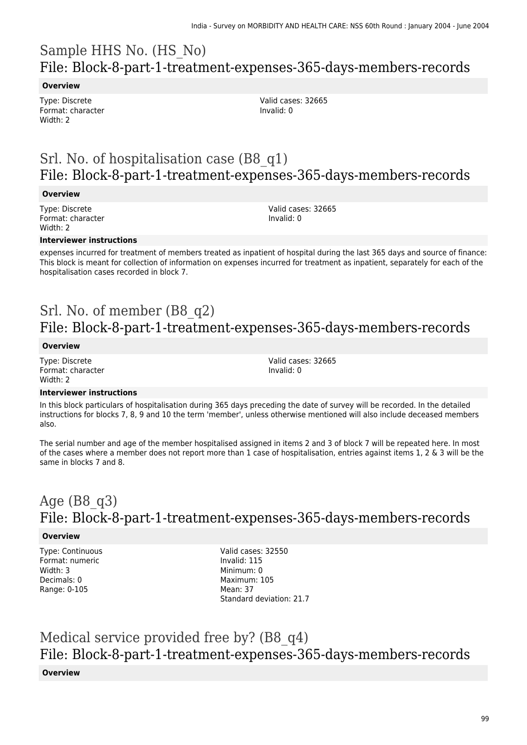# Sample HHS No. (HS_No)
## File: Block-8-part-1-treatment-expenses-365-days-members-records

**Overview**

Type: Discrete
Format: character
Width: 2

Valid cases: 32665
Invalid: 0

# Srl. No. of hospitalisation case (B8_q1)
## File: Block-8-part-1-treatment-expenses-365-days-members-records

**Overview**

Type: Discrete
Format: character
Width: 2

Valid cases: 32665
Invalid: 0

**Interviewer instructions**

expenses incurred for treatment of members treated as inpatient of hospital during the last 365 days and source of finance: This block is meant for collection of information on expenses incurred for treatment as inpatient, separately for each of the hospitalisation cases recorded in block 7.

# Srl. No. of member (B8_q2)
## File: Block-8-part-1-treatment-expenses-365-days-members-records

**Overview**

Type: Discrete
Format: character
Width: 2

Valid cases: 32665
Invalid: 0

**Interviewer instructions**

In this block particulars of hospitalisation during 365 days preceding the date of survey will be recorded. In the detailed instructions for blocks 7, 8, 9 and 10 the term 'member', unless otherwise mentioned will also include deceased members also.

The serial number and age of the member hospitalised assigned in items 2 and 3 of block 7 will be repeated here. In most of the cases where a member does not report more than 1 case of hospitalisation, entries against items 1, 2 & 3 will be the same in blocks 7 and 8.

# Age (B8_q3)
## File: Block-8-part-1-treatment-expenses-365-days-members-records

**Overview**

Type: Continuous
Format: numeric
Width: 3
Decimals: 0
Range: 0-105

Valid cases: 32550
Invalid: 115
Minimum: 0
Maximum: 105
Mean: 37
Standard deviation: 21.7

# Medical service provided free by? (B8_q4)
## File: Block-8-part-1-treatment-expenses-365-days-members-records

**Overview**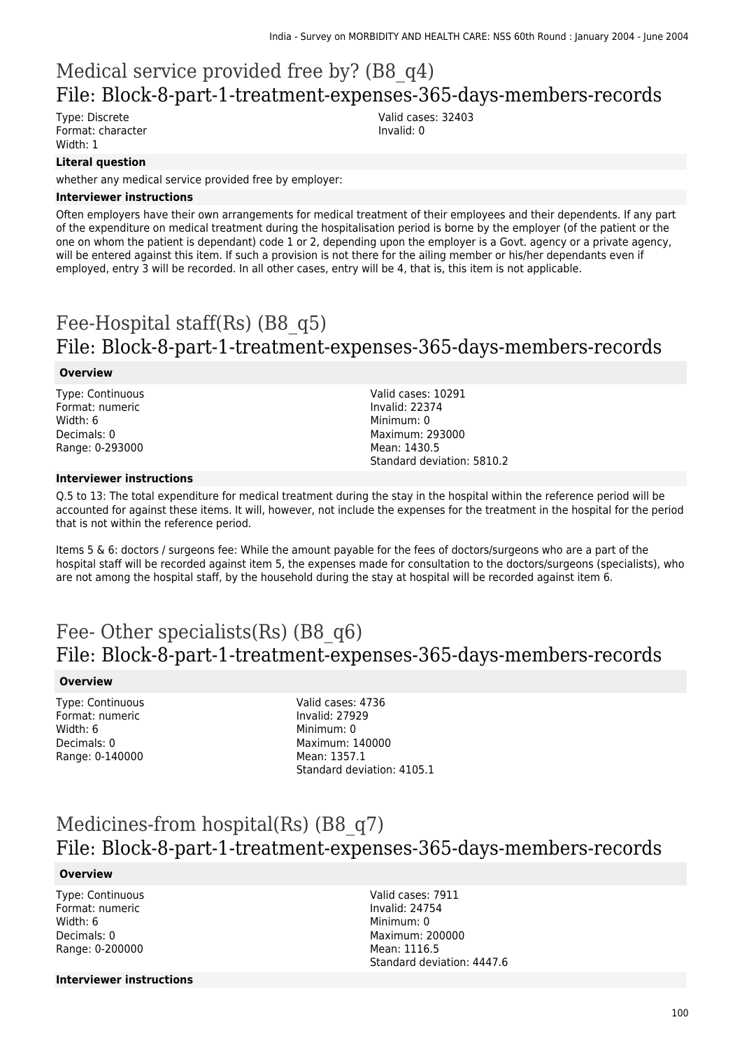# Medical service provided free by? (B8_q4)

## File: Block-8-part-1-treatment-expenses-365-days-members-records

Type: Discrete
Format: character
Width: 1

Valid cases: 32403
Invalid: 0

**Literal question**

whether any medical service provided free by employer:

**Interviewer instructions**

Often employers have their own arrangements for medical treatment of their employees and their dependents. If any part of the expenditure on medical treatment during the hospitalisation period is borne by the employer (of the patient or the one on whom the patient is dependant) code 1 or 2, depending upon the employer is a Govt. agency or a private agency, will be entered against this item. If such a provision is not there for the ailing member or his/her dependants even if employed, entry 3 will be recorded. In all other cases, entry will be 4, that is, this item is not applicable.

# Fee-Hospital staff(Rs) (B8_q5)

## File: Block-8-part-1-treatment-expenses-365-days-members-records

**Overview**

Type: Continuous
Format: numeric
Width: 6
Decimals: 0
Range: 0-293000

Valid cases: 10291
Invalid: 22374
Minimum: 0
Maximum: 293000
Mean: 1430.5
Standard deviation: 5810.2

**Interviewer instructions**

Q.5 to 13: The total expenditure for medical treatment during the stay in the hospital within the reference period will be accounted for against these items. It will, however, not include the expenses for the treatment in the hospital for the period that is not within the reference period.

Items 5 & 6: doctors / surgeons fee: While the amount payable for the fees of doctors/surgeons who are a part of the hospital staff will be recorded against item 5, the expenses made for consultation to the doctors/surgeons (specialists), who are not among the hospital staff, by the household during the stay at hospital will be recorded against item 6.

# Fee- Other specialists(Rs) (B8_q6)

## File: Block-8-part-1-treatment-expenses-365-days-members-records

**Overview**

Type: Continuous
Format: numeric
Width: 6
Decimals: 0
Range: 0-140000

Valid cases: 4736
Invalid: 27929
Minimum: 0
Maximum: 140000
Mean: 1357.1
Standard deviation: 4105.1

# Medicines-from hospital(Rs) (B8_q7)

## File: Block-8-part-1-treatment-expenses-365-days-members-records

**Overview**

Type: Continuous
Format: numeric
Width: 6
Decimals: 0
Range: 0-200000

Valid cases: 7911
Invalid: 24754
Minimum: 0
Maximum: 200000
Mean: 1116.5
Standard deviation: 4447.6

**Interviewer instructions**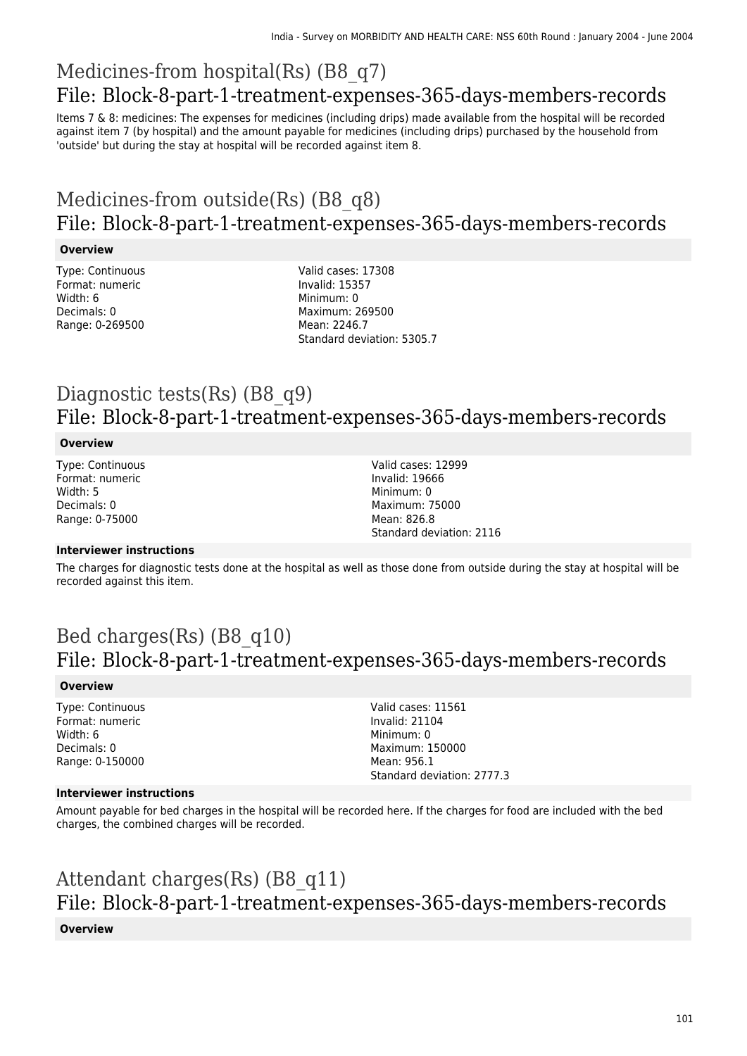# Medicines-from hospital(Rs) (B8_q7)

## File: Block-8-part-1-treatment-expenses-365-days-members-records

Items 7 & 8: medicines: The expenses for medicines (including drips) made available from the hospital will be recorded against item 7 (by hospital) and the amount payable for medicines (including drips) purchased by the household from 'outside' but during the stay at hospital will be recorded against item 8.

# Medicines-from outside(Rs) (B8_q8)

## File: Block-8-part-1-treatment-expenses-365-days-members-records

### Overview

Type: Continuous
Format: numeric
Width: 6
Decimals: 0
Range: 0-269500

Valid cases: 17308
Invalid: 15357
Minimum: 0
Maximum: 269500
Mean: 2246.7
Standard deviation: 5305.7

# Diagnostic tests(Rs) (B8_q9)

## File: Block-8-part-1-treatment-expenses-365-days-members-records

### Overview

Type: Continuous
Format: numeric
Width: 5
Decimals: 0
Range: 0-75000

Valid cases: 12999
Invalid: 19666
Minimum: 0
Maximum: 75000
Mean: 826.8
Standard deviation: 2116

### Interviewer instructions

The charges for diagnostic tests done at the hospital as well as those done from outside during the stay at hospital will be recorded against this item.

# Bed charges(Rs) (B8_q10)

## File: Block-8-part-1-treatment-expenses-365-days-members-records

### Overview

Type: Continuous
Format: numeric
Width: 6
Decimals: 0
Range: 0-150000

Valid cases: 11561
Invalid: 21104
Minimum: 0
Maximum: 150000
Mean: 956.1
Standard deviation: 2777.3

### Interviewer instructions

Amount payable for bed charges in the hospital will be recorded here. If the charges for food are included with the bed charges, the combined charges will be recorded.

# Attendant charges(Rs) (B8_q11)

## File: Block-8-part-1-treatment-expenses-365-days-members-records

### Overview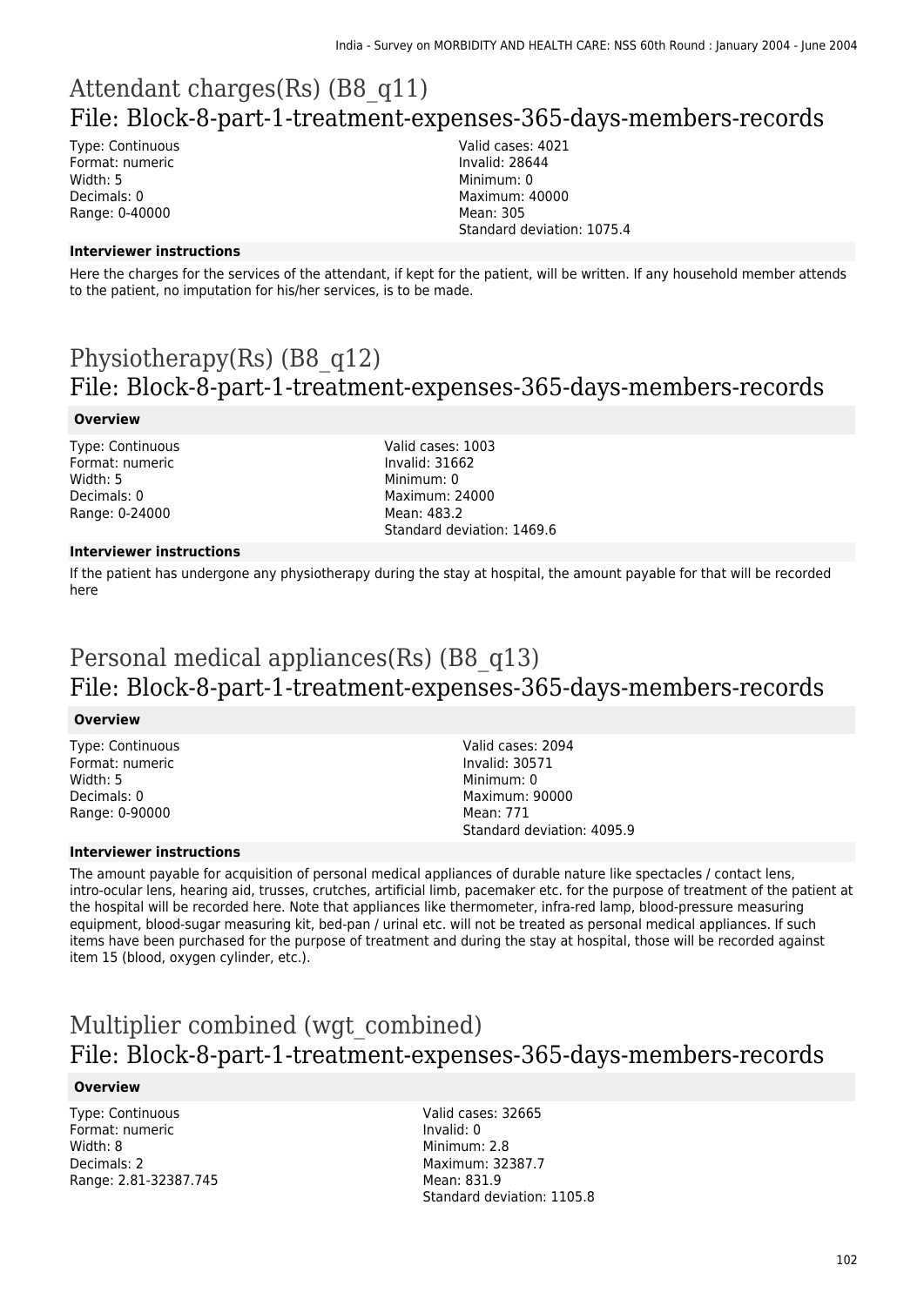# Attendant charges(Rs) (B8_q11)

## File: Block-8-part-1-treatment-expenses-365-days-members-records

Type: Continuous
Format: numeric
Width: 5
Decimals: 0
Range: 0-40000

Valid cases: 4021
Invalid: 28644
Minimum: 0
Maximum: 40000
Mean: 305
Standard deviation: 1075.4

**Interviewer instructions**

Here the charges for the services of the attendant, if kept for the patient, will be written. If any household member attends to the patient, no imputation for his/her services, is to be made.

# Physiotherapy(Rs) (B8_q12)

## File: Block-8-part-1-treatment-expenses-365-days-members-records

**Overview**

Type: Continuous
Format: numeric
Width: 5
Decimals: 0
Range: 0-24000

Valid cases: 1003
Invalid: 31662
Minimum: 0
Maximum: 24000
Mean: 483.2
Standard deviation: 1469.6

**Interviewer instructions**

If the patient has undergone any physiotherapy during the stay at hospital, the amount payable for that will be recorded here

# Personal medical appliances(Rs) (B8_q13)

## File: Block-8-part-1-treatment-expenses-365-days-members-records

**Overview**

Type: Continuous
Format: numeric
Width: 5
Decimals: 0
Range: 0-90000

Valid cases: 2094
Invalid: 30571
Minimum: 0
Maximum: 90000
Mean: 771
Standard deviation: 4095.9

**Interviewer instructions**

The amount payable for acquisition of personal medical appliances of durable nature like spectacles / contact lens, intro-ocular lens, hearing aid, trusses, crutches, artificial limb, pacemaker etc. for the purpose of treatment of the patient at the hospital will be recorded here. Note that appliances like thermometer, infra-red lamp, blood-pressure measuring equipment, blood-sugar measuring kit, bed-pan / urinal etc. will not be treated as personal medical appliances. If such items have been purchased for the purpose of treatment and during the stay at hospital, those will be recorded against item 15 (blood, oxygen cylinder, etc.).

# Multiplier combined (wgt_combined)

## File: Block-8-part-1-treatment-expenses-365-days-members-records

**Overview**

Type: Continuous
Format: numeric
Width: 8
Decimals: 2
Range: 2.81-32387.745

Valid cases: 32665
Invalid: 0
Minimum: 2.8
Maximum: 32387.7
Mean: 831.9
Standard deviation: 1105.8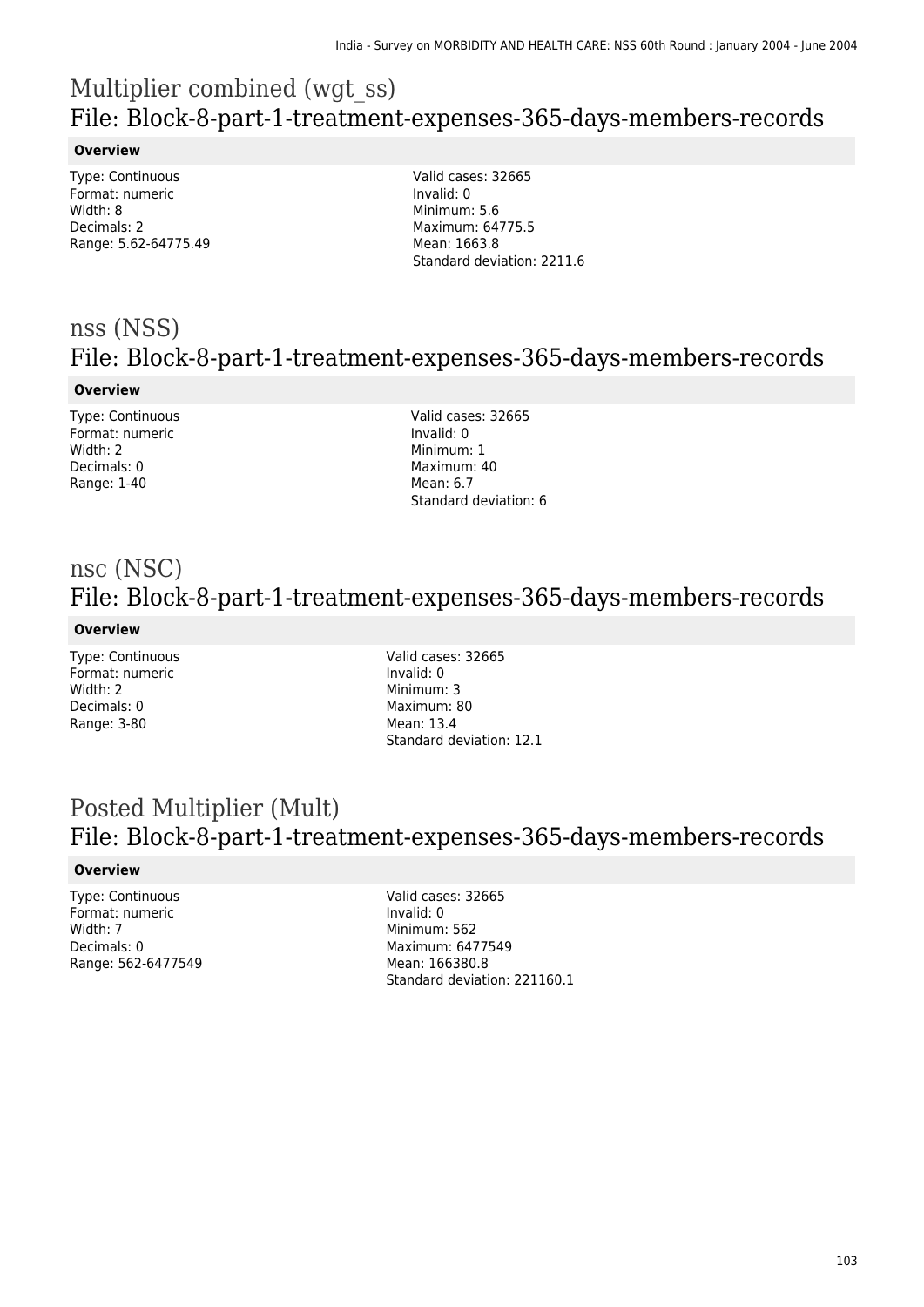## Multiplier combined (wgt_ss)
## File: Block-8-part-1-treatment-expenses-365-days-members-records

**Overview**

Type: Continuous
Format: numeric
Width: 8
Decimals: 2
Range: 5.62-64775.49

Valid cases: 32665
Invalid: 0
Minimum: 5.6
Maximum: 64775.5
Mean: 1663.8
Standard deviation: 2211.6

## nss (NSS)
## File: Block-8-part-1-treatment-expenses-365-days-members-records

**Overview**

Type: Continuous
Format: numeric
Width: 2
Decimals: 0
Range: 1-40

Valid cases: 32665
Invalid: 0
Minimum: 1
Maximum: 40
Mean: 6.7
Standard deviation: 6

## nsc (NSC)
## File: Block-8-part-1-treatment-expenses-365-days-members-records

**Overview**

Type: Continuous
Format: numeric
Width: 2
Decimals: 0
Range: 3-80

Valid cases: 32665
Invalid: 0
Minimum: 3
Maximum: 80
Mean: 13.4
Standard deviation: 12.1

## Posted Multiplier (Mult)
## File: Block-8-part-1-treatment-expenses-365-days-members-records

**Overview**

Type: Continuous
Format: numeric
Width: 7
Decimals: 0
Range: 562-6477549

Valid cases: 32665
Invalid: 0
Minimum: 562
Maximum: 6477549
Mean: 166380.8
Standard deviation: 221160.1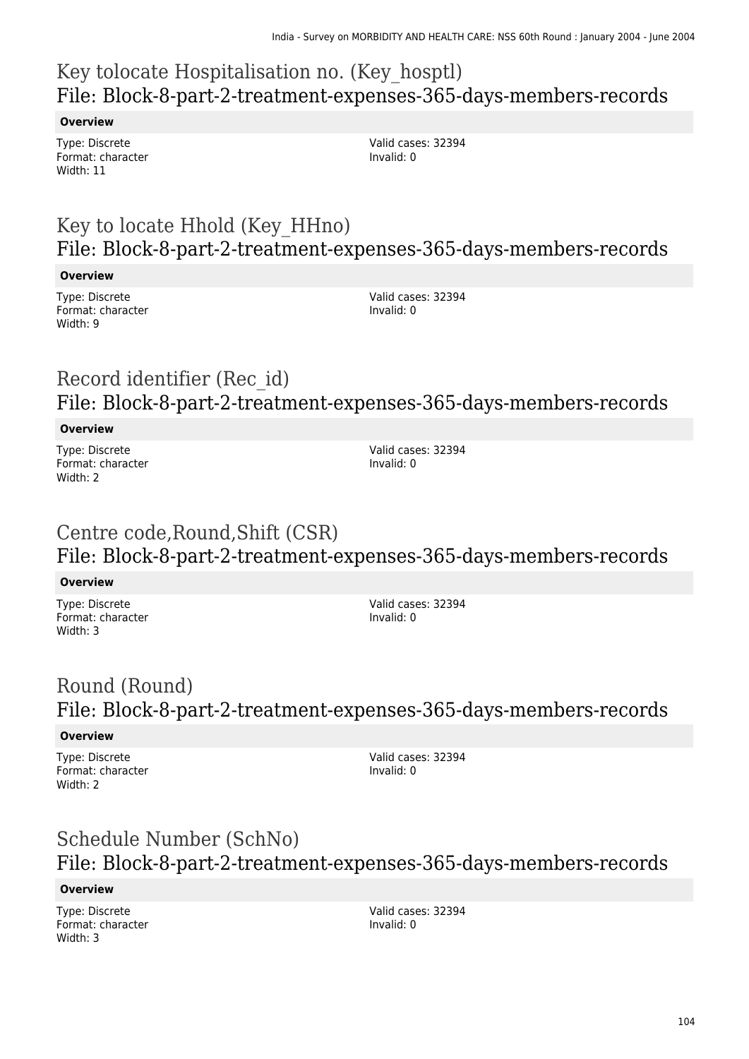## Key tolocate Hospitalisation no. (Key_hosptl)
## File: Block-8-part-2-treatment-expenses-365-days-members-records

**Overview**

Type: Discrete
Format: character
Width: 11

Valid cases: 32394
Invalid: 0

## Key to locate Hhold (Key_HHno)
## File: Block-8-part-2-treatment-expenses-365-days-members-records

**Overview**

Type: Discrete
Format: character
Width: 9

Valid cases: 32394
Invalid: 0

## Record identifier (Rec_id)
## File: Block-8-part-2-treatment-expenses-365-days-members-records

**Overview**

Type: Discrete
Format: character
Width: 2

Valid cases: 32394
Invalid: 0

## Centre code,Round,Shift (CSR)
## File: Block-8-part-2-treatment-expenses-365-days-members-records

**Overview**

Type: Discrete
Format: character
Width: 3

Valid cases: 32394
Invalid: 0

## Round (Round)
## File: Block-8-part-2-treatment-expenses-365-days-members-records

**Overview**

Type: Discrete
Format: character
Width: 2

Valid cases: 32394
Invalid: 0

## Schedule Number (SchNo)
## File: Block-8-part-2-treatment-expenses-365-days-members-records

**Overview**

Type: Discrete
Format: character
Width: 3

Valid cases: 32394
Invalid: 0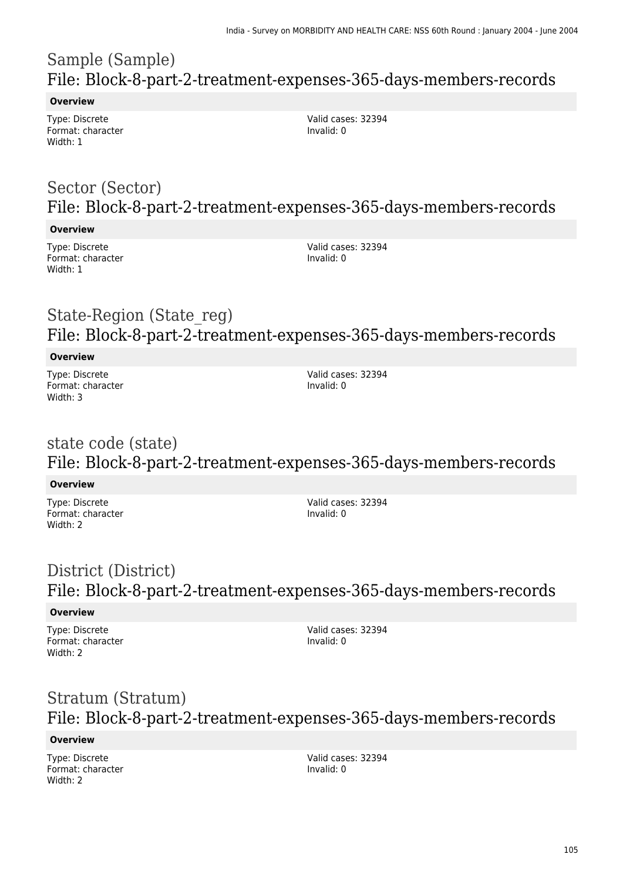# Sample (Sample)
## File: Block-8-part-2-treatment-expenses-365-days-members-records

**Overview**

Type: Discrete
Format: character
Width: 1

Valid cases: 32394
Invalid: 0

# Sector (Sector)
## File: Block-8-part-2-treatment-expenses-365-days-members-records

**Overview**

Type: Discrete
Format: character
Width: 1

Valid cases: 32394
Invalid: 0

# State-Region (State_reg)
## File: Block-8-part-2-treatment-expenses-365-days-members-records

**Overview**

Type: Discrete
Format: character
Width: 3

Valid cases: 32394
Invalid: 0

# state code (state)
## File: Block-8-part-2-treatment-expenses-365-days-members-records

**Overview**

Type: Discrete
Format: character
Width: 2

Valid cases: 32394
Invalid: 0

# District (District)
## File: Block-8-part-2-treatment-expenses-365-days-members-records

**Overview**

Type: Discrete
Format: character
Width: 2

Valid cases: 32394
Invalid: 0

# Stratum (Stratum)
## File: Block-8-part-2-treatment-expenses-365-days-members-records

**Overview**

Type: Discrete
Format: character
Width: 2

Valid cases: 32394
Invalid: 0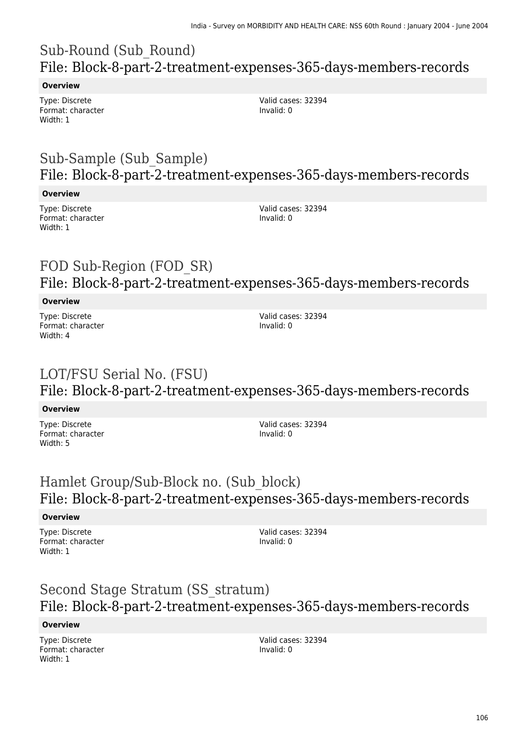# Sub-Round (Sub_Round)
## File: Block-8-part-2-treatment-expenses-365-days-members-records

**Overview**

Type: Discrete
Format: character
Width: 1

Valid cases: 32394
Invalid: 0

# Sub-Sample (Sub_Sample)
## File: Block-8-part-2-treatment-expenses-365-days-members-records

**Overview**

Type: Discrete
Format: character
Width: 1

Valid cases: 32394
Invalid: 0

# FOD Sub-Region (FOD_SR)
## File: Block-8-part-2-treatment-expenses-365-days-members-records

**Overview**

Type: Discrete
Format: character
Width: 4

Valid cases: 32394
Invalid: 0

# LOT/FSU Serial No. (FSU)
## File: Block-8-part-2-treatment-expenses-365-days-members-records

**Overview**

Type: Discrete
Format: character
Width: 5

Valid cases: 32394
Invalid: 0

# Hamlet Group/Sub-Block no. (Sub_block)
## File: Block-8-part-2-treatment-expenses-365-days-members-records

**Overview**

Type: Discrete
Format: character
Width: 1

Valid cases: 32394
Invalid: 0

# Second Stage Stratum (SS_stratum)
## File: Block-8-part-2-treatment-expenses-365-days-members-records

**Overview**

Type: Discrete
Format: character
Width: 1

Valid cases: 32394
Invalid: 0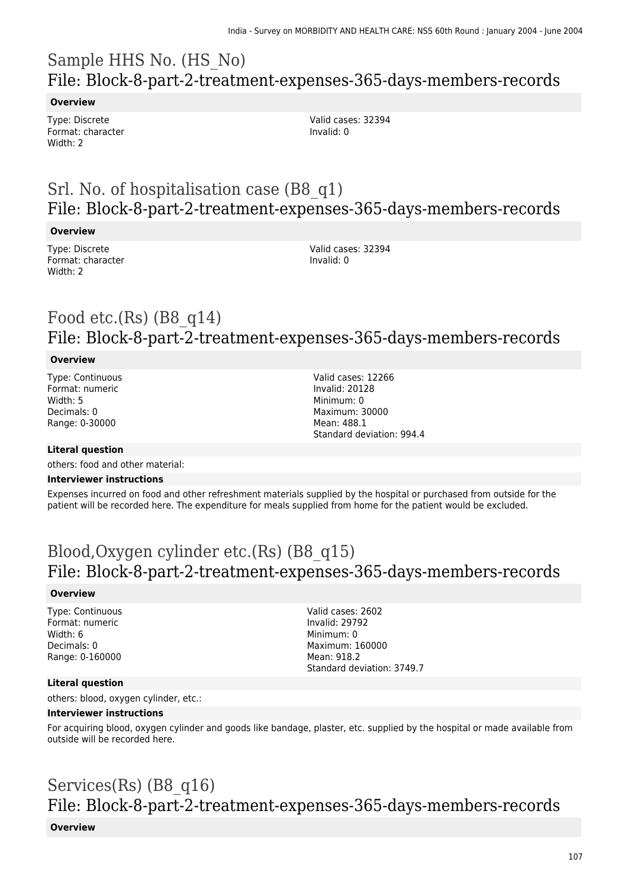# Sample HHS No. (HS_No)
## File: Block-8-part-2-treatment-expenses-365-days-members-records

**Overview**

Type: Discrete
Format: character
Width: 2

Valid cases: 32394
Invalid: 0

# Srl. No. of hospitalisation case (B8_q1)
## File: Block-8-part-2-treatment-expenses-365-days-members-records

**Overview**

Type: Discrete
Format: character
Width: 2

Valid cases: 32394
Invalid: 0

# Food etc.(Rs) (B8_q14)
## File: Block-8-part-2-treatment-expenses-365-days-members-records

**Overview**

Type: Continuous
Format: numeric
Width: 5
Decimals: 0
Range: 0-30000

Valid cases: 12266
Invalid: 20128
Minimum: 0
Maximum: 30000
Mean: 488.1
Standard deviation: 994.4

**Literal question**

others: food and other material:

**Interviewer instructions**

Expenses incurred on food and other refreshment materials supplied by the hospital or purchased from outside for the patient will be recorded here. The expenditure for meals supplied from home for the patient would be excluded.

# Blood,Oxygen cylinder etc.(Rs) (B8_q15)
## File: Block-8-part-2-treatment-expenses-365-days-members-records

**Overview**

Type: Continuous
Format: numeric
Width: 6
Decimals: 0
Range: 0-160000

Valid cases: 2602
Invalid: 29792
Minimum: 0
Maximum: 160000
Mean: 918.2
Standard deviation: 3749.7

**Literal question**

others: blood, oxygen cylinder, etc.:

**Interviewer instructions**

For acquiring blood, oxygen cylinder and goods like bandage, plaster, etc. supplied by the hospital or made available from outside will be recorded here.

# Services(Rs) (B8_q16)
## File: Block-8-part-2-treatment-expenses-365-days-members-records

**Overview**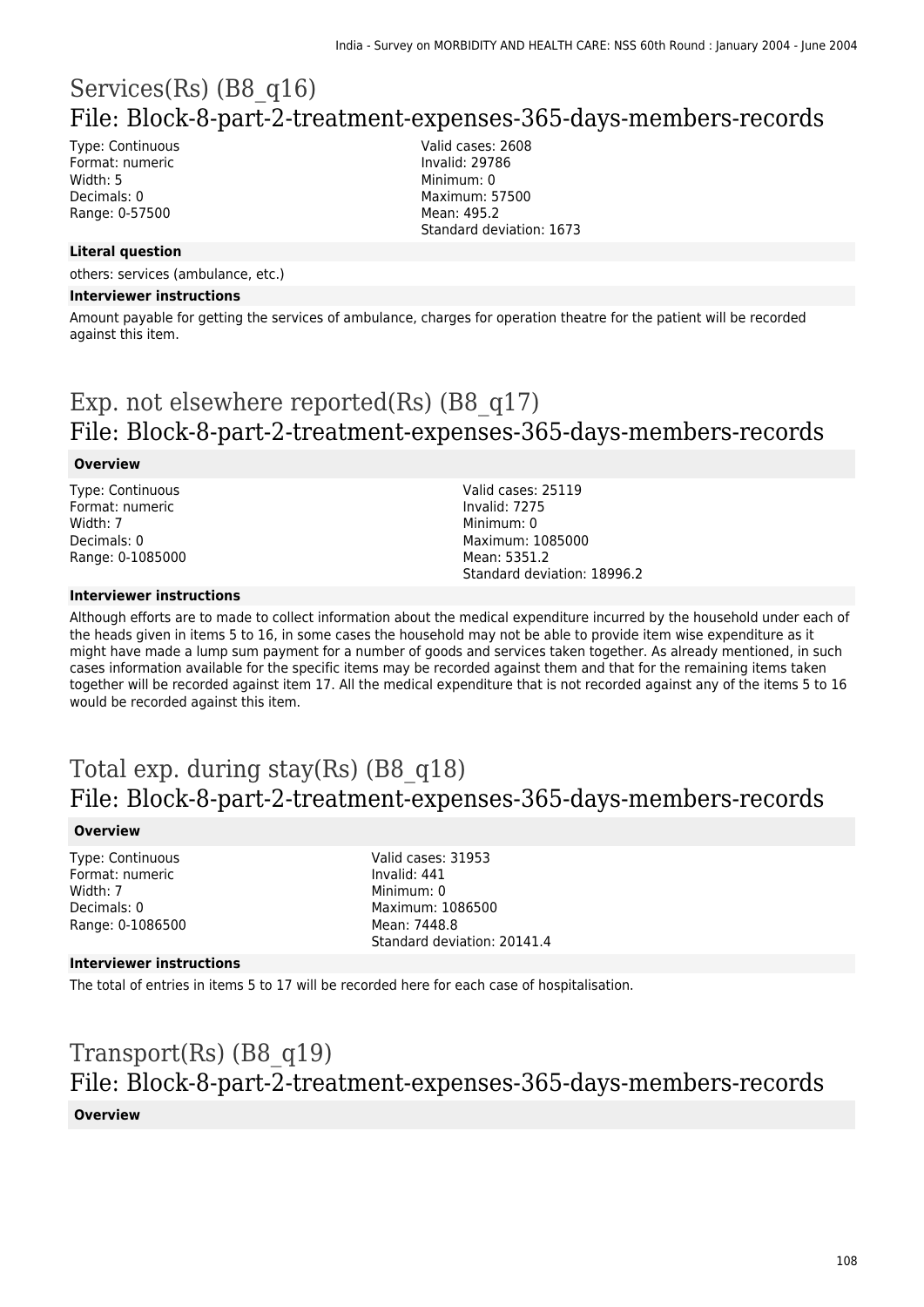# Services(Rs) (B8_q16)

## File: Block-8-part-2-treatment-expenses-365-days-members-records

Type: Continuous
Format: numeric
Width: 5
Decimals: 0
Range: 0-57500

Valid cases: 2608
Invalid: 29786
Minimum: 0
Maximum: 57500
Mean: 495.2
Standard deviation: 1673

**Literal question**

others: services (ambulance, etc.)

**Interviewer instructions**

Amount payable for getting the services of ambulance, charges for operation theatre for the patient will be recorded against this item.

# Exp. not elsewhere reported(Rs) (B8_q17)

## File: Block-8-part-2-treatment-expenses-365-days-members-records

**Overview**

Type: Continuous
Format: numeric
Width: 7
Decimals: 0
Range: 0-1085000

Valid cases: 25119
Invalid: 7275
Minimum: 0
Maximum: 1085000
Mean: 5351.2
Standard deviation: 18996.2

**Interviewer instructions**

Although efforts are to made to collect information about the medical expenditure incurred by the household under each of the heads given in items 5 to 16, in some cases the household may not be able to provide item wise expenditure as it might have made a lump sum payment for a number of goods and services taken together. As already mentioned, in such cases information available for the specific items may be recorded against them and that for the remaining items taken together will be recorded against item 17. All the medical expenditure that is not recorded against any of the items 5 to 16 would be recorded against this item.

# Total exp. during stay(Rs) (B8_q18)

## File: Block-8-part-2-treatment-expenses-365-days-members-records

**Overview**

Type: Continuous
Format: numeric
Width: 7
Decimals: 0
Range: 0-1086500

Valid cases: 31953
Invalid: 441
Minimum: 0
Maximum: 1086500
Mean: 7448.8
Standard deviation: 20141.4

**Interviewer instructions**

The total of entries in items 5 to 17 will be recorded here for each case of hospitalisation.

# Transport(Rs) (B8_q19)

## File: Block-8-part-2-treatment-expenses-365-days-members-records

**Overview**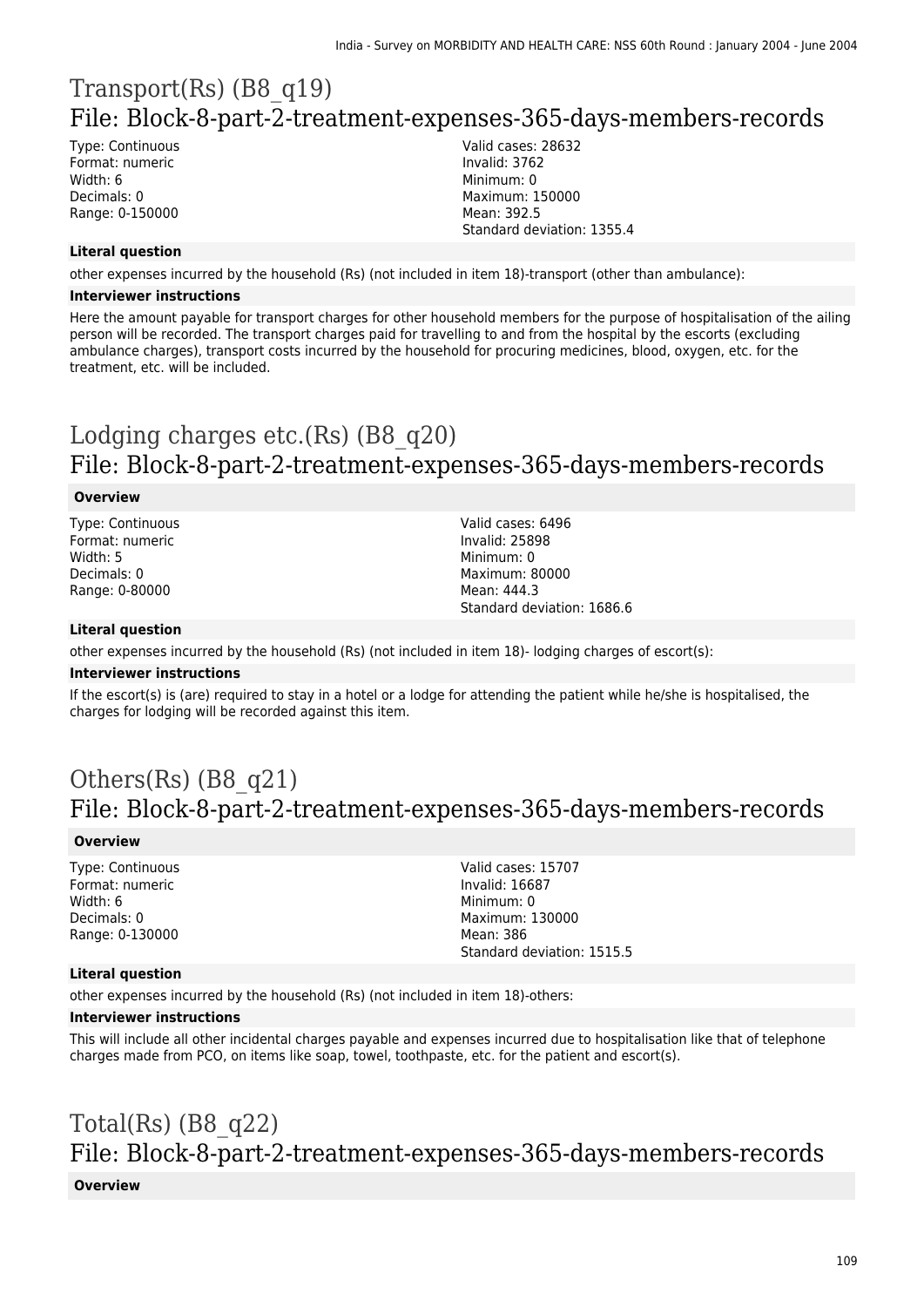# Transport(Rs) (B8_q19)
## File: Block-8-part-2-treatment-expenses-365-days-members-records

Type: Continuous
Format: numeric
Width: 6
Decimals: 0
Range: 0-150000

Valid cases: 28632
Invalid: 3762
Minimum: 0
Maximum: 150000
Mean: 392.5
Standard deviation: 1355.4

**Literal question**

other expenses incurred by the household (Rs) (not included in item 18)-transport (other than ambulance):

**Interviewer instructions**

Here the amount payable for transport charges for other household members for the purpose of hospitalisation of the ailing person will be recorded. The transport charges paid for travelling to and from the hospital by the escorts (excluding ambulance charges), transport costs incurred by the household for procuring medicines, blood, oxygen, etc. for the treatment, etc. will be included.

# Lodging charges etc.(Rs) (B8_q20)
## File: Block-8-part-2-treatment-expenses-365-days-members-records

**Overview**

Type: Continuous
Format: numeric
Width: 5
Decimals: 0
Range: 0-80000

Valid cases: 6496
Invalid: 25898
Minimum: 0
Maximum: 80000
Mean: 444.3
Standard deviation: 1686.6

**Literal question**

other expenses incurred by the household (Rs) (not included in item 18)- lodging charges of escort(s):

**Interviewer instructions**

If the escort(s) is (are) required to stay in a hotel or a lodge for attending the patient while he/she is hospitalised, the charges for lodging will be recorded against this item.

# Others(Rs) (B8_q21)
## File: Block-8-part-2-treatment-expenses-365-days-members-records

**Overview**

Type: Continuous
Format: numeric
Width: 6
Decimals: 0
Range: 0-130000

Valid cases: 15707
Invalid: 16687
Minimum: 0
Maximum: 130000
Mean: 386
Standard deviation: 1515.5

**Literal question**

other expenses incurred by the household (Rs) (not included in item 18)-others:

**Interviewer instructions**

This will include all other incidental charges payable and expenses incurred due to hospitalisation like that of telephone charges made from PCO, on items like soap, towel, toothpaste, etc. for the patient and escort(s).

# Total(Rs) (B8_q22)
## File: Block-8-part-2-treatment-expenses-365-days-members-records

**Overview**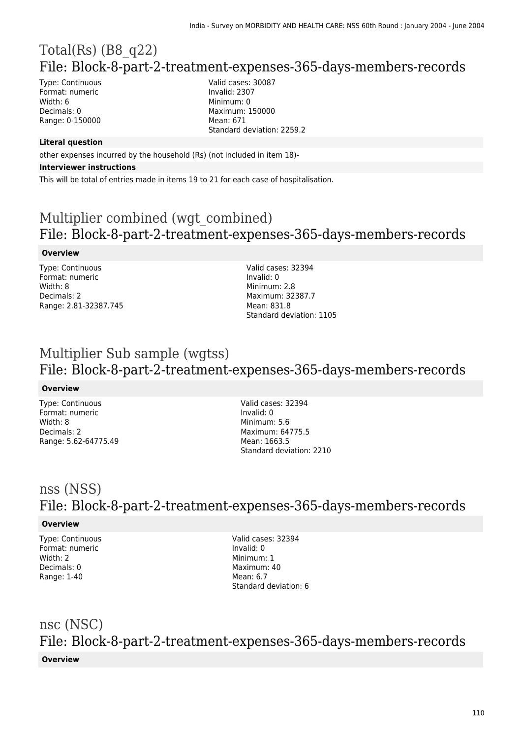# Total(Rs) (B8_q22)
## File: Block-8-part-2-treatment-expenses-365-days-members-records

Type: Continuous
Format: numeric
Width: 6
Decimals: 0
Range: 0-150000

Valid cases: 30087
Invalid: 2307
Minimum: 0
Maximum: 150000
Mean: 671
Standard deviation: 2259.2

**Literal question**

other expenses incurred by the household (Rs) (not included in item 18)-

**Interviewer instructions**

This will be total of entries made in items 19 to 21 for each case of hospitalisation.

# Multiplier combined (wgt_combined)
## File: Block-8-part-2-treatment-expenses-365-days-members-records

**Overview**

Type: Continuous
Format: numeric
Width: 8
Decimals: 2
Range: 2.81-32387.745

Valid cases: 32394
Invalid: 0
Minimum: 2.8
Maximum: 32387.7
Mean: 831.8
Standard deviation: 1105

# Multiplier Sub sample (wgtss)
## File: Block-8-part-2-treatment-expenses-365-days-members-records

**Overview**

Type: Continuous
Format: numeric
Width: 8
Decimals: 2
Range: 5.62-64775.49

Valid cases: 32394
Invalid: 0
Minimum: 5.6
Maximum: 64775.5
Mean: 1663.5
Standard deviation: 2210

# nss (NSS)
## File: Block-8-part-2-treatment-expenses-365-days-members-records

**Overview**

Type: Continuous
Format: numeric
Width: 2
Decimals: 0
Range: 1-40

Valid cases: 32394
Invalid: 0
Minimum: 1
Maximum: 40
Mean: 6.7
Standard deviation: 6

# nsc (NSC)
## File: Block-8-part-2-treatment-expenses-365-days-members-records

**Overview**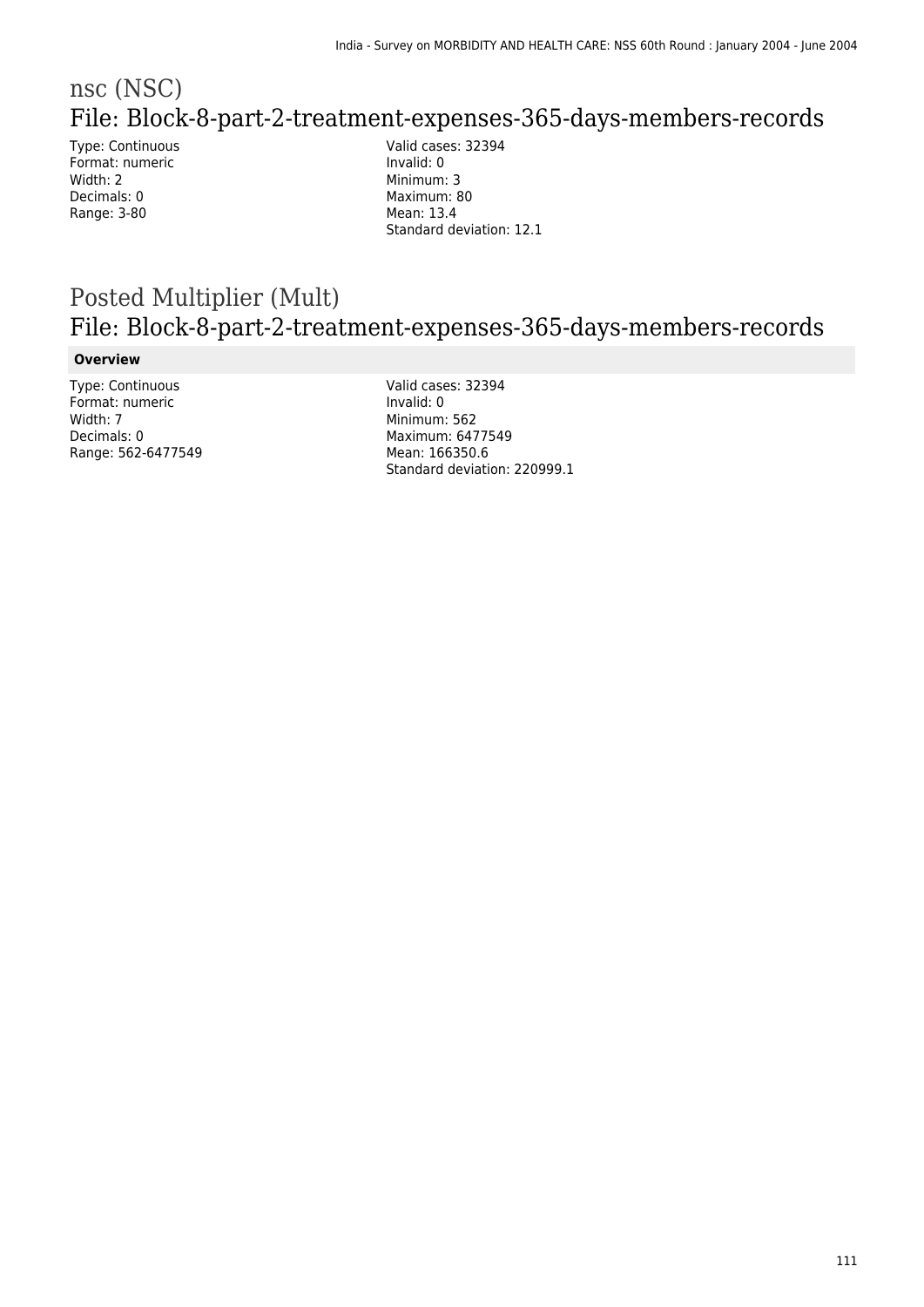# nsc (NSC)

## File: Block-8-part-2-treatment-expenses-365-days-members-records

Type: Continuous
Format: numeric
Width: 2
Decimals: 0
Range: 3-80

Valid cases: 32394
Invalid: 0
Minimum: 3
Maximum: 80
Mean: 13.4
Standard deviation: 12.1

# Posted Multiplier (Mult)

## File: Block-8-part-2-treatment-expenses-365-days-members-records

**Overview**

Type: Continuous
Format: numeric
Width: 7
Decimals: 0
Range: 562-6477549

Valid cases: 32394
Invalid: 0
Minimum: 562
Maximum: 6477549
Mean: 166350.6
Standard deviation: 220999.1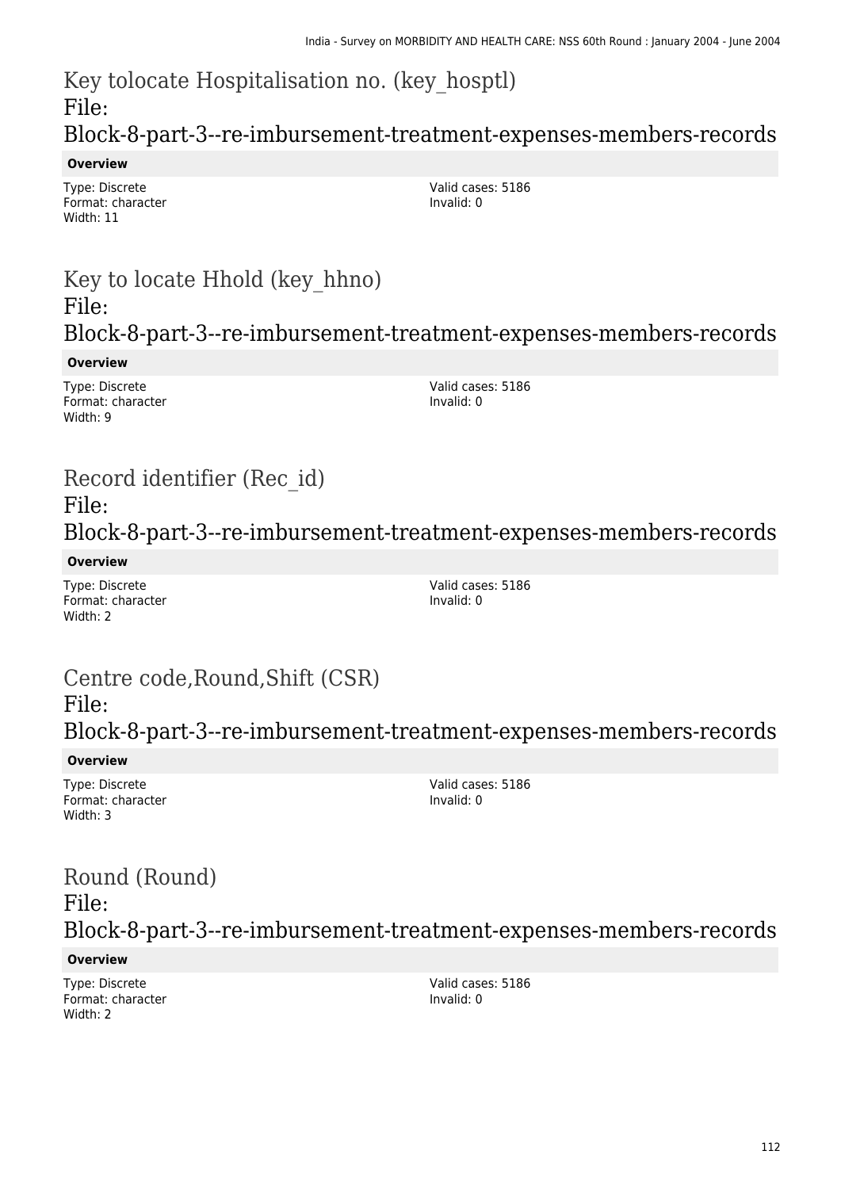## Key tolocate Hospitalisation no. (key_hosptl)
File:
Block-8-part-3--re-imbursement-treatment-expenses-members-records

**Overview**

Type: Discrete
Format: character
Width: 11

Valid cases: 5186
Invalid: 0

## Key to locate Hhold (key_hhno)
File:
Block-8-part-3--re-imbursement-treatment-expenses-members-records

**Overview**

Type: Discrete
Format: character
Width: 9

Valid cases: 5186
Invalid: 0

## Record identifier (Rec_id)
File:
Block-8-part-3--re-imbursement-treatment-expenses-members-records

**Overview**

Type: Discrete
Format: character
Width: 2

Valid cases: 5186
Invalid: 0

## Centre code,Round,Shift (CSR)
File:
Block-8-part-3--re-imbursement-treatment-expenses-members-records

**Overview**

Type: Discrete
Format: character
Width: 3

Valid cases: 5186
Invalid: 0

## Round (Round)
File:
Block-8-part-3--re-imbursement-treatment-expenses-members-records

**Overview**

Type: Discrete
Format: character
Width: 2

Valid cases: 5186
Invalid: 0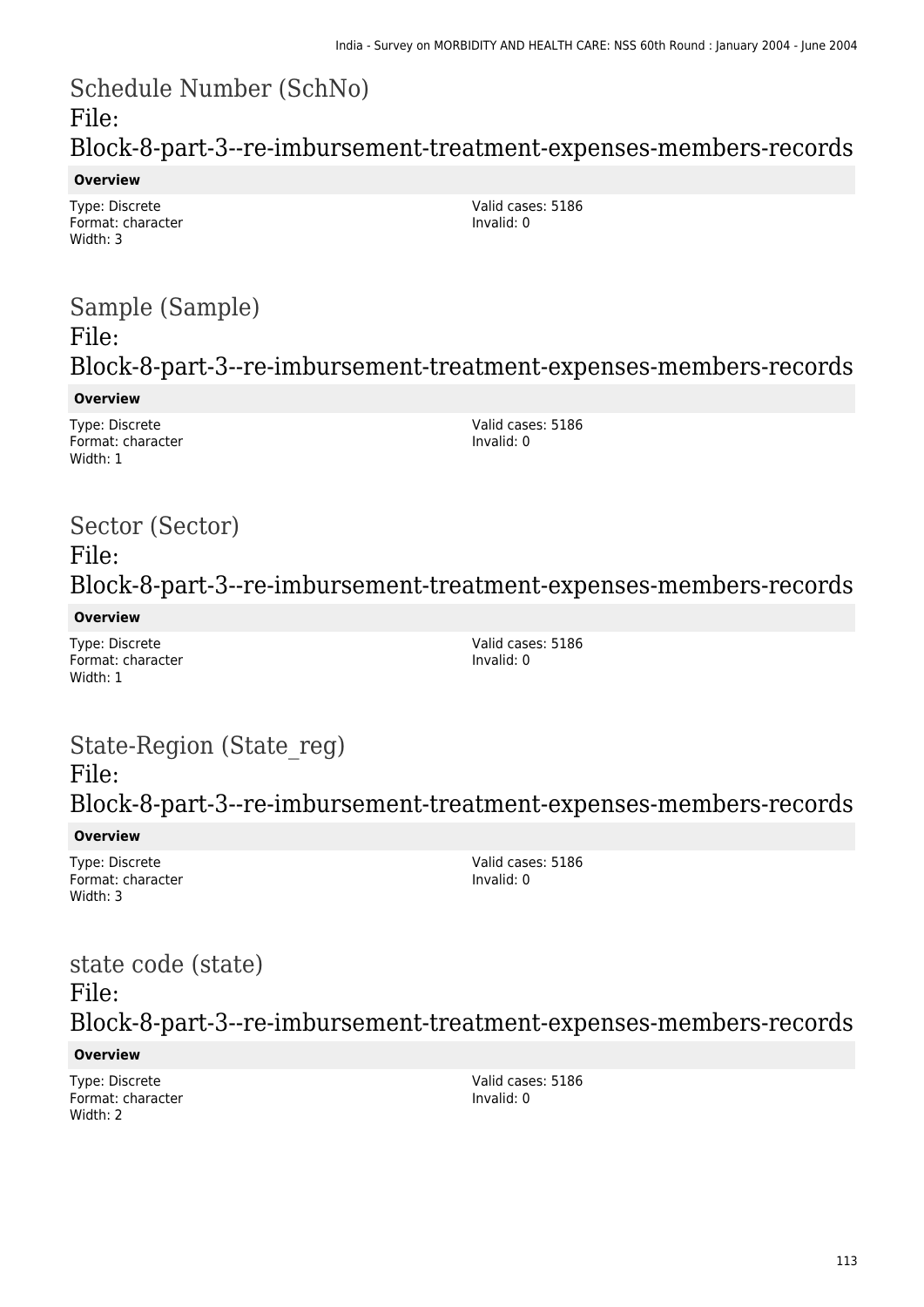## Schedule Number (SchNo)
### File: Block-8-part-3--re-imbursement-treatment-expenses-members-records

**Overview**

Type: Discrete
Format: character
Width: 3

Valid cases: 5186
Invalid: 0

## Sample (Sample)
### File: Block-8-part-3--re-imbursement-treatment-expenses-members-records

**Overview**

Type: Discrete
Format: character
Width: 1

Valid cases: 5186
Invalid: 0

## Sector (Sector)
### File: Block-8-part-3--re-imbursement-treatment-expenses-members-records

**Overview**

Type: Discrete
Format: character
Width: 1

Valid cases: 5186
Invalid: 0

## State-Region (State_reg)
### File: Block-8-part-3--re-imbursement-treatment-expenses-members-records

**Overview**

Type: Discrete
Format: character
Width: 3

Valid cases: 5186
Invalid: 0

## state code (state)
### File: Block-8-part-3--re-imbursement-treatment-expenses-members-records

**Overview**

Type: Discrete
Format: character
Width: 2

Valid cases: 5186
Invalid: 0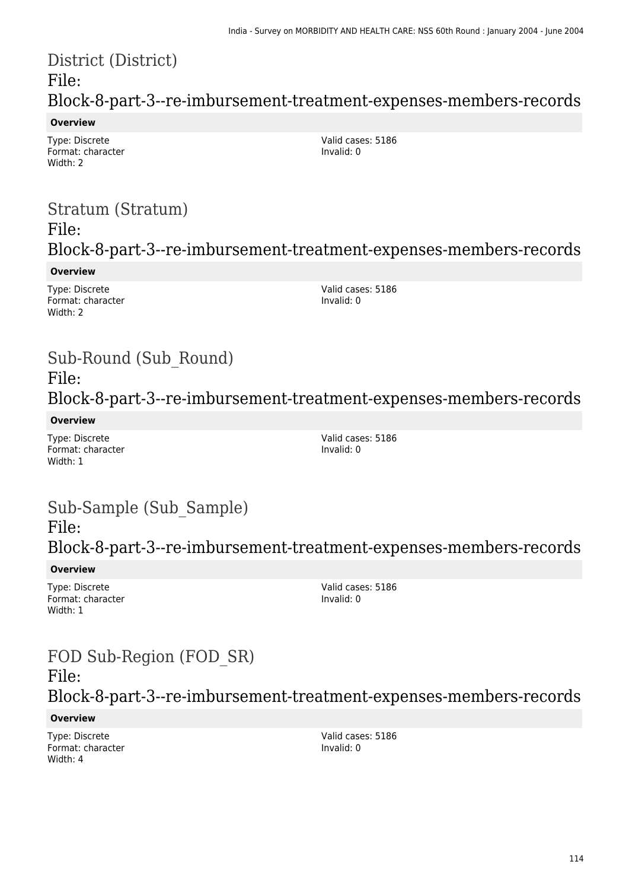## District (District)
## File: Block-8-part-3--re-imbursement-treatment-expenses-members-records

**Overview**

Type: Discrete
Format: character
Width: 2

Valid cases: 5186
Invalid: 0

## Stratum (Stratum)
## File: Block-8-part-3--re-imbursement-treatment-expenses-members-records

**Overview**

Type: Discrete
Format: character
Width: 2

Valid cases: 5186
Invalid: 0

## Sub-Round (Sub_Round)
## File: Block-8-part-3--re-imbursement-treatment-expenses-members-records

**Overview**

Type: Discrete
Format: character
Width: 1

Valid cases: 5186
Invalid: 0

## Sub-Sample (Sub_Sample)
## File: Block-8-part-3--re-imbursement-treatment-expenses-members-records

**Overview**

Type: Discrete
Format: character
Width: 1

Valid cases: 5186
Invalid: 0

## FOD Sub-Region (FOD_SR)
## File: Block-8-part-3--re-imbursement-treatment-expenses-members-records

**Overview**

Type: Discrete
Format: character
Width: 4

Valid cases: 5186
Invalid: 0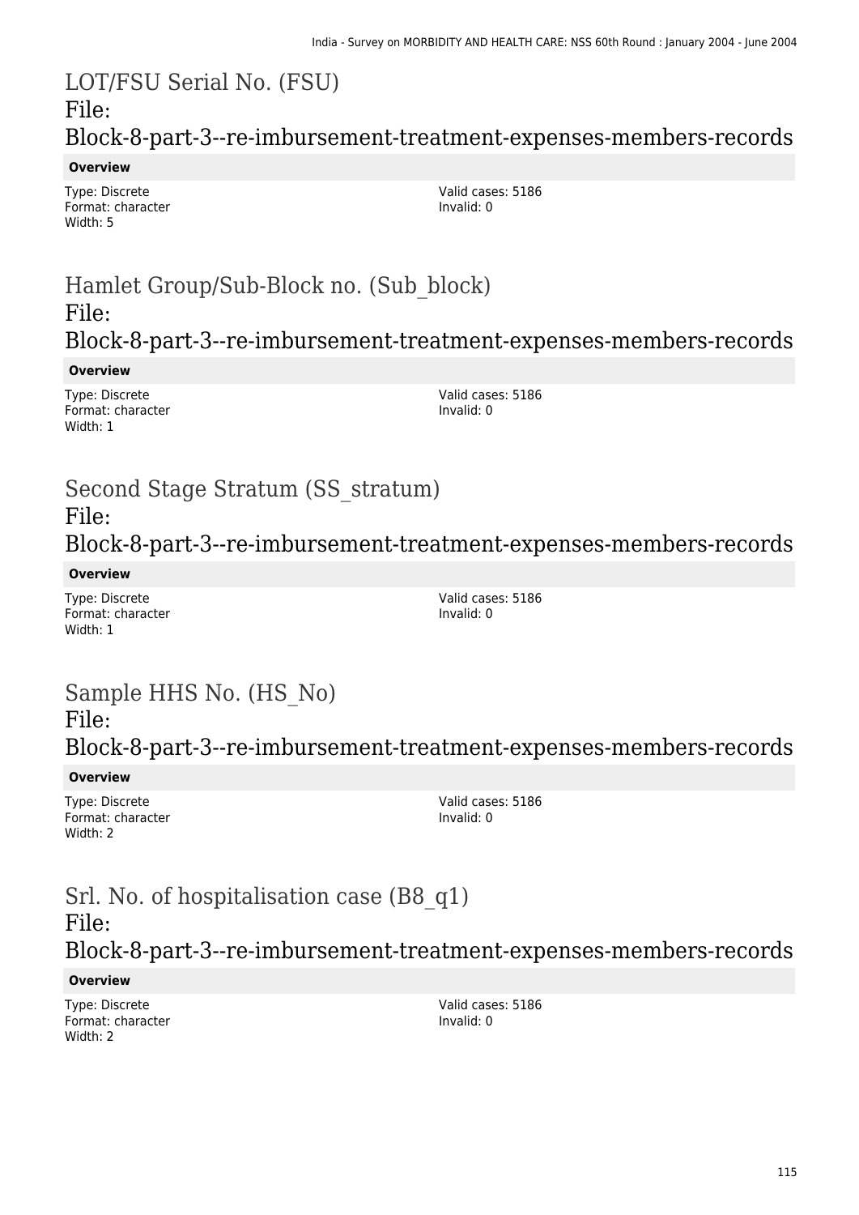## LOT/FSU Serial No. (FSU)
File: Block-8-part-3--re-imbursement-treatment-expenses-members-records

**Overview**

Type: Discrete
Format: character
Width: 5

Valid cases: 5186
Invalid: 0

## Hamlet Group/Sub-Block no. (Sub_block)
File: Block-8-part-3--re-imbursement-treatment-expenses-members-records

**Overview**

Type: Discrete
Format: character
Width: 1

Valid cases: 5186
Invalid: 0

## Second Stage Stratum (SS_stratum)
File: Block-8-part-3--re-imbursement-treatment-expenses-members-records

**Overview**

Type: Discrete
Format: character
Width: 1

Valid cases: 5186
Invalid: 0

## Sample HHS No. (HS_No)
File: Block-8-part-3--re-imbursement-treatment-expenses-members-records

**Overview**

Type: Discrete
Format: character
Width: 2

Valid cases: 5186
Invalid: 0

## Srl. No. of hospitalisation case (B8_q1)
File: Block-8-part-3--re-imbursement-treatment-expenses-members-records

**Overview**

Type: Discrete
Format: character
Width: 2

Valid cases: 5186
Invalid: 0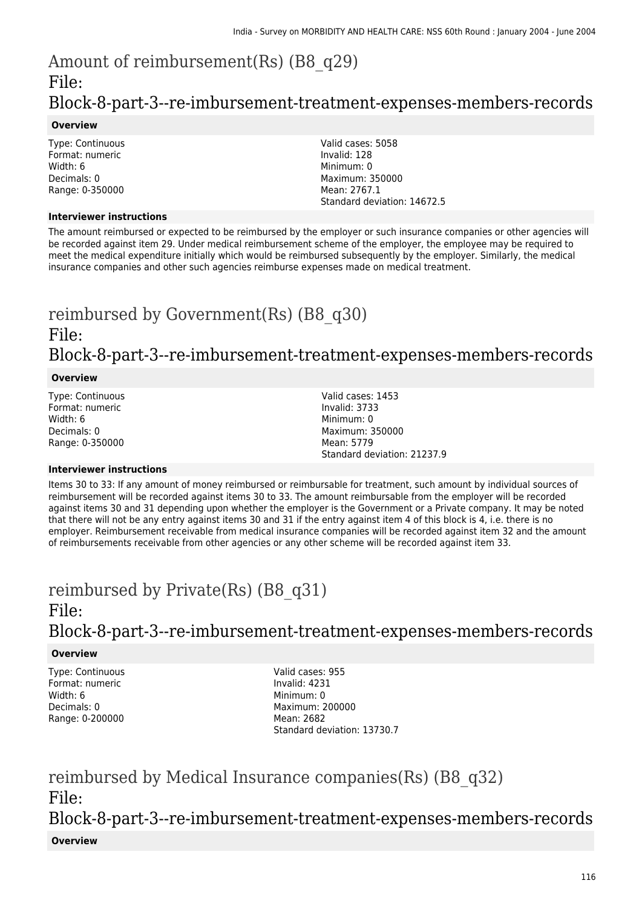# Amount of reimbursement(Rs) (B8_q29)

## File: Block-8-part-3--re-imbursement-treatment-expenses-members-records

### Overview

Type: Continuous
Format: numeric
Width: 6
Decimals: 0
Range: 0-350000

Valid cases: 5058
Invalid: 128
Minimum: 0
Maximum: 350000
Mean: 2767.1
Standard deviation: 14672.5

### Interviewer instructions

The amount reimbursed or expected to be reimbursed by the employer or such insurance companies or other agencies will be recorded against item 29. Under medical reimbursement scheme of the employer, the employee may be required to meet the medical expenditure initially which would be reimbursed subsequently by the employer. Similarly, the medical insurance companies and other such agencies reimburse expenses made on medical treatment.

# reimbursed by Government(Rs) (B8_q30)

## File: Block-8-part-3--re-imbursement-treatment-expenses-members-records

### Overview

Type: Continuous
Format: numeric
Width: 6
Decimals: 0
Range: 0-350000

Valid cases: 1453
Invalid: 3733
Minimum: 0
Maximum: 350000
Mean: 5779
Standard deviation: 21237.9

### Interviewer instructions

Items 30 to 33: If any amount of money reimbursed or reimbursable for treatment, such amount by individual sources of reimbursement will be recorded against items 30 to 33. The amount reimbursable from the employer will be recorded against items 30 and 31 depending upon whether the employer is the Government or a Private company. It may be noted that there will not be any entry against items 30 and 31 if the entry against item 4 of this block is 4, i.e. there is no employer. Reimbursement receivable from medical insurance companies will be recorded against item 32 and the amount of reimbursements receivable from other agencies or any other scheme will be recorded against item 33.

# reimbursed by Private(Rs) (B8_q31)

## File: Block-8-part-3--re-imbursement-treatment-expenses-members-records

### Overview

Type: Continuous
Format: numeric
Width: 6
Decimals: 0
Range: 0-200000

Valid cases: 955
Invalid: 4231
Minimum: 0
Maximum: 200000
Mean: 2682
Standard deviation: 13730.7

# reimbursed by Medical Insurance companies(Rs) (B8_q32)

## File: Block-8-part-3--re-imbursement-treatment-expenses-members-records

### Overview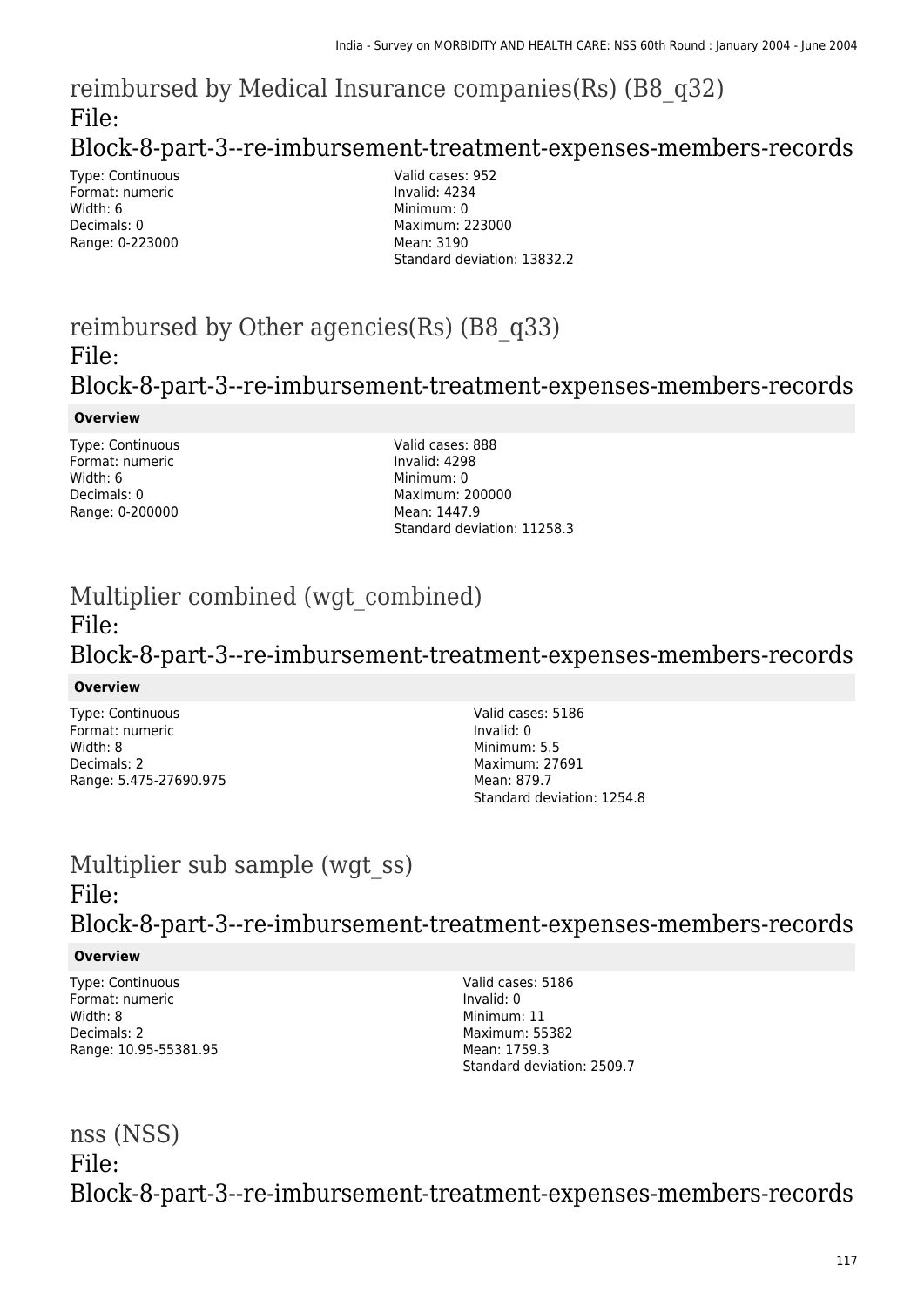# reimbursed by Medical Insurance companies(Rs) (B8_q32)

## File: Block-8-part-3--re-imbursement-treatment-expenses-members-records

Type: Continuous
Format: numeric
Width: 6
Decimals: 0
Range: 0-223000

Valid cases: 952
Invalid: 4234
Minimum: 0
Maximum: 223000
Mean: 3190
Standard deviation: 13832.2

# reimbursed by Other agencies(Rs) (B8_q33)

## File: Block-8-part-3--re-imbursement-treatment-expenses-members-records

**Overview**

Type: Continuous
Format: numeric
Width: 6
Decimals: 0
Range: 0-200000

Valid cases: 888
Invalid: 4298
Minimum: 0
Maximum: 200000
Mean: 1447.9
Standard deviation: 11258.3

# Multiplier combined (wgt_combined)

## File: Block-8-part-3--re-imbursement-treatment-expenses-members-records

**Overview**

Type: Continuous
Format: numeric
Width: 8
Decimals: 2
Range: 5.475-27690.975

Valid cases: 5186
Invalid: 0
Minimum: 5.5
Maximum: 27691
Mean: 879.7
Standard deviation: 1254.8

# Multiplier sub sample (wgt_ss)

## File: Block-8-part-3--re-imbursement-treatment-expenses-members-records

**Overview**

Type: Continuous
Format: numeric
Width: 8
Decimals: 2
Range: 10.95-55381.95

Valid cases: 5186
Invalid: 0
Minimum: 11
Maximum: 55382
Mean: 1759.3
Standard deviation: 2509.7

# nss (NSS)

## File: Block-8-part-3--re-imbursement-treatment-expenses-members-records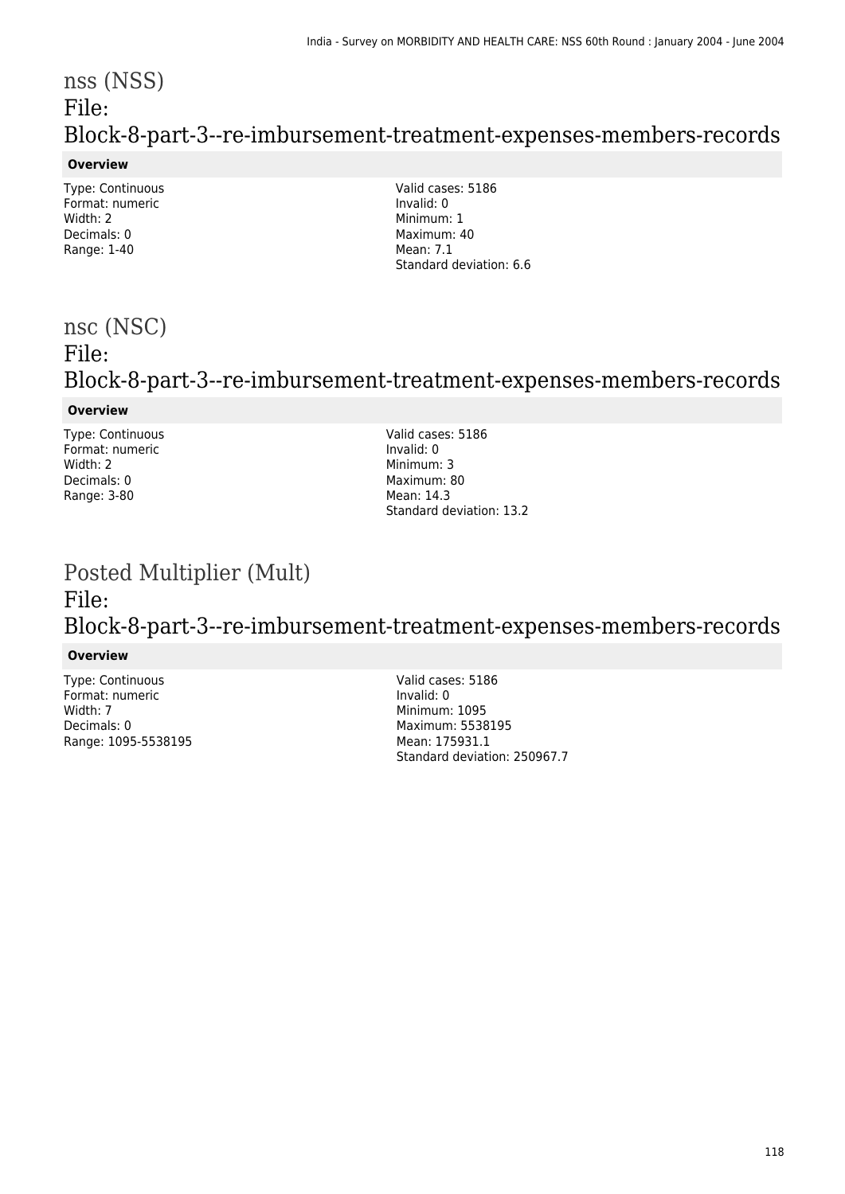# nss (NSS)

## File: Block-8-part-3--re-imbursement-treatment-expenses-members-records

### Overview

Type: Continuous
Format: numeric
Width: 2
Decimals: 0
Range: 1-40

Valid cases: 5186
Invalid: 0
Minimum: 1
Maximum: 40
Mean: 7.1
Standard deviation: 6.6

# nsc (NSC)

## File: Block-8-part-3--re-imbursement-treatment-expenses-members-records

### Overview

Type: Continuous
Format: numeric
Width: 2
Decimals: 0
Range: 3-80

Valid cases: 5186
Invalid: 0
Minimum: 3
Maximum: 80
Mean: 14.3
Standard deviation: 13.2

# Posted Multiplier (Mult)

## File: Block-8-part-3--re-imbursement-treatment-expenses-members-records

### Overview

Type: Continuous
Format: numeric
Width: 7
Decimals: 0
Range: 1095-5538195

Valid cases: 5186
Invalid: 0
Minimum: 1095
Maximum: 5538195
Mean: 175931.1
Standard deviation: 250967.7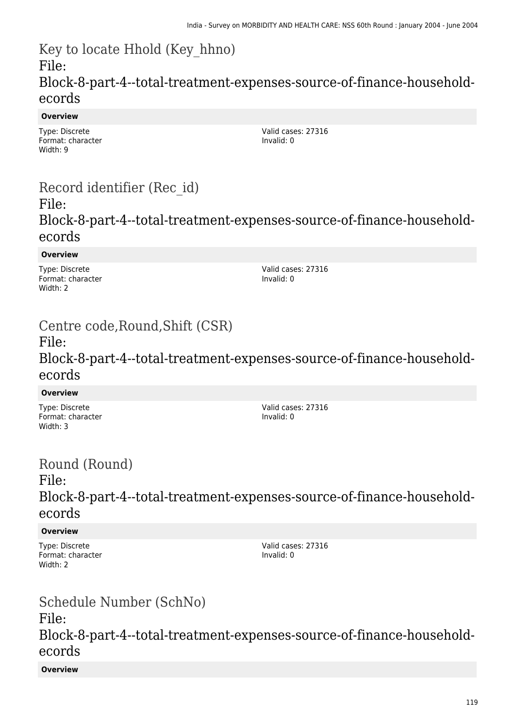## Key to locate Hhold (Key_hhno)

File: Block-8-part-4--total-treatment-expenses-source-of-finance-household-ecords

**Overview**

Type: Discrete
Format: character
Width: 9

Valid cases: 27316
Invalid: 0

## Record identifier (Rec_id)

File: Block-8-part-4--total-treatment-expenses-source-of-finance-household-ecords

**Overview**

Type: Discrete
Format: character
Width: 2

Valid cases: 27316
Invalid: 0

## Centre code,Round,Shift (CSR)

File: Block-8-part-4--total-treatment-expenses-source-of-finance-household-ecords

**Overview**

Type: Discrete
Format: character
Width: 3

Valid cases: 27316
Invalid: 0

## Round (Round)

File: Block-8-part-4--total-treatment-expenses-source-of-finance-household-ecords

**Overview**

Type: Discrete
Format: character
Width: 2

Valid cases: 27316
Invalid: 0

## Schedule Number (SchNo)

File: Block-8-part-4--total-treatment-expenses-source-of-finance-household-ecords

**Overview**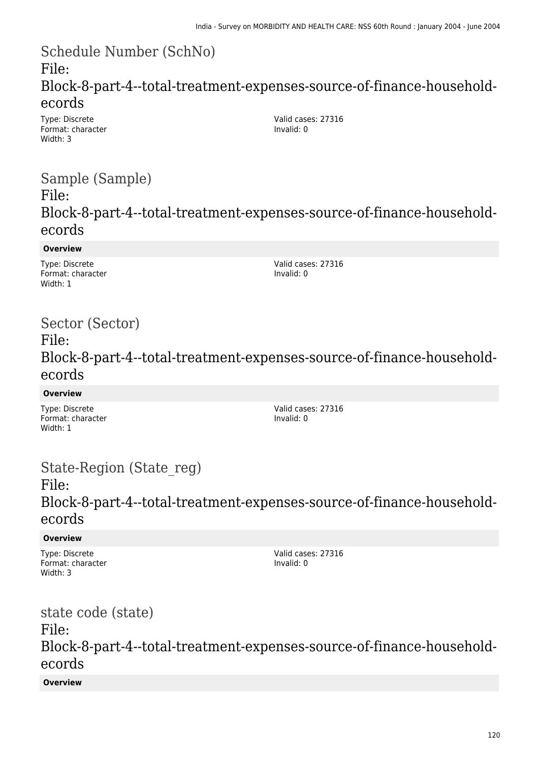## Schedule Number (SchNo)
File: Block-8-part-4--total-treatment-expenses-source-of-finance-household-ecords

Type: Discrete
Format: character
Width: 3

Valid cases: 27316
Invalid: 0

## Sample (Sample)
File: Block-8-part-4--total-treatment-expenses-source-of-finance-household-ecords

**Overview**

Type: Discrete
Format: character
Width: 1

Valid cases: 27316
Invalid: 0

## Sector (Sector)
File: Block-8-part-4--total-treatment-expenses-source-of-finance-household-ecords

**Overview**

Type: Discrete
Format: character
Width: 1

Valid cases: 27316
Invalid: 0

## State-Region (State_reg)
File: Block-8-part-4--total-treatment-expenses-source-of-finance-household-ecords

**Overview**

Type: Discrete
Format: character
Width: 3

Valid cases: 27316
Invalid: 0

## state code (state)
File: Block-8-part-4--total-treatment-expenses-source-of-finance-household-ecords

**Overview**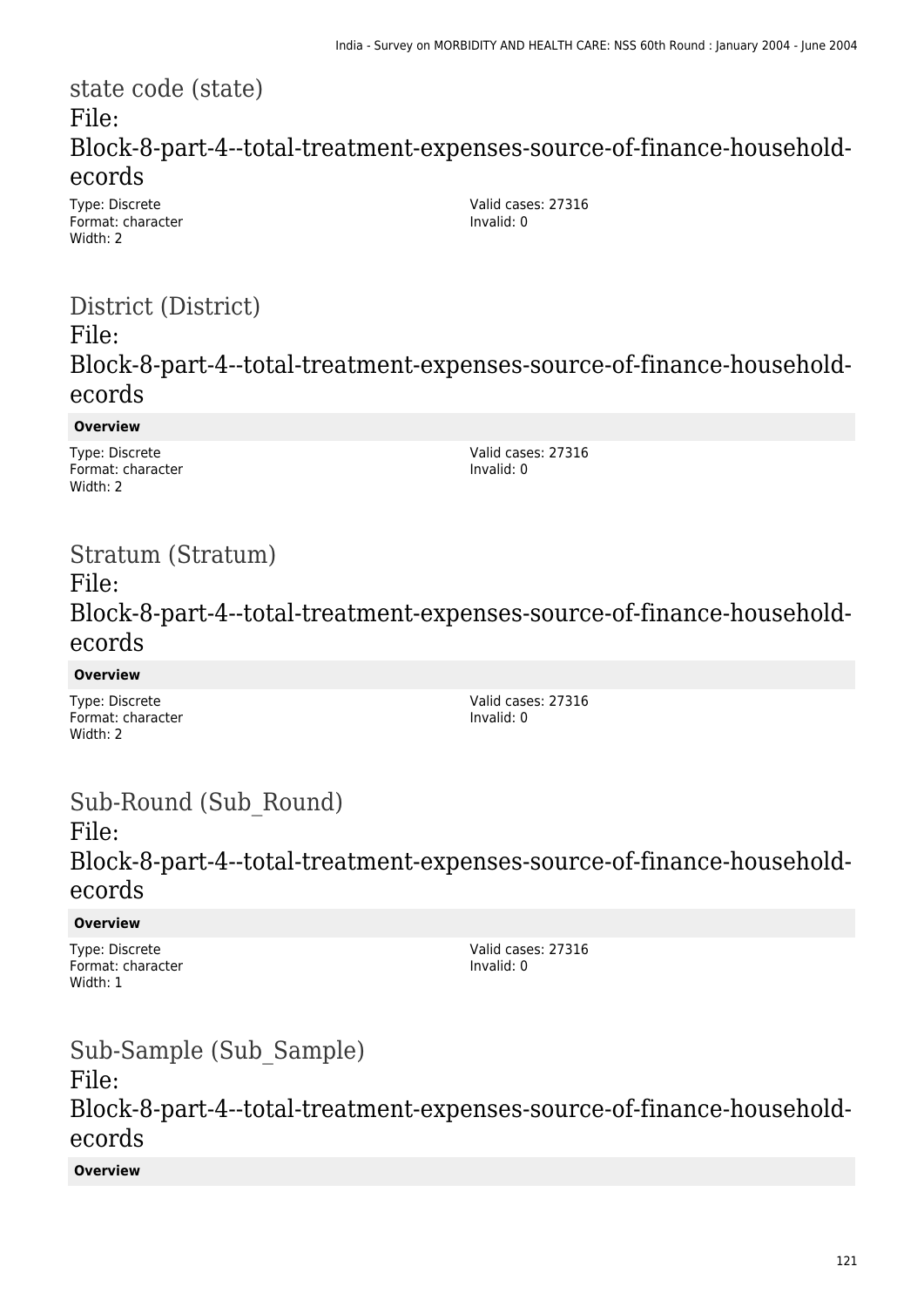## state code (state)
## File: Block-8-part-4--total-treatment-expenses-source-of-finance-household-ecords

Type: Discrete
Format: character
Width: 2

Valid cases: 27316
Invalid: 0

## District (District)
## File: Block-8-part-4--total-treatment-expenses-source-of-finance-household-ecords

**Overview**

Type: Discrete
Format: character
Width: 2

Valid cases: 27316
Invalid: 0

## Stratum (Stratum)
## File: Block-8-part-4--total-treatment-expenses-source-of-finance-household-ecords

**Overview**

Type: Discrete
Format: character
Width: 2

Valid cases: 27316
Invalid: 0

## Sub-Round (Sub_Round)
## File: Block-8-part-4--total-treatment-expenses-source-of-finance-household-ecords

**Overview**

Type: Discrete
Format: character
Width: 1

Valid cases: 27316
Invalid: 0

## Sub-Sample (Sub_Sample)
## File: Block-8-part-4--total-treatment-expenses-source-of-finance-household-ecords

**Overview**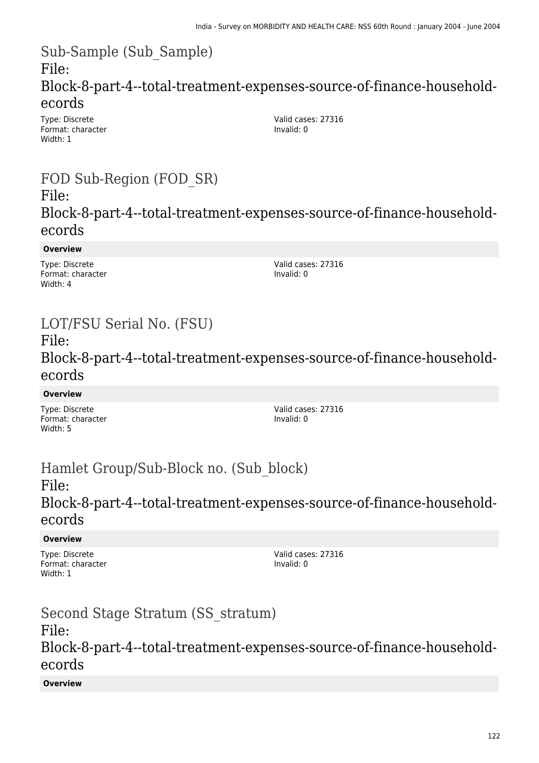## Sub-Sample (Sub_Sample)
## File: Block-8-part-4--total-treatment-expenses-source-of-finance-household-ecords

Type: Discrete
Format: character
Width: 1

Valid cases: 27316
Invalid: 0

## FOD Sub-Region (FOD_SR)
## File: Block-8-part-4--total-treatment-expenses-source-of-finance-household-ecords

**Overview**

Type: Discrete
Format: character
Width: 4

Valid cases: 27316
Invalid: 0

## LOT/FSU Serial No. (FSU)
## File: Block-8-part-4--total-treatment-expenses-source-of-finance-household-ecords

**Overview**

Type: Discrete
Format: character
Width: 5

Valid cases: 27316
Invalid: 0

## Hamlet Group/Sub-Block no. (Sub_block)
## File: Block-8-part-4--total-treatment-expenses-source-of-finance-household-ecords

**Overview**

Type: Discrete
Format: character
Width: 1

Valid cases: 27316
Invalid: 0

## Second Stage Stratum (SS_stratum)
## File: Block-8-part-4--total-treatment-expenses-source-of-finance-household-ecords

**Overview**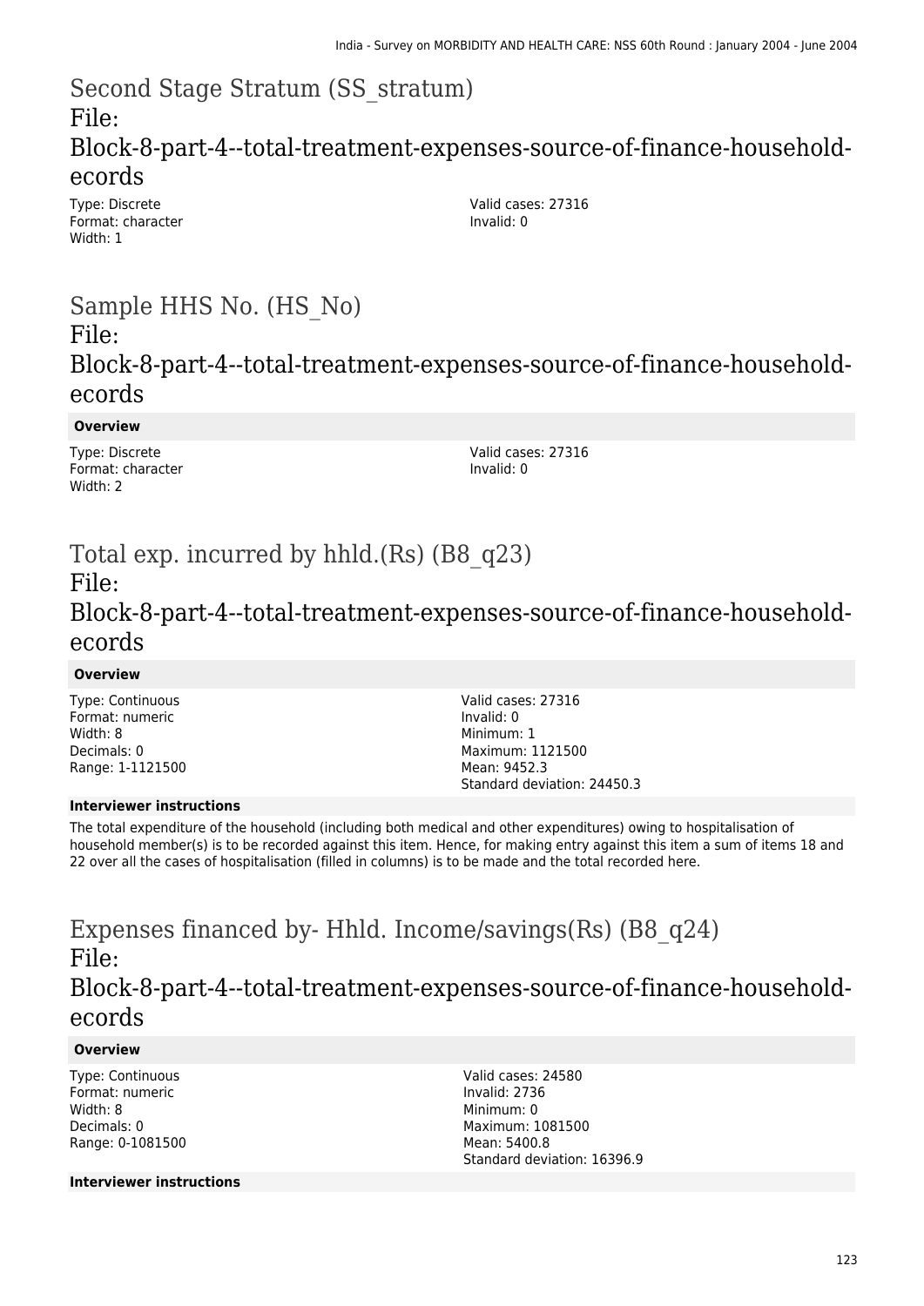## Second Stage Stratum (SS_stratum)

### File: Block-8-part-4--total-treatment-expenses-source-of-finance-household-ecords

Type: Discrete
Format: character
Width: 1

Valid cases: 27316
Invalid: 0

## Sample HHS No. (HS_No)

### File: Block-8-part-4--total-treatment-expenses-source-of-finance-household-ecords

**Overview**

Type: Discrete
Format: character
Width: 2

Valid cases: 27316
Invalid: 0

## Total exp. incurred by hhld.(Rs) (B8_q23)

### File: Block-8-part-4--total-treatment-expenses-source-of-finance-household-ecords

**Overview**

Type: Continuous
Format: numeric
Width: 8
Decimals: 0
Range: 1-1121500

Valid cases: 27316
Invalid: 0
Minimum: 1
Maximum: 1121500
Mean: 9452.3
Standard deviation: 24450.3

**Interviewer instructions**

The total expenditure of the household (including both medical and other expenditures) owing to hospitalisation of household member(s) is to be recorded against this item. Hence, for making entry against this item a sum of items 18 and 22 over all the cases of hospitalisation (filled in columns) is to be made and the total recorded here.

## Expenses financed by- Hhld. Income/savings(Rs) (B8_q24)

### File: Block-8-part-4--total-treatment-expenses-source-of-finance-household-ecords

**Overview**

Type: Continuous
Format: numeric
Width: 8
Decimals: 0
Range: 0-1081500

Valid cases: 24580
Invalid: 2736
Minimum: 0
Maximum: 1081500
Mean: 5400.8
Standard deviation: 16396.9

**Interviewer instructions**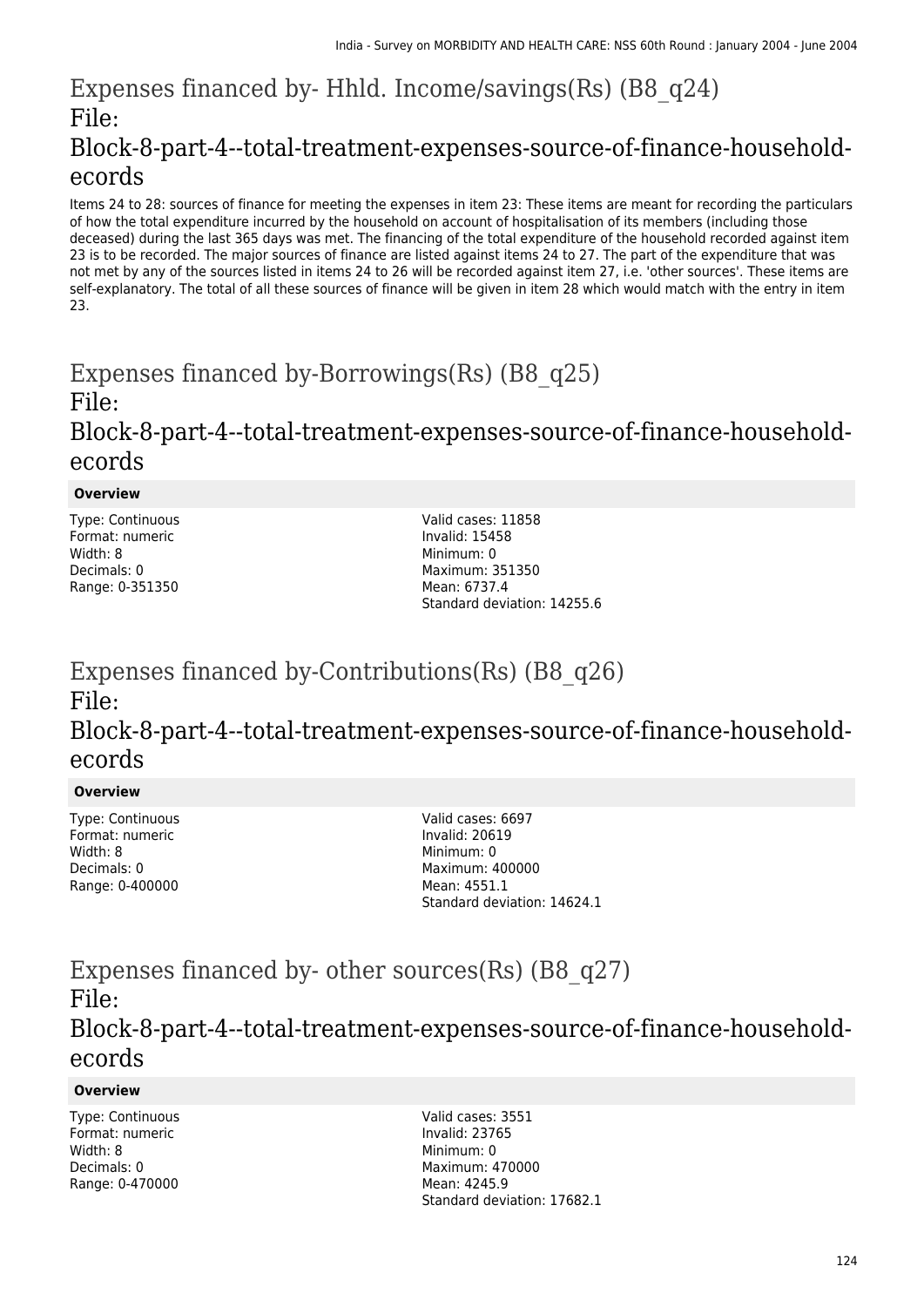## Expenses financed by- Hhld. Income/savings(Rs) (B8_q24)

File: Block-8-part-4--total-treatment-expenses-source-of-finance-household-ecords

Items 24 to 28: sources of finance for meeting the expenses in item 23: These items are meant for recording the particulars of how the total expenditure incurred by the household on account of hospitalisation of its members (including those deceased) during the last 365 days was met. The financing of the total expenditure of the household recorded against item 23 is to be recorded. The major sources of finance are listed against items 24 to 27. The part of the expenditure that was not met by any of the sources listed in items 24 to 26 will be recorded against item 27, i.e. 'other sources'. These items are self-explanatory. The total of all these sources of finance will be given in item 28 which would match with the entry in item 23.

## Expenses financed by-Borrowings(Rs) (B8_q25)

File: Block-8-part-4--total-treatment-expenses-source-of-finance-household-ecords

**Overview**

Type: Continuous
Format: numeric
Width: 8
Decimals: 0
Range: 0-351350

Valid cases: 11858
Invalid: 15458
Minimum: 0
Maximum: 351350
Mean: 6737.4
Standard deviation: 14255.6

## Expenses financed by-Contributions(Rs) (B8_q26)

File: Block-8-part-4--total-treatment-expenses-source-of-finance-household-ecords

**Overview**

Type: Continuous
Format: numeric
Width: 8
Decimals: 0
Range: 0-400000

Valid cases: 6697
Invalid: 20619
Minimum: 0
Maximum: 400000
Mean: 4551.1
Standard deviation: 14624.1

## Expenses financed by- other sources(Rs) (B8_q27)

File: Block-8-part-4--total-treatment-expenses-source-of-finance-household-ecords

**Overview**

Type: Continuous
Format: numeric
Width: 8
Decimals: 0
Range: 0-470000

Valid cases: 3551
Invalid: 23765
Minimum: 0
Maximum: 470000
Mean: 4245.9
Standard deviation: 17682.1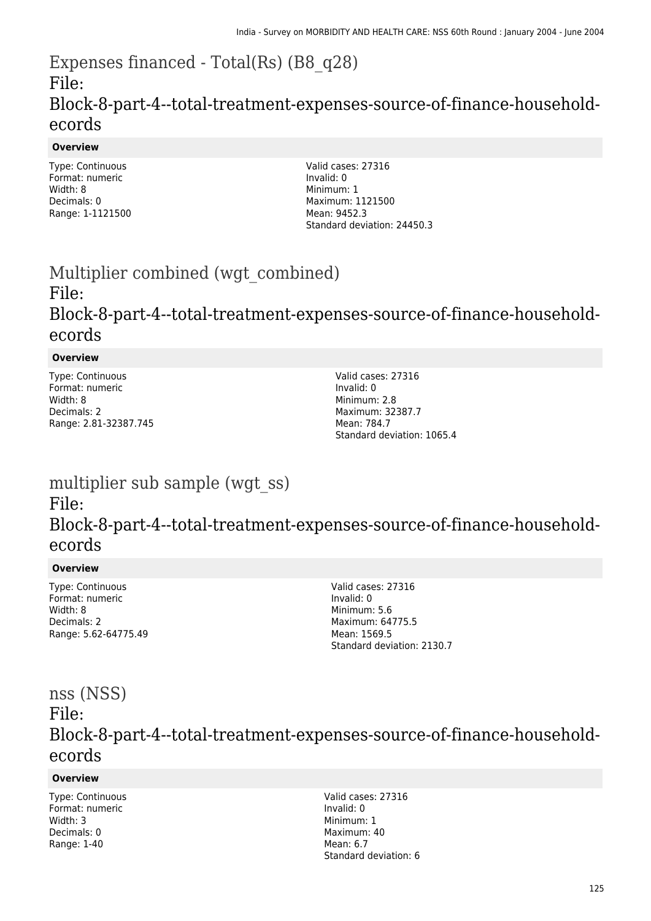# Expenses financed - Total(Rs) (B8_q28)
## File: Block-8-part-4--total-treatment-expenses-source-of-finance-household-ecords

**Overview**

Type: Continuous
Format: numeric
Width: 8
Decimals: 0
Range: 1-1121500

Valid cases: 27316
Invalid: 0
Minimum: 1
Maximum: 1121500
Mean: 9452.3
Standard deviation: 24450.3

# Multiplier combined (wgt_combined)
## File: Block-8-part-4--total-treatment-expenses-source-of-finance-household-ecords

**Overview**

Type: Continuous
Format: numeric
Width: 8
Decimals: 2
Range: 2.81-32387.745

Valid cases: 27316
Invalid: 0
Minimum: 2.8
Maximum: 32387.7
Mean: 784.7
Standard deviation: 1065.4

# multiplier sub sample (wgt_ss)
## File: Block-8-part-4--total-treatment-expenses-source-of-finance-household-ecords

**Overview**

Type: Continuous
Format: numeric
Width: 8
Decimals: 2
Range: 5.62-64775.49

Valid cases: 27316
Invalid: 0
Minimum: 5.6
Maximum: 64775.5
Mean: 1569.5
Standard deviation: 2130.7

# nss (NSS)
## File: Block-8-part-4--total-treatment-expenses-source-of-finance-household-ecords

**Overview**

Type: Continuous
Format: numeric
Width: 3
Decimals: 0
Range: 1-40

Valid cases: 27316
Invalid: 0
Minimum: 1
Maximum: 40
Mean: 6.7
Standard deviation: 6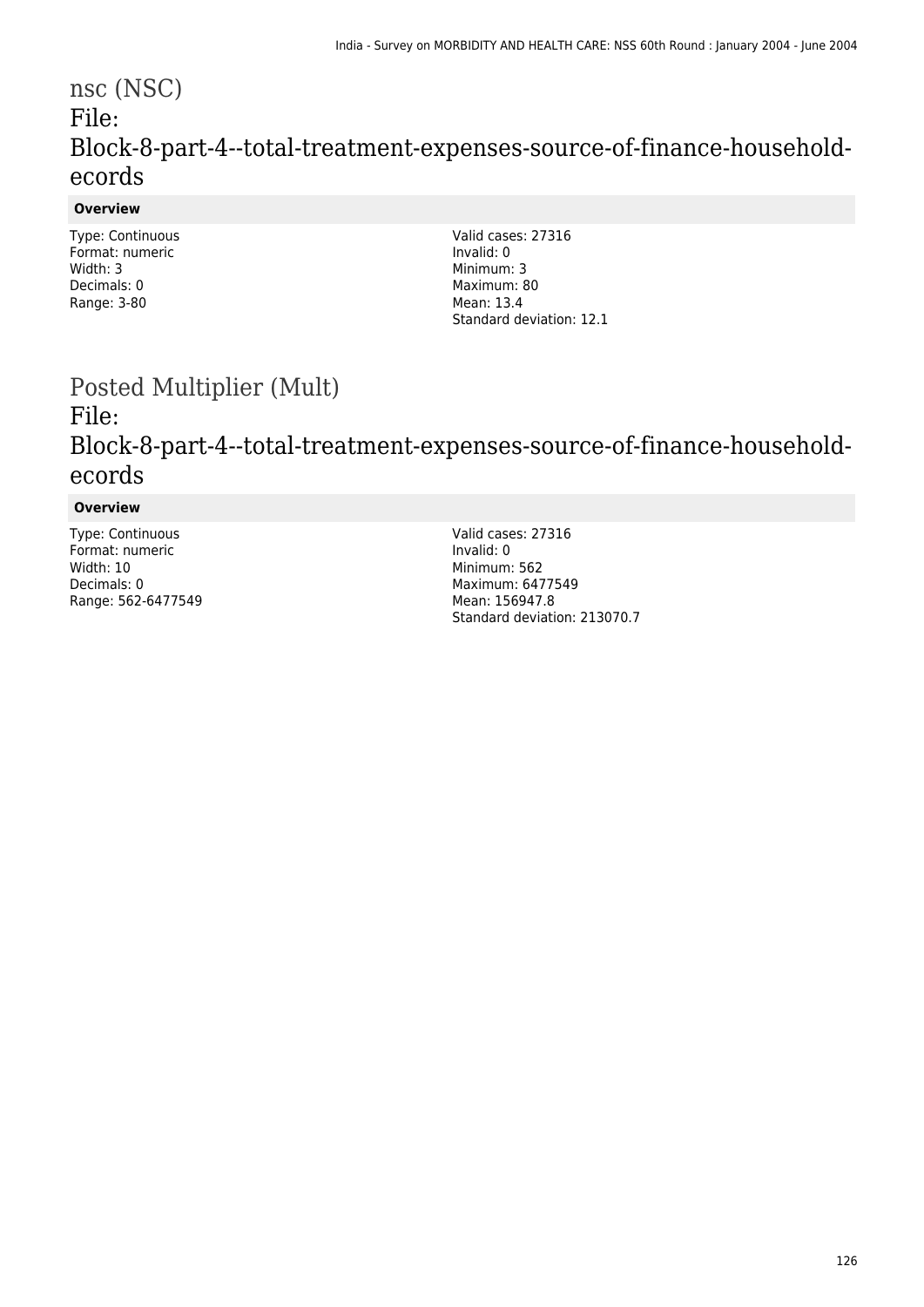# nsc (NSC)

## File: Block-8-part-4--total-treatment-expenses-source-of-finance-household-ecords

### Overview

Type: Continuous
Format: numeric
Width: 3
Decimals: 0
Range: 3-80

Valid cases: 27316
Invalid: 0
Minimum: 3
Maximum: 80
Mean: 13.4
Standard deviation: 12.1

# Posted Multiplier (Mult)

## File: Block-8-part-4--total-treatment-expenses-source-of-finance-household-ecords

### Overview

Type: Continuous
Format: numeric
Width: 10
Decimals: 0
Range: 562-6477549

Valid cases: 27316
Invalid: 0
Minimum: 562
Maximum: 6477549
Mean: 156947.8
Standard deviation: 213070.7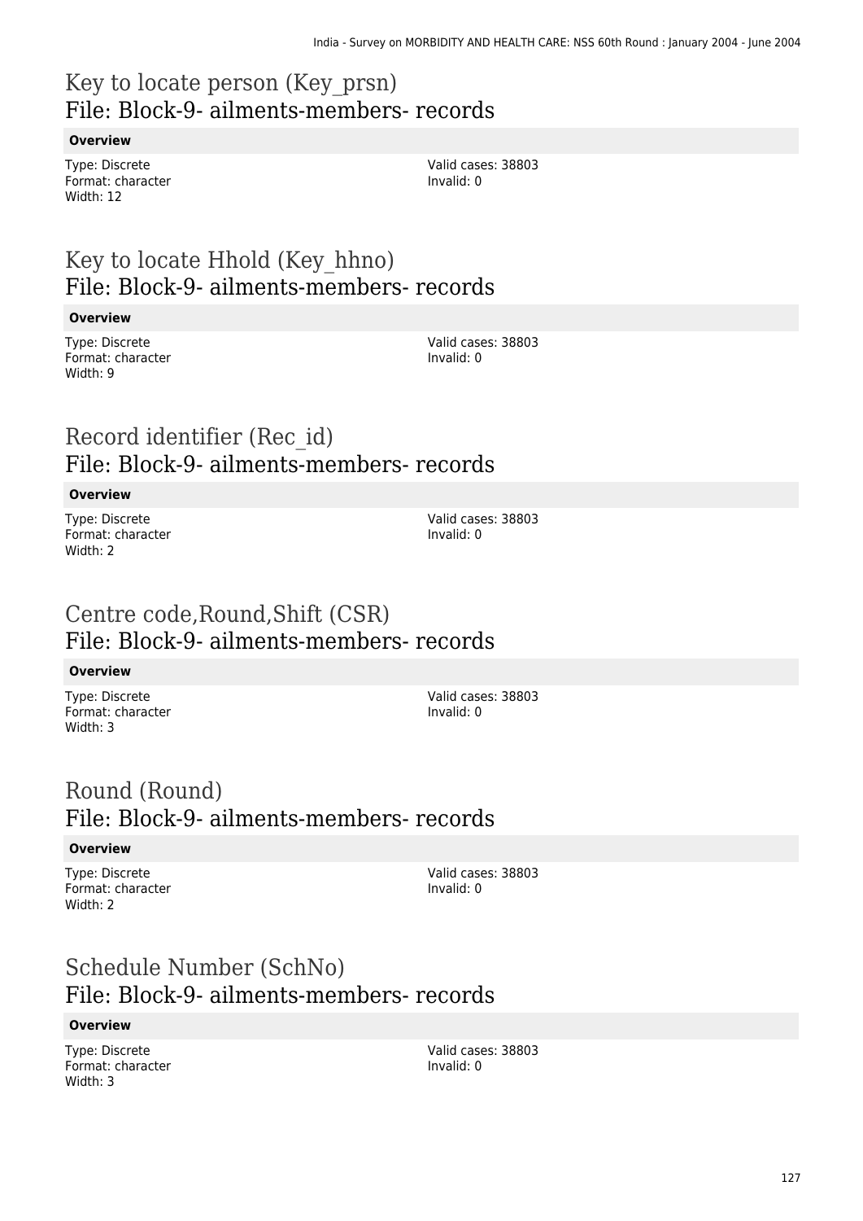# Key to locate person (Key_prsn)
## File: Block-9- ailments-members- records

**Overview**

Type: Discrete
Format: character
Width: 12

Valid cases: 38803
Invalid: 0

# Key to locate Hhold (Key_hhno)
## File: Block-9- ailments-members- records

**Overview**

Type: Discrete
Format: character
Width: 9

Valid cases: 38803
Invalid: 0

# Record identifier (Rec_id)
## File: Block-9- ailments-members- records

**Overview**

Type: Discrete
Format: character
Width: 2

Valid cases: 38803
Invalid: 0

# Centre code,Round,Shift (CSR)
## File: Block-9- ailments-members- records

**Overview**

Type: Discrete
Format: character
Width: 3

Valid cases: 38803
Invalid: 0

# Round (Round)
## File: Block-9- ailments-members- records

**Overview**

Type: Discrete
Format: character
Width: 2

Valid cases: 38803
Invalid: 0

# Schedule Number (SchNo)
## File: Block-9- ailments-members- records

**Overview**

Type: Discrete
Format: character
Width: 3

Valid cases: 38803
Invalid: 0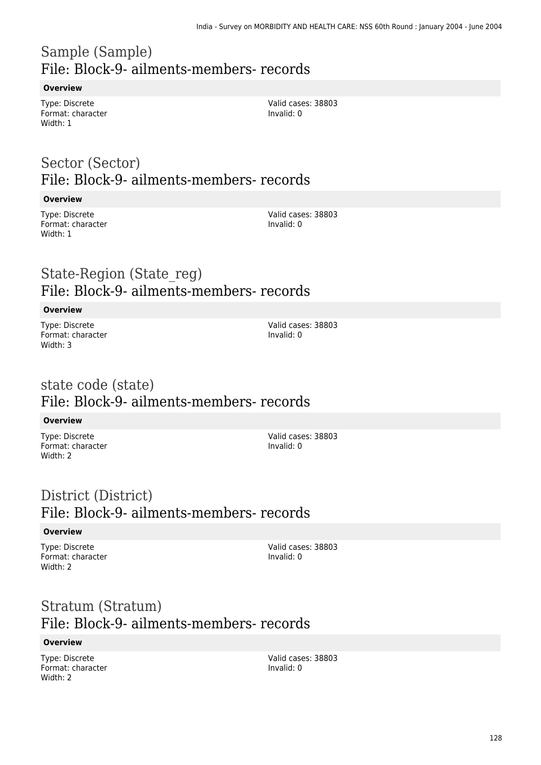# Sample (Sample)
## File: Block-9- ailments-members- records

**Overview**

Type: Discrete
Format: character
Width: 1

Valid cases: 38803
Invalid: 0

# Sector (Sector)
## File: Block-9- ailments-members- records

**Overview**

Type: Discrete
Format: character
Width: 1

Valid cases: 38803
Invalid: 0

# State-Region (State_reg)
## File: Block-9- ailments-members- records

**Overview**

Type: Discrete
Format: character
Width: 3

Valid cases: 38803
Invalid: 0

# state code (state)
## File: Block-9- ailments-members- records

**Overview**

Type: Discrete
Format: character
Width: 2

Valid cases: 38803
Invalid: 0

# District (District)
## File: Block-9- ailments-members- records

**Overview**

Type: Discrete
Format: character
Width: 2

Valid cases: 38803
Invalid: 0

# Stratum (Stratum)
## File: Block-9- ailments-members- records

**Overview**

Type: Discrete
Format: character
Width: 2

Valid cases: 38803
Invalid: 0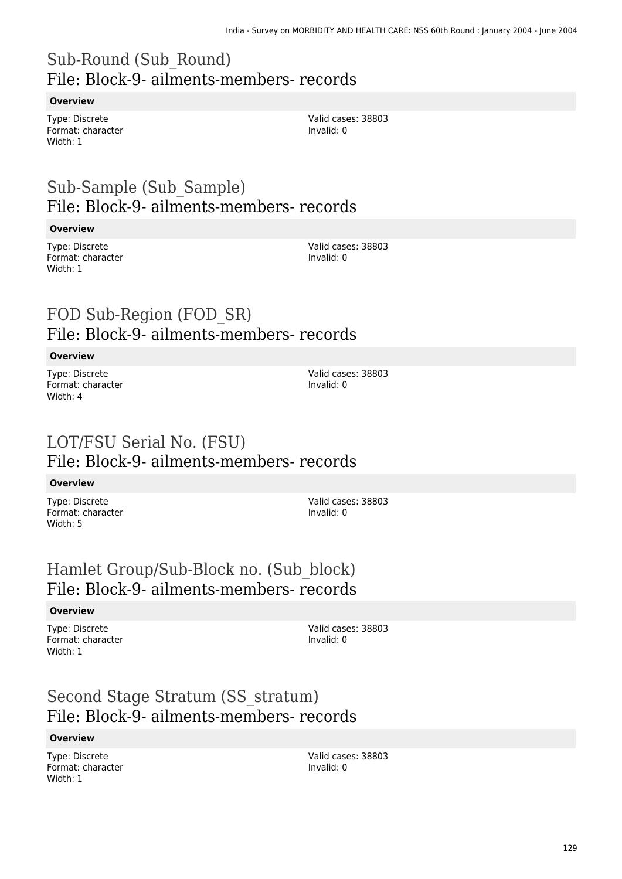## Sub-Round (Sub_Round)
## File: Block-9- ailments-members- records

**Overview**

Type: Discrete
Format: character
Width: 1

Valid cases: 38803
Invalid: 0

## Sub-Sample (Sub_Sample)
## File: Block-9- ailments-members- records

**Overview**

Type: Discrete
Format: character
Width: 1

Valid cases: 38803
Invalid: 0

## FOD Sub-Region (FOD_SR)
## File: Block-9- ailments-members- records

**Overview**

Type: Discrete
Format: character
Width: 4

Valid cases: 38803
Invalid: 0

## LOT/FSU Serial No. (FSU)
## File: Block-9- ailments-members- records

**Overview**

Type: Discrete
Format: character
Width: 5

Valid cases: 38803
Invalid: 0

## Hamlet Group/Sub-Block no. (Sub_block)
## File: Block-9- ailments-members- records

**Overview**

Type: Discrete
Format: character
Width: 1

Valid cases: 38803
Invalid: 0

## Second Stage Stratum (SS_stratum)
## File: Block-9- ailments-members- records

**Overview**

Type: Discrete
Format: character
Width: 1

Valid cases: 38803
Invalid: 0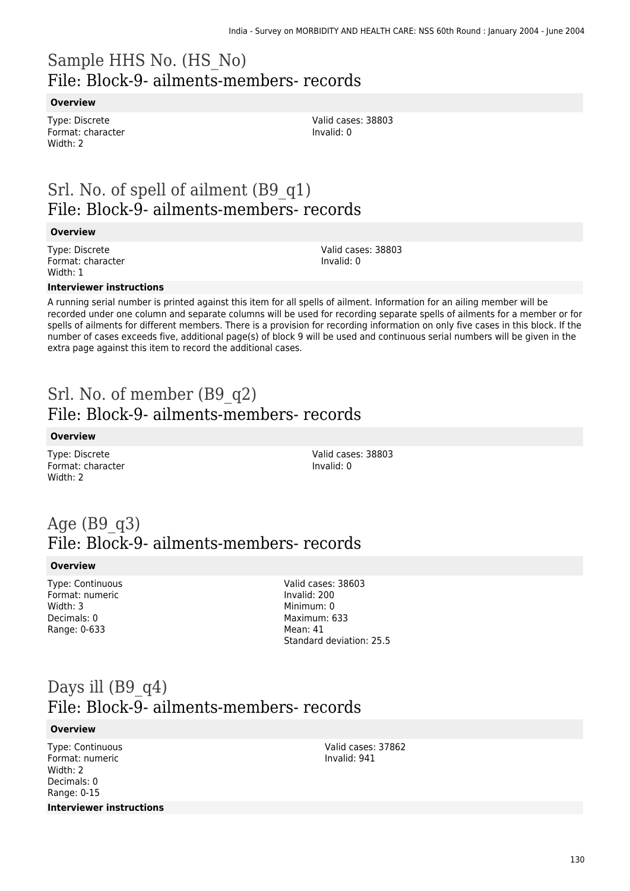# Sample HHS No. (HS_No)
## File: Block-9- ailments-members- records

**Overview**

Type: Discrete
Format: character
Width: 2

Valid cases: 38803
Invalid: 0

# Srl. No. of spell of ailment (B9_q1)
## File: Block-9- ailments-members- records

**Overview**

Type: Discrete
Format: character
Width: 1

Valid cases: 38803
Invalid: 0

**Interviewer instructions**

A running serial number is printed against this item for all spells of ailment. Information for an ailing member will be recorded under one column and separate columns will be used for recording separate spells of ailments for a member or for spells of ailments for different members. There is a provision for recording information on only five cases in this block. If the number of cases exceeds five, additional page(s) of block 9 will be used and continuous serial numbers will be given in the extra page against this item to record the additional cases.

# Srl. No. of member (B9_q2)
## File: Block-9- ailments-members- records

**Overview**

Type: Discrete
Format: character
Width: 2

Valid cases: 38803
Invalid: 0

# Age (B9_q3)
## File: Block-9- ailments-members- records

**Overview**

Type: Continuous
Format: numeric
Width: 3
Decimals: 0
Range: 0-633

Valid cases: 38603
Invalid: 200
Minimum: 0
Maximum: 633
Mean: 41
Standard deviation: 25.5

# Days ill (B9_q4)
## File: Block-9- ailments-members- records

**Overview**

Type: Continuous
Format: numeric
Width: 2
Decimals: 0
Range: 0-15

Valid cases: 37862
Invalid: 941

**Interviewer instructions**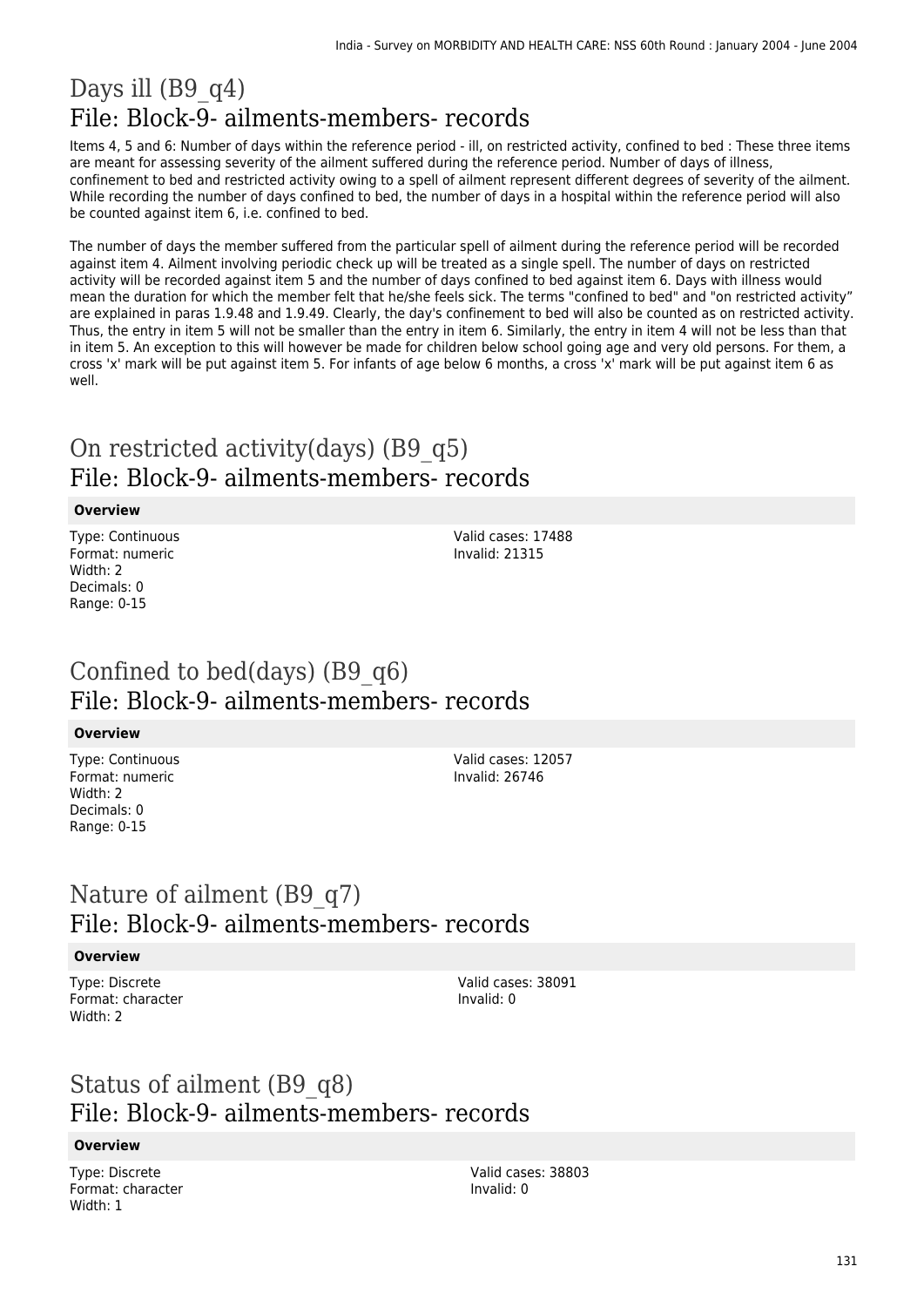# Days ill (B9_q4)
## File: Block-9- ailments-members- records

Items 4, 5 and 6: Number of days within the reference period - ill, on restricted activity, confined to bed : These three items are meant for assessing severity of the ailment suffered during the reference period. Number of days of illness, confinement to bed and restricted activity owing to a spell of ailment represent different degrees of severity of the ailment. While recording the number of days confined to bed, the number of days in a hospital within the reference period will also be counted against item 6, i.e. confined to bed.

The number of days the member suffered from the particular spell of ailment during the reference period will be recorded against item 4. Ailment involving periodic check up will be treated as a single spell. The number of days on restricted activity will be recorded against item 5 and the number of days confined to bed against item 6. Days with illness would mean the duration for which the member felt that he/she feels sick. The terms "confined to bed" and "on restricted activity" are explained in paras 1.9.48 and 1.9.49. Clearly, the day's confinement to bed will also be counted as on restricted activity. Thus, the entry in item 5 will not be smaller than the entry in item 6. Similarly, the entry in item 4 will not be less than that in item 5. An exception to this will however be made for children below school going age and very old persons. For them, a cross 'x' mark will be put against item 5. For infants of age below 6 months, a cross 'x' mark will be put against item 6 as well.

# On restricted activity(days) (B9_q5)
## File: Block-9- ailments-members- records

**Overview**

Type: Continuous
Format: numeric
Width: 2
Decimals: 0
Range: 0-15

Valid cases: 17488
Invalid: 21315

# Confined to bed(days) (B9_q6)
## File: Block-9- ailments-members- records

**Overview**

Type: Continuous
Format: numeric
Width: 2
Decimals: 0
Range: 0-15

Valid cases: 12057
Invalid: 26746

# Nature of ailment (B9_q7)
## File: Block-9- ailments-members- records

**Overview**

Type: Discrete
Format: character
Width: 2

Valid cases: 38091
Invalid: 0

# Status of ailment (B9_q8)
## File: Block-9- ailments-members- records

**Overview**

Type: Discrete
Format: character
Width: 1

Valid cases: 38803
Invalid: 0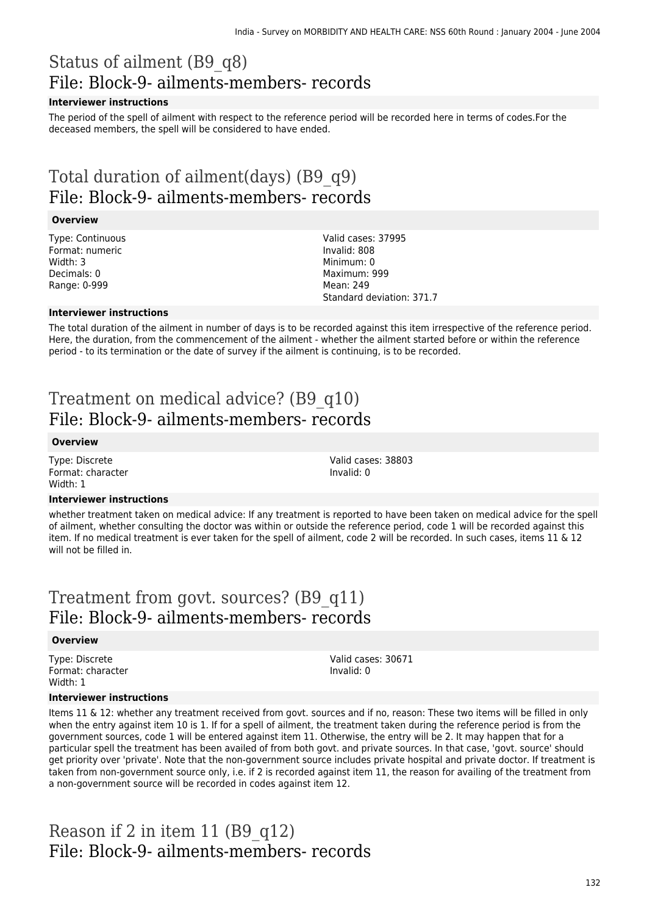# Status of ailment (B9_q8)
## File: Block-9- ailments-members- records

#### Interviewer instructions

The period of the spell of ailment with respect to the reference period will be recorded here in terms of codes.For the deceased members, the spell will be considered to have ended.

# Total duration of ailment(days) (B9_q9)
## File: Block-9- ailments-members- records

#### Overview

Type: Continuous
Format: numeric
Width: 3
Decimals: 0
Range: 0-999

Valid cases: 37995
Invalid: 808
Minimum: 0
Maximum: 999
Mean: 249
Standard deviation: 371.7

#### Interviewer instructions

The total duration of the ailment in number of days is to be recorded against this item irrespective of the reference period. Here, the duration, from the commencement of the ailment - whether the ailment started before or within the reference period - to its termination or the date of survey if the ailment is continuing, is to be recorded.

# Treatment on medical advice? (B9_q10)
## File: Block-9- ailments-members- records

#### Overview

Type: Discrete
Format: character
Width: 1

Valid cases: 38803
Invalid: 0

#### Interviewer instructions

whether treatment taken on medical advice: If any treatment is reported to have been taken on medical advice for the spell of ailment, whether consulting the doctor was within or outside the reference period, code 1 will be recorded against this item. If no medical treatment is ever taken for the spell of ailment, code 2 will be recorded. In such cases, items 11 & 12 will not be filled in.

# Treatment from govt. sources? (B9_q11)
## File: Block-9- ailments-members- records

#### Overview

Type: Discrete
Format: character
Width: 1

Valid cases: 30671
Invalid: 0

#### Interviewer instructions

Items 11 & 12: whether any treatment received from govt. sources and if no, reason: These two items will be filled in only when the entry against item 10 is 1. If for a spell of ailment, the treatment taken during the reference period is from the government sources, code 1 will be entered against item 11. Otherwise, the entry will be 2. It may happen that for a particular spell the treatment has been availed of from both govt. and private sources. In that case, 'govt. source' should get priority over 'private'. Note that the non-government source includes private hospital and private doctor. If treatment is taken from non-government source only, i.e. if 2 is recorded against item 11, the reason for availing of the treatment from a non-government source will be recorded in codes against item 12.

# Reason if 2 in item 11 (B9_q12)
## File: Block-9- ailments-members- records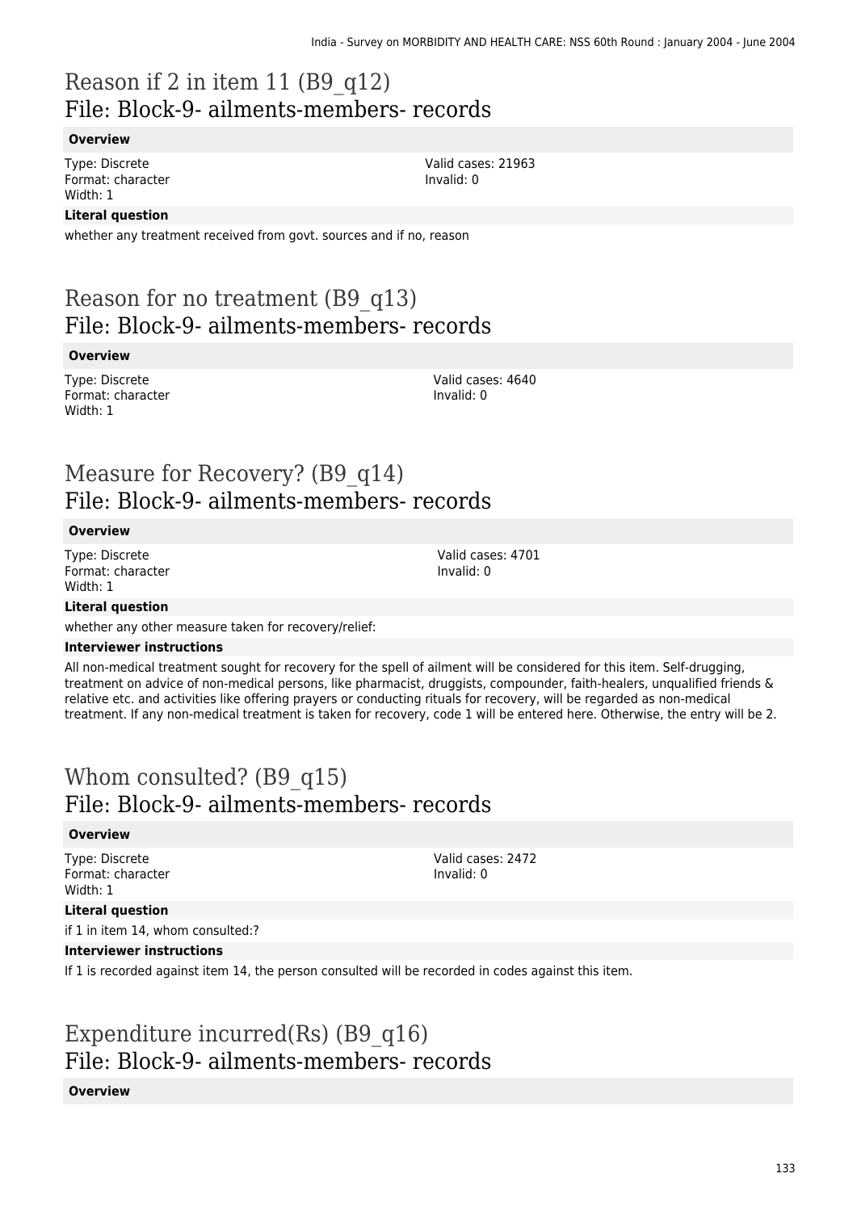# Reason if 2 in item 11 (B9_q12)
## File: Block-9- ailments-members- records

**Overview**

Type: Discrete
Format: character
Width: 1

Valid cases: 21963
Invalid: 0

**Literal question**

whether any treatment received from govt. sources and if no, reason

# Reason for no treatment (B9_q13)
## File: Block-9- ailments-members- records

**Overview**

Type: Discrete
Format: character
Width: 1

Valid cases: 4640
Invalid: 0

# Measure for Recovery? (B9_q14)
## File: Block-9- ailments-members- records

**Overview**

Type: Discrete
Format: character
Width: 1

Valid cases: 4701
Invalid: 0

**Literal question**

whether any other measure taken for recovery/relief:

**Interviewer instructions**

All non-medical treatment sought for recovery for the spell of ailment will be considered for this item. Self-drugging, treatment on advice of non-medical persons, like pharmacist, druggists, compounder, faith-healers, unqualified friends & relative etc. and activities like offering prayers or conducting rituals for recovery, will be regarded as non-medical treatment. If any non-medical treatment is taken for recovery, code 1 will be entered here. Otherwise, the entry will be 2.

# Whom consulted? (B9_q15)
## File: Block-9- ailments-members- records

**Overview**

Type: Discrete
Format: character
Width: 1

Valid cases: 2472
Invalid: 0

**Literal question**

if 1 in item 14, whom consulted:?

**Interviewer instructions**

If 1 is recorded against item 14, the person consulted will be recorded in codes against this item.

# Expenditure incurred(Rs) (B9_q16)
## File: Block-9- ailments-members- records

**Overview**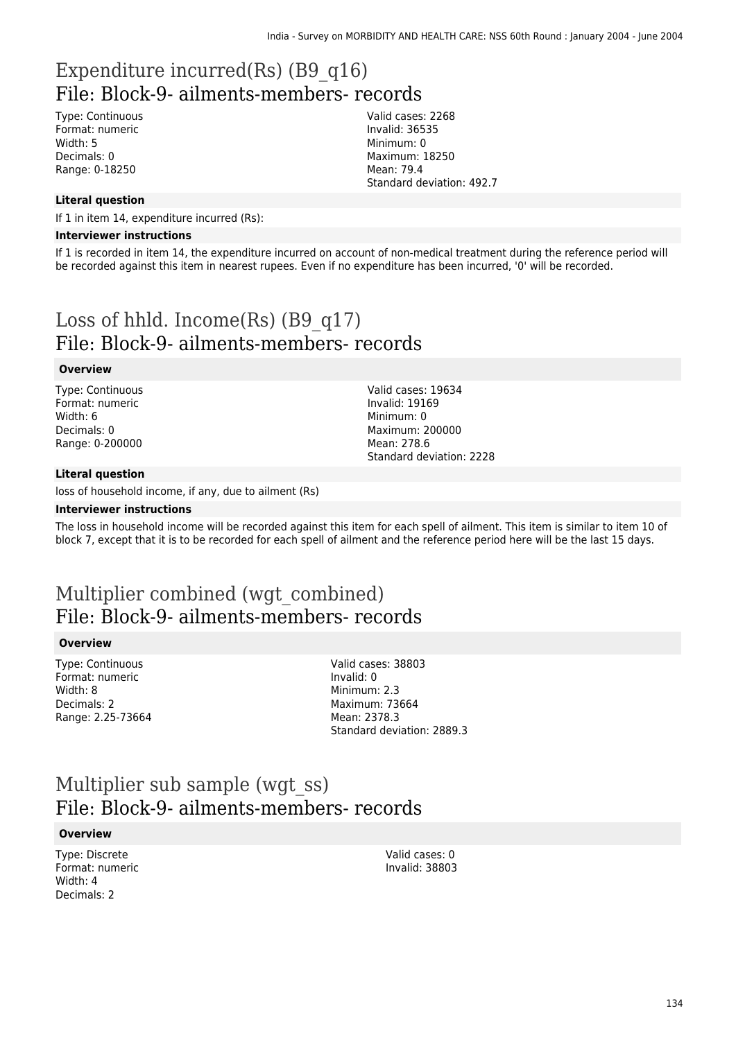# Expenditure incurred(Rs) (B9_q16)

## File: Block-9- ailments-members- records

Type: Continuous
Format: numeric
Width: 5
Decimals: 0
Range: 0-18250

Valid cases: 2268
Invalid: 36535
Minimum: 0
Maximum: 18250
Mean: 79.4
Standard deviation: 492.7

**Literal question**

If 1 in item 14, expenditure incurred (Rs):

**Interviewer instructions**

If 1 is recorded in item 14, the expenditure incurred on account of non-medical treatment during the reference period will be recorded against this item in nearest rupees. Even if no expenditure has been incurred, '0' will be recorded.

# Loss of hhld. Income(Rs) (B9_q17)

## File: Block-9- ailments-members- records

**Overview**

Type: Continuous
Format: numeric
Width: 6
Decimals: 0
Range: 0-200000

Valid cases: 19634
Invalid: 19169
Minimum: 0
Maximum: 200000
Mean: 278.6
Standard deviation: 2228

**Literal question**

loss of household income, if any, due to ailment (Rs)

**Interviewer instructions**

The loss in household income will be recorded against this item for each spell of ailment. This item is similar to item 10 of block 7, except that it is to be recorded for each spell of ailment and the reference period here will be the last 15 days.

# Multiplier combined (wgt_combined)

## File: Block-9- ailments-members- records

**Overview**

Type: Continuous
Format: numeric
Width: 8
Decimals: 2
Range: 2.25-73664

Valid cases: 38803
Invalid: 0
Minimum: 2.3
Maximum: 73664
Mean: 2378.3
Standard deviation: 2889.3

# Multiplier sub sample (wgt_ss)

## File: Block-9- ailments-members- records

**Overview**

Type: Discrete
Format: numeric
Width: 4
Decimals: 2

Valid cases: 0
Invalid: 38803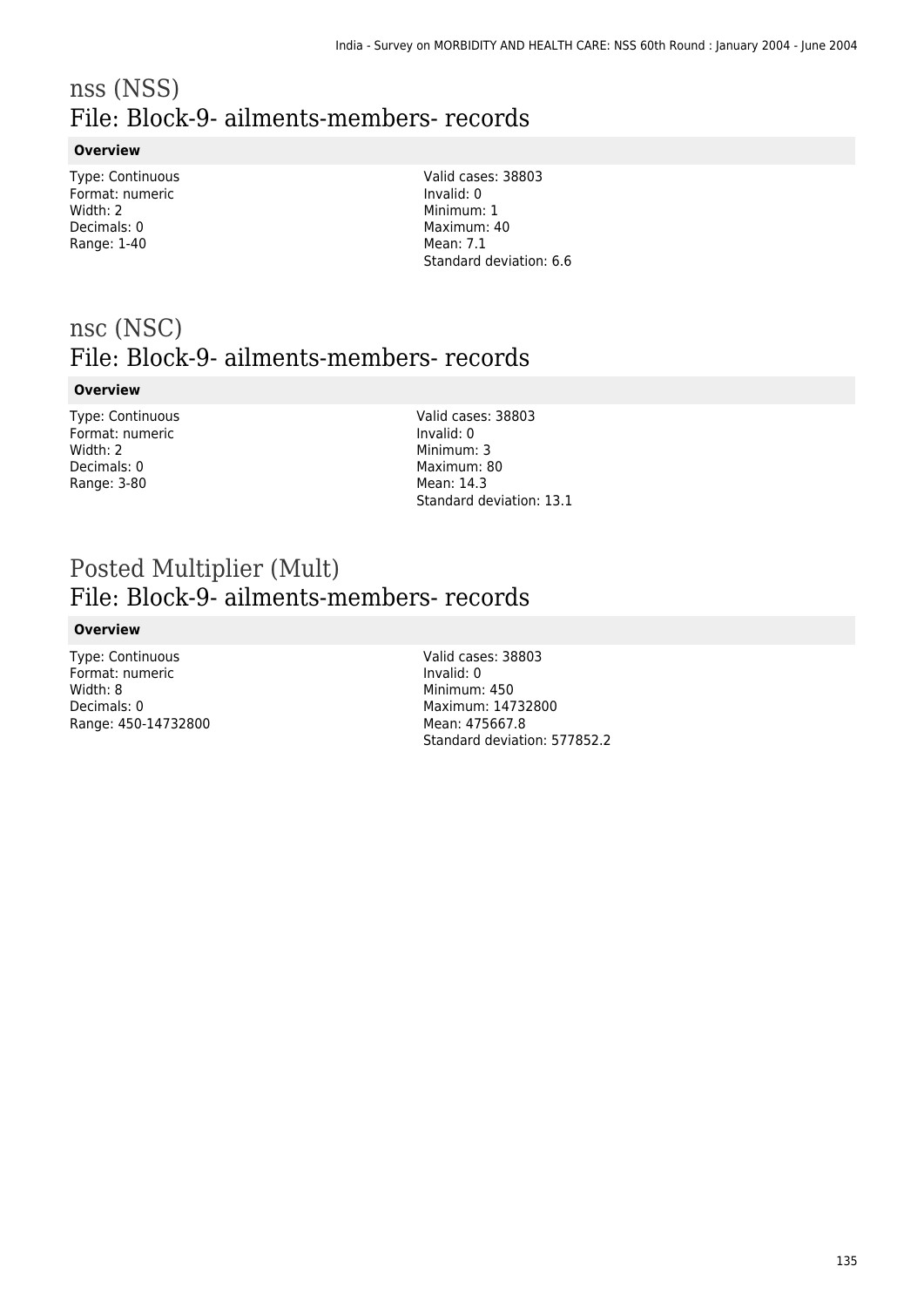# nss (NSS)
## File: Block-9- ailments-members- records

**Overview**

Type: Continuous
Format: numeric
Width: 2
Decimals: 0
Range: 1-40

Valid cases: 38803
Invalid: 0
Minimum: 1
Maximum: 40
Mean: 7.1
Standard deviation: 6.6

# nsc (NSC)
## File: Block-9- ailments-members- records

**Overview**

Type: Continuous
Format: numeric
Width: 2
Decimals: 0
Range: 3-80

Valid cases: 38803
Invalid: 0
Minimum: 3
Maximum: 80
Mean: 14.3
Standard deviation: 13.1

# Posted Multiplier (Mult)
## File: Block-9- ailments-members- records

**Overview**

Type: Continuous
Format: numeric
Width: 8
Decimals: 0
Range: 450-14732800

Valid cases: 38803
Invalid: 0
Minimum: 450
Maximum: 14732800
Mean: 475667.8
Standard deviation: 577852.2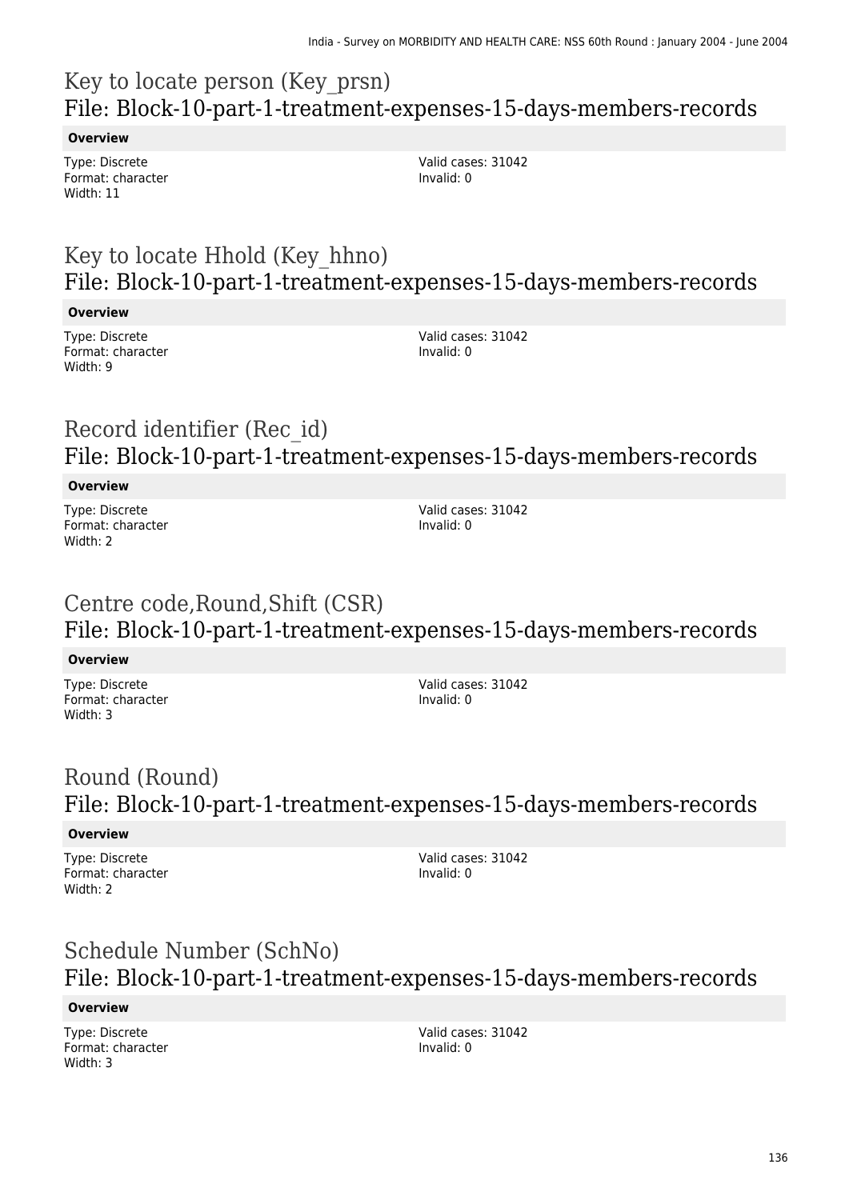## Key to locate person (Key_prsn)
## File: Block-10-part-1-treatment-expenses-15-days-members-records

**Overview**

Type: Discrete
Format: character
Width: 11

Valid cases: 31042
Invalid: 0

## Key to locate Hhold (Key_hhno)
## File: Block-10-part-1-treatment-expenses-15-days-members-records

**Overview**

Type: Discrete
Format: character
Width: 9

Valid cases: 31042
Invalid: 0

## Record identifier (Rec_id)
## File: Block-10-part-1-treatment-expenses-15-days-members-records

**Overview**

Type: Discrete
Format: character
Width: 2

Valid cases: 31042
Invalid: 0

## Centre code,Round,Shift (CSR)
## File: Block-10-part-1-treatment-expenses-15-days-members-records

**Overview**

Type: Discrete
Format: character
Width: 3

Valid cases: 31042
Invalid: 0

## Round (Round)
## File: Block-10-part-1-treatment-expenses-15-days-members-records

**Overview**

Type: Discrete
Format: character
Width: 2

Valid cases: 31042
Invalid: 0

## Schedule Number (SchNo)
## File: Block-10-part-1-treatment-expenses-15-days-members-records

**Overview**

Type: Discrete
Format: character
Width: 3

Valid cases: 31042
Invalid: 0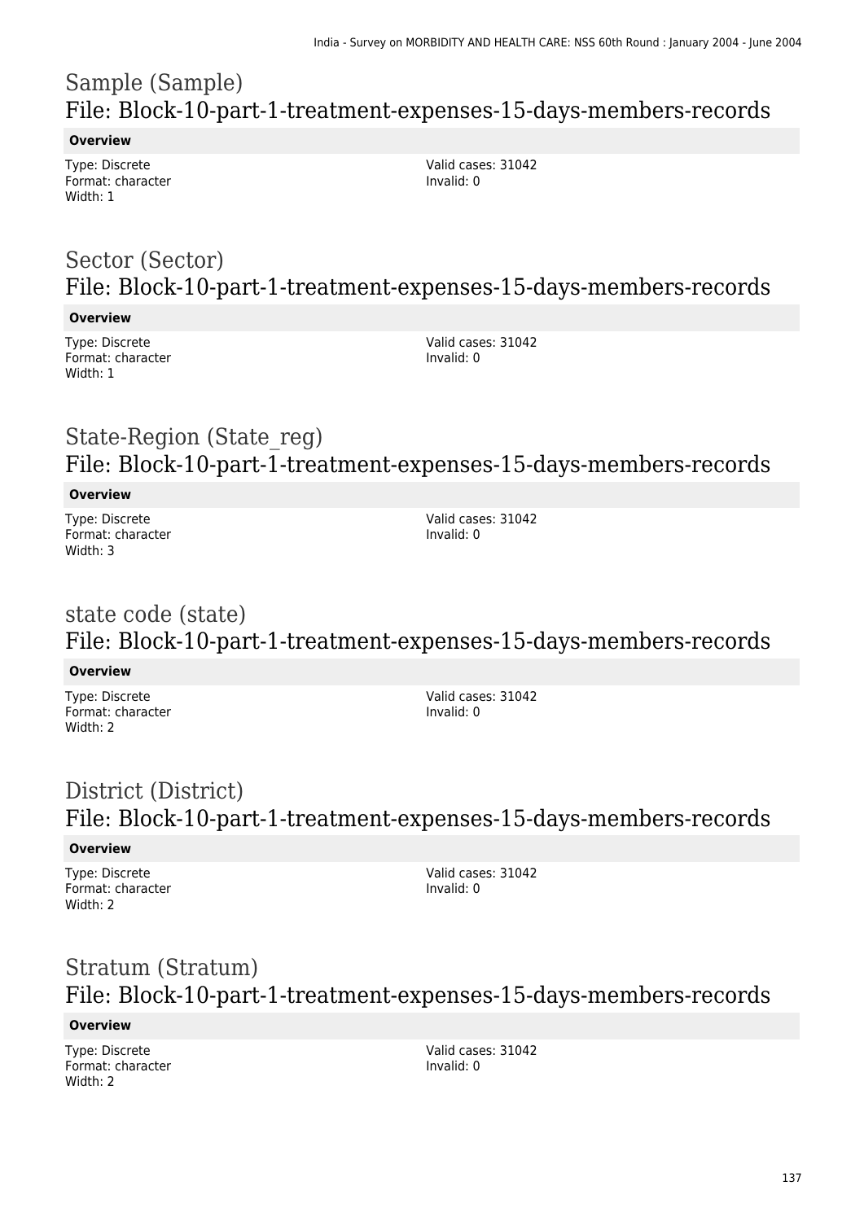## Sample (Sample)
## File: Block-10-part-1-treatment-expenses-15-days-members-records

**Overview**

Type: Discrete
Format: character
Width: 1

Valid cases: 31042
Invalid: 0

## Sector (Sector)
## File: Block-10-part-1-treatment-expenses-15-days-members-records

**Overview**

Type: Discrete
Format: character
Width: 1

Valid cases: 31042
Invalid: 0

## State-Region (State_reg)
## File: Block-10-part-1-treatment-expenses-15-days-members-records

**Overview**

Type: Discrete
Format: character
Width: 3

Valid cases: 31042
Invalid: 0

## state code (state)
## File: Block-10-part-1-treatment-expenses-15-days-members-records

**Overview**

Type: Discrete
Format: character
Width: 2

Valid cases: 31042
Invalid: 0

## District (District)
## File: Block-10-part-1-treatment-expenses-15-days-members-records

**Overview**

Type: Discrete
Format: character
Width: 2

Valid cases: 31042
Invalid: 0

## Stratum (Stratum)
## File: Block-10-part-1-treatment-expenses-15-days-members-records

**Overview**

Type: Discrete
Format: character
Width: 2

Valid cases: 31042
Invalid: 0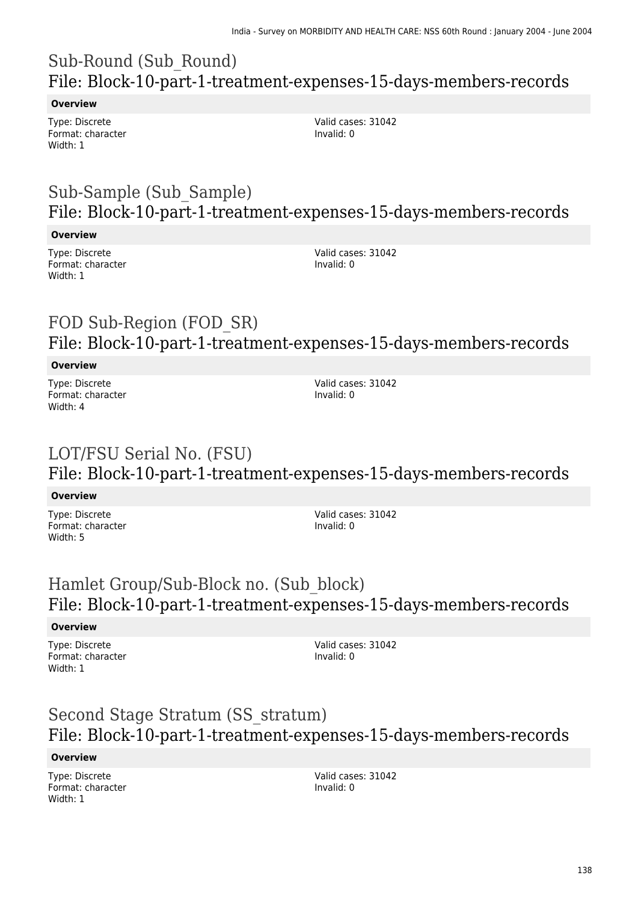# Sub-Round (Sub_Round)
## File: Block-10-part-1-treatment-expenses-15-days-members-records

**Overview**

Type: Discrete
Format: character
Width: 1

Valid cases: 31042
Invalid: 0

# Sub-Sample (Sub_Sample)
## File: Block-10-part-1-treatment-expenses-15-days-members-records

**Overview**

Type: Discrete
Format: character
Width: 1

Valid cases: 31042
Invalid: 0

# FOD Sub-Region (FOD_SR)
## File: Block-10-part-1-treatment-expenses-15-days-members-records

**Overview**

Type: Discrete
Format: character
Width: 4

Valid cases: 31042
Invalid: 0

# LOT/FSU Serial No. (FSU)
## File: Block-10-part-1-treatment-expenses-15-days-members-records

**Overview**

Type: Discrete
Format: character
Width: 5

Valid cases: 31042
Invalid: 0

# Hamlet Group/Sub-Block no. (Sub_block)
## File: Block-10-part-1-treatment-expenses-15-days-members-records

**Overview**

Type: Discrete
Format: character
Width: 1

Valid cases: 31042
Invalid: 0

# Second Stage Stratum (SS_stratum)
## File: Block-10-part-1-treatment-expenses-15-days-members-records

**Overview**

Type: Discrete
Format: character
Width: 1

Valid cases: 31042
Invalid: 0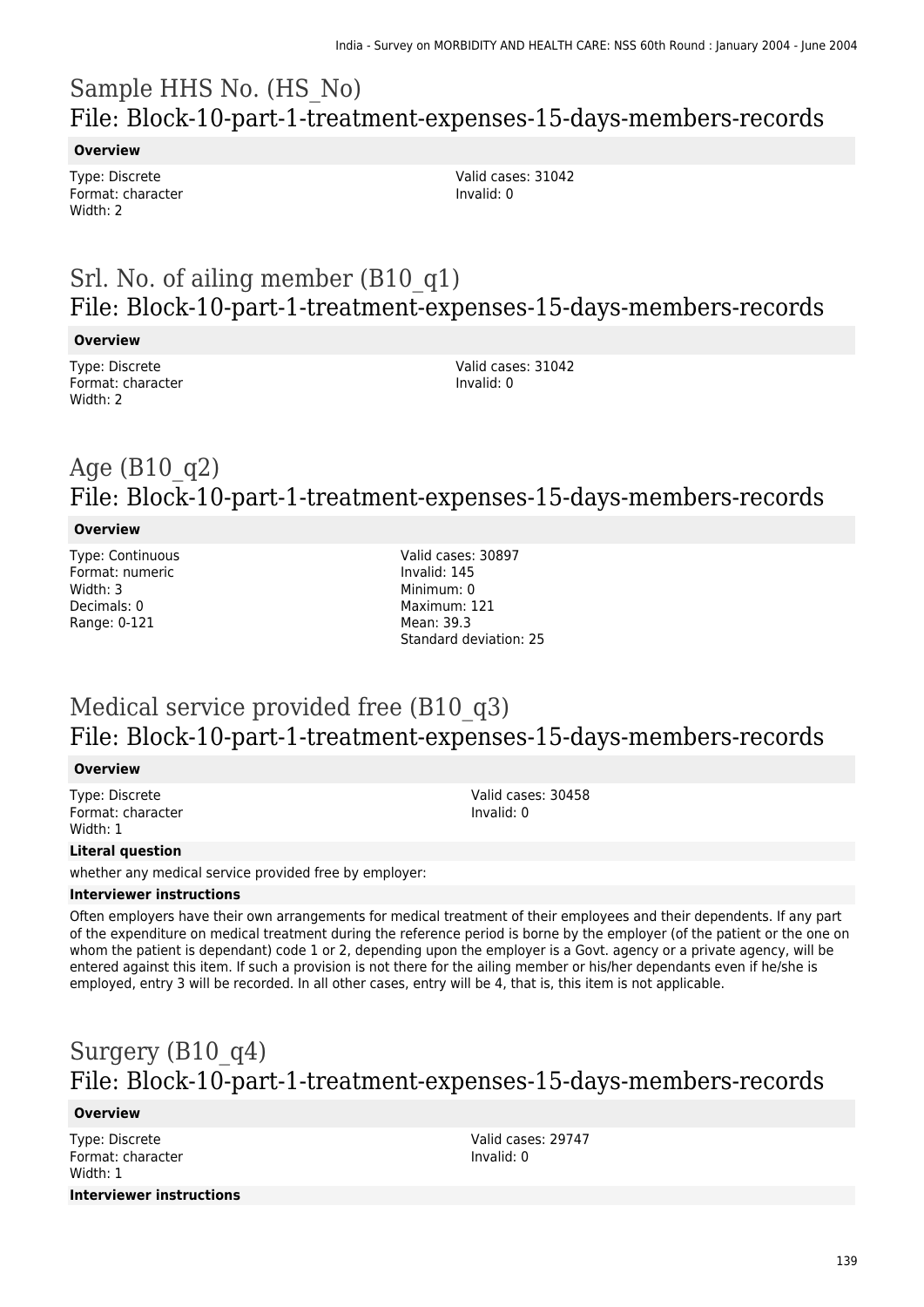## Sample HHS No. (HS_No)
## File: Block-10-part-1-treatment-expenses-15-days-members-records

**Overview**

Type: Discrete
Format: character
Width: 2

Valid cases: 31042
Invalid: 0

## Srl. No. of ailing member (B10_q1)
## File: Block-10-part-1-treatment-expenses-15-days-members-records

**Overview**

Type: Discrete
Format: character
Width: 2

Valid cases: 31042
Invalid: 0

## Age (B10_q2)
## File: Block-10-part-1-treatment-expenses-15-days-members-records

**Overview**

Type: Continuous
Format: numeric
Width: 3
Decimals: 0
Range: 0-121

Valid cases: 30897
Invalid: 145
Minimum: 0
Maximum: 121
Mean: 39.3
Standard deviation: 25

## Medical service provided free (B10_q3)
## File: Block-10-part-1-treatment-expenses-15-days-members-records

**Overview**

Type: Discrete
Format: character
Width: 1

Valid cases: 30458
Invalid: 0

**Literal question**

whether any medical service provided free by employer:

**Interviewer instructions**

Often employers have their own arrangements for medical treatment of their employees and their dependents. If any part of the expenditure on medical treatment during the reference period is borne by the employer (of the patient or the one on whom the patient is dependant) code 1 or 2, depending upon the employer is a Govt. agency or a private agency, will be entered against this item. If such a provision is not there for the ailing member or his/her dependants even if he/she is employed, entry 3 will be recorded. In all other cases, entry will be 4, that is, this item is not applicable.

## Surgery (B10_q4)
## File: Block-10-part-1-treatment-expenses-15-days-members-records

**Overview**

Type: Discrete
Format: character
Width: 1

Valid cases: 29747
Invalid: 0

**Interviewer instructions**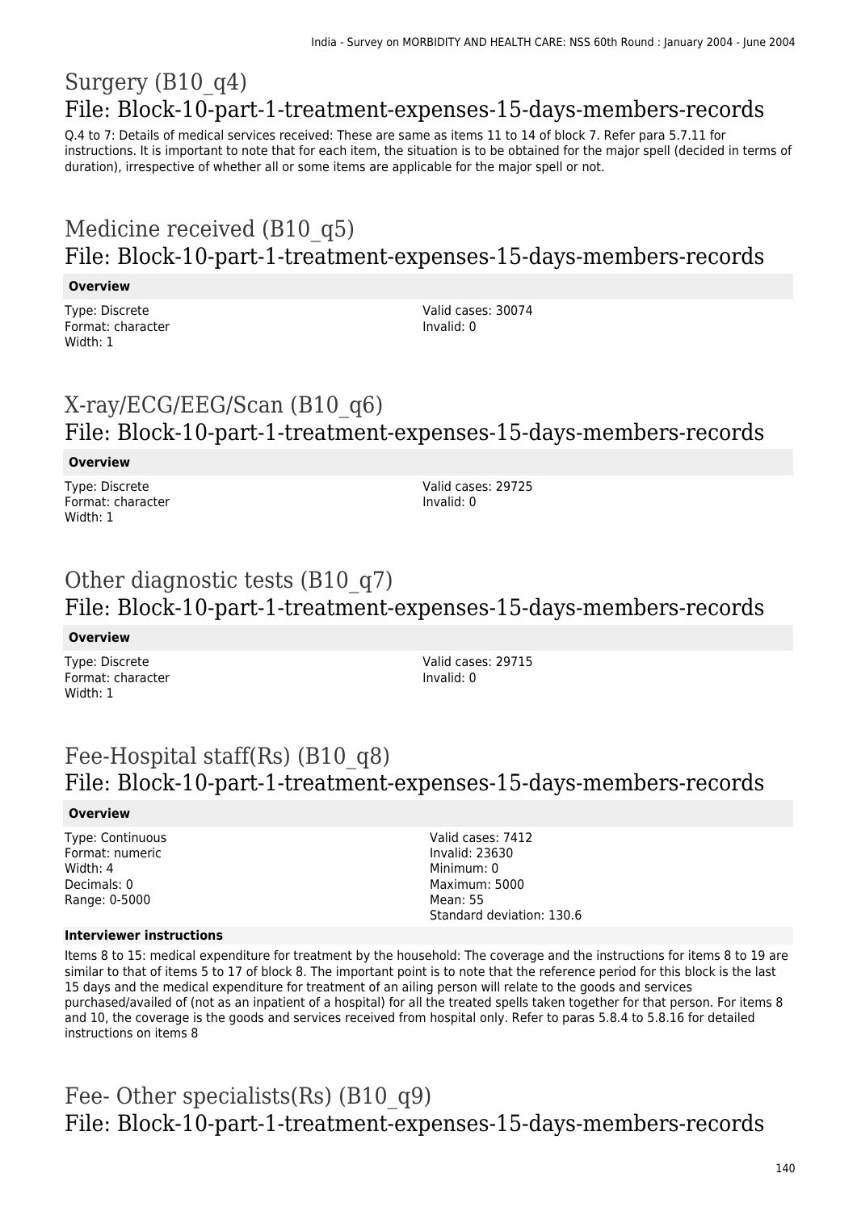# Surgery (B10_q4)

## File: Block-10-part-1-treatment-expenses-15-days-members-records

Q.4 to 7: Details of medical services received: These are same as items 11 to 14 of block 7. Refer para 5.7.11 for instructions. It is important to note that for each item, the situation is to be obtained for the major spell (decided in terms of duration), irrespective of whether all or some items are applicable for the major spell or not.

# Medicine received (B10_q5)

## File: Block-10-part-1-treatment-expenses-15-days-members-records

**Overview**

Type: Discrete
Format: character
Width: 1

Valid cases: 30074
Invalid: 0

# X-ray/ECG/EEG/Scan (B10_q6)

## File: Block-10-part-1-treatment-expenses-15-days-members-records

**Overview**

Type: Discrete
Format: character
Width: 1

Valid cases: 29725
Invalid: 0

# Other diagnostic tests (B10_q7)

## File: Block-10-part-1-treatment-expenses-15-days-members-records

**Overview**

Type: Discrete
Format: character
Width: 1

Valid cases: 29715
Invalid: 0

# Fee-Hospital staff(Rs) (B10_q8)

## File: Block-10-part-1-treatment-expenses-15-days-members-records

**Overview**

Type: Continuous
Format: numeric
Width: 4
Decimals: 0
Range: 0-5000

Valid cases: 7412
Invalid: 23630
Minimum: 0
Maximum: 5000
Mean: 55
Standard deviation: 130.6

**Interviewer instructions**

Items 8 to 15: medical expenditure for treatment by the household: The coverage and the instructions for items 8 to 19 are similar to that of items 5 to 17 of block 8. The important point is to note that the reference period for this block is the last 15 days and the medical expenditure for treatment of an ailing person will relate to the goods and services purchased/availed of (not as an inpatient of a hospital) for all the treated spells taken together for that person. For items 8 and 10, the coverage is the goods and services received from hospital only. Refer to paras 5.8.4 to 5.8.16 for detailed instructions on items 8

# Fee- Other specialists(Rs) (B10_q9)

## File: Block-10-part-1-treatment-expenses-15-days-members-records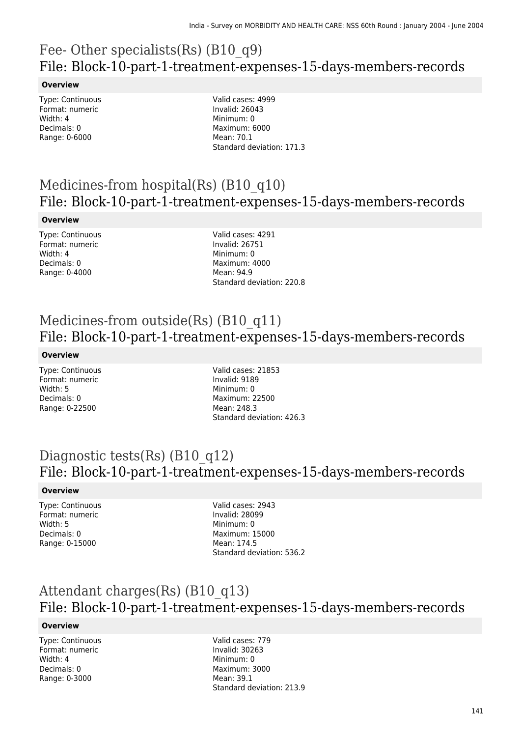# Fee- Other specialists(Rs) (B10_q9)
## File: Block-10-part-1-treatment-expenses-15-days-members-records

**Overview**

Type: Continuous
Format: numeric
Width: 4
Decimals: 0
Range: 0-6000

Valid cases: 4999
Invalid: 26043
Minimum: 0
Maximum: 6000
Mean: 70.1
Standard deviation: 171.3

# Medicines-from hospital(Rs) (B10_q10)
## File: Block-10-part-1-treatment-expenses-15-days-members-records

**Overview**

Type: Continuous
Format: numeric
Width: 4
Decimals: 0
Range: 0-4000

Valid cases: 4291
Invalid: 26751
Minimum: 0
Maximum: 4000
Mean: 94.9
Standard deviation: 220.8

# Medicines-from outside(Rs) (B10_q11)
## File: Block-10-part-1-treatment-expenses-15-days-members-records

**Overview**

Type: Continuous
Format: numeric
Width: 5
Decimals: 0
Range: 0-22500

Valid cases: 21853
Invalid: 9189
Minimum: 0
Maximum: 22500
Mean: 248.3
Standard deviation: 426.3

# Diagnostic tests(Rs) (B10_q12)
## File: Block-10-part-1-treatment-expenses-15-days-members-records

**Overview**

Type: Continuous
Format: numeric
Width: 5
Decimals: 0
Range: 0-15000

Valid cases: 2943
Invalid: 28099
Minimum: 0
Maximum: 15000
Mean: 174.5
Standard deviation: 536.2

# Attendant charges(Rs) (B10_q13)
## File: Block-10-part-1-treatment-expenses-15-days-members-records

**Overview**

Type: Continuous
Format: numeric
Width: 4
Decimals: 0
Range: 0-3000

Valid cases: 779
Invalid: 30263
Minimum: 0
Maximum: 3000
Mean: 39.1
Standard deviation: 213.9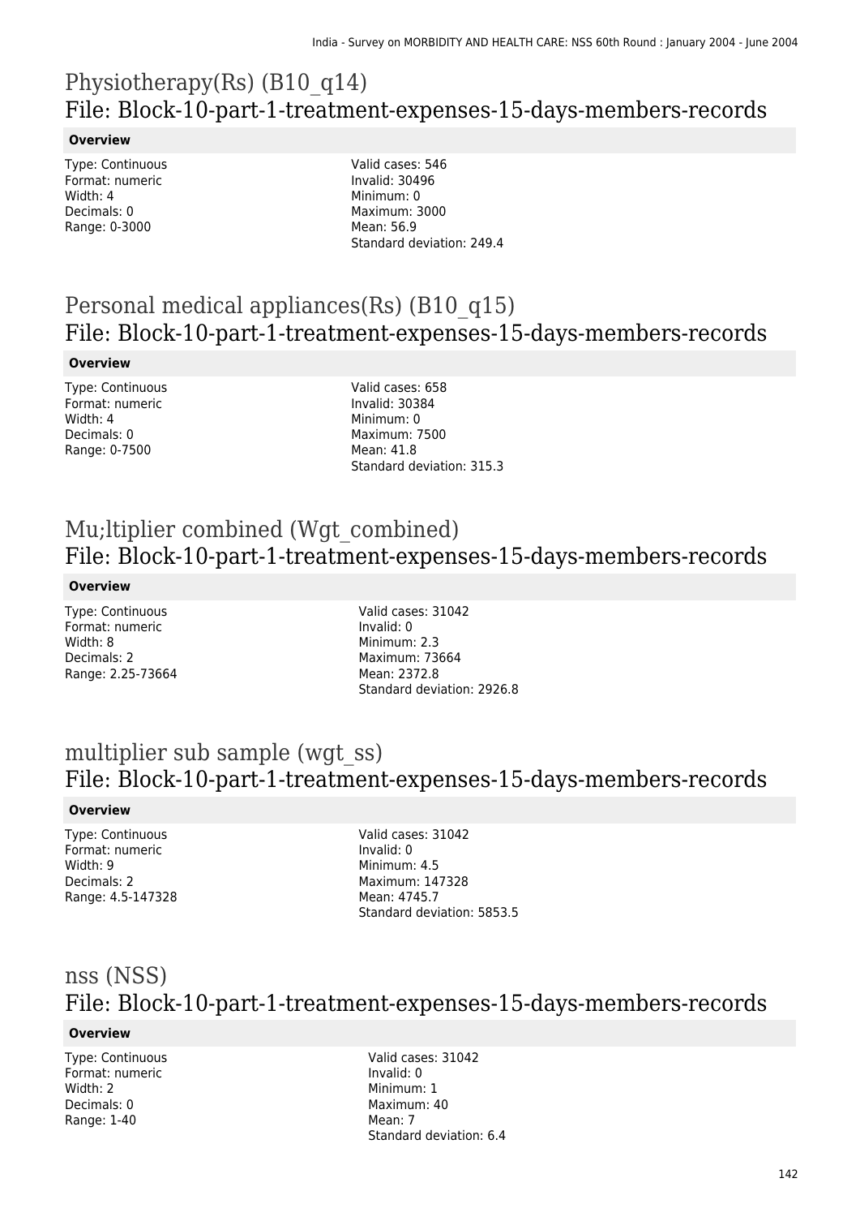## Physiotherapy(Rs) (B10_q14)
## File: Block-10-part-1-treatment-expenses-15-days-members-records

**Overview**

Type: Continuous
Format: numeric
Width: 4
Decimals: 0
Range: 0-3000

Valid cases: 546
Invalid: 30496
Minimum: 0
Maximum: 3000
Mean: 56.9
Standard deviation: 249.4

## Personal medical appliances(Rs) (B10_q15)
## File: Block-10-part-1-treatment-expenses-15-days-members-records

**Overview**

Type: Continuous
Format: numeric
Width: 4
Decimals: 0
Range: 0-7500

Valid cases: 658
Invalid: 30384
Minimum: 0
Maximum: 7500
Mean: 41.8
Standard deviation: 315.3

## Mu;ltiplier combined (Wgt_combined)
## File: Block-10-part-1-treatment-expenses-15-days-members-records

**Overview**

Type: Continuous
Format: numeric
Width: 8
Decimals: 2
Range: 2.25-73664

Valid cases: 31042
Invalid: 0
Minimum: 2.3
Maximum: 73664
Mean: 2372.8
Standard deviation: 2926.8

## multiplier sub sample (wgt_ss)
## File: Block-10-part-1-treatment-expenses-15-days-members-records

**Overview**

Type: Continuous
Format: numeric
Width: 9
Decimals: 2
Range: 4.5-147328

Valid cases: 31042
Invalid: 0
Minimum: 4.5
Maximum: 147328
Mean: 4745.7
Standard deviation: 5853.5

## nss (NSS)
## File: Block-10-part-1-treatment-expenses-15-days-members-records

**Overview**

Type: Continuous
Format: numeric
Width: 2
Decimals: 0
Range: 1-40

Valid cases: 31042
Invalid: 0
Minimum: 1
Maximum: 40
Mean: 7
Standard deviation: 6.4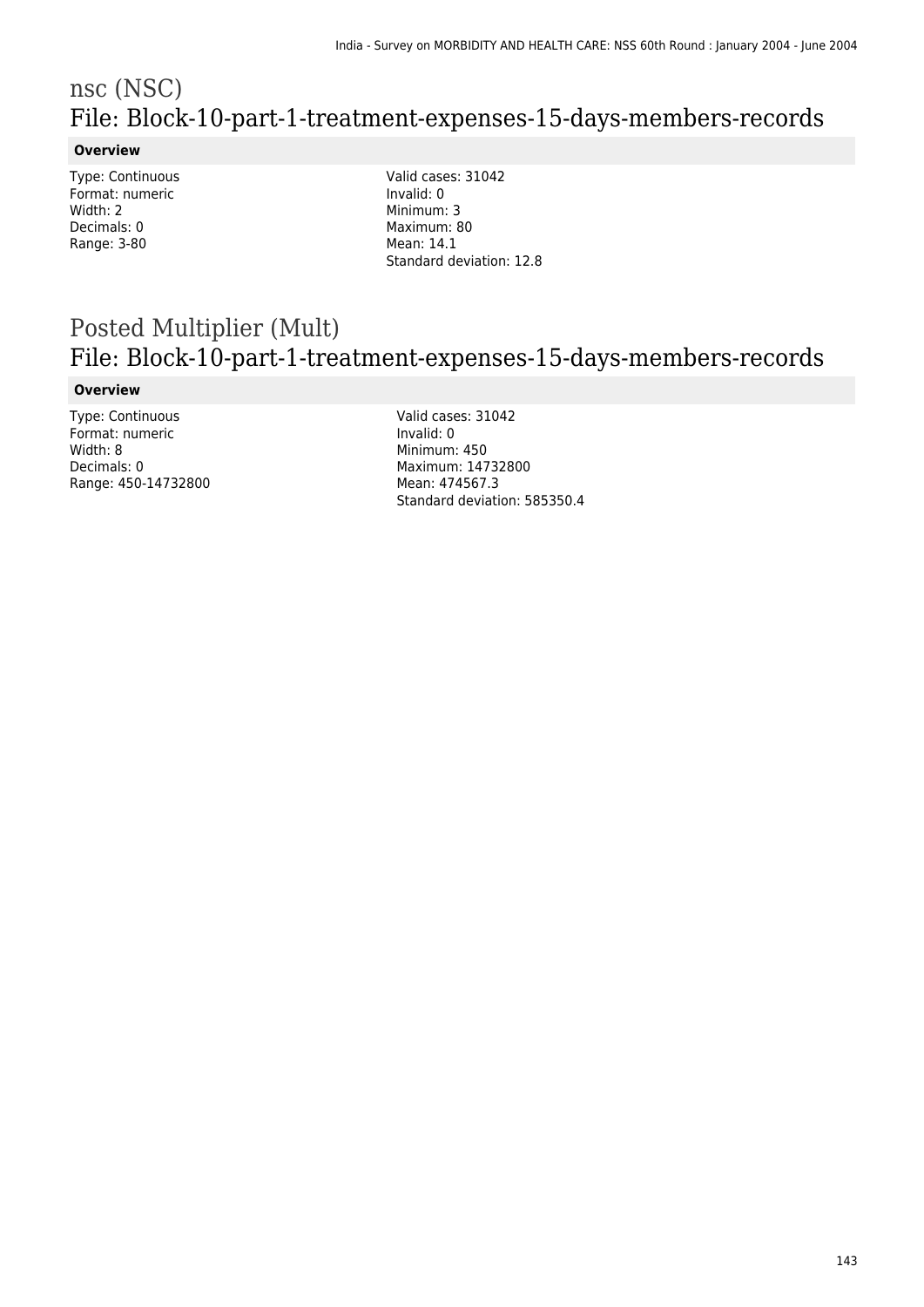# nsc (NSC)

## File: Block-10-part-1-treatment-expenses-15-days-members-records

### Overview

Type: Continuous
Format: numeric
Width: 2
Decimals: 0
Range: 3-80

Valid cases: 31042
Invalid: 0
Minimum: 3
Maximum: 80
Mean: 14.1
Standard deviation: 12.8

# Posted Multiplier (Mult)

## File: Block-10-part-1-treatment-expenses-15-days-members-records

### Overview

Type: Continuous
Format: numeric
Width: 8
Decimals: 0
Range: 450-14732800

Valid cases: 31042
Invalid: 0
Minimum: 450
Maximum: 14732800
Mean: 474567.3
Standard deviation: 585350.4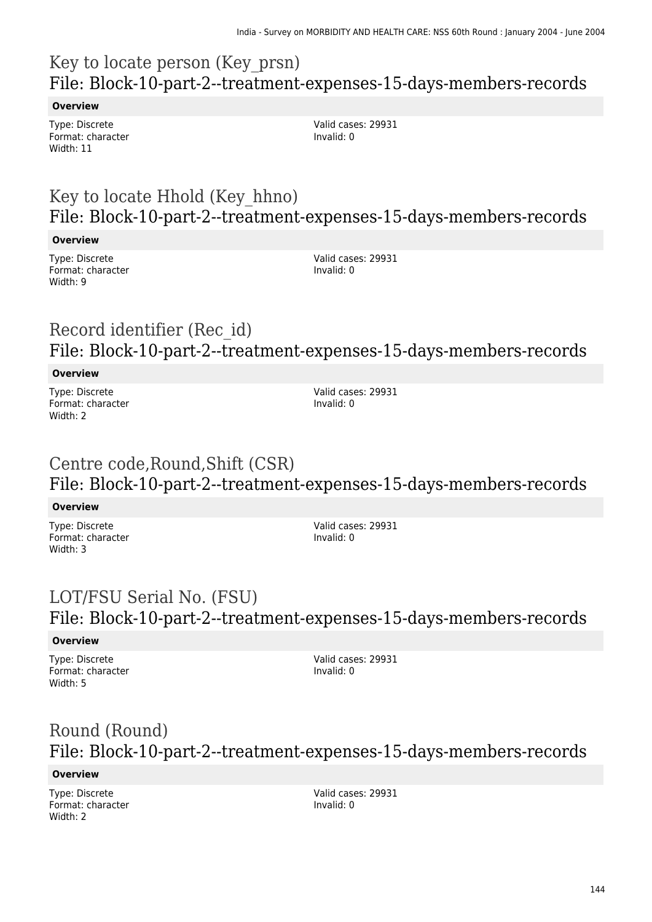## Key to locate person (Key_prsn)
## File: Block-10-part-2--treatment-expenses-15-days-members-records

**Overview**

Type: Discrete
Format: character
Width: 11

Valid cases: 29931
Invalid: 0

## Key to locate Hhold (Key_hhno)
## File: Block-10-part-2--treatment-expenses-15-days-members-records

**Overview**

Type: Discrete
Format: character
Width: 9

Valid cases: 29931
Invalid: 0

## Record identifier (Rec_id)
## File: Block-10-part-2--treatment-expenses-15-days-members-records

**Overview**

Type: Discrete
Format: character
Width: 2

Valid cases: 29931
Invalid: 0

## Centre code,Round,Shift (CSR)
## File: Block-10-part-2--treatment-expenses-15-days-members-records

**Overview**

Type: Discrete
Format: character
Width: 3

Valid cases: 29931
Invalid: 0

## LOT/FSU Serial No. (FSU)
## File: Block-10-part-2--treatment-expenses-15-days-members-records

**Overview**

Type: Discrete
Format: character
Width: 5

Valid cases: 29931
Invalid: 0

## Round (Round)
## File: Block-10-part-2--treatment-expenses-15-days-members-records

**Overview**

Type: Discrete
Format: character
Width: 2

Valid cases: 29931
Invalid: 0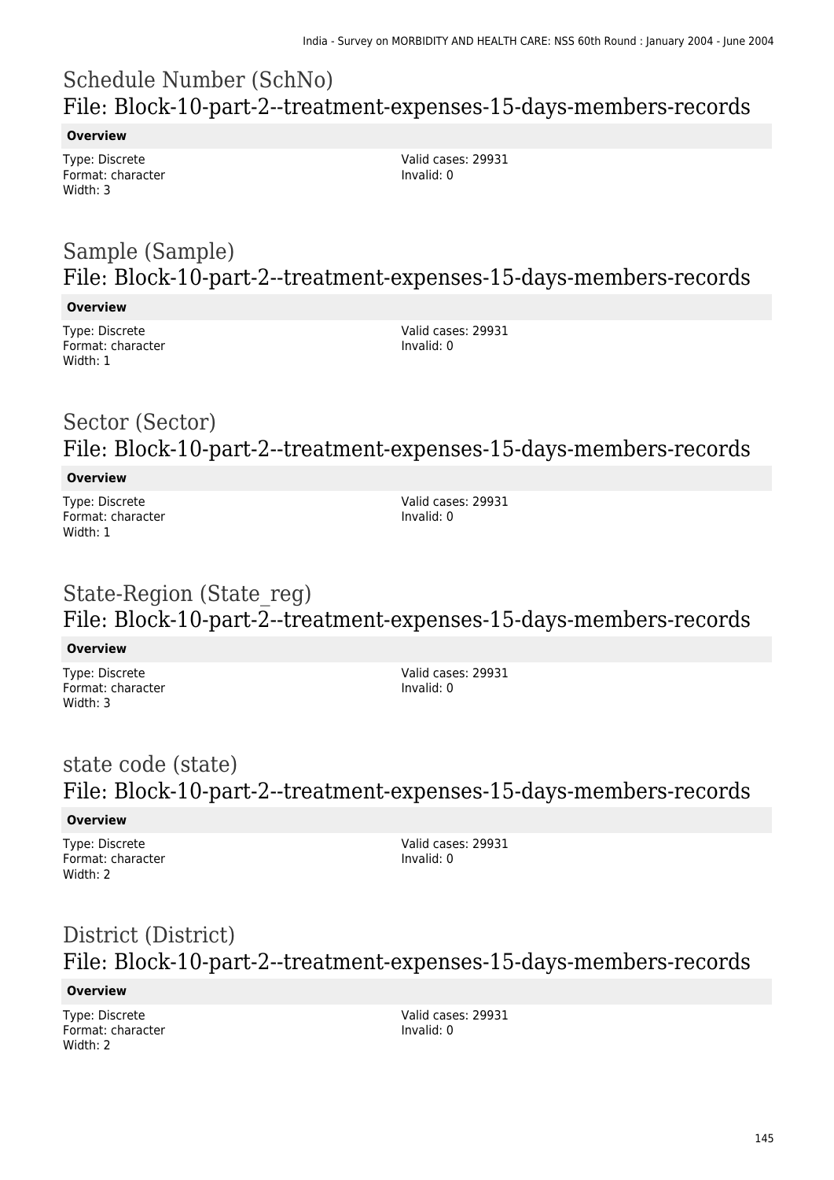## Schedule Number (SchNo)
## File: Block-10-part-2--treatment-expenses-15-days-members-records

**Overview**

Type: Discrete
Format: character
Width: 3

Valid cases: 29931
Invalid: 0

## Sample (Sample)
## File: Block-10-part-2--treatment-expenses-15-days-members-records

**Overview**

Type: Discrete
Format: character
Width: 1

Valid cases: 29931
Invalid: 0

## Sector (Sector)
## File: Block-10-part-2--treatment-expenses-15-days-members-records

**Overview**

Type: Discrete
Format: character
Width: 1

Valid cases: 29931
Invalid: 0

## State-Region (State_reg)
## File: Block-10-part-2--treatment-expenses-15-days-members-records

**Overview**

Type: Discrete
Format: character
Width: 3

Valid cases: 29931
Invalid: 0

## state code (state)
## File: Block-10-part-2--treatment-expenses-15-days-members-records

**Overview**

Type: Discrete
Format: character
Width: 2

Valid cases: 29931
Invalid: 0

## District (District)
## File: Block-10-part-2--treatment-expenses-15-days-members-records

**Overview**

Type: Discrete
Format: character
Width: 2

Valid cases: 29931
Invalid: 0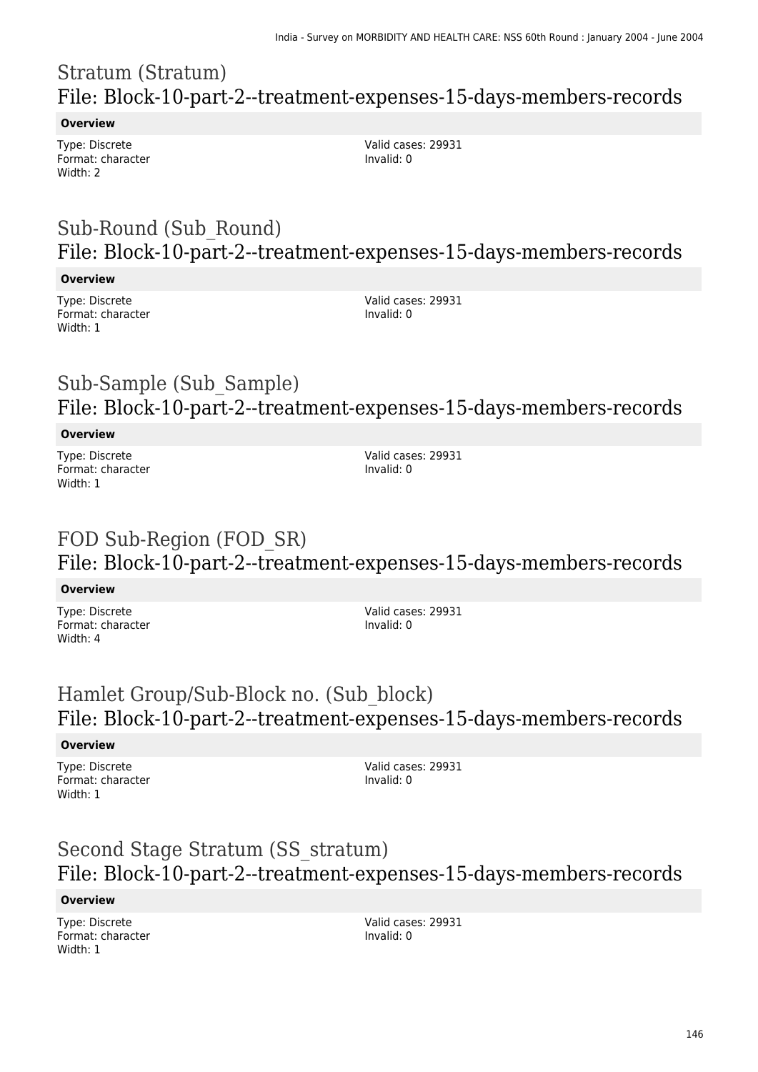# Stratum (Stratum)
## File: Block-10-part-2--treatment-expenses-15-days-members-records

**Overview**

Type: Discrete
Format: character
Width: 2

Valid cases: 29931
Invalid: 0

# Sub-Round (Sub_Round)
## File: Block-10-part-2--treatment-expenses-15-days-members-records

**Overview**

Type: Discrete
Format: character
Width: 1

Valid cases: 29931
Invalid: 0

# Sub-Sample (Sub_Sample)
## File: Block-10-part-2--treatment-expenses-15-days-members-records

**Overview**

Type: Discrete
Format: character
Width: 1

Valid cases: 29931
Invalid: 0

# FOD Sub-Region (FOD_SR)
## File: Block-10-part-2--treatment-expenses-15-days-members-records

**Overview**

Type: Discrete
Format: character
Width: 4

Valid cases: 29931
Invalid: 0

# Hamlet Group/Sub-Block no. (Sub_block)
## File: Block-10-part-2--treatment-expenses-15-days-members-records

**Overview**

Type: Discrete
Format: character
Width: 1

Valid cases: 29931
Invalid: 0

# Second Stage Stratum (SS_stratum)
## File: Block-10-part-2--treatment-expenses-15-days-members-records

**Overview**

Type: Discrete
Format: character
Width: 1

Valid cases: 29931
Invalid: 0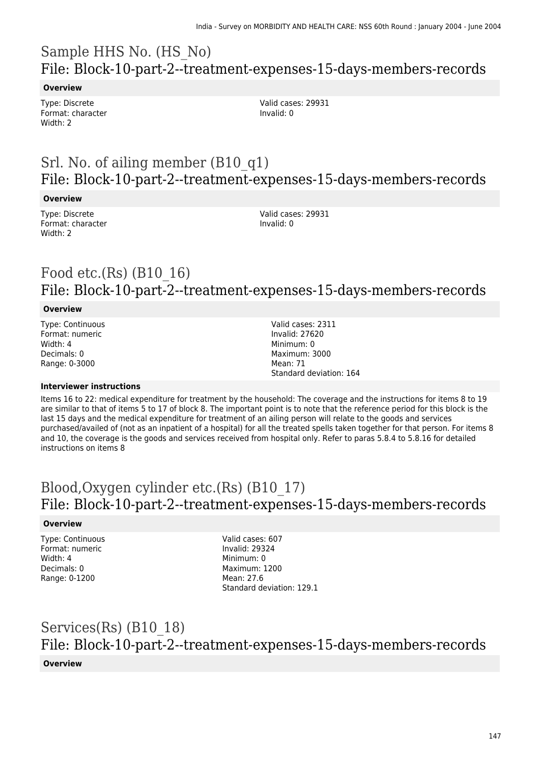# Sample HHS No. (HS_No)
## File: Block-10-part-2--treatment-expenses-15-days-members-records

### Overview

Type: Discrete
Format: character
Width: 2

Valid cases: 29931
Invalid: 0

# Srl. No. of ailing member (B10_q1)
## File: Block-10-part-2--treatment-expenses-15-days-members-records

### Overview

Type: Discrete
Format: character
Width: 2

Valid cases: 29931
Invalid: 0

# Food etc.(Rs) (B10_16)
## File: Block-10-part-2--treatment-expenses-15-days-members-records

### Overview

Type: Continuous
Format: numeric
Width: 4
Decimals: 0
Range: 0-3000

Valid cases: 2311
Invalid: 27620
Minimum: 0
Maximum: 3000
Mean: 71
Standard deviation: 164

### Interviewer instructions

Items 16 to 22: medical expenditure for treatment by the household: The coverage and the instructions for items 8 to 19 are similar to that of items 5 to 17 of block 8. The important point is to note that the reference period for this block is the last 15 days and the medical expenditure for treatment of an ailing person will relate to the goods and services purchased/availed of (not as an inpatient of a hospital) for all the treated spells taken together for that person. For items 8 and 10, the coverage is the goods and services received from hospital only. Refer to paras 5.8.4 to 5.8.16 for detailed instructions on items 8

# Blood,Oxygen cylinder etc.(Rs) (B10_17)
## File: Block-10-part-2--treatment-expenses-15-days-members-records

### Overview

Type: Continuous
Format: numeric
Width: 4
Decimals: 0
Range: 0-1200

Valid cases: 607
Invalid: 29324
Minimum: 0
Maximum: 1200
Mean: 27.6
Standard deviation: 129.1

# Services(Rs) (B10_18)
## File: Block-10-part-2--treatment-expenses-15-days-members-records

### Overview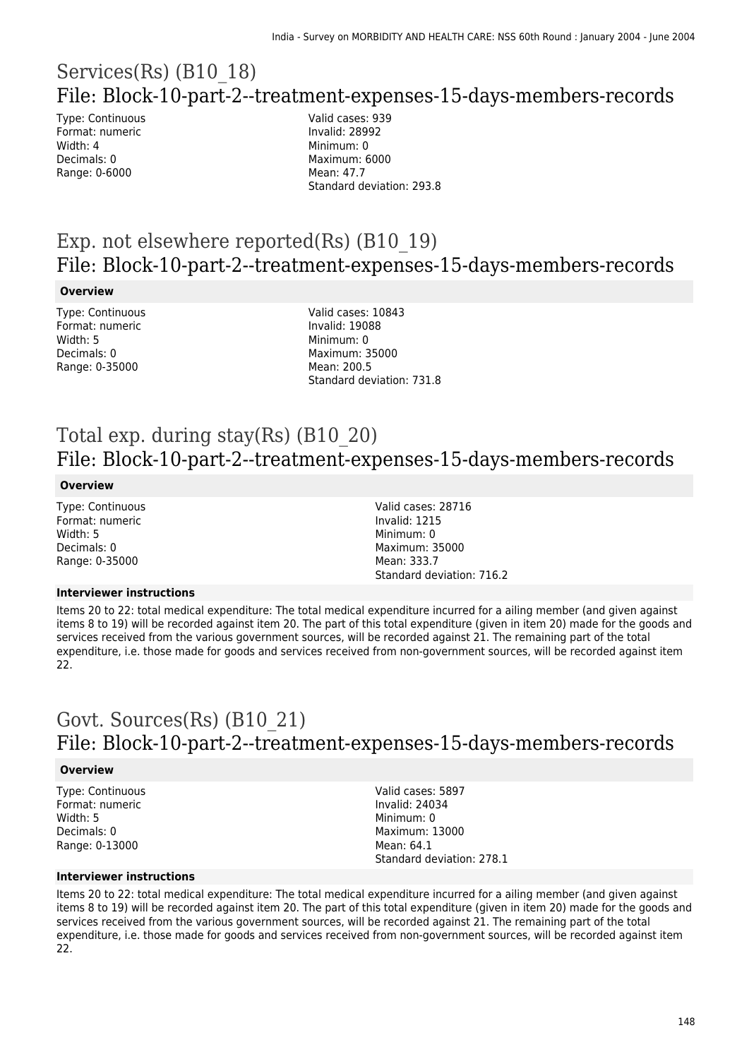# Services(Rs) (B10_18)

## File: Block-10-part-2--treatment-expenses-15-days-members-records

Type: Continuous
Format: numeric
Width: 4
Decimals: 0
Range: 0-6000

Valid cases: 939
Invalid: 28992
Minimum: 0
Maximum: 6000
Mean: 47.7
Standard deviation: 293.8

# Exp. not elsewhere reported(Rs) (B10_19)

## File: Block-10-part-2--treatment-expenses-15-days-members-records

**Overview**

Type: Continuous
Format: numeric
Width: 5
Decimals: 0
Range: 0-35000

Valid cases: 10843
Invalid: 19088
Minimum: 0
Maximum: 35000
Mean: 200.5
Standard deviation: 731.8

# Total exp. during stay(Rs) (B10_20)

## File: Block-10-part-2--treatment-expenses-15-days-members-records

**Overview**

Type: Continuous
Format: numeric
Width: 5
Decimals: 0
Range: 0-35000

Valid cases: 28716
Invalid: 1215
Minimum: 0
Maximum: 35000
Mean: 333.7
Standard deviation: 716.2

**Interviewer instructions**

Items 20 to 22: total medical expenditure: The total medical expenditure incurred for a ailing member (and given against items 8 to 19) will be recorded against item 20. The part of this total expenditure (given in item 20) made for the goods and services received from the various government sources, will be recorded against 21. The remaining part of the total expenditure, i.e. those made for goods and services received from non-government sources, will be recorded against item 22.

# Govt. Sources(Rs) (B10_21)

## File: Block-10-part-2--treatment-expenses-15-days-members-records

**Overview**

Type: Continuous
Format: numeric
Width: 5
Decimals: 0
Range: 0-13000

Valid cases: 5897
Invalid: 24034
Minimum: 0
Maximum: 13000
Mean: 64.1
Standard deviation: 278.1

**Interviewer instructions**

Items 20 to 22: total medical expenditure: The total medical expenditure incurred for a ailing member (and given against items 8 to 19) will be recorded against item 20. The part of this total expenditure (given in item 20) made for the goods and services received from the various government sources, will be recorded against 21. The remaining part of the total expenditure, i.e. those made for goods and services received from non-government sources, will be recorded against item 22.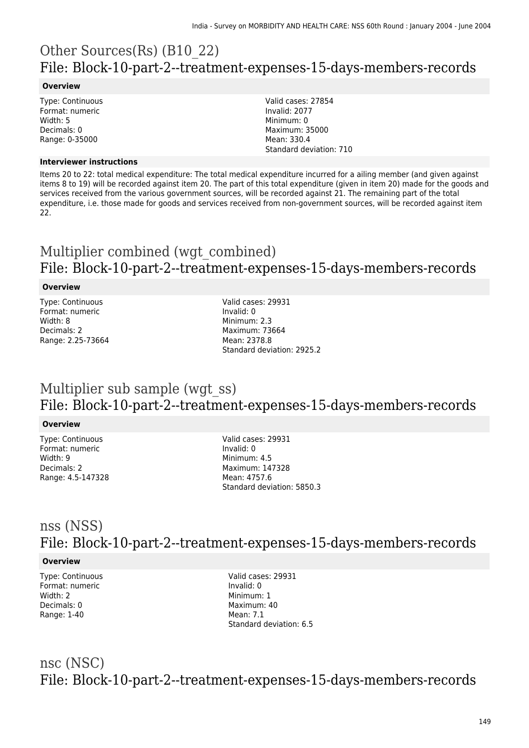# Other Sources(Rs) (B10_22)
## File: Block-10-part-2--treatment-expenses-15-days-members-records

### Overview

Type: Continuous
Format: numeric
Width: 5
Decimals: 0
Range: 0-35000

Valid cases: 27854
Invalid: 2077
Minimum: 0
Maximum: 35000
Mean: 330.4
Standard deviation: 710

### Interviewer instructions

Items 20 to 22: total medical expenditure: The total medical expenditure incurred for a ailing member (and given against items 8 to 19) will be recorded against item 20. The part of this total expenditure (given in item 20) made for the goods and services received from the various government sources, will be recorded against 21. The remaining part of the total expenditure, i.e. those made for goods and services received from non-government sources, will be recorded against item 22.

# Multiplier combined (wgt_combined)
## File: Block-10-part-2--treatment-expenses-15-days-members-records

### Overview

Type: Continuous
Format: numeric
Width: 8
Decimals: 2
Range: 2.25-73664

Valid cases: 29931
Invalid: 0
Minimum: 2.3
Maximum: 73664
Mean: 2378.8
Standard deviation: 2925.2

# Multiplier sub sample (wgt_ss)
## File: Block-10-part-2--treatment-expenses-15-days-members-records

### Overview

Type: Continuous
Format: numeric
Width: 9
Decimals: 2
Range: 4.5-147328

Valid cases: 29931
Invalid: 0
Minimum: 4.5
Maximum: 147328
Mean: 4757.6
Standard deviation: 5850.3

# nss (NSS)
## File: Block-10-part-2--treatment-expenses-15-days-members-records

### Overview

Type: Continuous
Format: numeric
Width: 2
Decimals: 0
Range: 1-40

Valid cases: 29931
Invalid: 0
Minimum: 1
Maximum: 40
Mean: 7.1
Standard deviation: 6.5

# nsc (NSC)
## File: Block-10-part-2--treatment-expenses-15-days-members-records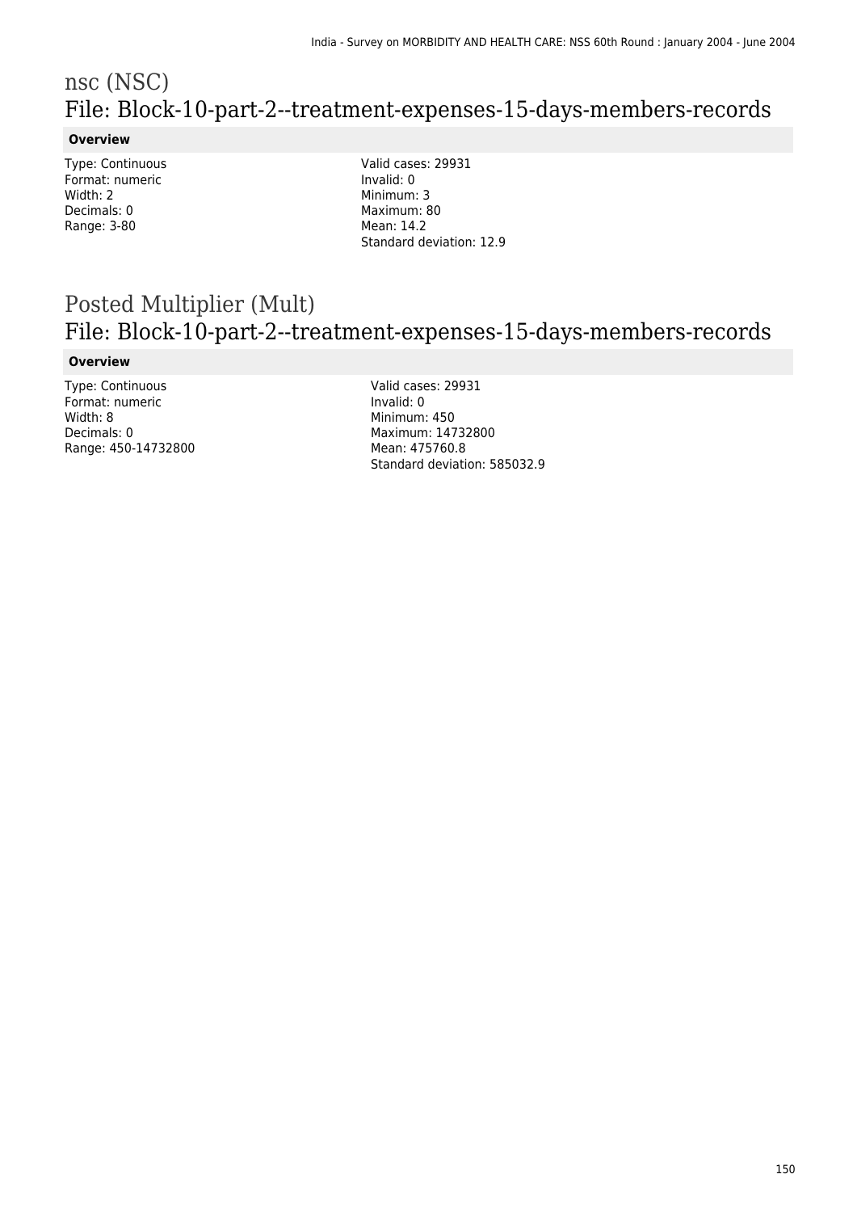# nsc (NSC)

## File: Block-10-part-2--treatment-expenses-15-days-members-records

### Overview

Type: Continuous
Format: numeric
Width: 2
Decimals: 0
Range: 3-80

Valid cases: 29931
Invalid: 0
Minimum: 3
Maximum: 80
Mean: 14.2
Standard deviation: 12.9

# Posted Multiplier (Mult)

## File: Block-10-part-2--treatment-expenses-15-days-members-records

### Overview

Type: Continuous
Format: numeric
Width: 8
Decimals: 0
Range: 450-14732800

Valid cases: 29931
Invalid: 0
Minimum: 450
Maximum: 14732800
Mean: 475760.8
Standard deviation: 585032.9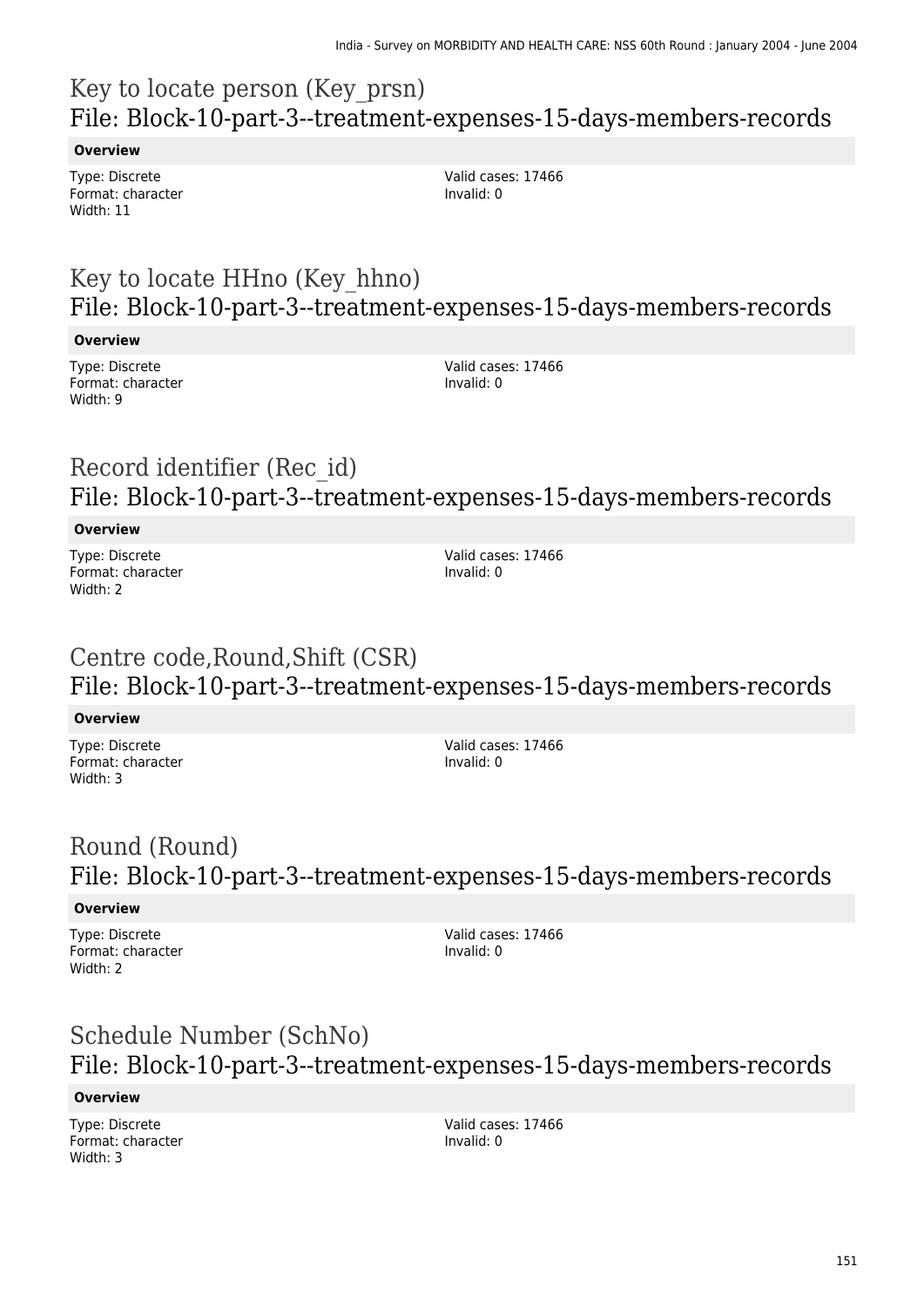## Key to locate person (Key_prsn)
## File: Block-10-part-3--treatment-expenses-15-days-members-records

**Overview**

Type: Discrete
Format: character
Width: 11

Valid cases: 17466
Invalid: 0

## Key to locate HHno (Key_hhno)
## File: Block-10-part-3--treatment-expenses-15-days-members-records

**Overview**

Type: Discrete
Format: character
Width: 9

Valid cases: 17466
Invalid: 0

## Record identifier (Rec_id)
## File: Block-10-part-3--treatment-expenses-15-days-members-records

**Overview**

Type: Discrete
Format: character
Width: 2

Valid cases: 17466
Invalid: 0

## Centre code,Round,Shift (CSR)
## File: Block-10-part-3--treatment-expenses-15-days-members-records

**Overview**

Type: Discrete
Format: character
Width: 3

Valid cases: 17466
Invalid: 0

## Round (Round)
## File: Block-10-part-3--treatment-expenses-15-days-members-records

**Overview**

Type: Discrete
Format: character
Width: 2

Valid cases: 17466
Invalid: 0

## Schedule Number (SchNo)
## File: Block-10-part-3--treatment-expenses-15-days-members-records

**Overview**

Type: Discrete
Format: character
Width: 3

Valid cases: 17466
Invalid: 0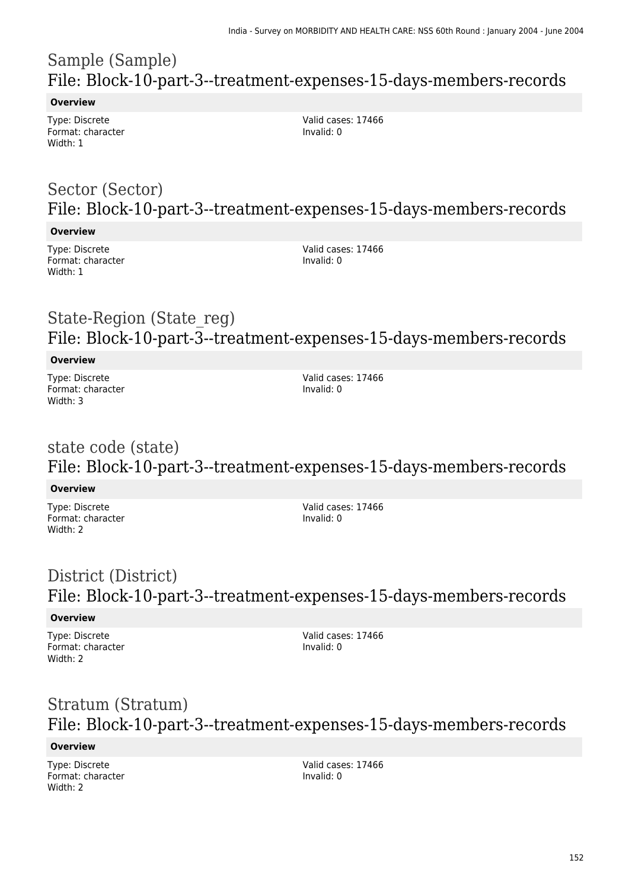## Sample (Sample)
### File: Block-10-part-3--treatment-expenses-15-days-members-records

**Overview**

Type: Discrete
Format: character
Width: 1

Valid cases: 17466
Invalid: 0

## Sector (Sector)
### File: Block-10-part-3--treatment-expenses-15-days-members-records

**Overview**

Type: Discrete
Format: character
Width: 1

Valid cases: 17466
Invalid: 0

## State-Region (State_reg)
### File: Block-10-part-3--treatment-expenses-15-days-members-records

**Overview**

Type: Discrete
Format: character
Width: 3

Valid cases: 17466
Invalid: 0

## state code (state)
### File: Block-10-part-3--treatment-expenses-15-days-members-records

**Overview**

Type: Discrete
Format: character
Width: 2

Valid cases: 17466
Invalid: 0

## District (District)
### File: Block-10-part-3--treatment-expenses-15-days-members-records

**Overview**

Type: Discrete
Format: character
Width: 2

Valid cases: 17466
Invalid: 0

## Stratum (Stratum)
### File: Block-10-part-3--treatment-expenses-15-days-members-records

**Overview**

Type: Discrete
Format: character
Width: 2

Valid cases: 17466
Invalid: 0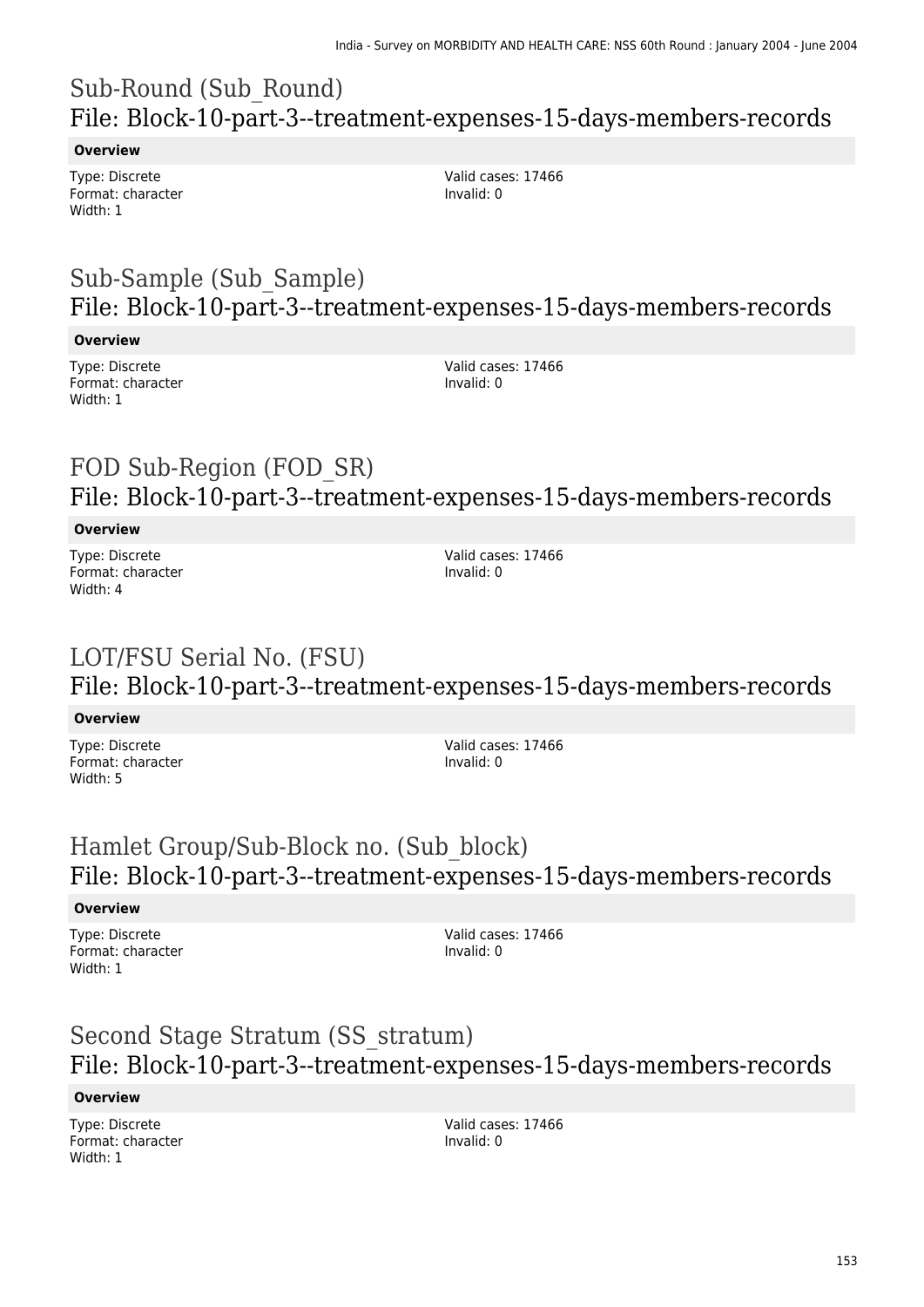# Sub-Round (Sub_Round)
## File: Block-10-part-3--treatment-expenses-15-days-members-records

**Overview**

Type: Discrete
Format: character
Width: 1

Valid cases: 17466
Invalid: 0

# Sub-Sample (Sub_Sample)
## File: Block-10-part-3--treatment-expenses-15-days-members-records

**Overview**

Type: Discrete
Format: character
Width: 1

Valid cases: 17466
Invalid: 0

# FOD Sub-Region (FOD_SR)
## File: Block-10-part-3--treatment-expenses-15-days-members-records

**Overview**

Type: Discrete
Format: character
Width: 4

Valid cases: 17466
Invalid: 0

# LOT/FSU Serial No. (FSU)
## File: Block-10-part-3--treatment-expenses-15-days-members-records

**Overview**

Type: Discrete
Format: character
Width: 5

Valid cases: 17466
Invalid: 0

# Hamlet Group/Sub-Block no. (Sub_block)
## File: Block-10-part-3--treatment-expenses-15-days-members-records

**Overview**

Type: Discrete
Format: character
Width: 1

Valid cases: 17466
Invalid: 0

# Second Stage Stratum (SS_stratum)
## File: Block-10-part-3--treatment-expenses-15-days-members-records

**Overview**

Type: Discrete
Format: character
Width: 1

Valid cases: 17466
Invalid: 0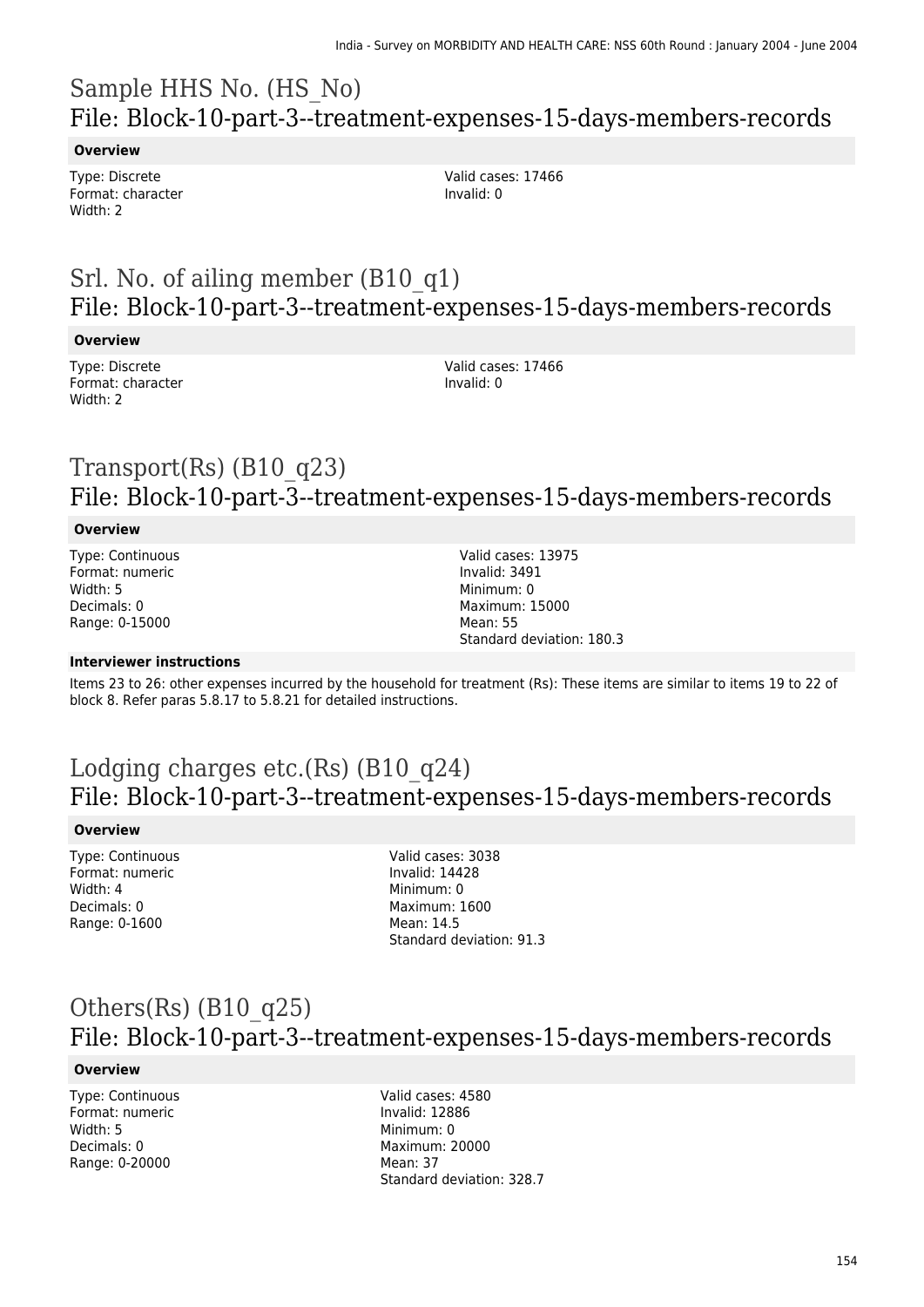# Sample HHS No. (HS_No)
## File: Block-10-part-3--treatment-expenses-15-days-members-records

**Overview**

Type: Discrete
Format: character
Width: 2

Valid cases: 17466
Invalid: 0

# Srl. No. of ailing member (B10_q1)
## File: Block-10-part-3--treatment-expenses-15-days-members-records

**Overview**

Type: Discrete
Format: character
Width: 2

Valid cases: 17466
Invalid: 0

# Transport(Rs) (B10_q23)
## File: Block-10-part-3--treatment-expenses-15-days-members-records

**Overview**

Type: Continuous
Format: numeric
Width: 5
Decimals: 0
Range: 0-15000

Valid cases: 13975
Invalid: 3491
Minimum: 0
Maximum: 15000
Mean: 55
Standard deviation: 180.3

**Interviewer instructions**

Items 23 to 26: other expenses incurred by the household for treatment (Rs): These items are similar to items 19 to 22 of block 8. Refer paras 5.8.17 to 5.8.21 for detailed instructions.

# Lodging charges etc.(Rs) (B10_q24)
## File: Block-10-part-3--treatment-expenses-15-days-members-records

**Overview**

Type: Continuous
Format: numeric
Width: 4
Decimals: 0
Range: 0-1600

Valid cases: 3038
Invalid: 14428
Minimum: 0
Maximum: 1600
Mean: 14.5
Standard deviation: 91.3

# Others(Rs) (B10_q25)
## File: Block-10-part-3--treatment-expenses-15-days-members-records

**Overview**

Type: Continuous
Format: numeric
Width: 5
Decimals: 0
Range: 0-20000

Valid cases: 4580
Invalid: 12886
Minimum: 0
Maximum: 20000
Mean: 37
Standard deviation: 328.7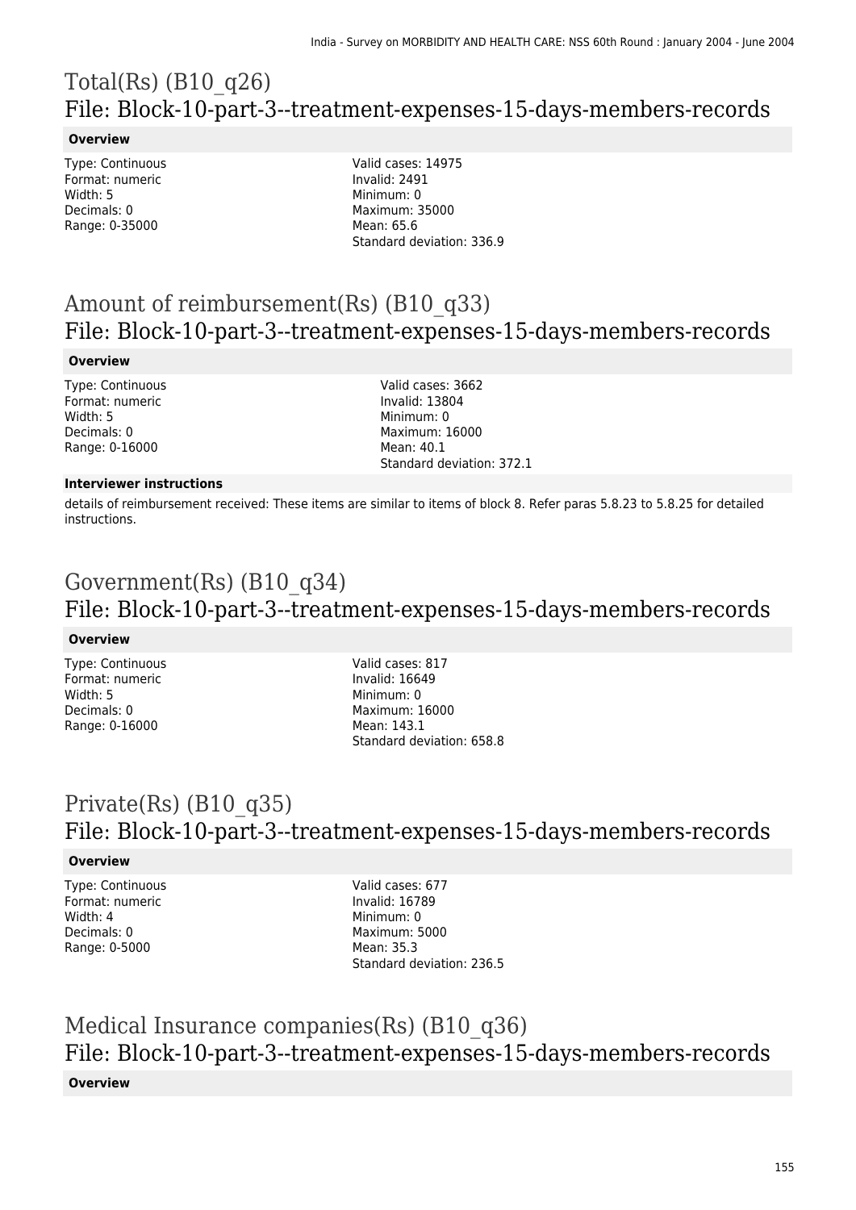# Total(Rs) (B10_q26)
## File: Block-10-part-3--treatment-expenses-15-days-members-records

**Overview**

Type: Continuous
Format: numeric
Width: 5
Decimals: 0
Range: 0-35000

Valid cases: 14975
Invalid: 2491
Minimum: 0
Maximum: 35000
Mean: 65.6
Standard deviation: 336.9

# Amount of reimbursement(Rs) (B10_q33)
## File: Block-10-part-3--treatment-expenses-15-days-members-records

**Overview**

Type: Continuous
Format: numeric
Width: 5
Decimals: 0
Range: 0-16000

Valid cases: 3662
Invalid: 13804
Minimum: 0
Maximum: 16000
Mean: 40.1
Standard deviation: 372.1

**Interviewer instructions**

details of reimbursement received: These items are similar to items of block 8. Refer paras 5.8.23 to 5.8.25 for detailed instructions.

# Government(Rs) (B10_q34)
## File: Block-10-part-3--treatment-expenses-15-days-members-records

**Overview**

Type: Continuous
Format: numeric
Width: 5
Decimals: 0
Range: 0-16000

Valid cases: 817
Invalid: 16649
Minimum: 0
Maximum: 16000
Mean: 143.1
Standard deviation: 658.8

# Private(Rs) (B10_q35)
## File: Block-10-part-3--treatment-expenses-15-days-members-records

**Overview**

Type: Continuous
Format: numeric
Width: 4
Decimals: 0
Range: 0-5000

Valid cases: 677
Invalid: 16789
Minimum: 0
Maximum: 5000
Mean: 35.3
Standard deviation: 236.5

# Medical Insurance companies(Rs) (B10_q36)
## File: Block-10-part-3--treatment-expenses-15-days-members-records

**Overview**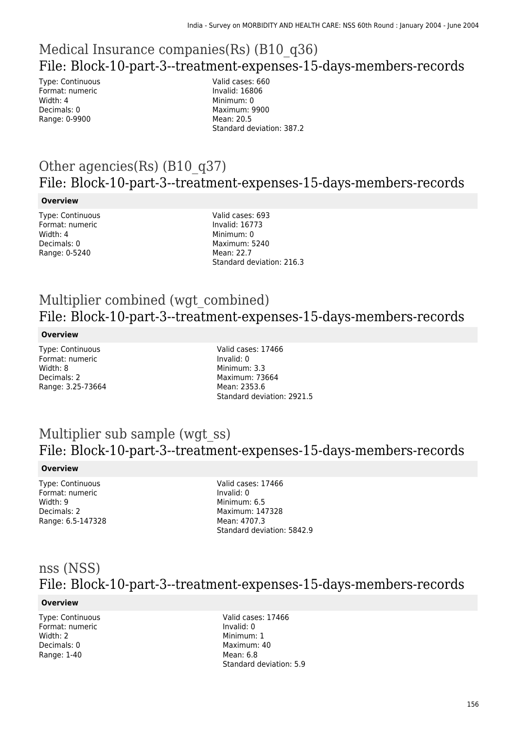## Medical Insurance companies(Rs) (B10_q36)

## File: Block-10-part-3--treatment-expenses-15-days-members-records

Type: Continuous
Format: numeric
Width: 4
Decimals: 0
Range: 0-9900

Valid cases: 660
Invalid: 16806
Minimum: 0
Maximum: 9900
Mean: 20.5
Standard deviation: 387.2

## Other agencies(Rs) (B10_q37)

## File: Block-10-part-3--treatment-expenses-15-days-members-records

**Overview**

Type: Continuous
Format: numeric
Width: 4
Decimals: 0
Range: 0-5240

Valid cases: 693
Invalid: 16773
Minimum: 0
Maximum: 5240
Mean: 22.7
Standard deviation: 216.3

## Multiplier combined (wgt_combined)

## File: Block-10-part-3--treatment-expenses-15-days-members-records

**Overview**

Type: Continuous
Format: numeric
Width: 8
Decimals: 2
Range: 3.25-73664

Valid cases: 17466
Invalid: 0
Minimum: 3.3
Maximum: 73664
Mean: 2353.6
Standard deviation: 2921.5

## Multiplier sub sample (wgt_ss)

## File: Block-10-part-3--treatment-expenses-15-days-members-records

**Overview**

Type: Continuous
Format: numeric
Width: 9
Decimals: 2
Range: 6.5-147328

Valid cases: 17466
Invalid: 0
Minimum: 6.5
Maximum: 147328
Mean: 4707.3
Standard deviation: 5842.9

## nss (NSS)

## File: Block-10-part-3--treatment-expenses-15-days-members-records

**Overview**

Type: Continuous
Format: numeric
Width: 2
Decimals: 0
Range: 1-40

Valid cases: 17466
Invalid: 0
Minimum: 1
Maximum: 40
Mean: 6.8
Standard deviation: 5.9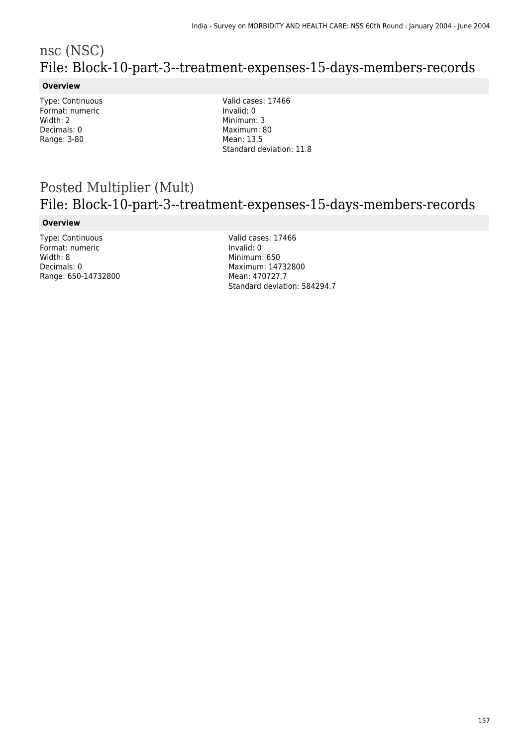# nsc (NSC)
## File: Block-10-part-3--treatment-expenses-15-days-members-records

**Overview**

Type: Continuous
Format: numeric
Width: 2
Decimals: 0
Range: 3-80

Valid cases: 17466
Invalid: 0
Minimum: 3
Maximum: 80
Mean: 13.5
Standard deviation: 11.8

# Posted Multiplier (Mult)
## File: Block-10-part-3--treatment-expenses-15-days-members-records

**Overview**

Type: Continuous
Format: numeric
Width: 8
Decimals: 0
Range: 650-14732800

Valid cases: 17466
Invalid: 0
Minimum: 650
Maximum: 14732800
Mean: 470727.7
Standard deviation: 584294.7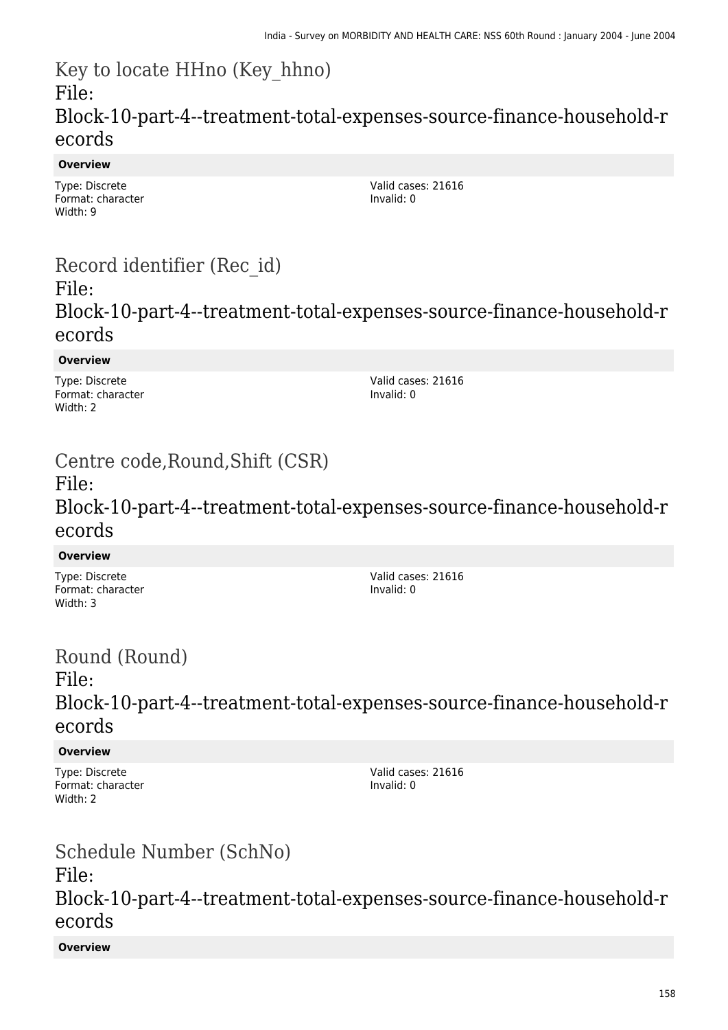# Key to locate HHno (Key_hhno)

## File: Block-10-part-4--treatment-total-expenses-source-finance-household-records

**Overview**

Type: Discrete
Format: character
Width: 9

Valid cases: 21616
Invalid: 0

# Record identifier (Rec_id)

## File: Block-10-part-4--treatment-total-expenses-source-finance-household-records

**Overview**

Type: Discrete
Format: character
Width: 2

Valid cases: 21616
Invalid: 0

# Centre code,Round,Shift (CSR)

## File: Block-10-part-4--treatment-total-expenses-source-finance-household-records

**Overview**

Type: Discrete
Format: character
Width: 3

Valid cases: 21616
Invalid: 0

# Round (Round)

## File: Block-10-part-4--treatment-total-expenses-source-finance-household-records

**Overview**

Type: Discrete
Format: character
Width: 2

Valid cases: 21616
Invalid: 0

# Schedule Number (SchNo)

## File: Block-10-part-4--treatment-total-expenses-source-finance-household-records

**Overview**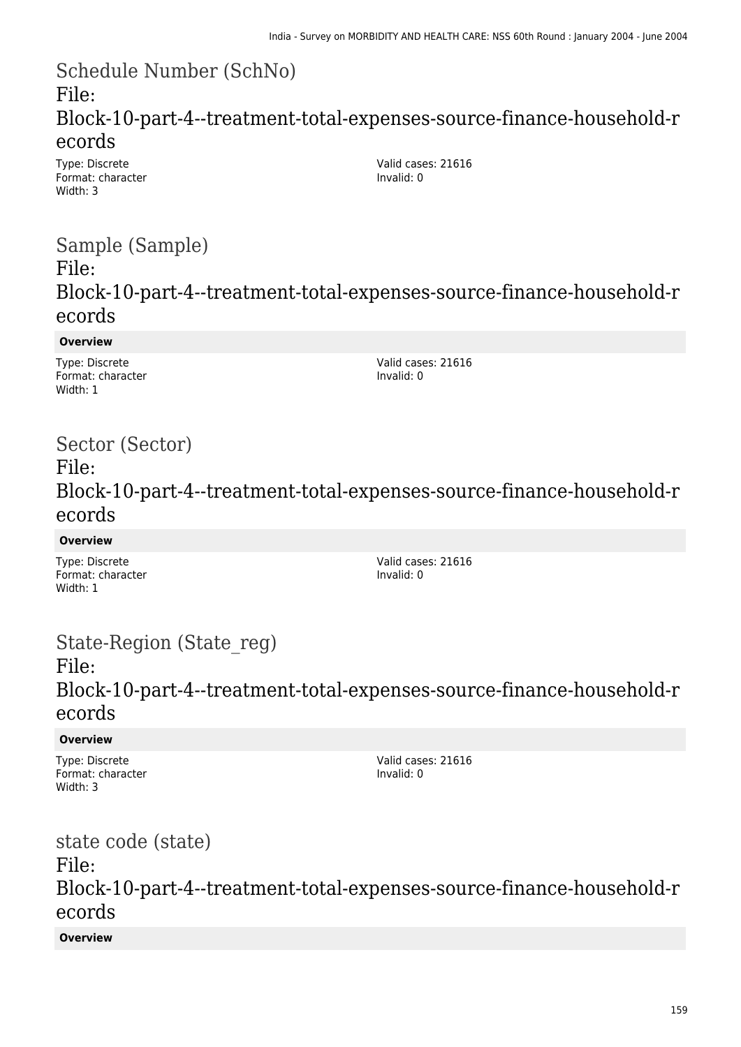## Schedule Number (SchNo)

File: Block-10-part-4--treatment-total-expenses-source-finance-household-records

Type: Discrete
Format: character
Width: 3

Valid cases: 21616
Invalid: 0

## Sample (Sample)

File: Block-10-part-4--treatment-total-expenses-source-finance-household-records

**Overview**

Type: Discrete
Format: character
Width: 1

Valid cases: 21616
Invalid: 0

## Sector (Sector)

File: Block-10-part-4--treatment-total-expenses-source-finance-household-records

**Overview**

Type: Discrete
Format: character
Width: 1

Valid cases: 21616
Invalid: 0

## State-Region (State_reg)

File: Block-10-part-4--treatment-total-expenses-source-finance-household-records

**Overview**

Type: Discrete
Format: character
Width: 3

Valid cases: 21616
Invalid: 0

## state code (state)

File: Block-10-part-4--treatment-total-expenses-source-finance-household-records

**Overview**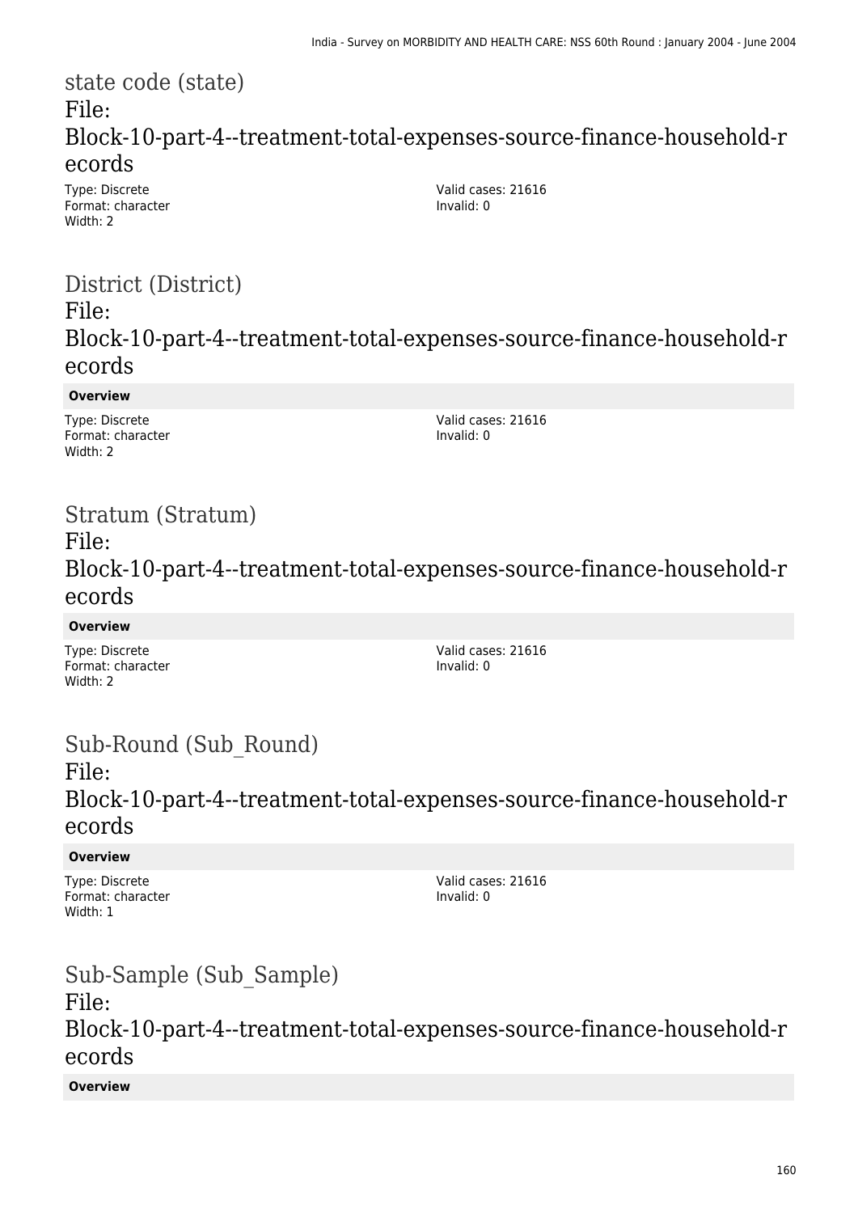## state code (state)
File:
Block-10-part-4--treatment-total-expenses-source-finance-household-records

Type: Discrete
Format: character
Width: 2

Valid cases: 21616
Invalid: 0

## District (District)
File:
Block-10-part-4--treatment-total-expenses-source-finance-household-records

**Overview**

Type: Discrete
Format: character
Width: 2

Valid cases: 21616
Invalid: 0

## Stratum (Stratum)
File:
Block-10-part-4--treatment-total-expenses-source-finance-household-records

**Overview**

Type: Discrete
Format: character
Width: 2

Valid cases: 21616
Invalid: 0

## Sub-Round (Sub_Round)
File:
Block-10-part-4--treatment-total-expenses-source-finance-household-records

**Overview**

Type: Discrete
Format: character
Width: 1

Valid cases: 21616
Invalid: 0

## Sub-Sample (Sub_Sample)
File:
Block-10-part-4--treatment-total-expenses-source-finance-household-records

**Overview**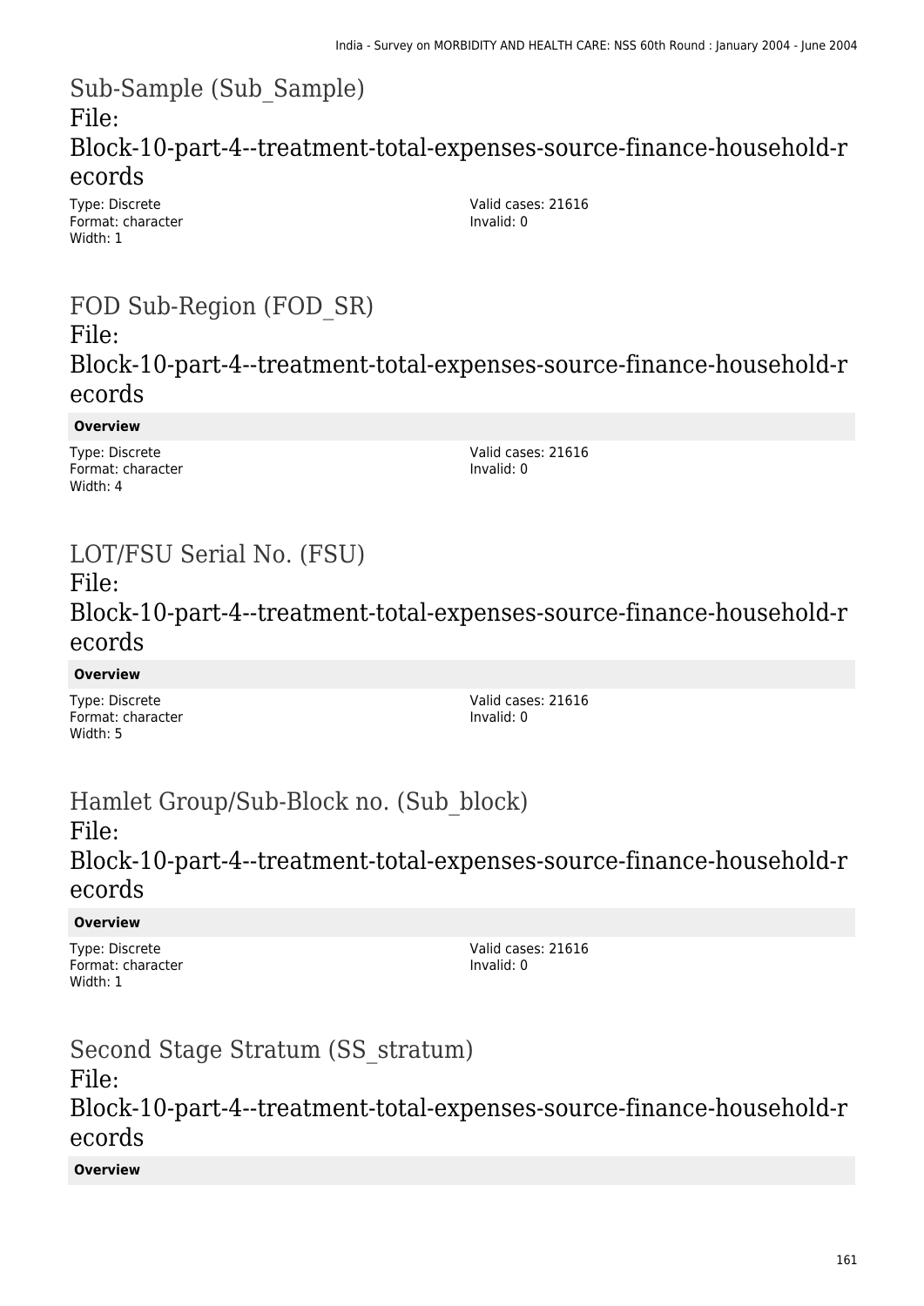## Sub-Sample (Sub_Sample)

File: Block-10-part-4--treatment-total-expenses-source-finance-household-records

Type: Discrete
Format: character
Width: 1

Valid cases: 21616
Invalid: 0

## FOD Sub-Region (FOD_SR)

File: Block-10-part-4--treatment-total-expenses-source-finance-household-records

**Overview**

Type: Discrete
Format: character
Width: 4

Valid cases: 21616
Invalid: 0

## LOT/FSU Serial No. (FSU)

File: Block-10-part-4--treatment-total-expenses-source-finance-household-records

**Overview**

Type: Discrete
Format: character
Width: 5

Valid cases: 21616
Invalid: 0

## Hamlet Group/Sub-Block no. (Sub_block)

File: Block-10-part-4--treatment-total-expenses-source-finance-household-records

**Overview**

Type: Discrete
Format: character
Width: 1

Valid cases: 21616
Invalid: 0

## Second Stage Stratum (SS_stratum)

File: Block-10-part-4--treatment-total-expenses-source-finance-household-records

**Overview**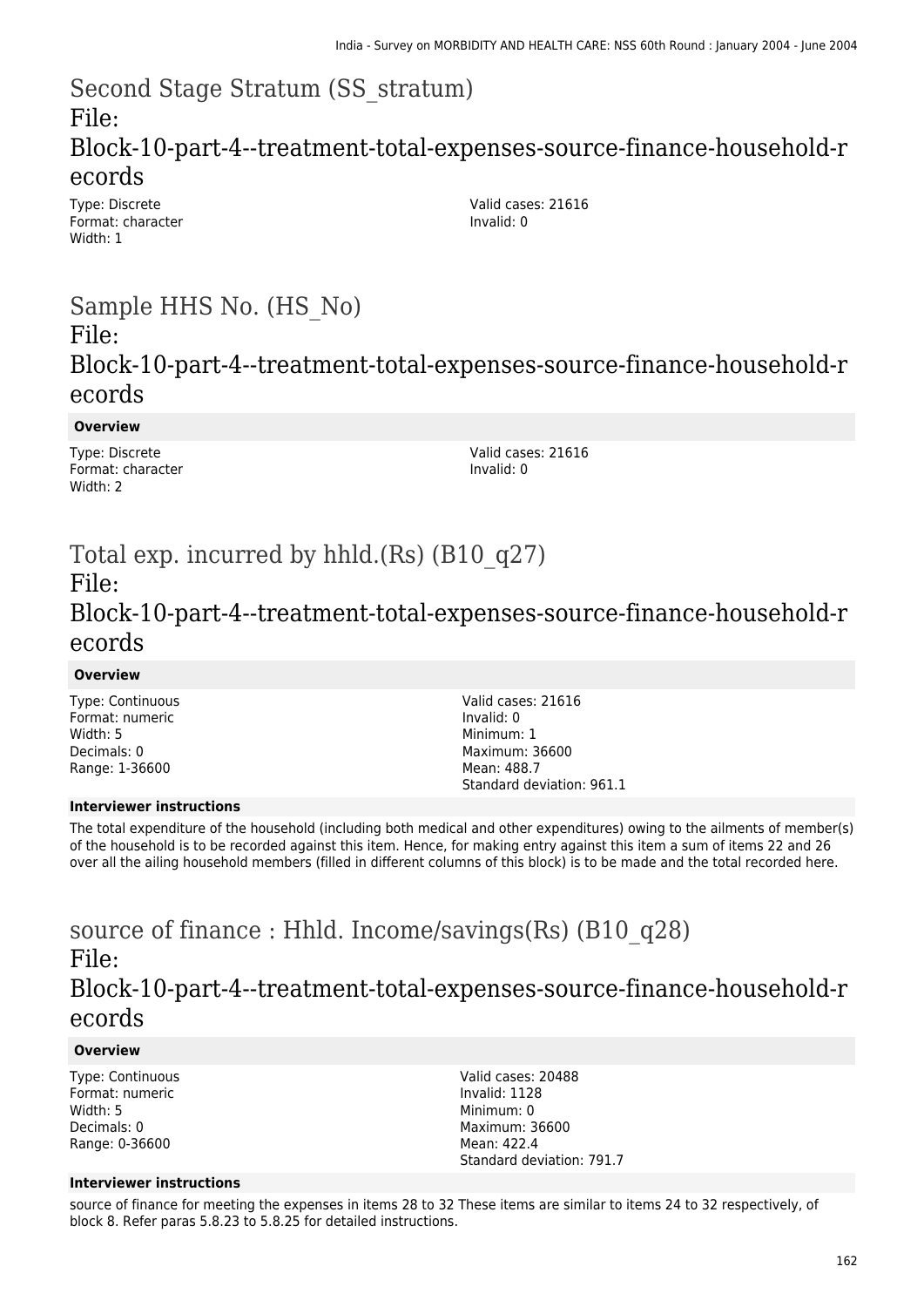## Second Stage Stratum (SS_stratum)

File: Block-10-part-4--treatment-total-expenses-source-finance-household-records

Type: Discrete
Format: character
Width: 1

Valid cases: 21616
Invalid: 0

## Sample HHS No. (HS_No)

File: Block-10-part-4--treatment-total-expenses-source-finance-household-records

**Overview**

Type: Discrete
Format: character
Width: 2

Valid cases: 21616
Invalid: 0

## Total exp. incurred by hhld.(Rs) (B10_q27)

File: Block-10-part-4--treatment-total-expenses-source-finance-household-records

**Overview**

Type: Continuous
Format: numeric
Width: 5
Decimals: 0
Range: 1-36600

Valid cases: 21616
Invalid: 0
Minimum: 1
Maximum: 36600
Mean: 488.7
Standard deviation: 961.1

**Interviewer instructions**

The total expenditure of the household (including both medical and other expenditures) owing to the ailments of member(s) of the household is to be recorded against this item. Hence, for making entry against this item a sum of items 22 and 26 over all the ailing household members (filled in different columns of this block) is to be made and the total recorded here.

## source of finance : Hhld. Income/savings(Rs) (B10_q28)

File: Block-10-part-4--treatment-total-expenses-source-finance-household-records

**Overview**

Type: Continuous
Format: numeric
Width: 5
Decimals: 0
Range: 0-36600

Valid cases: 20488
Invalid: 1128
Minimum: 0
Maximum: 36600
Mean: 422.4
Standard deviation: 791.7

**Interviewer instructions**

source of finance for meeting the expenses in items 28 to 32 These items are similar to items 24 to 32 respectively, of block 8. Refer paras 5.8.23 to 5.8.25 for detailed instructions.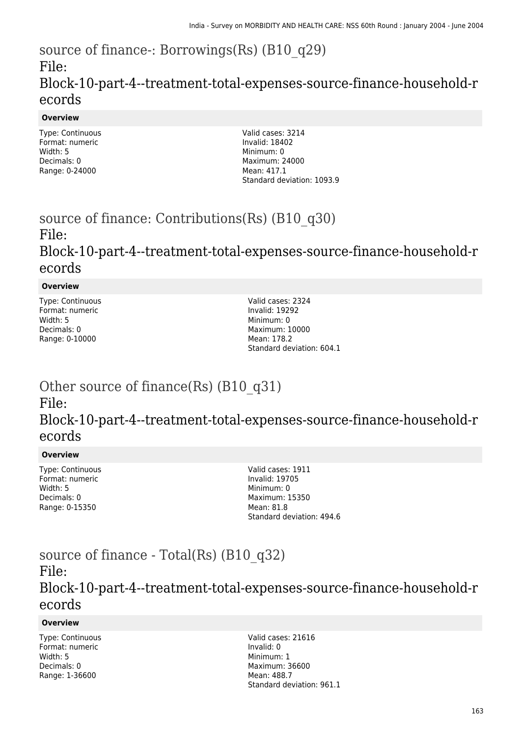# source of finance-: Borrowings(Rs) (B10_q29)

File:
Block-10-part-4--treatment-total-expenses-source-finance-household-records

**Overview**

Type: Continuous
Format: numeric
Width: 5
Decimals: 0
Range: 0-24000

Valid cases: 3214
Invalid: 18402
Minimum: 0
Maximum: 24000
Mean: 417.1
Standard deviation: 1093.9

# source of finance: Contributions(Rs) (B10_q30)

File:
Block-10-part-4--treatment-total-expenses-source-finance-household-records

**Overview**

Type: Continuous
Format: numeric
Width: 5
Decimals: 0
Range: 0-10000

Valid cases: 2324
Invalid: 19292
Minimum: 0
Maximum: 10000
Mean: 178.2
Standard deviation: 604.1

# Other source of finance(Rs) (B10_q31)

File:
Block-10-part-4--treatment-total-expenses-source-finance-household-records

**Overview**

Type: Continuous
Format: numeric
Width: 5
Decimals: 0
Range: 0-15350

Valid cases: 1911
Invalid: 19705
Minimum: 0
Maximum: 15350
Mean: 81.8
Standard deviation: 494.6

# source of finance - Total(Rs) (B10_q32)

File:
Block-10-part-4--treatment-total-expenses-source-finance-household-records

**Overview**

Type: Continuous
Format: numeric
Width: 5
Decimals: 0
Range: 1-36600

Valid cases: 21616
Invalid: 0
Minimum: 1
Maximum: 36600
Mean: 488.7
Standard deviation: 961.1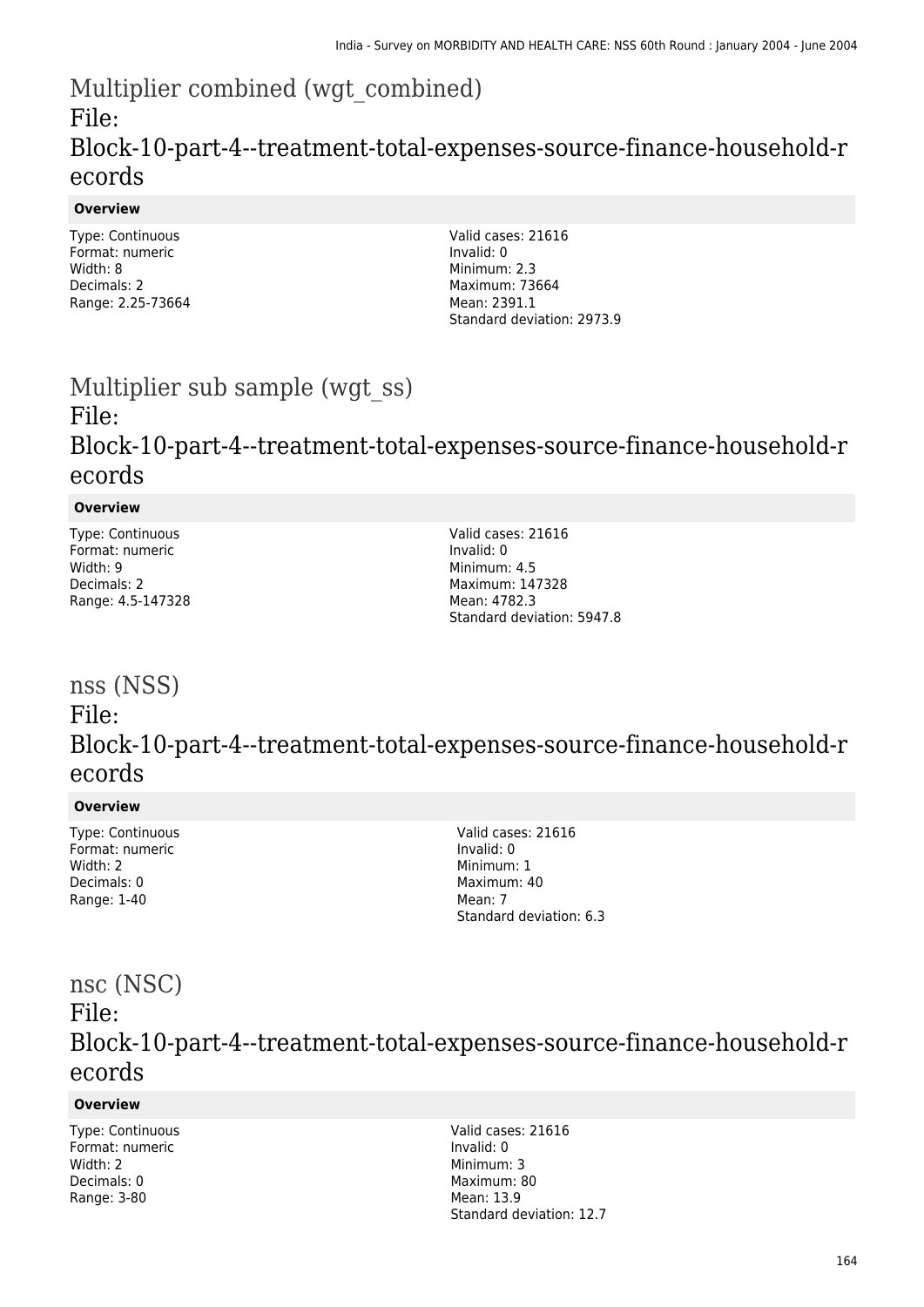# Multiplier combined (wgt_combined)

## File: Block-10-part-4--treatment-total-expenses-source-finance-household-records

### Overview

Type: Continuous
Format: numeric
Width: 8
Decimals: 2
Range: 2.25-73664

Valid cases: 21616
Invalid: 0
Minimum: 2.3
Maximum: 73664
Mean: 2391.1
Standard deviation: 2973.9

# Multiplier sub sample (wgt_ss)

## File: Block-10-part-4--treatment-total-expenses-source-finance-household-records

### Overview

Type: Continuous
Format: numeric
Width: 9
Decimals: 2
Range: 4.5-147328

Valid cases: 21616
Invalid: 0
Minimum: 4.5
Maximum: 147328
Mean: 4782.3
Standard deviation: 5947.8

# nss (NSS)

## File: Block-10-part-4--treatment-total-expenses-source-finance-household-records

### Overview

Type: Continuous
Format: numeric
Width: 2
Decimals: 0
Range: 1-40

Valid cases: 21616
Invalid: 0
Minimum: 1
Maximum: 40
Mean: 7
Standard deviation: 6.3

# nsc (NSC)

## File: Block-10-part-4--treatment-total-expenses-source-finance-household-records

### Overview

Type: Continuous
Format: numeric
Width: 2
Decimals: 0
Range: 3-80

Valid cases: 21616
Invalid: 0
Minimum: 3
Maximum: 80
Mean: 13.9
Standard deviation: 12.7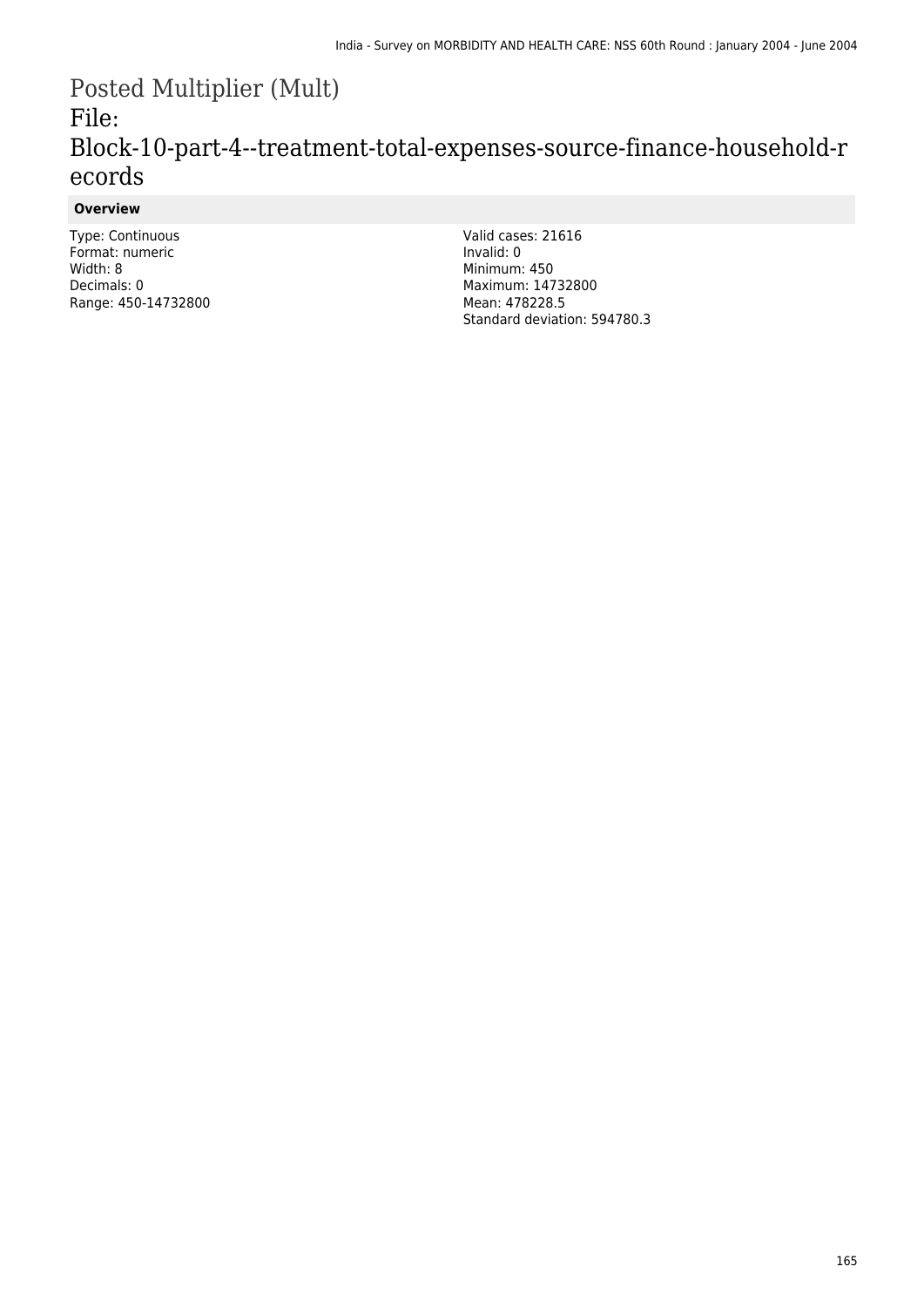# Posted Multiplier (Mult)

## File: Block-10-part-4--treatment-total-expenses-source-finance-household-records

### Overview

Type: Continuous
Format: numeric
Width: 8
Decimals: 0
Range: 450-14732800

Valid cases: 21616
Invalid: 0
Minimum: 450
Maximum: 14732800
Mean: 478228.5
Standard deviation: 594780.3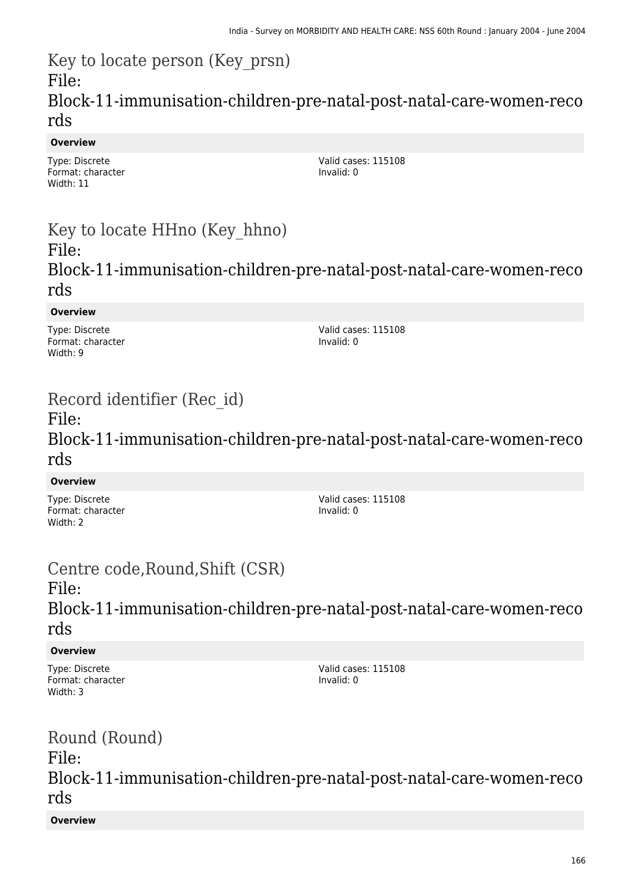## Key to locate person (Key_prsn)
## File: Block-11-immunisation-children-pre-natal-post-natal-care-women-records

**Overview**

Type: Discrete
Format: character
Width: 11

Valid cases: 115108
Invalid: 0

## Key to locate HHno (Key_hhno)
## File: Block-11-immunisation-children-pre-natal-post-natal-care-women-records

**Overview**

Type: Discrete
Format: character
Width: 9

Valid cases: 115108
Invalid: 0

## Record identifier (Rec_id)
## File: Block-11-immunisation-children-pre-natal-post-natal-care-women-records

**Overview**

Type: Discrete
Format: character
Width: 2

Valid cases: 115108
Invalid: 0

## Centre code,Round,Shift (CSR)
## File: Block-11-immunisation-children-pre-natal-post-natal-care-women-records

**Overview**

Type: Discrete
Format: character
Width: 3

Valid cases: 115108
Invalid: 0

## Round (Round)
## File: Block-11-immunisation-children-pre-natal-post-natal-care-women-records

**Overview**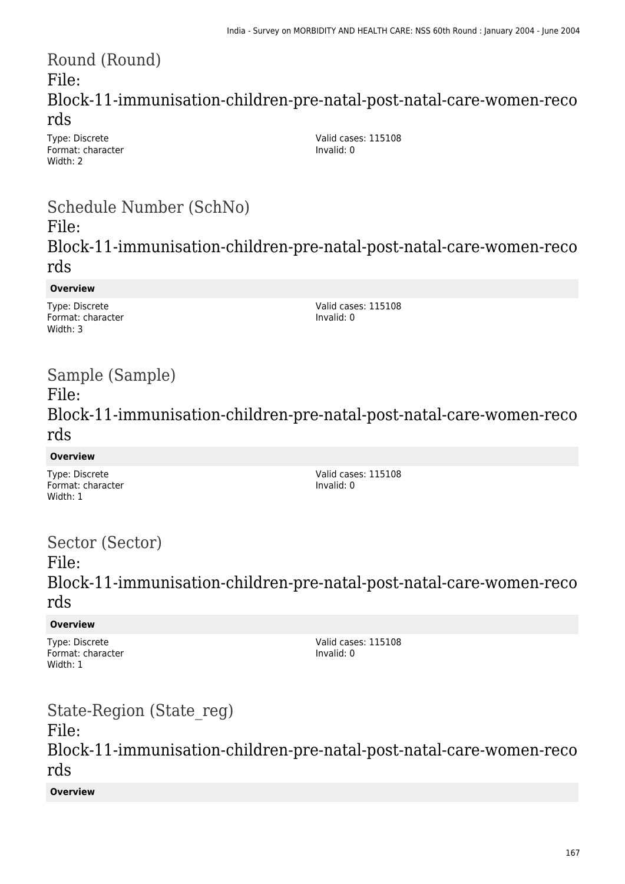# Round (Round)

File:

Block-11-immunisation-children-pre-natal-post-natal-care-women-records

Type: Discrete
Format: character
Width: 2

Valid cases: 115108
Invalid: 0

# Schedule Number (SchNo)

File:

Block-11-immunisation-children-pre-natal-post-natal-care-women-records

**Overview**

Type: Discrete
Format: character
Width: 3

Valid cases: 115108
Invalid: 0

# Sample (Sample)

File:

Block-11-immunisation-children-pre-natal-post-natal-care-women-records

**Overview**

Type: Discrete
Format: character
Width: 1

Valid cases: 115108
Invalid: 0

# Sector (Sector)

File:

Block-11-immunisation-children-pre-natal-post-natal-care-women-records

**Overview**

Type: Discrete
Format: character
Width: 1

Valid cases: 115108
Invalid: 0

# State-Region (State_reg)

File:

Block-11-immunisation-children-pre-natal-post-natal-care-women-records

**Overview**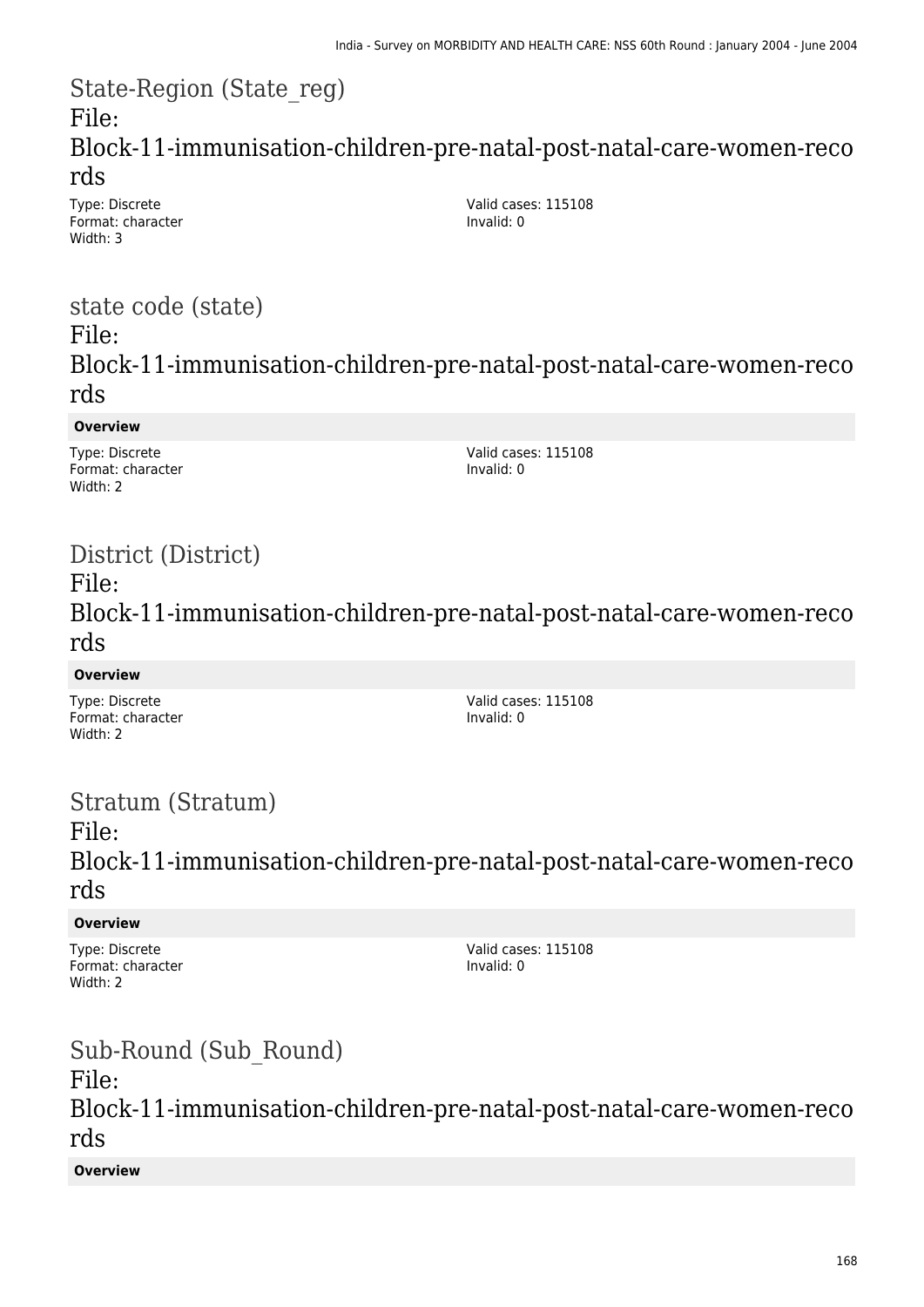## State-Region (State_reg)

File: Block-11-immunisation-children-pre-natal-post-natal-care-women-records

Type: Discrete
Format: character
Width: 3

Valid cases: 115108
Invalid: 0

## state code (state)

File: Block-11-immunisation-children-pre-natal-post-natal-care-women-records

**Overview**

Type: Discrete
Format: character
Width: 2

Valid cases: 115108
Invalid: 0

## District (District)

File: Block-11-immunisation-children-pre-natal-post-natal-care-women-records

**Overview**

Type: Discrete
Format: character
Width: 2

Valid cases: 115108
Invalid: 0

## Stratum (Stratum)

File: Block-11-immunisation-children-pre-natal-post-natal-care-women-records

**Overview**

Type: Discrete
Format: character
Width: 2

Valid cases: 115108
Invalid: 0

## Sub-Round (Sub_Round)

File: Block-11-immunisation-children-pre-natal-post-natal-care-women-records

**Overview**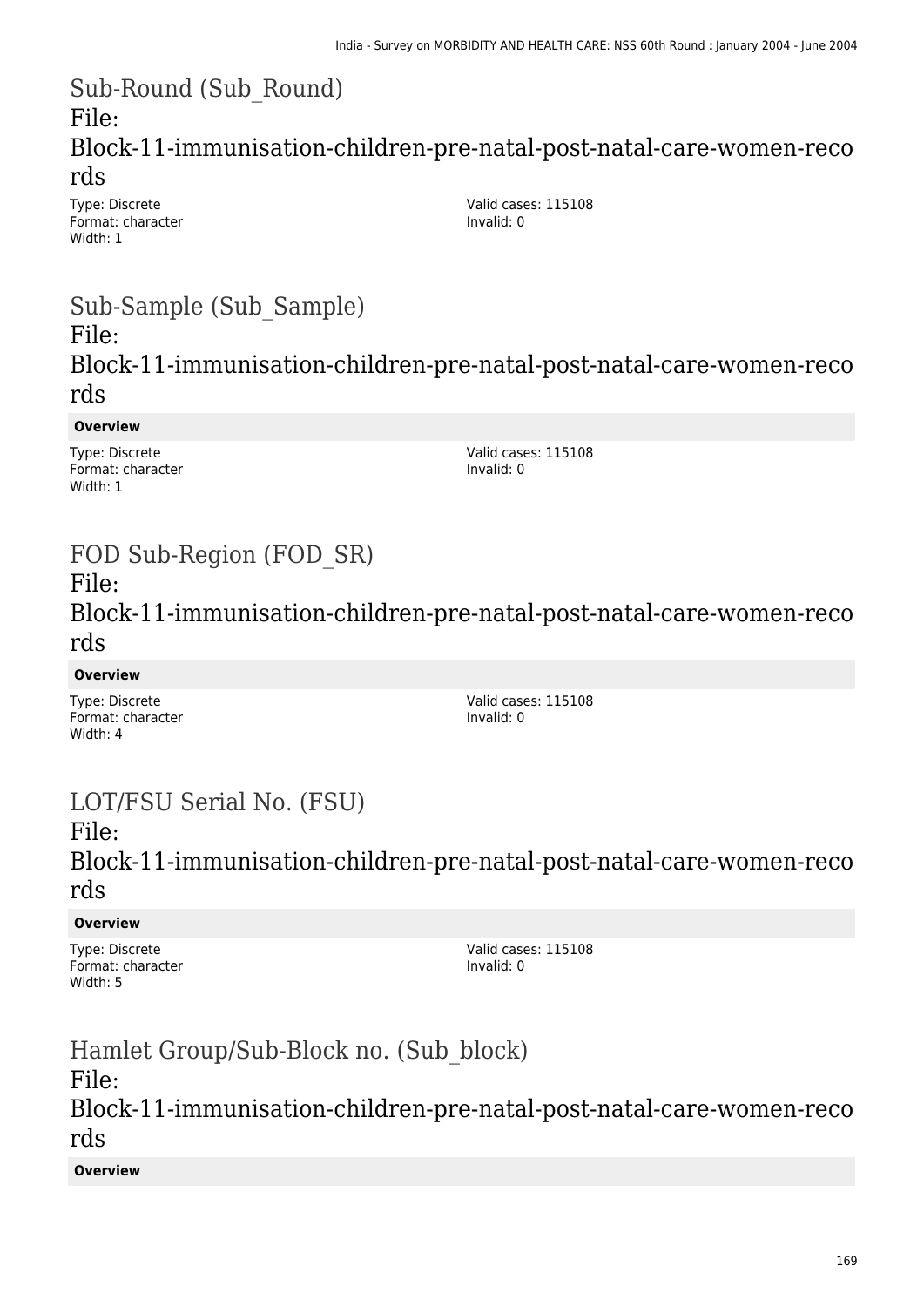## Sub-Round (Sub_Round)
## File: Block-11-immunisation-children-pre-natal-post-natal-care-women-records

Type: Discrete
Format: character
Width: 1

Valid cases: 115108
Invalid: 0

## Sub-Sample (Sub_Sample)
## File: Block-11-immunisation-children-pre-natal-post-natal-care-women-records

**Overview**

Type: Discrete
Format: character
Width: 1

Valid cases: 115108
Invalid: 0

## FOD Sub-Region (FOD_SR)
## File: Block-11-immunisation-children-pre-natal-post-natal-care-women-records

**Overview**

Type: Discrete
Format: character
Width: 4

Valid cases: 115108
Invalid: 0

## LOT/FSU Serial No. (FSU)
## File: Block-11-immunisation-children-pre-natal-post-natal-care-women-records

**Overview**

Type: Discrete
Format: character
Width: 5

Valid cases: 115108
Invalid: 0

## Hamlet Group/Sub-Block no. (Sub_block)
## File: Block-11-immunisation-children-pre-natal-post-natal-care-women-records

**Overview**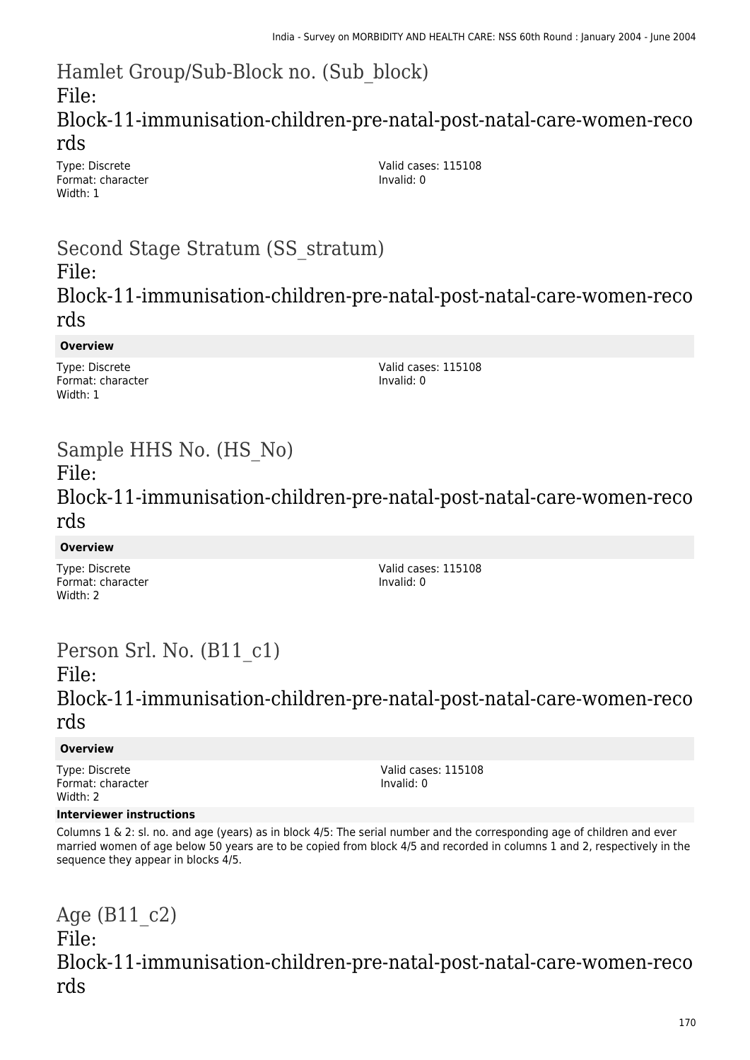## Hamlet Group/Sub-Block no. (Sub_block)
## File: Block-11-immunisation-children-pre-natal-post-natal-care-women-records

Type: Discrete
Format: character
Width: 1

Valid cases: 115108
Invalid: 0

## Second Stage Stratum (SS_stratum)
## File: Block-11-immunisation-children-pre-natal-post-natal-care-women-records

**Overview**

Type: Discrete
Format: character
Width: 1

Valid cases: 115108
Invalid: 0

## Sample HHS No. (HS_No)
## File: Block-11-immunisation-children-pre-natal-post-natal-care-women-records

**Overview**

Type: Discrete
Format: character
Width: 2

Valid cases: 115108
Invalid: 0

## Person Srl. No. (B11_c1)
## File: Block-11-immunisation-children-pre-natal-post-natal-care-women-records

**Overview**

Type: Discrete
Format: character
Width: 2

Valid cases: 115108
Invalid: 0

**Interviewer instructions**

Columns 1 & 2: sl. no. and age (years) as in block 4/5: The serial number and the corresponding age of children and ever married women of age below 50 years are to be copied from block 4/5 and recorded in columns 1 and 2, respectively in the sequence they appear in blocks 4/5.

## Age (B11_c2)
## File: Block-11-immunisation-children-pre-natal-post-natal-care-women-records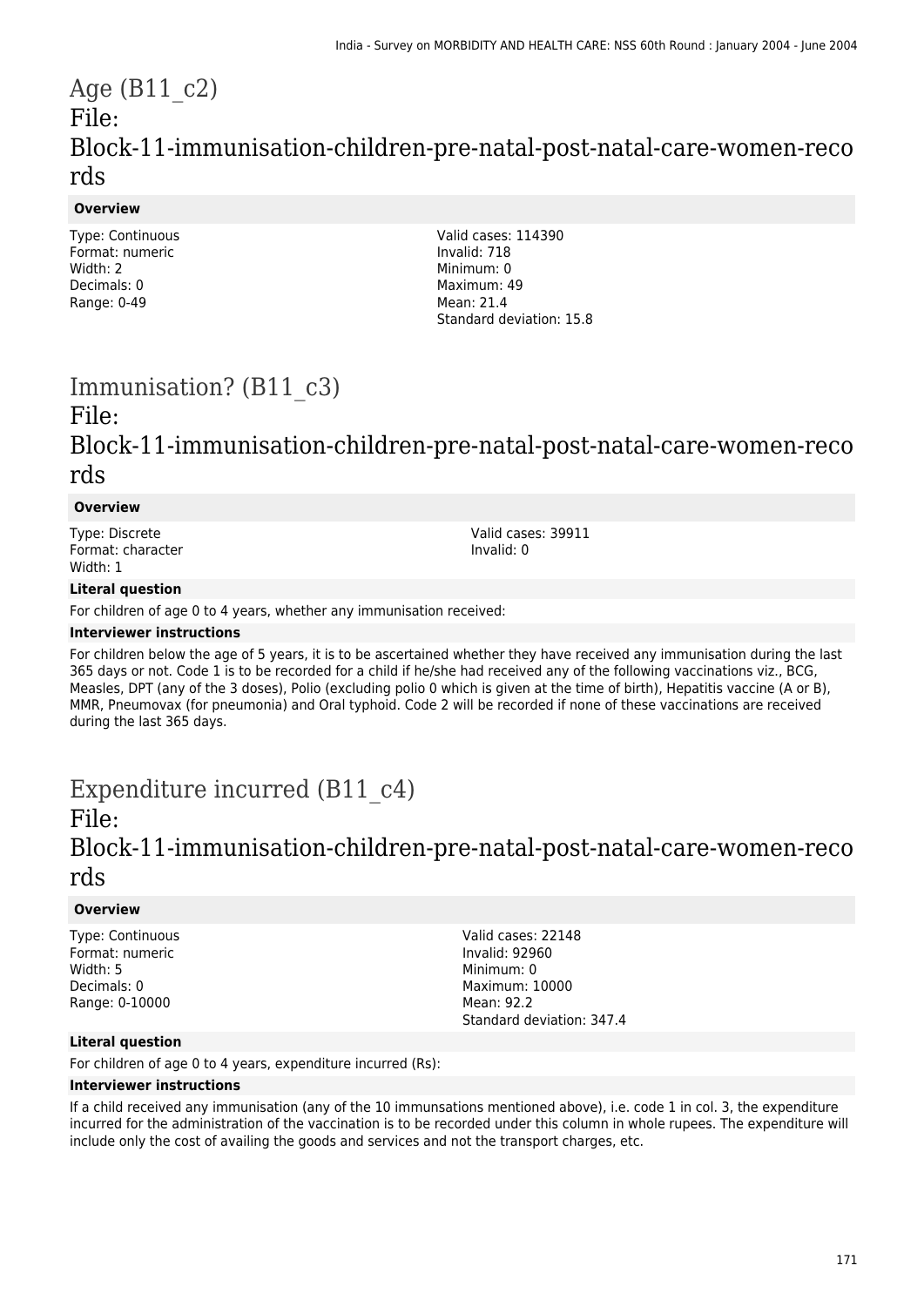# Age (B11_c2)
# File: Block-11-immunisation-children-pre-natal-post-natal-care-women-records

**Overview**

Type: Continuous
Format: numeric
Width: 2
Decimals: 0
Range: 0-49

Valid cases: 114390
Invalid: 718
Minimum: 0
Maximum: 49
Mean: 21.4
Standard deviation: 15.8

# Immunisation? (B11_c3)
# File: Block-11-immunisation-children-pre-natal-post-natal-care-women-records

**Overview**

Type: Discrete
Format: character
Width: 1

Valid cases: 39911
Invalid: 0

**Literal question**

For children of age 0 to 4 years, whether any immunisation received:

**Interviewer instructions**

For children below the age of 5 years, it is to be ascertained whether they have received any immunisation during the last 365 days or not. Code 1 is to be recorded for a child if he/she had received any of the following vaccinations viz., BCG, Measles, DPT (any of the 3 doses), Polio (excluding polio 0 which is given at the time of birth), Hepatitis vaccine (A or B), MMR, Pneumovax (for pneumonia) and Oral typhoid. Code 2 will be recorded if none of these vaccinations are received during the last 365 days.

# Expenditure incurred (B11_c4)
# File: Block-11-immunisation-children-pre-natal-post-natal-care-women-records

**Overview**

Type: Continuous
Format: numeric
Width: 5
Decimals: 0
Range: 0-10000

Valid cases: 22148
Invalid: 92960
Minimum: 0
Maximum: 10000
Mean: 92.2
Standard deviation: 347.4

**Literal question**

For children of age 0 to 4 years, expenditure incurred (Rs):

**Interviewer instructions**

If a child received any immunisation (any of the 10 immunsations mentioned above), i.e. code 1 in col. 3, the expenditure incurred for the administration of the vaccination is to be recorded under this column in whole rupees. The expenditure will include only the cost of availing the goods and services and not the transport charges, etc.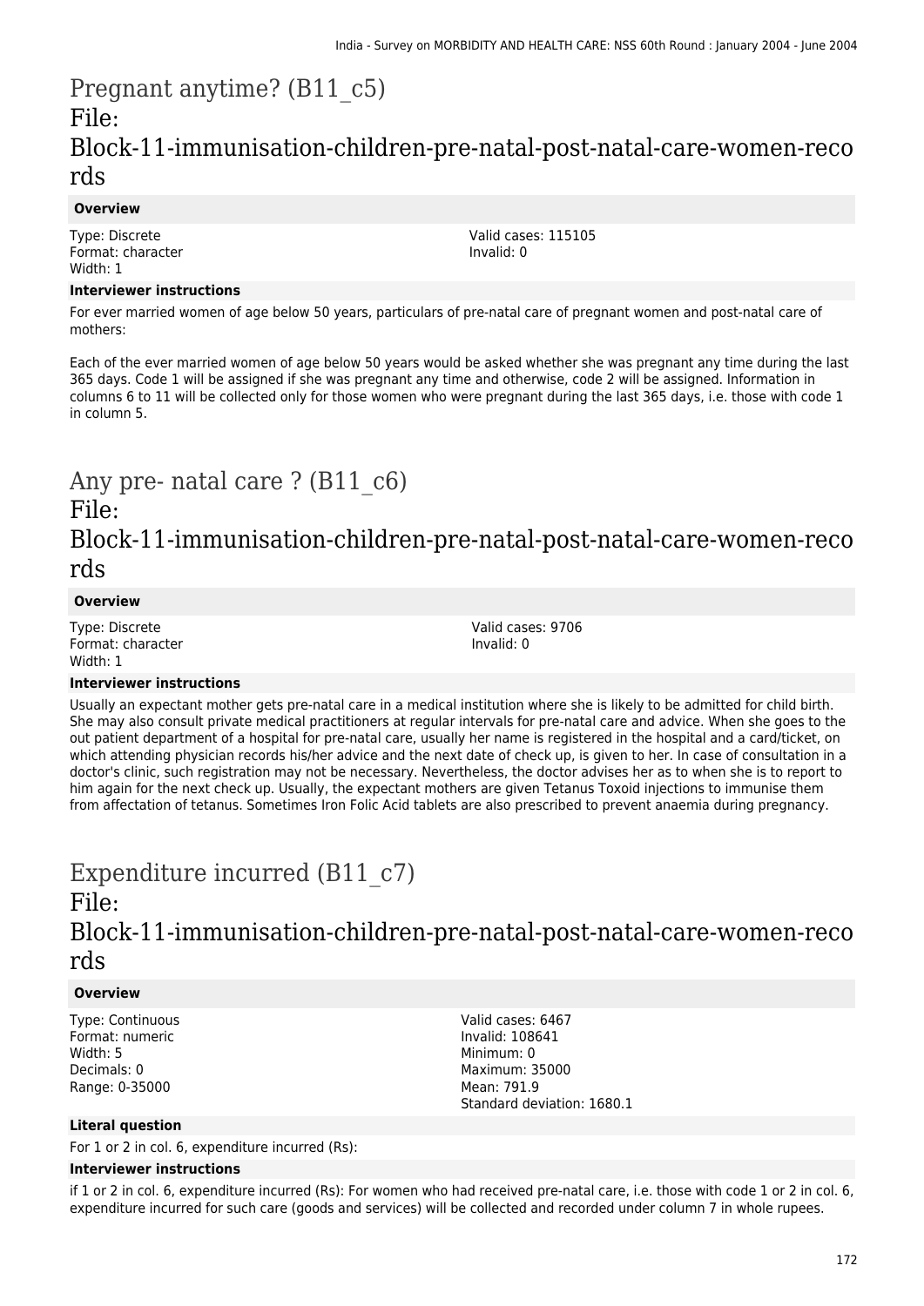# Pregnant anytime? (B11_c5)
## File: Block-11-immunisation-children-pre-natal-post-natal-care-women-records

**Overview**

Type: Discrete
Format: character
Width: 1

Valid cases: 115105
Invalid: 0

**Interviewer instructions**

For ever married women of age below 50 years, particulars of pre-natal care of pregnant women and post-natal care of mothers:

Each of the ever married women of age below 50 years would be asked whether she was pregnant any time during the last 365 days. Code 1 will be assigned if she was pregnant any time and otherwise, code 2 will be assigned. Information in columns 6 to 11 will be collected only for those women who were pregnant during the last 365 days, i.e. those with code 1 in column 5.

# Any pre- natal care ? (B11_c6)
## File: Block-11-immunisation-children-pre-natal-post-natal-care-women-records

**Overview**

Type: Discrete
Format: character
Width: 1

Valid cases: 9706
Invalid: 0

**Interviewer instructions**

Usually an expectant mother gets pre-natal care in a medical institution where she is likely to be admitted for child birth. She may also consult private medical practitioners at regular intervals for pre-natal care and advice. When she goes to the out patient department of a hospital for pre-natal care, usually her name is registered in the hospital and a card/ticket, on which attending physician records his/her advice and the next date of check up, is given to her. In case of consultation in a doctor's clinic, such registration may not be necessary. Nevertheless, the doctor advises her as to when she is to report to him again for the next check up. Usually, the expectant mothers are given Tetanus Toxoid injections to immunise them from affectation of tetanus. Sometimes Iron Folic Acid tablets are also prescribed to prevent anaemia during pregnancy.

# Expenditure incurred (B11_c7)
## File: Block-11-immunisation-children-pre-natal-post-natal-care-women-records

**Overview**

Type: Continuous
Format: numeric
Width: 5
Decimals: 0
Range: 0-35000

Valid cases: 6467
Invalid: 108641
Minimum: 0
Maximum: 35000
Mean: 791.9
Standard deviation: 1680.1

**Literal question**

For 1 or 2 in col. 6, expenditure incurred (Rs):

**Interviewer instructions**

if 1 or 2 in col. 6, expenditure incurred (Rs): For women who had received pre-natal care, i.e. those with code 1 or 2 in col. 6, expenditure incurred for such care (goods and services) will be collected and recorded under column 7 in whole rupees.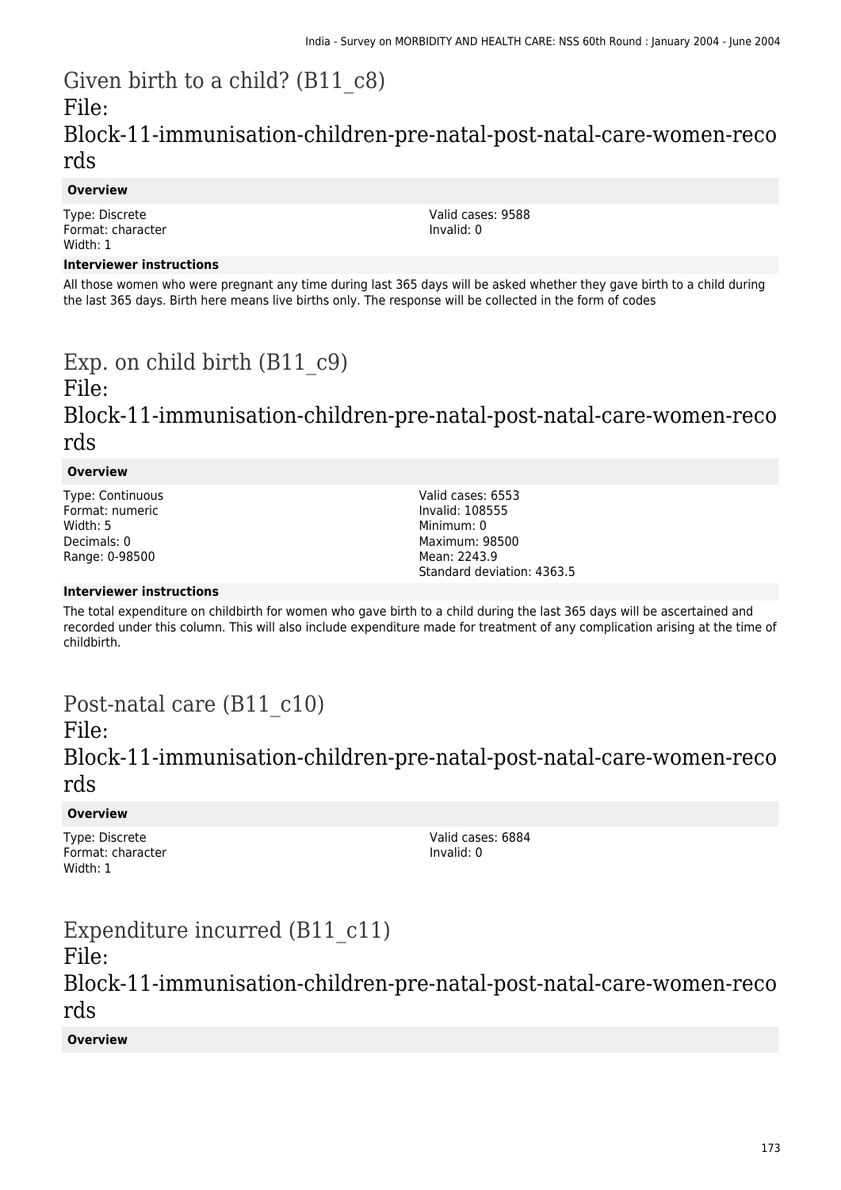# Given birth to a child? (B11_c8)

## File: Block-11-immunisation-children-pre-natal-post-natal-care-women-records

**Overview**

Type: Discrete
Format: character
Width: 1

Valid cases: 9588
Invalid: 0

**Interviewer instructions**

All those women who were pregnant any time during last 365 days will be asked whether they gave birth to a child during the last 365 days. Birth here means live births only. The response will be collected in the form of codes

# Exp. on child birth (B11_c9)

## File: Block-11-immunisation-children-pre-natal-post-natal-care-women-records

**Overview**

Type: Continuous
Format: numeric
Width: 5
Decimals: 0
Range: 0-98500

Valid cases: 6553
Invalid: 108555
Minimum: 0
Maximum: 98500
Mean: 2243.9
Standard deviation: 4363.5

**Interviewer instructions**

The total expenditure on childbirth for women who gave birth to a child during the last 365 days will be ascertained and recorded under this column. This will also include expenditure made for treatment of any complication arising at the time of childbirth.

# Post-natal care (B11_c10)

## File: Block-11-immunisation-children-pre-natal-post-natal-care-women-records

**Overview**

Type: Discrete
Format: character
Width: 1

Valid cases: 6884
Invalid: 0

# Expenditure incurred (B11_c11)

## File: Block-11-immunisation-children-pre-natal-post-natal-care-women-records

**Overview**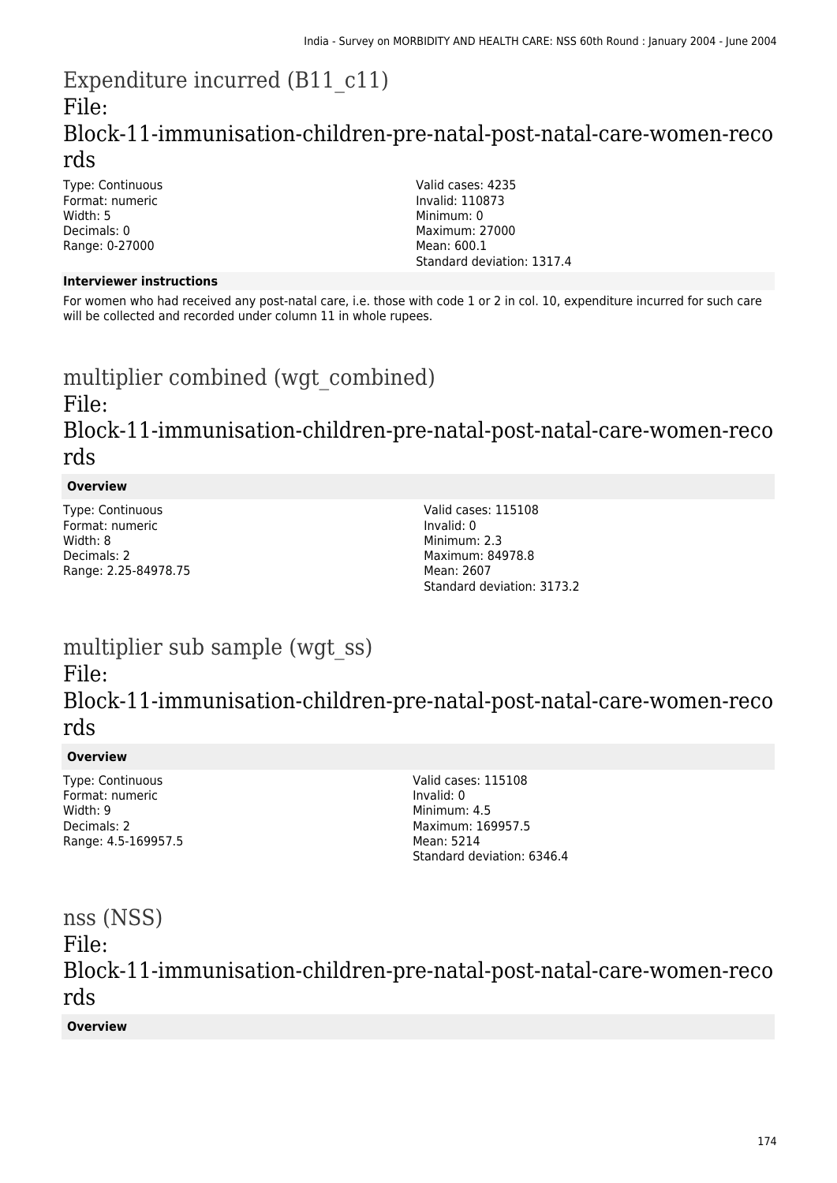# Expenditure incurred (B11_c11)

## File: Block-11-immunisation-children-pre-natal-post-natal-care-women-records

Type: Continuous
Format: numeric
Width: 5
Decimals: 0
Range: 0-27000

Valid cases: 4235
Invalid: 110873
Minimum: 0
Maximum: 27000
Mean: 600.1
Standard deviation: 1317.4

**Interviewer instructions**

For women who had received any post-natal care, i.e. those with code 1 or 2 in col. 10, expenditure incurred for such care will be collected and recorded under column 11 in whole rupees.

# multiplier combined (wgt_combined)

## File: Block-11-immunisation-children-pre-natal-post-natal-care-women-records

**Overview**

Type: Continuous
Format: numeric
Width: 8
Decimals: 2
Range: 2.25-84978.75

Valid cases: 115108
Invalid: 0
Minimum: 2.3
Maximum: 84978.8
Mean: 2607
Standard deviation: 3173.2

# multiplier sub sample (wgt_ss)

## File: Block-11-immunisation-children-pre-natal-post-natal-care-women-records

**Overview**

Type: Continuous
Format: numeric
Width: 9
Decimals: 2
Range: 4.5-169957.5

Valid cases: 115108
Invalid: 0
Minimum: 4.5
Maximum: 169957.5
Mean: 5214
Standard deviation: 6346.4

# nss (NSS)

## File: Block-11-immunisation-children-pre-natal-post-natal-care-women-records

**Overview**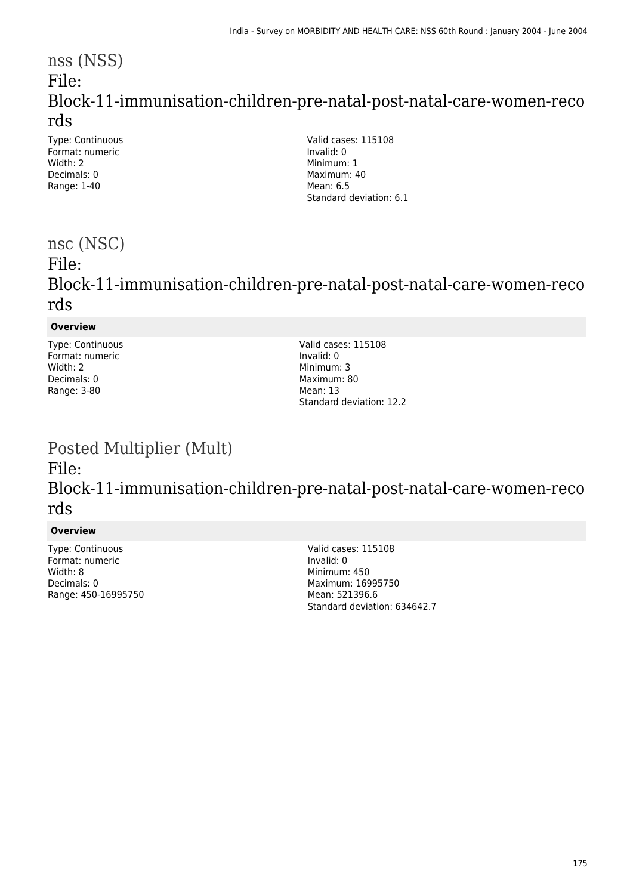# nss (NSS)

## File: Block-11-immunisation-children-pre-natal-post-natal-care-women-records

Type: Continuous
Format: numeric
Width: 2
Decimals: 0
Range: 1-40

Valid cases: 115108
Invalid: 0
Minimum: 1
Maximum: 40
Mean: 6.5
Standard deviation: 6.1

# nsc (NSC)

## File: Block-11-immunisation-children-pre-natal-post-natal-care-women-records

**Overview**

Type: Continuous
Format: numeric
Width: 2
Decimals: 0
Range: 3-80

Valid cases: 115108
Invalid: 0
Minimum: 3
Maximum: 80
Mean: 13
Standard deviation: 12.2

# Posted Multiplier (Mult)

## File: Block-11-immunisation-children-pre-natal-post-natal-care-women-records

**Overview**

Type: Continuous
Format: numeric
Width: 8
Decimals: 0
Range: 450-16995750

Valid cases: 115108
Invalid: 0
Minimum: 450
Maximum: 16995750
Mean: 521396.6
Standard deviation: 634642.7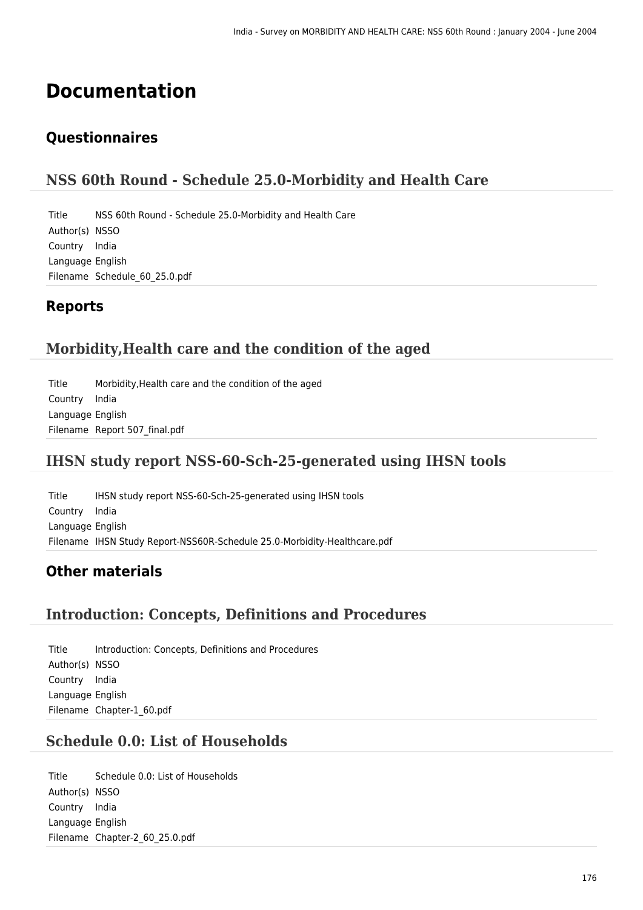# Documentation

## Questionnaires

### NSS 60th Round - Schedule 25.0-Morbidity and Health Care

| | |
|---|---|
| Title | NSS 60th Round - Schedule 25.0-Morbidity and Health Care |
| Author(s) | NSSO |
| Country | India |
| Language | English |
| Filename | Schedule_60_25.0.pdf |

## Reports

### Morbidity,Health care and the condition of the aged

| | |
|---|---|
| Title | Morbidity,Health care and the condition of the aged |
| Country | India |
| Language | English |
| Filename | Report 507_final.pdf |

### IHSN study report NSS-60-Sch-25-generated using IHSN tools

| | |
|---|---|
| Title | IHSN study report NSS-60-Sch-25-generated using IHSN tools |
| Country | India |
| Language | English |
| Filename | IHSN Study Report-NSS60R-Schedule 25.0-Morbidity-Healthcare.pdf |

## Other materials

### Introduction: Concepts, Definitions and Procedures

| | |
|---|---|
| Title | Introduction: Concepts, Definitions and Procedures |
| Author(s) | NSSO |
| Country | India |
| Language | English |
| Filename | Chapter-1_60.pdf |

### Schedule 0.0: List of Households

| | |
|---|---|
| Title | Schedule 0.0: List of Households |
| Author(s) | NSSO |
| Country | India |
| Language | English |
| Filename | Chapter-2_60_25.0.pdf |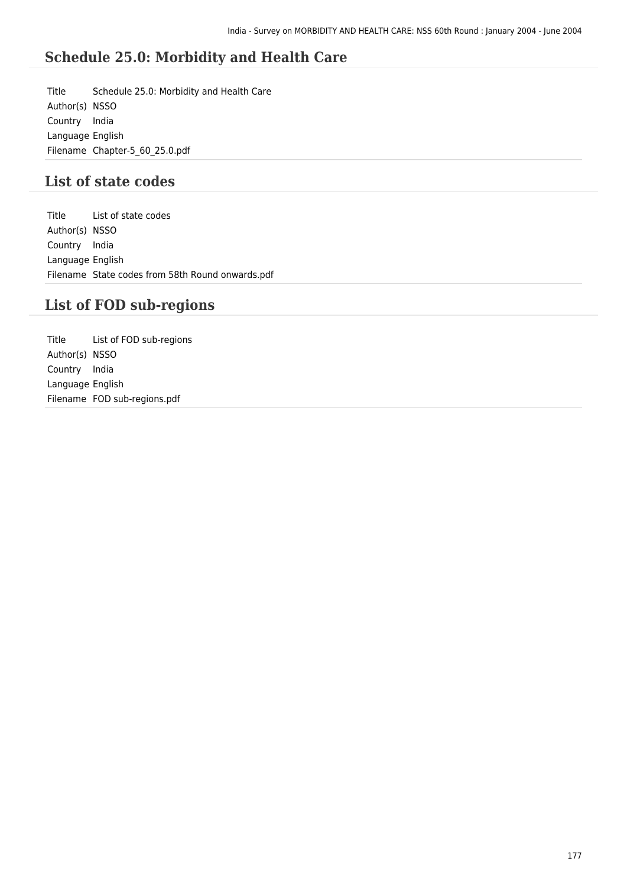## Schedule 25.0: Morbidity and Health Care

| | |
|---|---|
| Title | Schedule 25.0: Morbidity and Health Care |
| Author(s) | NSSO |
| Country | India |
| Language | English |
| Filename | Chapter-5_60_25.0.pdf |

## List of state codes

| | |
|---|---|
| Title | List of state codes |
| Author(s) | NSSO |
| Country | India |
| Language | English |
| Filename | State codes from 58th Round onwards.pdf |

## List of FOD sub-regions

| | |
|---|---|
| Title | List of FOD sub-regions |
| Author(s) | NSSO |
| Country | India |
| Language | English |
| Filename | FOD sub-regions.pdf |